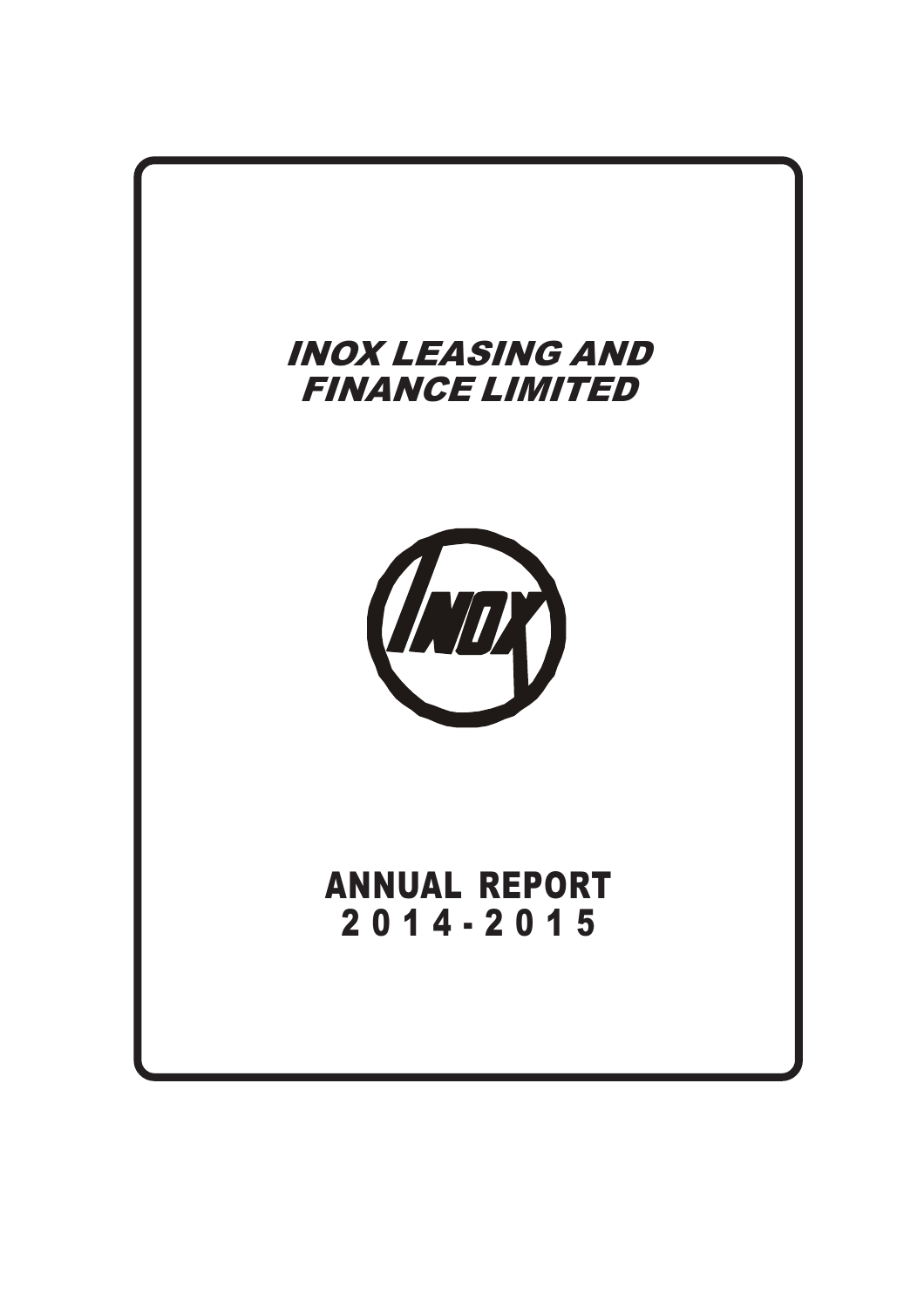# INOX LEASING AND FINANCE LIMITED

# ANNUAL REPORT 2014-2015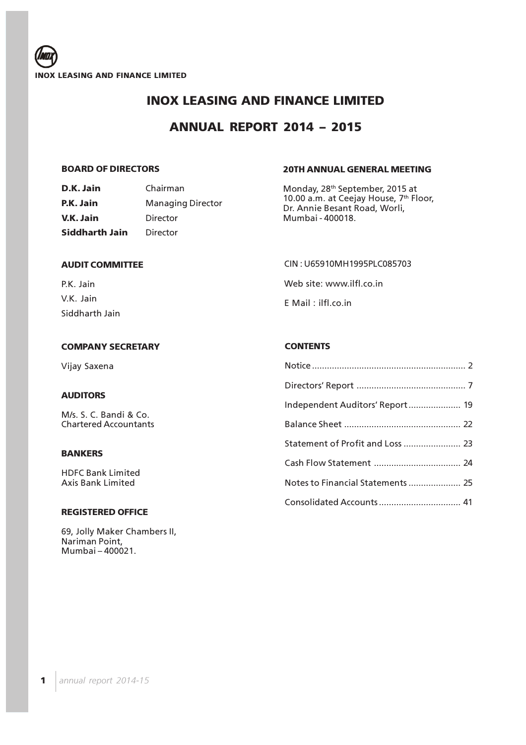# INOX LEASING AND FINANCE LIMITED

## ANNUAL REPORT 2014 – 2015

### BOARD OF DIRECTORS

| | |
|---|---|
| **D.K. Jain** | Chairman |
| **P.K. Jain** | Managing Director |
| **V.K. Jain** | Director |
| **Siddharth Jain** | Director |

### AUDIT COMMITTEE

P.K. Jain
V.K. Jain
Siddharth Jain

### COMPANY SECRETARY

Vijay Saxena

### AUDITORS

M/s. S. C. Bandi & Co.
Chartered Accountants

### BANKERS

HDFC Bank Limited
Axis Bank Limited

### REGISTERED OFFICE

69, Jolly Maker Chambers II,
Nariman Point,
Mumbai – 400021.

### 20TH ANNUAL GENERAL MEETING

Monday, 28th September, 2015 at 10.00 a.m. at Ceejay House, 7th Floor, Dr. Annie Besant Road, Worli, Mumbai - 400018.

CIN : U65910MH1995PLC085703

Web site: www.ilfl.co.in

E Mail : ilfl.co.in

### CONTENTS

| | |
|---|---|
| Notice | 2 |
| Directors' Report | 7 |
| Independent Auditors' Report | 19 |
| Balance Sheet | 22 |
| Statement of Profit and Loss | 23 |
| Cash Flow Statement | 24 |
| Notes to Financial Statements | 25 |
| Consolidated Accounts | 41 |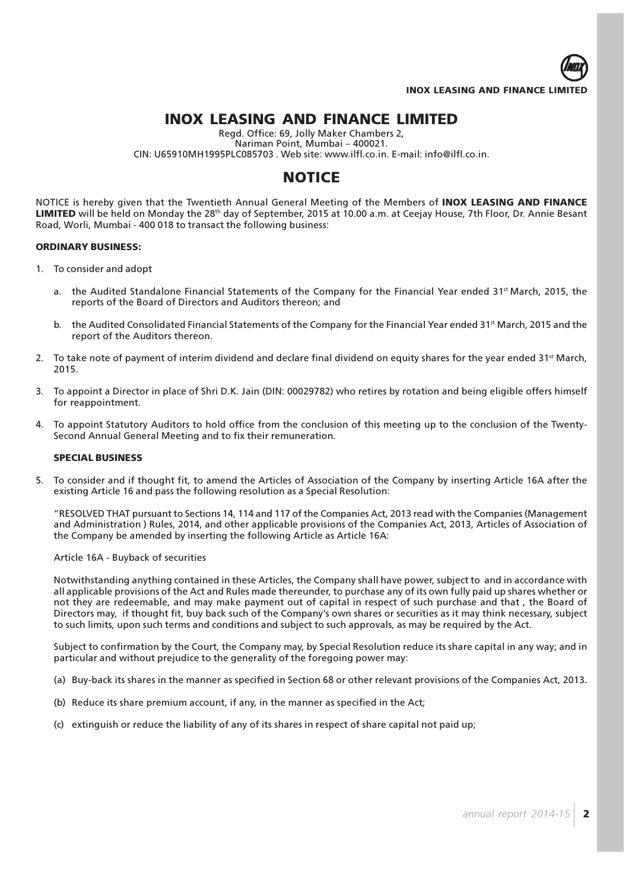# INOX LEASING AND FINANCE LIMITED

Regd. Office: 69, Jolly Maker Chambers 2,
Nariman Point, Mumbai – 400021.
CIN: U65910MH1995PLC085703 . Web site: www.ilfl.co.in. E-mail: info@ilfl.co.in.

## NOTICE

NOTICE is hereby given that the Twentieth Annual General Meeting of the Members of **INOX LEASING AND FINANCE LIMITED** will be held on Monday the 28th day of September, 2015 at 10.00 a.m. at Ceejay House, 7th Floor, Dr. Annie Besant Road, Worli, Mumbai - 400 018 to transact the following business:

### ORDINARY BUSINESS:

1. To consider and adopt
   a. the Audited Standalone Financial Statements of the Company for the Financial Year ended 31st March, 2015, the reports of the Board of Directors and Auditors thereon; and
   b. the Audited Consolidated Financial Statements of the Company for the Financial Year ended 31st March, 2015 and the report of the Auditors thereon.
2. To take note of payment of interim dividend and declare final dividend on equity shares for the year ended 31st March, 2015.
3. To appoint a Director in place of Shri D.K. Jain (DIN: 00029782) who retires by rotation and being eligible offers himself for reappointment.
4. To appoint Statutory Auditors to hold office from the conclusion of this meeting up to the conclusion of the Twenty-Second Annual General Meeting and to fix their remuneration.

### SPECIAL BUSINESS

5. To consider and if thought fit, to amend the Articles of Association of the Company by inserting Article 16A after the existing Article 16 and pass the following resolution as a Special Resolution:

   "RESOLVED THAT pursuant to Sections 14, 114 and 117 of the Companies Act, 2013 read with the Companies (Management and Administration ) Rules, 2014, and other applicable provisions of the Companies Act, 2013, Articles of Association of the Company be amended by inserting the following Article as Article 16A:

   Article 16A - Buyback of securities

   Notwithstanding anything contained in these Articles, the Company shall have power, subject to and in accordance with all applicable provisions of the Act and Rules made thereunder, to purchase any of its own fully paid up shares whether or not they are redeemable, and may make payment out of capital in respect of such purchase and that , the Board of Directors may, if thought fit, buy back such of the Company's own shares or securities as it may think necessary, subject to such limits, upon such terms and conditions and subject to such approvals, as may be required by the Act.

   Subject to confirmation by the Court, the Company may, by Special Resolution reduce its share capital in any way; and in particular and without prejudice to the generality of the foregoing power may:

   (a) Buy-back its shares in the manner as specified in Section 68 or other relevant provisions of the Companies Act, 2013.

   (b) Reduce its share premium account, if any, in the manner as specified in the Act;

   (c) extinguish or reduce the liability of any of its shares in respect of share capital not paid up;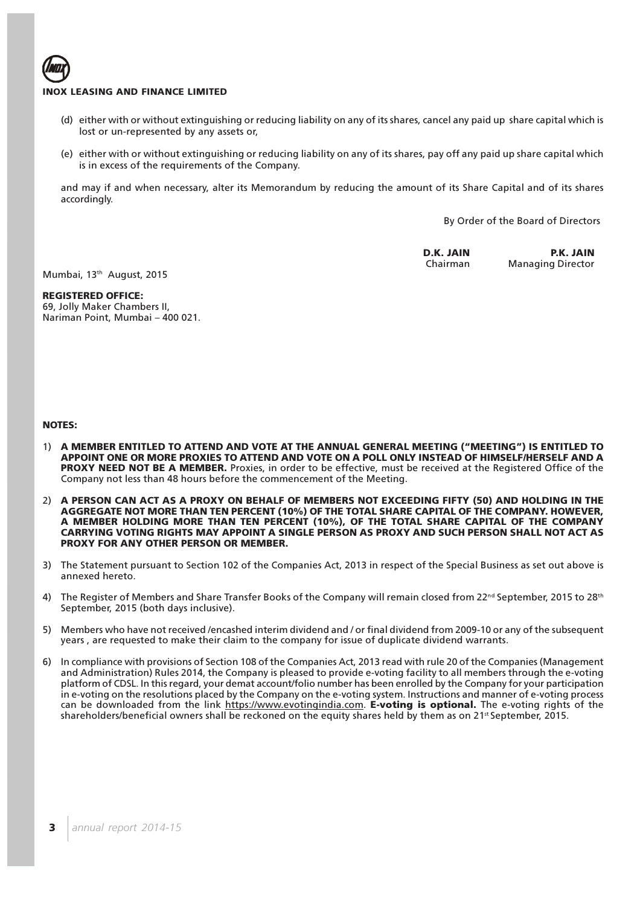(d) either with or without extinguishing or reducing liability on any of its shares, cancel any paid up share capital which is lost or un-represented by any assets or,

(e) either with or without extinguishing or reducing liability on any of its shares, pay off any paid up share capital which is in excess of the requirements of the Company.

and may if and when necessary, alter its Memorandum by reducing the amount of its Share Capital and of its shares accordingly.

By Order of the Board of Directors

**D.K. JAIN** — Chairman

**P.K. JAIN** — Managing Director

Mumbai, 13th August, 2015

**REGISTERED OFFICE:**
69, Jolly Maker Chambers II,
Nariman Point, Mumbai – 400 021.

**NOTES:**

1) **A MEMBER ENTITLED TO ATTEND AND VOTE AT THE ANNUAL GENERAL MEETING ("MEETING") IS ENTITLED TO APPOINT ONE OR MORE PROXIES TO ATTEND AND VOTE ON A POLL ONLY INSTEAD OF HIMSELF/HERSELF AND A PROXY NEED NOT BE A MEMBER.** Proxies, in order to be effective, must be received at the Registered Office of the Company not less than 48 hours before the commencement of the Meeting.

2) **A PERSON CAN ACT AS A PROXY ON BEHALF OF MEMBERS NOT EXCEEDING FIFTY (50) AND HOLDING IN THE AGGREGATE NOT MORE THAN TEN PERCENT (10%) OF THE TOTAL SHARE CAPITAL OF THE COMPANY. HOWEVER, A MEMBER HOLDING MORE THAN TEN PERCENT (10%), OF THE TOTAL SHARE CAPITAL OF THE COMPANY CARRYING VOTING RIGHTS MAY APPOINT A SINGLE PERSON AS PROXY AND SUCH PERSON SHALL NOT ACT AS PROXY FOR ANY OTHER PERSON OR MEMBER.**

3) The Statement pursuant to Section 102 of the Companies Act, 2013 in respect of the Special Business as set out above is annexed hereto.

4) The Register of Members and Share Transfer Books of the Company will remain closed from 22nd September, 2015 to 28th September, 2015 (both days inclusive).

5) Members who have not received /encashed interim dividend and / or final dividend from 2009-10 or any of the subsequent years , are requested to make their claim to the company for issue of duplicate dividend warrants.

6) In compliance with provisions of Section 108 of the Companies Act, 2013 read with rule 20 of the Companies (Management and Administration) Rules 2014, the Company is pleased to provide e-voting facility to all members through the e-voting platform of CDSL. In this regard, your demat account/folio number has been enrolled by the Company for your participation in e-voting on the resolutions placed by the Company on the e-voting system. Instructions and manner of e-voting process can be downloaded from the link https://www.evotingindia.com. **E-voting is optional.** The e-voting rights of the shareholders/beneficial owners shall be reckoned on the equity shares held by them as on 21st September, 2015.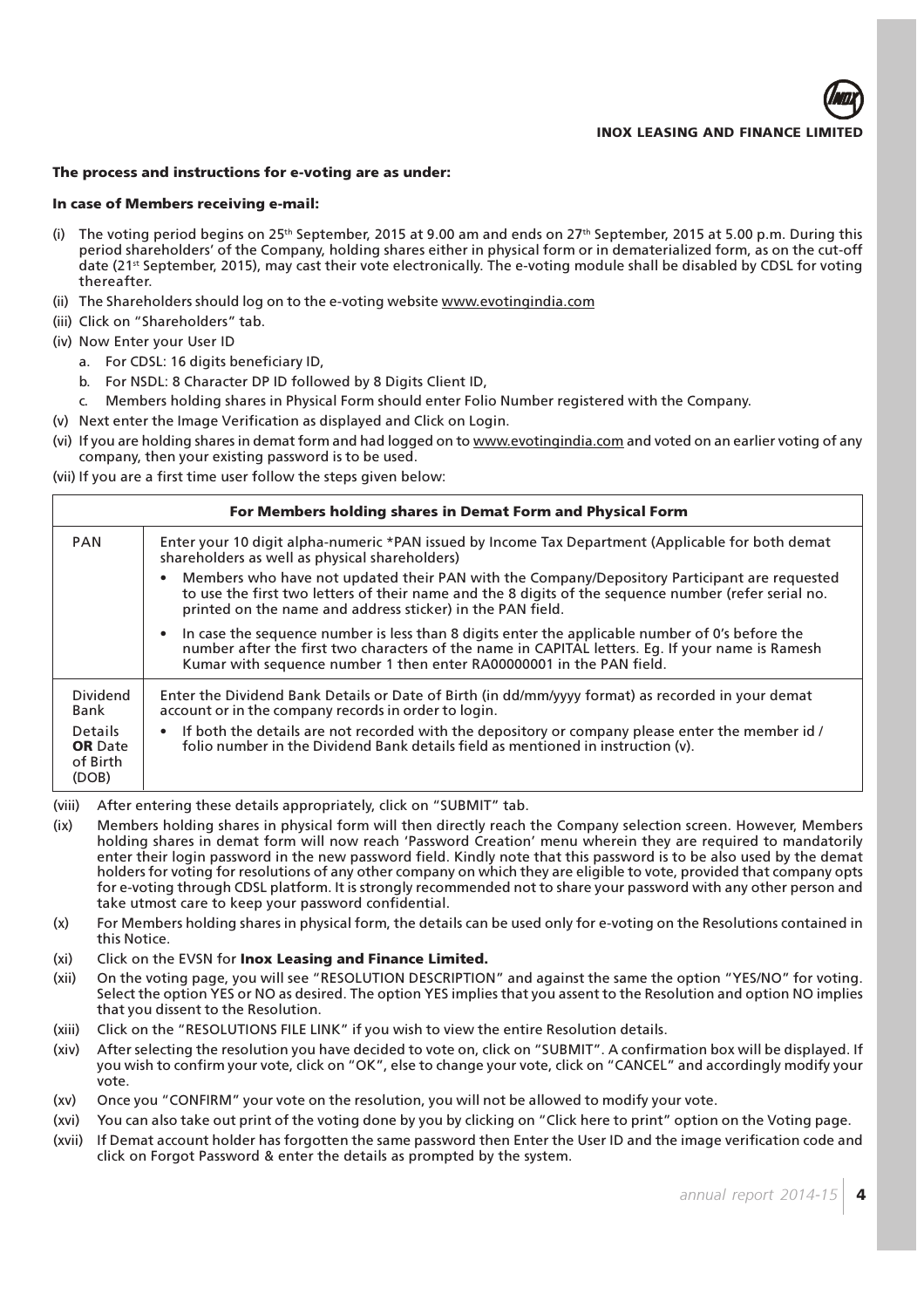**The process and instructions for e-voting are as under:**

**In case of Members receiving e-mail:**

(i) The voting period begins on 25th September, 2015 at 9.00 am and ends on 27th September, 2015 at 5.00 p.m. During this period shareholders' of the Company, holding shares either in physical form or in dematerialized form, as on the cut-off date (21st September, 2015), may cast their vote electronically. The e-voting module shall be disabled by CDSL for voting thereafter.

(ii) The Shareholders should log on to the e-voting website www.evotingindia.com

(iii) Click on "Shareholders" tab.

(iv) Now Enter your User ID
   a. For CDSL: 16 digits beneficiary ID,
   b. For NSDL: 8 Character DP ID followed by 8 Digits Client ID,
   c. Members holding shares in Physical Form should enter Folio Number registered with the Company.

(v) Next enter the Image Verification as displayed and Click on Login.

(vi) If you are holding shares in demat form and had logged on to www.evotingindia.com and voted on an earlier voting of any company, then your existing password is to be used.

(vii) If you are a first time user follow the steps given below:

| For Members holding shares in Demat Form and Physical Form | |
|---|---|
| PAN | Enter your 10 digit alpha-numeric *PAN issued by Income Tax Department (Applicable for both demat shareholders as well as physical shareholders)<br>• Members who have not updated their PAN with the Company/Depository Participant are requested to use the first two letters of their name and the 8 digits of the sequence number (refer serial no. printed on the name and address sticker) in the PAN field.<br>• In case the sequence number is less than 8 digits enter the applicable number of 0's before the number after the first two characters of the name in CAPITAL letters. Eg. If your name is Ramesh Kumar with sequence number 1 then enter RA00000001 in the PAN field. |
| Dividend Bank Details **OR** Date of Birth (DOB) | Enter the Dividend Bank Details or Date of Birth (in dd/mm/yyyy format) as recorded in your demat account or in the company records in order to login.<br>• If both the details are not recorded with the depository or company please enter the member id / folio number in the Dividend Bank details field as mentioned in instruction (v). |

(viii) After entering these details appropriately, click on "SUBMIT" tab.

(ix) Members holding shares in physical form will then directly reach the Company selection screen. However, Members holding shares in demat form will now reach 'Password Creation' menu wherein they are required to mandatorily enter their login password in the new password field. Kindly note that this password is to be also used by the demat holders for voting for resolutions of any other company on which they are eligible to vote, provided that company opts for e-voting through CDSL platform. It is strongly recommended not to share your password with any other person and take utmost care to keep your password confidential.

(x) For Members holding shares in physical form, the details can be used only for e-voting on the Resolutions contained in this Notice.

(xi) Click on the EVSN for **Inox Leasing and Finance Limited.**

(xii) On the voting page, you will see "RESOLUTION DESCRIPTION" and against the same the option "YES/NO" for voting. Select the option YES or NO as desired. The option YES implies that you assent to the Resolution and option NO implies that you dissent to the Resolution.

(xiii) Click on the "RESOLUTIONS FILE LINK" if you wish to view the entire Resolution details.

(xiv) After selecting the resolution you have decided to vote on, click on "SUBMIT". A confirmation box will be displayed. If you wish to confirm your vote, click on "OK", else to change your vote, click on "CANCEL" and accordingly modify your vote.

(xv) Once you "CONFIRM" your vote on the resolution, you will not be allowed to modify your vote.

(xvi) You can also take out print of the voting done by you by clicking on "Click here to print" option on the Voting page.

(xvii) If Demat account holder has forgotten the same password then Enter the User ID and the image verification code and click on Forgot Password & enter the details as prompted by the system.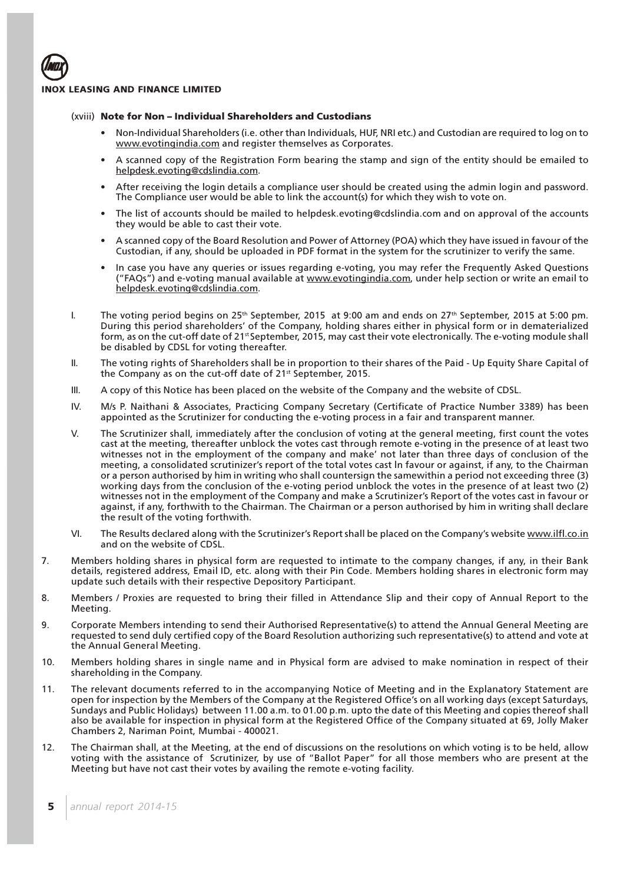#### (xviii) Note for Non – Individual Shareholders and Custodians

- Non-Individual Shareholders (i.e. other than Individuals, HUF, NRI etc.) and Custodian are required to log on to www.evotingindia.com and register themselves as Corporates.
- A scanned copy of the Registration Form bearing the stamp and sign of the entity should be emailed to helpdesk.evoting@cdslindia.com.
- After receiving the login details a compliance user should be created using the admin login and password. The Compliance user would be able to link the account(s) for which they wish to vote on.
- The list of accounts should be mailed to helpdesk.evoting@cdslindia.com and on approval of the accounts they would be able to cast their vote.
- A scanned copy of the Board Resolution and Power of Attorney (POA) which they have issued in favour of the Custodian, if any, should be uploaded in PDF format in the system for the scrutinizer to verify the same.
- In case you have any queries or issues regarding e-voting, you may refer the Frequently Asked Questions ("FAQs") and e-voting manual available at www.evotingindia.com, under help section or write an email to helpdesk.evoting@cdslindia.com.

I. The voting period begins on 25th September, 2015 at 9:00 am and ends on 27th September, 2015 at 5:00 pm. During this period shareholders' of the Company, holding shares either in physical form or in dematerialized form, as on the cut-off date of 21st September, 2015, may cast their vote electronically. The e-voting module shall be disabled by CDSL for voting thereafter.

II. The voting rights of Shareholders shall be in proportion to their shares of the Paid - Up Equity Share Capital of the Company as on the cut-off date of 21st September, 2015.

III. A copy of this Notice has been placed on the website of the Company and the website of CDSL.

IV. M/s P. Naithani & Associates, Practicing Company Secretary (Certificate of Practice Number 3389) has been appointed as the Scrutinizer for conducting the e-voting process in a fair and transparent manner.

V. The Scrutinizer shall, immediately after the conclusion of voting at the general meeting, first count the votes cast at the meeting, thereafter unblock the votes cast through remote e-voting in the presence of at least two witnesses not in the employment of the company and make' not later than three days of conclusion of the meeting, a consolidated scrutinizer's report of the total votes cast ln favour or against, if any, to the Chairman or a person authorised by him in writing who shall countersign the samewithin a period not exceeding three (3) working days from the conclusion of the e-voting period unblock the votes in the presence of at least two (2) witnesses not in the employment of the Company and make a Scrutinizer's Report of the votes cast in favour or against, if any, forthwith to the Chairman. The Chairman or a person authorised by him in writing shall declare the result of the voting forthwith.

VI. The Results declared along with the Scrutinizer's Report shall be placed on the Company's website www.ilfl.co.in and on the website of CDSL.

7. Members holding shares in physical form are requested to intimate to the company changes, if any, in their Bank details, registered address, Email ID, etc. along with their Pin Code. Members holding shares in electronic form may update such details with their respective Depository Participant.

8. Members / Proxies are requested to bring their filled in Attendance Slip and their copy of Annual Report to the Meeting.

9. Corporate Members intending to send their Authorised Representative(s) to attend the Annual General Meeting are requested to send duly certified copy of the Board Resolution authorizing such representative(s) to attend and vote at the Annual General Meeting.

10. Members holding shares in single name and in Physical form are advised to make nomination in respect of their shareholding in the Company.

11. The relevant documents referred to in the accompanying Notice of Meeting and in the Explanatory Statement are open for inspection by the Members of the Company at the Registered Office's on all working days (except Saturdays, Sundays and Public Holidays) between 11.00 a.m. to 01.00 p.m. upto the date of this Meeting and copies thereof shall also be available for inspection in physical form at the Registered Office of the Company situated at 69, Jolly Maker Chambers 2, Nariman Point, Mumbai - 400021.

12. The Chairman shall, at the Meeting, at the end of discussions on the resolutions on which voting is to be held, allow voting with the assistance of Scrutinizer, by use of "Ballot Paper" for all those members who are present at the Meeting but have not cast their votes by availing the remote e-voting facility.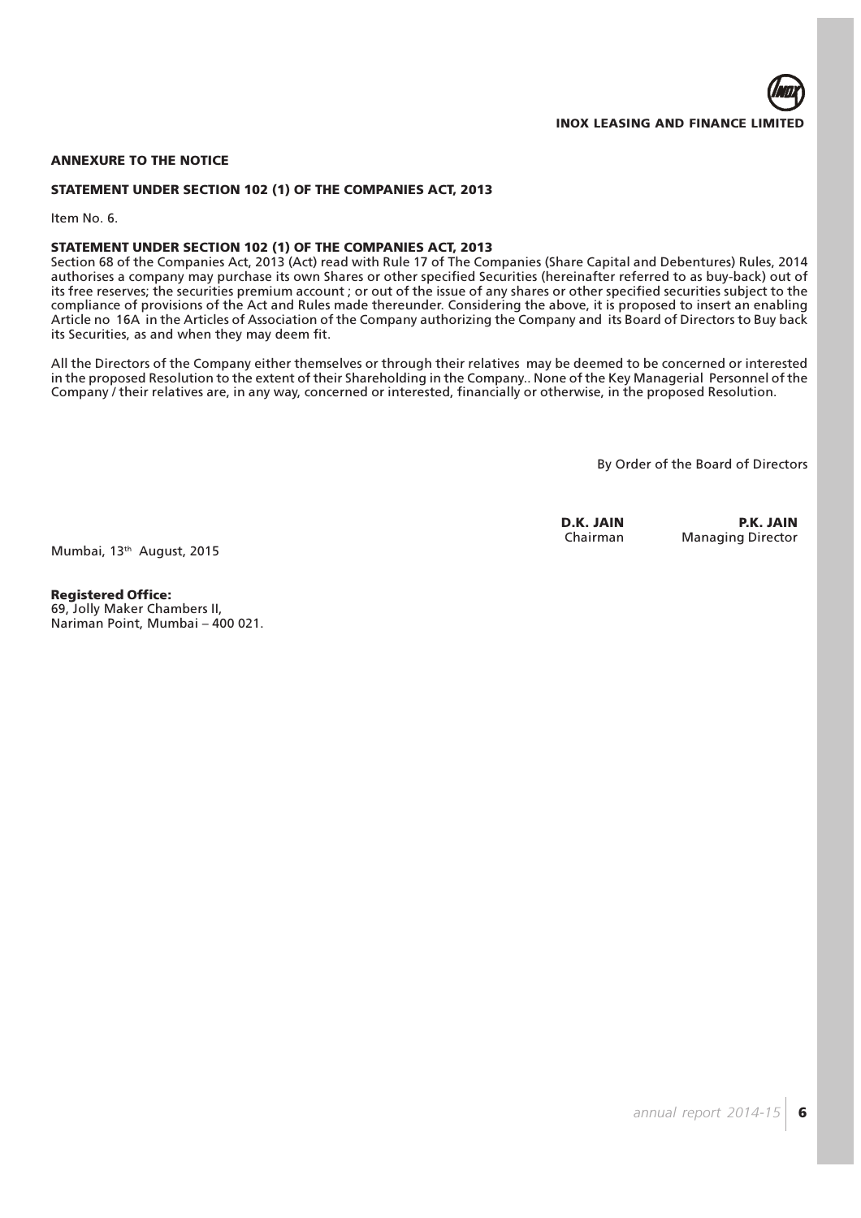## ANNEXURE TO THE NOTICE

### STATEMENT UNDER SECTION 102 (1) OF THE COMPANIES ACT, 2013

Item No. 6.

### STATEMENT UNDER SECTION 102 (1) OF THE COMPANIES ACT, 2013

Section 68 of the Companies Act, 2013 (Act) read with Rule 17 of The Companies (Share Capital and Debentures) Rules, 2014 authorises a company may purchase its own Shares or other specified Securities (hereinafter referred to as buy-back) out of its free reserves; the securities premium account ; or out of the issue of any shares or other specified securities subject to the compliance of provisions of the Act and Rules made thereunder. Considering the above, it is proposed to insert an enabling Article no 16A in the Articles of Association of the Company authorizing the Company and its Board of Directors to Buy back its Securities, as and when they may deem fit.

All the Directors of the Company either themselves or through their relatives may be deemed to be concerned or interested in the proposed Resolution to the extent of their Shareholding in the Company.. None of the Key Managerial Personnel of the Company / their relatives are, in any way, concerned or interested, financially or otherwise, in the proposed Resolution.

By Order of the Board of Directors

**D.K. JAIN**
Chairman

**P.K. JAIN**
Managing Director

Mumbai, 13th August, 2015

**Registered Office:**
69, Jolly Maker Chambers II,
Nariman Point, Mumbai – 400 021.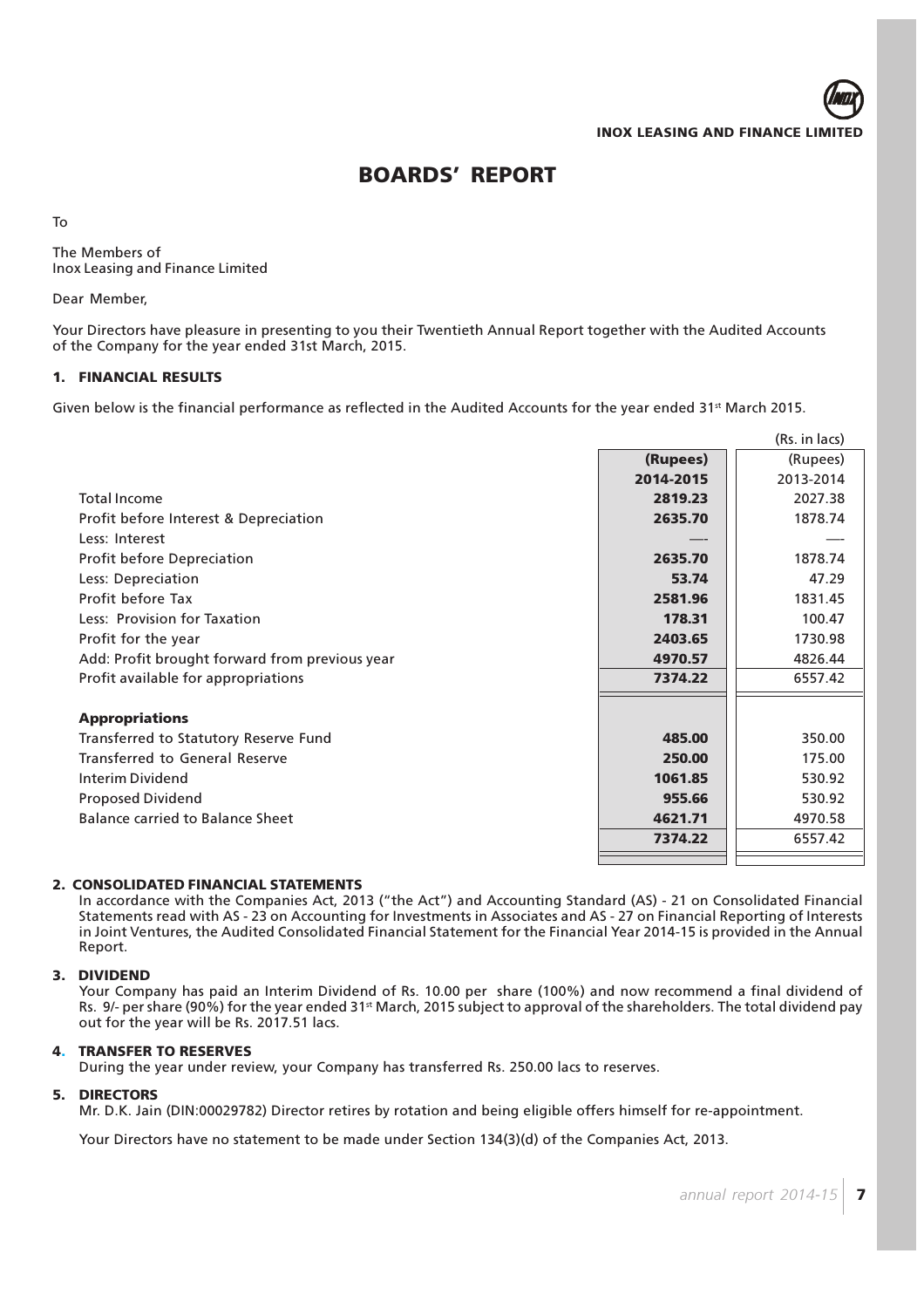# BOARDS' REPORT

To

The Members of
Inox Leasing and Finance Limited

Dear Member,

Your Directors have pleasure in presenting to you their Twentieth Annual Report together with the Audited Accounts of the Company for the year ended 31st March, 2015.

## 1. FINANCIAL RESULTS

Given below is the financial performance as reflected in the Audited Accounts for the year ended 31st March 2015.

(Rs. in lacs)

| | **(Rupees)** | (Rupees) |
|---|---|---|
| | **2014-2015** | 2013-2014 |
| Total Income | **2819.23** | 2027.38 |
| Profit before Interest & Depreciation | **2635.70** | 1878.74 |
| Less: Interest | —- | —- |
| Profit before Depreciation | **2635.70** | 1878.74 |
| Less: Depreciation | **53.74** | 47.29 |
| Profit before Tax | **2581.96** | 1831.45 |
| Less: Provision for Taxation | **178.31** | 100.47 |
| Profit for the year | **2403.65** | 1730.98 |
| Add: Profit brought forward from previous year | **4970.57** | 4826.44 |
| Profit available for appropriations | **7374.22** | 6557.42 |
| **Appropriations** | | |
| Transferred to Statutory Reserve Fund | **485.00** | 350.00 |
| Transferred to General Reserve | **250.00** | 175.00 |
| Interim Dividend | **1061.85** | 530.92 |
| Proposed Dividend | **955.66** | 530.92 |
| Balance carried to Balance Sheet | **4621.71** | 4970.58 |
| | **7374.22** | 6557.42 |

## 2. CONSOLIDATED FINANCIAL STATEMENTS

In accordance with the Companies Act, 2013 ("the Act") and Accounting Standard (AS) - 21 on Consolidated Financial Statements read with AS - 23 on Accounting for Investments in Associates and AS - 27 on Financial Reporting of Interests in Joint Ventures, the Audited Consolidated Financial Statement for the Financial Year 2014-15 is provided in the Annual Report.

## 3. DIVIDEND

Your Company has paid an Interim Dividend of Rs. 10.00 per share (100%) and now recommend a final dividend of Rs. 9/- per share (90%) for the year ended 31st March, 2015 subject to approval of the shareholders. The total dividend pay out for the year will be Rs. 2017.51 lacs.

## 4. TRANSFER TO RESERVES

During the year under review, your Company has transferred Rs. 250.00 lacs to reserves.

## 5. DIRECTORS

Mr. D.K. Jain (DIN:00029782) Director retires by rotation and being eligible offers himself for re-appointment.

Your Directors have no statement to be made under Section 134(3)(d) of the Companies Act, 2013.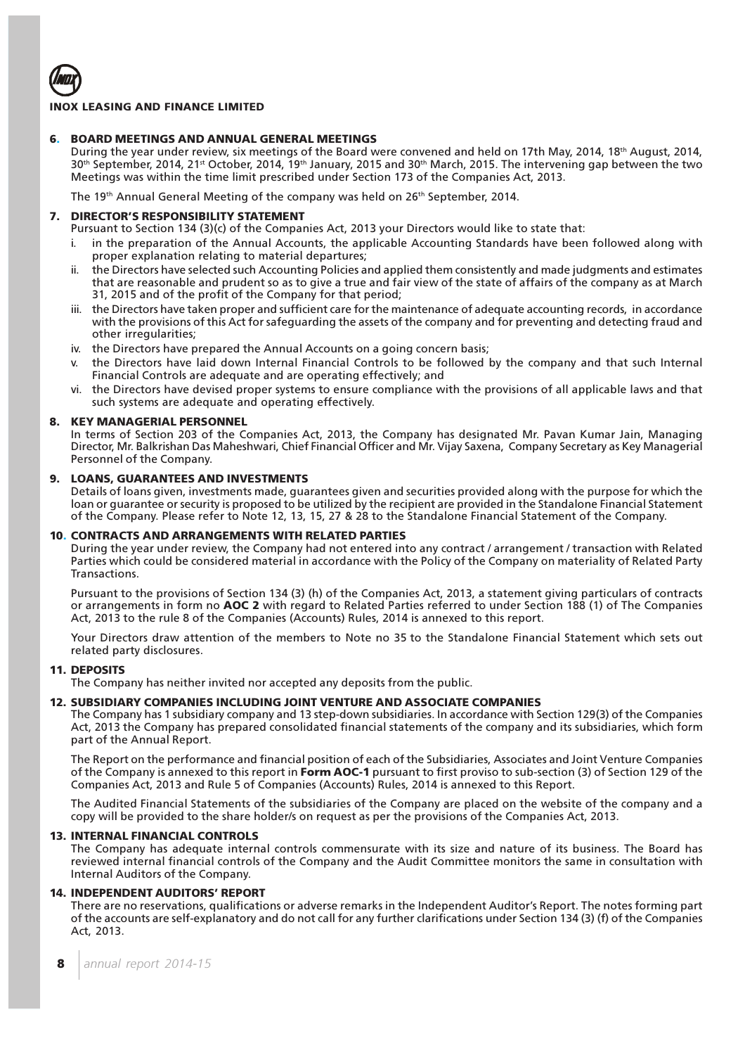## 6. BOARD MEETINGS AND ANNUAL GENERAL MEETINGS

During the year under review, six meetings of the Board were convened and held on 17th May, 2014, 18th August, 2014, 30th September, 2014, 21st October, 2014, 19th January, 2015 and 30th March, 2015. The intervening gap between the two Meetings was within the time limit prescribed under Section 173 of the Companies Act, 2013.

The 19th Annual General Meeting of the company was held on 26th September, 2014.

## 7. DIRECTOR'S RESPONSIBILITY STATEMENT

Pursuant to Section 134 (3)(c) of the Companies Act, 2013 your Directors would like to state that:

i. in the preparation of the Annual Accounts, the applicable Accounting Standards have been followed along with proper explanation relating to material departures;

ii. the Directors have selected such Accounting Policies and applied them consistently and made judgments and estimates that are reasonable and prudent so as to give a true and fair view of the state of affairs of the company as at March 31, 2015 and of the profit of the Company for that period;

iii. the Directors have taken proper and sufficient care for the maintenance of adequate accounting records, in accordance with the provisions of this Act for safeguarding the assets of the company and for preventing and detecting fraud and other irregularities;

iv. the Directors have prepared the Annual Accounts on a going concern basis;

v. the Directors have laid down Internal Financial Controls to be followed by the company and that such Internal Financial Controls are adequate and are operating effectively; and

vi. the Directors have devised proper systems to ensure compliance with the provisions of all applicable laws and that such systems are adequate and operating effectively.

## 8. KEY MANAGERIAL PERSONNEL

In terms of Section 203 of the Companies Act, 2013, the Company has designated Mr. Pavan Kumar Jain, Managing Director, Mr. Balkrishan Das Maheshwari, Chief Financial Officer and Mr. Vijay Saxena, Company Secretary as Key Managerial Personnel of the Company.

## 9. LOANS, GUARANTEES AND INVESTMENTS

Details of loans given, investments made, guarantees given and securities provided along with the purpose for which the loan or guarantee or security is proposed to be utilized by the recipient are provided in the Standalone Financial Statement of the Company. Please refer to Note 12, 13, 15, 27 & 28 to the Standalone Financial Statement of the Company.

## 10. CONTRACTS AND ARRANGEMENTS WITH RELATED PARTIES

During the year under review, the Company had not entered into any contract / arrangement / transaction with Related Parties which could be considered material in accordance with the Policy of the Company on materiality of Related Party Transactions.

Pursuant to the provisions of Section 134 (3) (h) of the Companies Act, 2013, a statement giving particulars of contracts or arrangements in form no **AOC 2** with regard to Related Parties referred to under Section 188 (1) of The Companies Act, 2013 to the rule 8 of the Companies (Accounts) Rules, 2014 is annexed to this report.

Your Directors draw attention of the members to Note no 35 to the Standalone Financial Statement which sets out related party disclosures.

## 11. DEPOSITS

The Company has neither invited nor accepted any deposits from the public.

## 12. SUBSIDIARY COMPANIES INCLUDING JOINT VENTURE AND ASSOCIATE COMPANIES

The Company has 1 subsidiary company and 13 step-down subsidiaries. In accordance with Section 129(3) of the Companies Act, 2013 the Company has prepared consolidated financial statements of the company and its subsidiaries, which form part of the Annual Report.

The Report on the performance and financial position of each of the Subsidiaries, Associates and Joint Venture Companies of the Company is annexed to this report in **Form AOC-1** pursuant to first proviso to sub-section (3) of Section 129 of the Companies Act, 2013 and Rule 5 of Companies (Accounts) Rules, 2014 is annexed to this Report.

The Audited Financial Statements of the subsidiaries of the Company are placed on the website of the company and a copy will be provided to the share holder/s on request as per the provisions of the Companies Act, 2013.

## 13. INTERNAL FINANCIAL CONTROLS

The Company has adequate internal controls commensurate with its size and nature of its business. The Board has reviewed internal financial controls of the Company and the Audit Committee monitors the same in consultation with Internal Auditors of the Company.

## 14. INDEPENDENT AUDITORS' REPORT

There are no reservations, qualifications or adverse remarks in the Independent Auditor's Report. The notes forming part of the accounts are self-explanatory and do not call for any further clarifications under Section 134 (3) (f) of the Companies Act, 2013.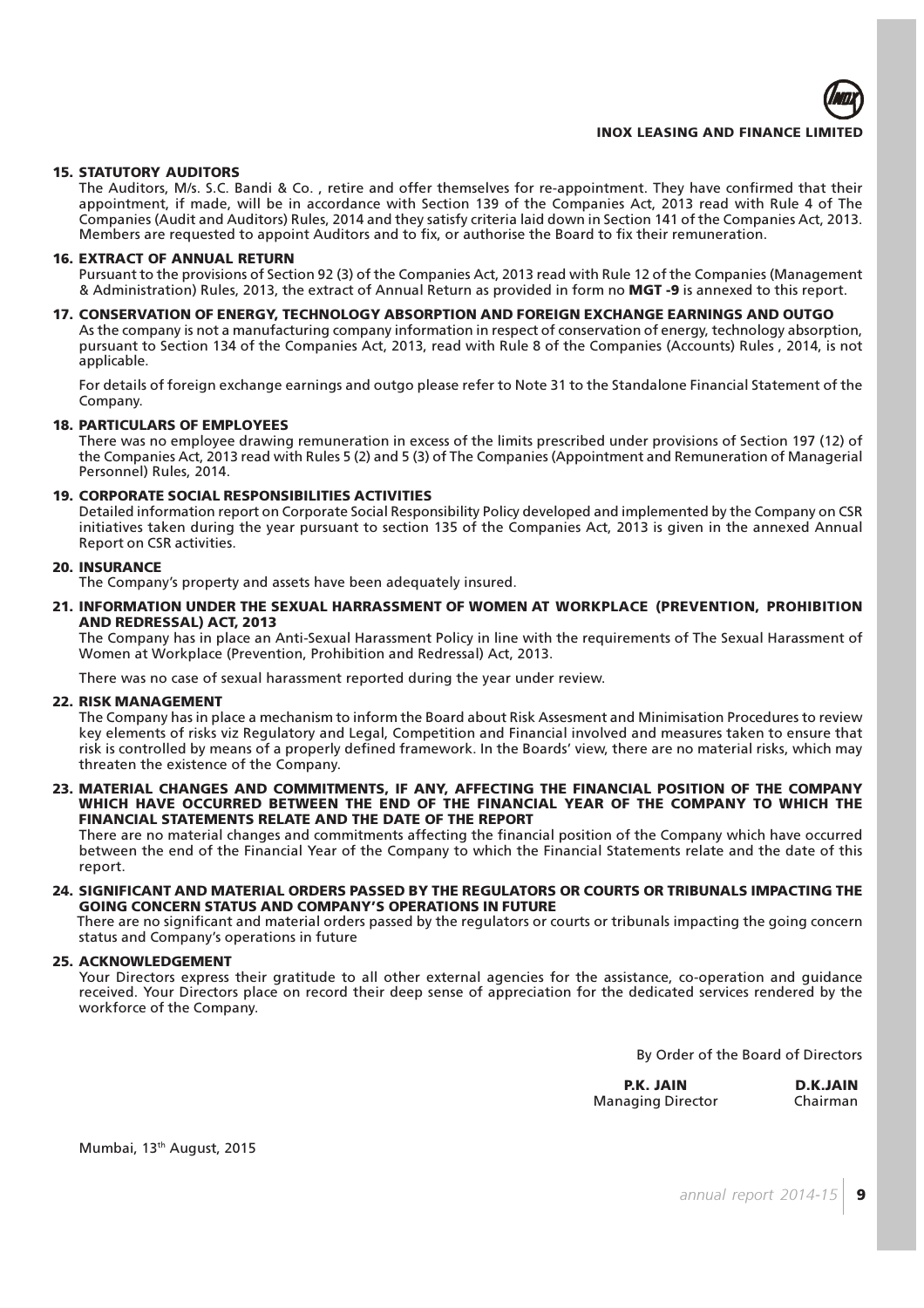## 15. STATUTORY AUDITORS

The Auditors, M/s. S.C. Bandi & Co. , retire and offer themselves for re-appointment. They have confirmed that their appointment, if made, will be in accordance with Section 139 of the Companies Act, 2013 read with Rule 4 of The Companies (Audit and Auditors) Rules, 2014 and they satisfy criteria laid down in Section 141 of the Companies Act, 2013. Members are requested to appoint Auditors and to fix, or authorise the Board to fix their remuneration.

## 16. EXTRACT OF ANNUAL RETURN

Pursuant to the provisions of Section 92 (3) of the Companies Act, 2013 read with Rule 12 of the Companies (Management & Administration) Rules, 2013, the extract of Annual Return as provided in form no **MGT -9** is annexed to this report.

## 17. CONSERVATION OF ENERGY, TECHNOLOGY ABSORPTION AND FOREIGN EXCHANGE EARNINGS AND OUTGO

As the company is not a manufacturing company information in respect of conservation of energy, technology absorption, pursuant to Section 134 of the Companies Act, 2013, read with Rule 8 of the Companies (Accounts) Rules , 2014, is not applicable.

For details of foreign exchange earnings and outgo please refer to Note 31 to the Standalone Financial Statement of the Company.

## 18. PARTICULARS OF EMPLOYEES

There was no employee drawing remuneration in excess of the limits prescribed under provisions of Section 197 (12) of the Companies Act, 2013 read with Rules 5 (2) and 5 (3) of The Companies (Appointment and Remuneration of Managerial Personnel) Rules, 2014.

## 19. CORPORATE SOCIAL RESPONSIBILITIES ACTIVITIES

Detailed information report on Corporate Social Responsibility Policy developed and implemented by the Company on CSR initiatives taken during the year pursuant to section 135 of the Companies Act, 2013 is given in the annexed Annual Report on CSR activities.

## 20. INSURANCE

The Company's property and assets have been adequately insured.

## 21. INFORMATION UNDER THE SEXUAL HARRASSMENT OF WOMEN AT WORKPLACE (PREVENTION, PROHIBITION AND REDRESSAL) ACT, 2013

The Company has in place an Anti-Sexual Harassment Policy in line with the requirements of The Sexual Harassment of Women at Workplace (Prevention, Prohibition and Redressal) Act, 2013.

There was no case of sexual harassment reported during the year under review.

## 22. RISK MANAGEMENT

The Company has in place a mechanism to inform the Board about Risk Assesment and Minimisation Procedures to review key elements of risks viz Regulatory and Legal, Competition and Financial involved and measures taken to ensure that risk is controlled by means of a properly defined framework. In the Boards' view, there are no material risks, which may threaten the existence of the Company.

## 23. MATERIAL CHANGES AND COMMITMENTS, IF ANY, AFFECTING THE FINANCIAL POSITION OF THE COMPANY WHICH HAVE OCCURRED BETWEEN THE END OF THE FINANCIAL YEAR OF THE COMPANY TO WHICH THE FINANCIAL STATEMENTS RELATE AND THE DATE OF THE REPORT

There are no material changes and commitments affecting the financial position of the Company which have occurred between the end of the Financial Year of the Company to which the Financial Statements relate and the date of this report.

## 24. SIGNIFICANT AND MATERIAL ORDERS PASSED BY THE REGULATORS OR COURTS OR TRIBUNALS IMPACTING THE GOING CONCERN STATUS AND COMPANY'S OPERATIONS IN FUTURE

There are no significant and material orders passed by the regulators or courts or tribunals impacting the going concern status and Company's operations in future

## 25. ACKNOWLEDGEMENT

Your Directors express their gratitude to all other external agencies for the assistance, co-operation and guidance received. Your Directors place on record their deep sense of appreciation for the dedicated services rendered by the workforce of the Company.

By Order of the Board of Directors

**P.K. JAIN**
Managing Director

**D.K.JAIN**
Chairman

Mumbai, 13th August, 2015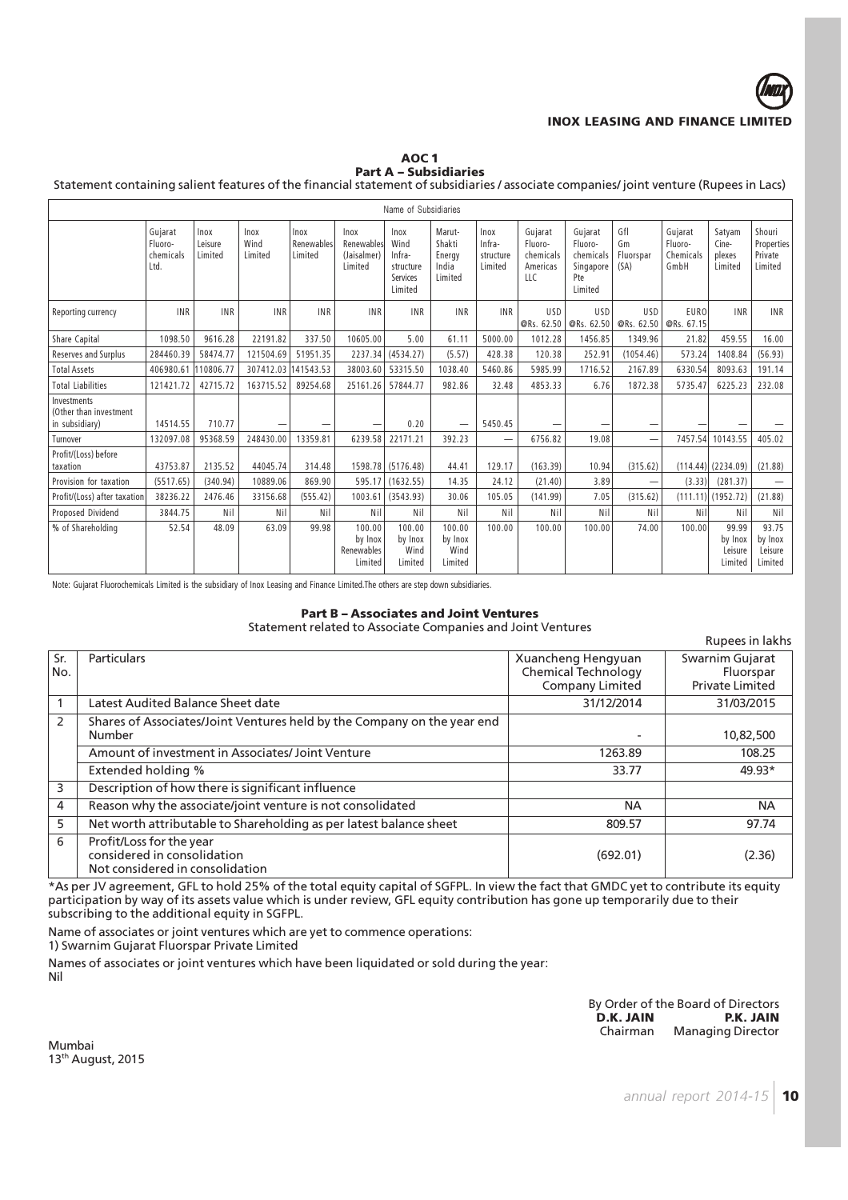# AOC 1

## Part A – Subsidiaries

Statement containing salient features of the financial statement of subsidiaries / associate companies/ joint venture (Rupees in Lacs)

| | Name of Subsidiaries | | | | | | | | | | | | | |
|---|---|---|---|---|---|---|---|---|---|---|---|---|---|---|
| | Gujarat Fluoro-chemicals Ltd. | Inox Leisure Limited | Inox Wind Limited | Inox Renewables Limited | Inox Renewables (Jaisalmer) Limited | Inox Wind Infra-structure Services Limited | Marut-Shakti Energy India Limited | Inox Infra-structure Limited | Gujarat Fluoro-chemicals Americas LLC | Gujarat Fluoro-chemicals Singapore Pte Limited | Gfl Gm Fluorspar (SA) | Gujarat Fluoro-Chemicals GmbH | Satyam Cine-plexes Limited | Shouri Properties Private Limited |
| Reporting currency | INR | INR | INR | INR | INR | INR | INR | INR | USD @Rs. 62.50 | USD @Rs. 62.50 | USD @Rs. 62.50 | EURO @Rs. 67.15 | INR | INR |
| Share Capital | 1098.50 | 9616.28 | 22191.82 | 337.50 | 10605.00 | 5.00 | 61.11 | 5000.00 | 1012.28 | 1456.85 | 1349.96 | 21.82 | 459.55 | 16.00 |
| Reserves and Surplus | 284460.39 | 58474.77 | 121504.69 | 51951.35 | 2237.34 | (4534.27) | (5.57) | 428.38 | 120.38 | 252.91 | (1054.46) | 573.24 | 1408.84 | (56.93) |
| Total Assets | 406980.61 | 110806.77 | 307412.03 | 141543.53 | 38003.60 | 53315.50 | 1038.40 | 5460.86 | 5985.99 | 1716.52 | 2167.89 | 6330.54 | 8093.63 | 191.14 |
| Total Liabilities | 121421.72 | 42715.72 | 163715.52 | 89254.68 | 25161.26 | 57844.77 | 982.86 | 32.48 | 4853.33 | 6.76 | 1872.38 | 5735.47 | 6225.23 | 232.08 |
| Investments (Other than investment in subsidiary) | 14514.55 | 710.77 | — | — | — | 0.20 | — | 5450.45 | — | — | — | — | — | — |
| Turnover | 132097.08 | 95368.59 | 248430.00 | 13359.81 | 6239.58 | 22171.21 | 392.23 | — | 6756.82 | 19.08 | — | 7457.54 | 10143.55 | 405.02 |
| Profit/(Loss) before taxation | 43753.87 | 2135.52 | 44045.74 | 314.48 | 1598.78 | (5176.48) | 44.41 | 129.17 | (163.39) | 10.94 | (315.62) | (114.44) | (2234.09) | (21.88) |
| Provision for taxation | (5517.65) | (340.94) | 10889.06 | 869.90 | 595.17 | (1632.55) | 14.35 | 24.12 | (21.40) | 3.89 | — | (3.33) | (281.37) | — |
| Profit/(Loss) after taxation | 38236.22 | 2476.46 | 33156.68 | (555.42) | 1003.61 | (3543.93) | 30.06 | 105.05 | (141.99) | 7.05 | (315.62) | (111.11) | (1952.72) | (21.88) |
| Proposed Dividend | 3844.75 | Nil | Nil | Nil | Nil | Nil | Nil | Nil | Nil | Nil | Nil | Nil | Nil | Nil |
| % of Shareholding | 52.54 | 48.09 | 63.09 | 99.98 | 100.00 by Inox Renewables Limited | 100.00 by Inox Wind Limited | 100.00 by Inox Wind Limited | 100.00 | 100.00 | 100.00 | 74.00 | 100.00 | 99.99 by Inox Leisure Limited | 93.75 by Inox Leisure Limited |

Note: Gujarat Fluorochemicals Limited is the subsidiary of Inox Leasing and Finance Limited.The others are step down subsidiaries.

## Part B – Associates and Joint Ventures

Statement related to Associate Companies and Joint Ventures

Rupees in lakhs

| Sr. No. | Particulars | Xuancheng Hengyuan Chemical Technology Company Limited | Swarnim Gujarat Fluorspar Private Limited |
|---|---|---|---|
| 1 | Latest Audited Balance Sheet date | 31/12/2014 | 31/03/2015 |
| 2 | Shares of Associates/Joint Ventures held by the Company on the year end Number | - | 10,82,500 |
| | Amount of investment in Associates/ Joint Venture | 1263.89 | 108.25 |
| | Extended holding % | 33.77 | 49.93* |
| 3 | Description of how there is significant influence | | |
| 4 | Reason why the associate/joint venture is not consolidated | NA | NA |
| 5 | Net worth attributable to Shareholding as per latest balance sheet | 809.57 | 97.74 |
| 6 | Profit/Loss for the year considered in consolidation Not considered in consolidation | (692.01) | (2.36) |

*As per JV agreement, GFL to hold 25% of the total equity capital of SGFPL. In view the fact that GMDC yet to contribute its equity participation by way of its assets value which is under review, GFL equity contribution has gone up temporarily due to their subscribing to the additional equity in SGFPL.

Name of associates or joint ventures which are yet to commence operations:
1) Swarnim Gujarat Fluorspar Private Limited

Names of associates or joint ventures which have been liquidated or sold during the year:
Nil

By Order of the Board of Directors

**D.K. JAIN** Chairman

**P.K. JAIN** Managing Director

Mumbai
13th August, 2015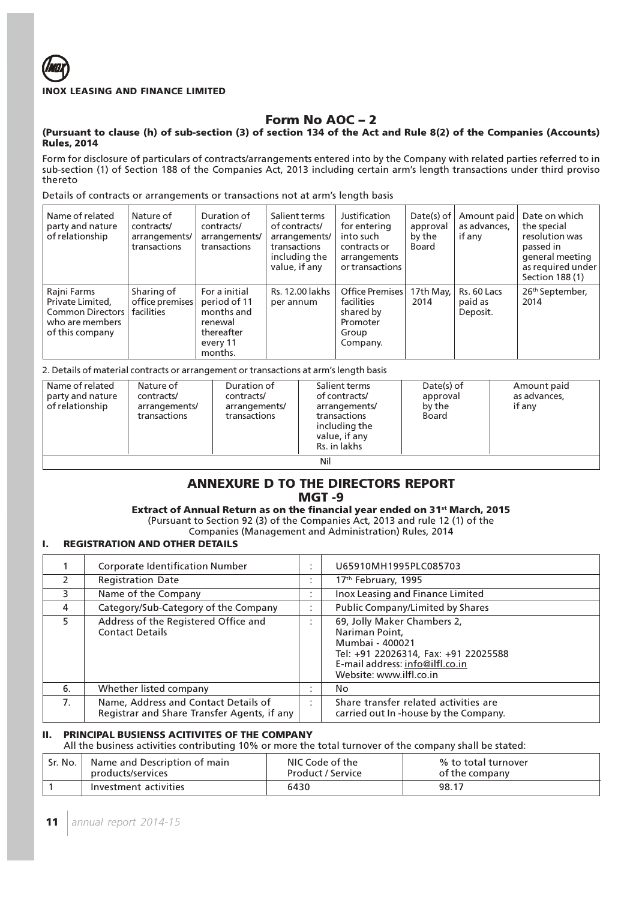**INOX LEASING AND FINANCE LIMITED**

# Form No AOC – 2

**(Pursuant to clause (h) of sub-section (3) of section 134 of the Act and Rule 8(2) of the Companies (Accounts) Rules, 2014**

Form for disclosure of particulars of contracts/arrangements entered into by the Company with related parties referred to in sub-section (1) of Section 188 of the Companies Act, 2013 including certain arm's length transactions under third proviso thereto

Details of contracts or arrangements or transactions not at arm's length basis

| Name of related party and nature of relationship | Nature of contracts/ arrangements/ transactions | Duration of contracts/ arrangements/ transactions | Salient terms of contracts/ arrangements/ transactions including the value, if any | Justification for entering into such contracts or arrangements or transactions | Date(s) of approval by the Board | Amount paid as advances, if any | Date on which the special resolution was passed in general meeting as required under Section 188 (1) |
|---|---|---|---|---|---|---|---|
| Rajni Farms Private Limited, Common Directors who are members of this company | Sharing of office premises facilities | For a initial period of 11 months and renewal thereafter every 11 months. | Rs. 12.00 lakhs per annum | Office Premises facilities shared by Promoter Group Company. | 17th May, 2014 | Rs. 60 Lacs paid as Deposit. | 26th September, 2014 |

2. Details of material contracts or arrangement or transactions at arm's length basis

| Name of related party and nature of relationship | Nature of contracts/ arrangements/ transactions | Duration of contracts/ arrangements/ transactions | Salient terms of contracts/ arrangements/ transactions including the value, if any Rs. in lakhs | Date(s) of approval by the Board | Amount paid as advances, if any |
|---|---|---|---|---|---|
| Nil | | | | | |

# ANNEXURE D TO THE DIRECTORS REPORT

## MGT -9

**Extract of Annual Return as on the financial year ended on 31st March, 2015**

(Pursuant to Section 92 (3) of the Companies Act, 2013 and rule 12 (1) of the Companies (Management and Administration) Rules, 2014

### I. REGISTRATION AND OTHER DETAILS

| | | | |
|---|---|---|---|
| 1 | Corporate Identification Number | : | U65910MH1995PLC085703 |
| 2 | Registration Date | : | 17th February, 1995 |
| 3 | Name of the Company | : | Inox Leasing and Finance Limited |
| 4 | Category/Sub-Category of the Company | : | Public Company/Limited by Shares |
| 5 | Address of the Registered Office and Contact Details | : | 69, Jolly Maker Chambers 2, Nariman Point, Mumbai - 400021 Tel: +91 22026314, Fax: +91 22025588 E-mail address: info@ilfl.co.in Website: www.ilfl.co.in |
| 6. | Whether listed company | : | No |
| 7. | Name, Address and Contact Details of Registrar and Share Transfer Agents, if any | : | Share transfer related activities are carried out In -house by the Company. |

### II. PRINCIPAL BUSIENSS ACITIVITES OF THE COMPANY

All the business activities contributing 10% or more the total turnover of the company shall be stated:

| Sr. No. | Name and Description of main products/services | NIC Code of the Product / Service | % to total turnover of the company |
|---|---|---|---|
| 1 | Investment activities | 6430 | 98.17 |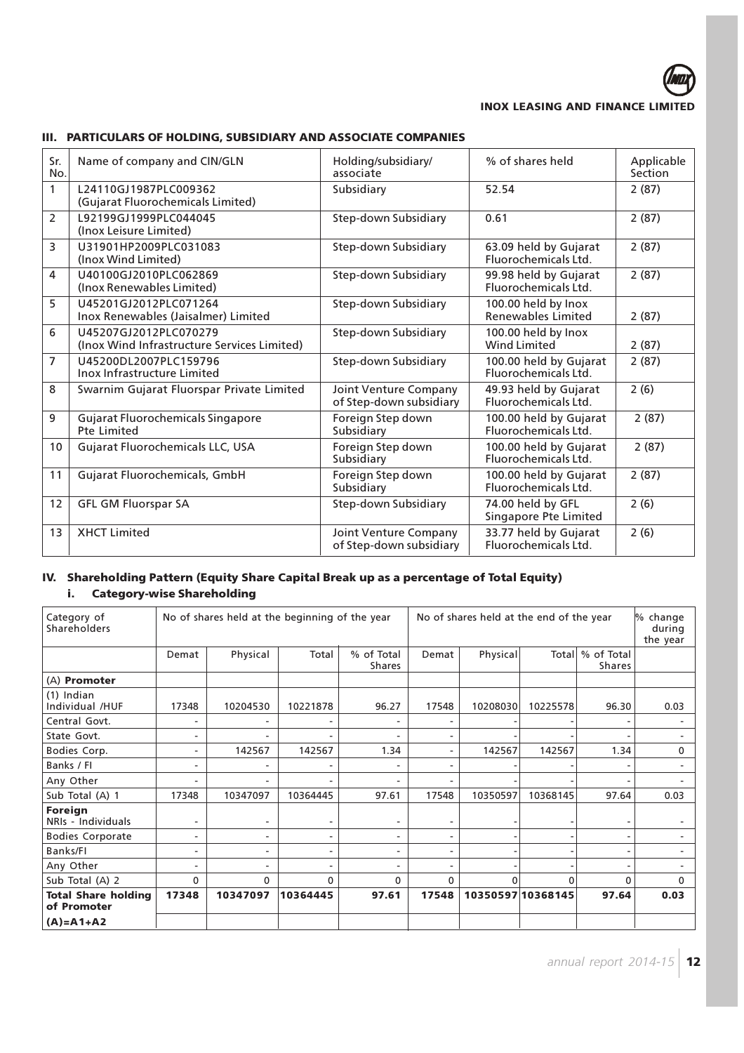## III. PARTICULARS OF HOLDING, SUBSIDIARY AND ASSOCIATE COMPANIES

| Sr. No. | Name of company and CIN/GLN | Holding/subsidiary/ associate | % of shares held | Applicable Section |
|---|---|---|---|---|
| 1 | L24110GJ1987PLC009362 (Gujarat Fluorochemicals Limited) | Subsidiary | 52.54 | 2 (87) |
| 2 | L92199GJ1999PLC044045 (Inox Leisure Limited) | Step-down Subsidiary | 0.61 | 2 (87) |
| 3 | U31901HP2009PLC031083 (Inox Wind Limited) | Step-down Subsidiary | 63.09 held by Gujarat Fluorochemicals Ltd. | 2 (87) |
| 4 | U40100GJ2010PLC062869 (Inox Renewables Limited) | Step-down Subsidiary | 99.98 held by Gujarat Fluorochemicals Ltd. | 2 (87) |
| 5 | U45201GJ2012PLC071264 Inox Renewables (Jaisalmer) Limited | Step-down Subsidiary | 100.00 held by Inox Renewables Limited | 2 (87) |
| 6 | U45207GJ2012PLC070279 (Inox Wind Infrastructure Services Limited) | Step-down Subsidiary | 100.00 held by Inox Wind Limited | 2 (87) |
| 7 | U45200DL2007PLC159796 Inox Infrastructure Limited | Step-down Subsidiary | 100.00 held by Gujarat Fluorochemicals Ltd. | 2 (87) |
| 8 | Swarnim Gujarat Fluorspar Private Limited | Joint Venture Company of Step-down subsidiary | 49.93 held by Gujarat Fluorochemicals Ltd. | 2 (6) |
| 9 | Gujarat Fluorochemicals Singapore Pte Limited | Foreign Step down Subsidiary | 100.00 held by Gujarat Fluorochemicals Ltd. | 2 (87) |
| 10 | Gujarat Fluorochemicals LLC, USA | Foreign Step down Subsidiary | 100.00 held by Gujarat Fluorochemicals Ltd. | 2 (87) |
| 11 | Gujarat Fluorochemicals, GmbH | Foreign Step down Subsidiary | 100.00 held by Gujarat Fluorochemicals Ltd. | 2 (87) |
| 12 | GFL GM Fluorspar SA | Step-down Subsidiary | 74.00 held by GFL Singapore Pte Limited | 2 (6) |
| 13 | XHCT Limited | Joint Venture Company of Step-down subsidiary | 33.77 held by Gujarat Fluorochemicals Ltd. | 2 (6) |

## IV. Shareholding Pattern (Equity Share Capital Break up as a percentage of Total Equity)

### i. Category-wise Shareholding

| Category of Shareholders | No of shares held at the beginning of the year | | | | No of shares held at the end of the year | | | | % change during the year |
|---|---|---|---|---|---|---|---|---|---|
| | Demat | Physical | Total | % of Total Shares | Demat | Physical | Total | % of Total Shares | |
| (A) **Promoter** | | | | | | | | | |
| (1) Indian Individual /HUF | 17348 | 10204530 | 10221878 | 96.27 | 17548 | 10208030 | 10225578 | 96.30 | 0.03 |
| Central Govt. | - | - | - | - | - | - | - | - | - |
| State Govt. | - | - | - | - | - | - | - | - | - |
| Bodies Corp. | - | 142567 | 142567 | 1.34 | - | 142567 | 142567 | 1.34 | 0 |
| Banks / FI | - | - | - | - | - | - | - | - | - |
| Any Other | - | - | - | - | - | - | - | - | - |
| Sub Total (A) 1 | 17348 | 10347097 | 10364445 | 97.61 | 17548 | 10350597 | 10368145 | 97.64 | 0.03 |
| **Foreign** NRIs - Individuals | - | - | - | - | - | - | - | - | - |
| Bodies Corporate | - | - | - | - | - | - | - | - | - |
| Banks/FI | - | - | - | - | - | - | - | - | - |
| Any Other | - | - | - | - | - | - | - | - | - |
| Sub Total (A) 2 | 0 | 0 | 0 | 0 | 0 | 0 | 0 | 0 | 0 |
| **Total Share holding of Promoter (A)=A1+A2** | **17348** | **10347097** | **10364445** | **97.61** | **17548** | **10350597** | **10368145** | **97.64** | **0.03** |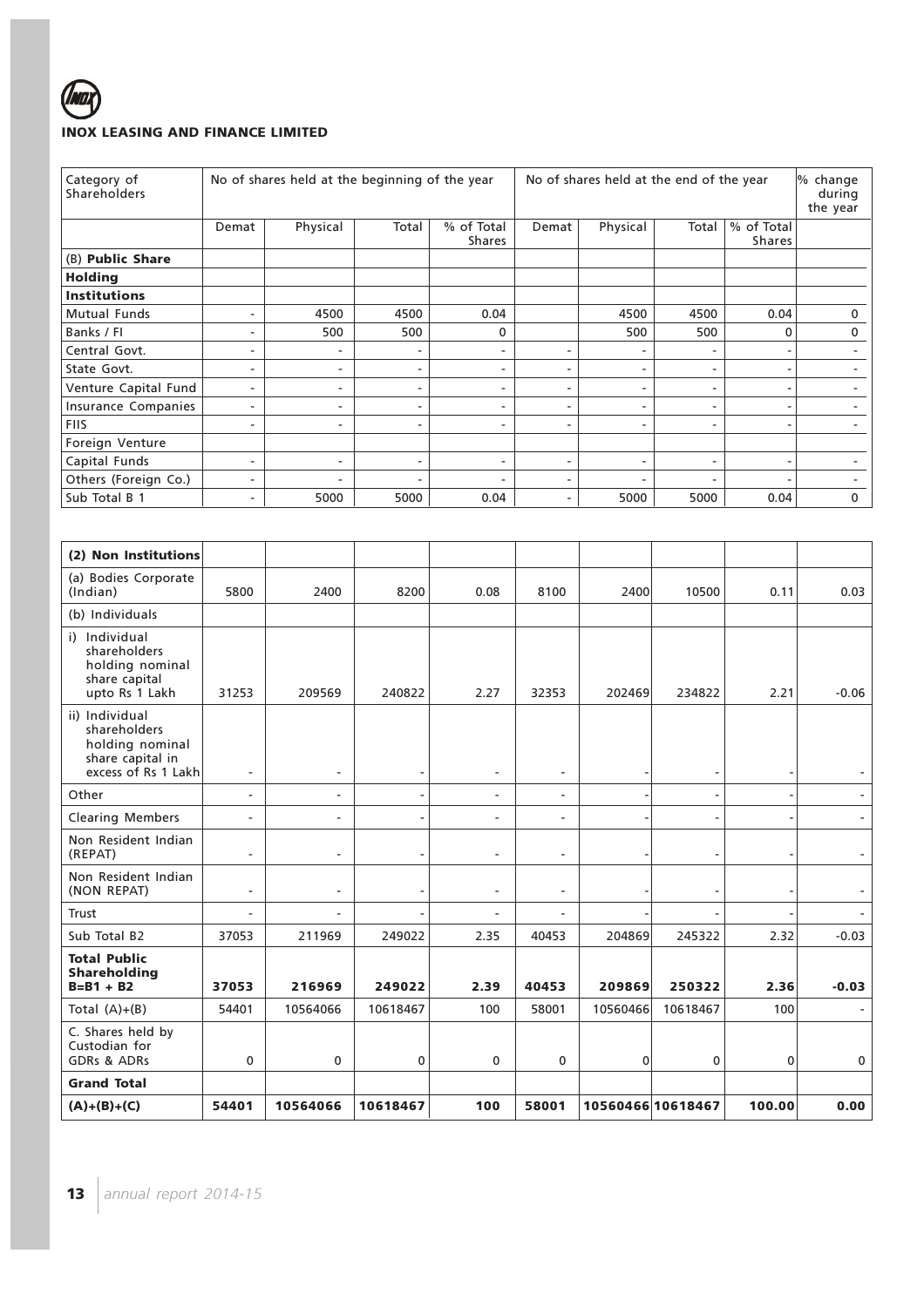**INOX LEASING AND FINANCE LIMITED**

| Category of Shareholders | No of shares held at the beginning of the year | | | | No of shares held at the end of the year | | | | % change during the year |
|---|---|---|---|---|---|---|---|---|---|
| | Demat | Physical | Total | % of Total Shares | Demat | Physical | Total | % of Total Shares | |
| (B) **Public Share Holding** | | | | | | | | | |
| **Institutions** | | | | | | | | | |
| Mutual Funds | - | 4500 | 4500 | 0.04 | | 4500 | 4500 | 0.04 | 0 |
| Banks / FI | - | 500 | 500 | 0 | | 500 | 500 | 0 | 0 |
| Central Govt. | - | - | - | - | - | - | - | - | - |
| State Govt. | - | - | - | - | - | - | - | - | - |
| Venture Capital Fund | - | - | - | - | - | - | - | - | - |
| Insurance Companies | - | - | - | - | - | - | - | - | - |
| FIIS | - | - | - | - | - | - | - | - | - |
| Foreign Venture Capital Funds | - | - | - | - | - | - | - | - | - |
| Others (Foreign Co.) | - | - | - | - | - | - | - | - | - |
| Sub Total B 1 | - | 5000 | 5000 | 0.04 | - | 5000 | 5000 | 0.04 | 0 |
| **(2) Non Institutions** | | | | | | | | | |
| (a) Bodies Corporate (Indian) | 5800 | 2400 | 8200 | 0.08 | 8100 | 2400 | 10500 | 0.11 | 0.03 |
| (b) Individuals | | | | | | | | | |
| i) Individual shareholders holding nominal share capital upto Rs 1 Lakh | 31253 | 209569 | 240822 | 2.27 | 32353 | 202469 | 234822 | 2.21 | -0.06 |
| ii) Individual shareholders holding nominal share capital in excess of Rs 1 Lakh | - | - | - | - | - | - | - | - | - |
| Other | - | - | - | - | - | - | - | - | - |
| Clearing Members | - | - | - | - | - | - | - | - | - |
| Non Resident Indian (REPAT) | - | - | - | - | - | - | - | - | - |
| Non Resident Indian (NON REPAT) | - | - | - | - | - | - | - | - | - |
| Trust | - | - | - | - | - | - | - | - | - |
| Sub Total B2 | 37053 | 211969 | 249022 | 2.35 | 40453 | 204869 | 245322 | 2.32 | -0.03 |
| **Total Public Shareholding B=B1 + B2** | **37053** | **216969** | **249022** | **2.39** | **40453** | **209869** | **250322** | **2.36** | **-0.03** |
| Total (A)+(B) | 54401 | 10564066 | 10618467 | 100 | 58001 | 10560466 | 10618467 | 100 | - |
| C. Shares held by Custodian for GDRs & ADRs | 0 | 0 | 0 | 0 | 0 | 0 | 0 | 0 | 0 |
| **Grand Total** | | | | | | | | | |
| **(A)+(B)+(C)** | **54401** | **10564066** | **10618467** | **100** | **58001** | **10560466** | **10618467** | **100.00** | **0.00** |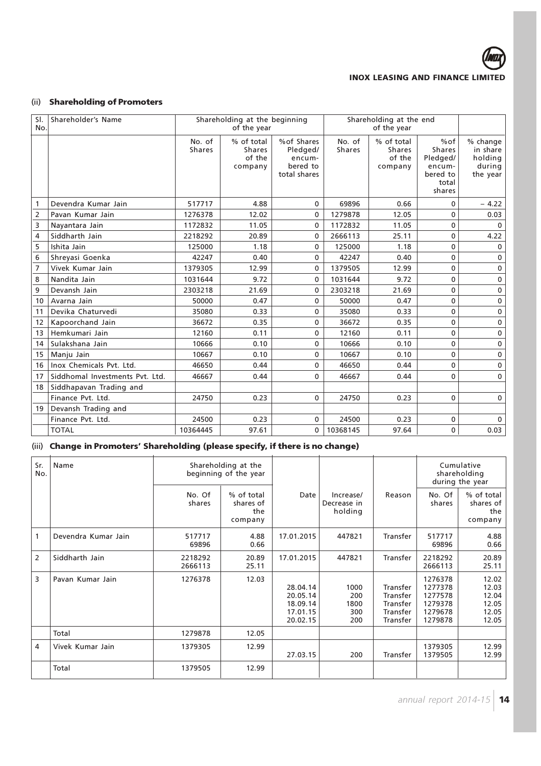### (ii) Shareholding of Promoters

| Sl. No. | Shareholder's Name | Shareholding at the beginning of the year | | | Shareholding at the end of the year | | | |
|---|---|---|---|---|---|---|---|---|
| | | No. of Shares | % of total Shares of the company | %of Shares Pledged/ encum-bered to total shares | No. of Shares | % of total Shares of the company | %of Shares Pledged/ encum-bered to total shares | % change in share holding during the year |
| 1 | Devendra Kumar Jain | 517717 | 4.88 | 0 | 69896 | 0.66 | 0 | – 4.22 |
| 2 | Pavan Kumar Jain | 1276378 | 12.02 | 0 | 1279878 | 12.05 | 0 | 0.03 |
| 3 | Nayantara Jain | 1172832 | 11.05 | 0 | 1172832 | 11.05 | 0 | 0 |
| 4 | Siddharth Jain | 2218292 | 20.89 | 0 | 2666113 | 25.11 | 0 | 4.22 |
| 5 | Ishita Jain | 125000 | 1.18 | 0 | 125000 | 1.18 | 0 | 0 |
| 6 | Shreyasi Goenka | 42247 | 0.40 | 0 | 42247 | 0.40 | 0 | 0 |
| 7 | Vivek Kumar Jain | 1379305 | 12.99 | 0 | 1379505 | 12.99 | 0 | 0 |
| 8 | Nandita Jain | 1031644 | 9.72 | 0 | 1031644 | 9.72 | 0 | 0 |
| 9 | Devansh Jain | 2303218 | 21.69 | 0 | 2303218 | 21.69 | 0 | 0 |
| 10 | Avarna Jain | 50000 | 0.47 | 0 | 50000 | 0.47 | 0 | 0 |
| 11 | Devika Chaturvedi | 35080 | 0.33 | 0 | 35080 | 0.33 | 0 | 0 |
| 12 | Kapoorchand Jain | 36672 | 0.35 | 0 | 36672 | 0.35 | 0 | 0 |
| 13 | Hemkumari Jain | 12160 | 0.11 | 0 | 12160 | 0.11 | 0 | 0 |
| 14 | Sulakshana Jain | 10666 | 0.10 | 0 | 10666 | 0.10 | 0 | 0 |
| 15 | Manju Jain | 10667 | 0.10 | 0 | 10667 | 0.10 | 0 | 0 |
| 16 | Inox Chemicals Pvt. Ltd. | 46650 | 0.44 | 0 | 46650 | 0.44 | 0 | 0 |
| 17 | Siddhomal Investments Pvt. Ltd. | 46667 | 0.44 | 0 | 46667 | 0.44 | 0 | 0 |
| 18 | Siddhapavan Trading and Finance Pvt. Ltd. | 24750 | 0.23 | 0 | 24750 | 0.23 | 0 | 0 |
| 19 | Devansh Trading and Finance Pvt. Ltd. | 24500 | 0.23 | 0 | 24500 | 0.23 | 0 | 0 |
| | TOTAL | 10364445 | 97.61 | 0 | 10368145 | 97.64 | 0 | 0.03 |

### (iii) Change in Promoters' Shareholding (please specify, if there is no change)

| Sr. No. | Name | Shareholding at the beginning of the year | | Date | Increase/ Decrease in holding | Reason | Cumulative shareholding during the year | |
|---|---|---|---|---|---|---|---|---|
| | | No. Of shares | % of total shares of the company | | | | No. Of shares | % of total shares of the company |
| 1 | Devendra Kumar Jain | 517717<br>69896 | 4.88<br>0.66 | 17.01.2015 | 447821 | Transfer | 517717<br>69896 | 4.88<br>0.66 |
| 2 | Siddharth Jain | 2218292<br>2666113 | 20.89<br>25.11 | 17.01.2015 | 447821 | Transfer | 2218292<br>2666113 | 20.89<br>25.11 |
| 3 | Pavan Kumar Jain | 1276378 | 12.03 | 28.04.14<br>20.05.14<br>18.09.14<br>17.01.15<br>20.02.15 | 1000<br>200<br>1800<br>300<br>200 | Transfer<br>Transfer<br>Transfer<br>Transfer<br>Transfer | 1276378<br>1277378<br>1277578<br>1279378<br>1279678<br>1279878 | 12.02<br>12.03<br>12.04<br>12.05<br>12.05<br>12.05 |
| | Total | 1279878 | 12.05 | | | | | |
| 4 | Vivek Kumar Jain | 1379305 | 12.99 | 27.03.15 | 200 | Transfer | 1379305<br>1379505 | 12.99<br>12.99 |
| | Total | 1379505 | 12.99 | | | | | |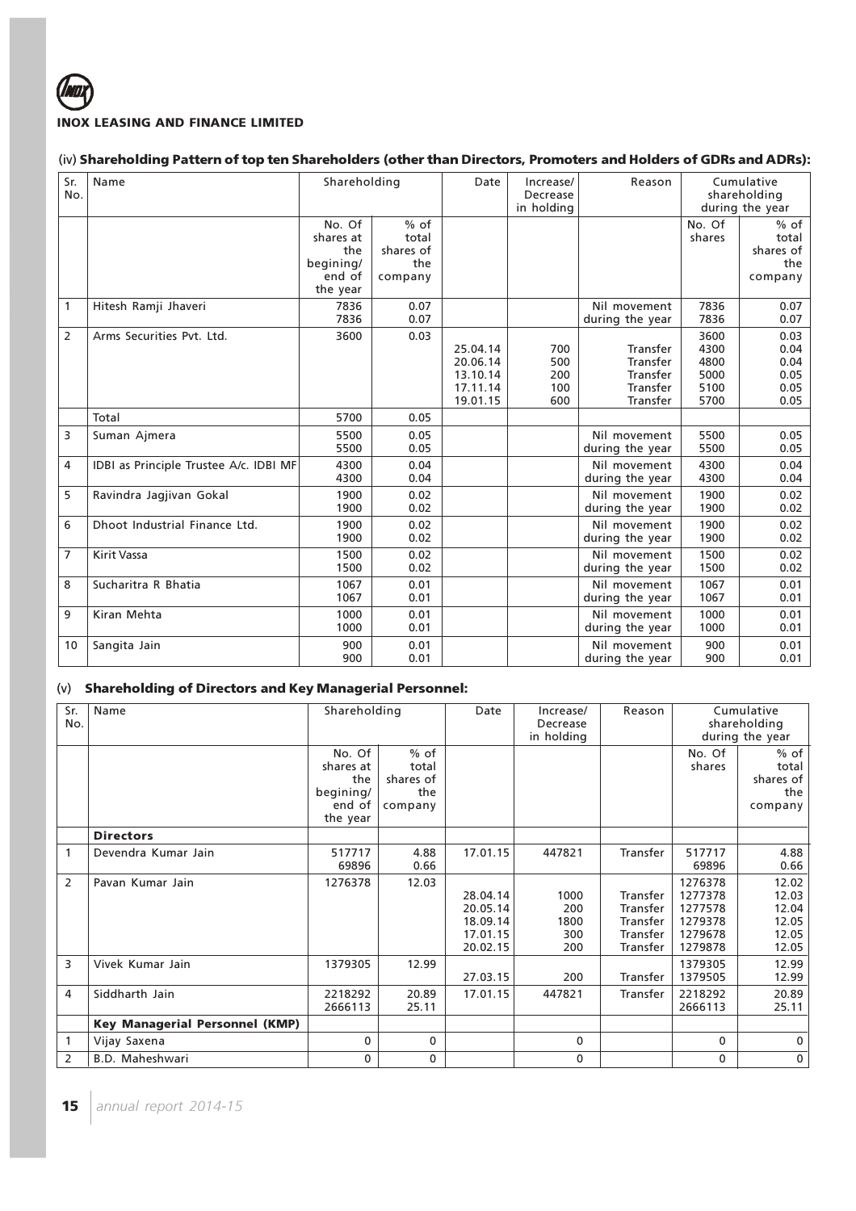**INOX LEASING AND FINANCE LIMITED**

(iv) **Shareholding Pattern of top ten Shareholders (other than Directors, Promoters and Holders of GDRs and ADRs):**

| Sr. No. | Name | Shareholding | | Date | Increase/ Decrease in holding | Reason | Cumulative shareholding during the year | |
|---|---|---|---|---|---|---|---|---|
| | | No. Of shares at the begining/ end of the year | % of total shares of the company | | | | No. Of shares | % of total shares of the company |
| 1 | Hitesh Ramji Jhaveri | 7836<br>7836 | 0.07<br>0.07 | | | Nil movement during the year | 7836<br>7836 | 0.07<br>0.07 |
| 2 | Arms Securities Pvt. Ltd. | 3600 | 0.03 | | | | 3600 | 0.03 |
| | | | | 25.04.14 | 700 | Transfer | 4300 | 0.04 |
| | | | | 20.06.14 | 500 | Transfer | 4800 | 0.04 |
| | | | | 13.10.14 | 200 | Transfer | 5000 | 0.05 |
| | | | | 17.11.14 | 100 | Transfer | 5100 | 0.05 |
| | | | | 19.01.15 | 600 | Transfer | 5700 | 0.05 |
| | Total | 5700 | 0.05 | | | | | |
| 3 | Suman Ajmera | 5500<br>5500 | 0.05<br>0.05 | | | Nil movement during the year | 5500<br>5500 | 0.05<br>0.05 |
| 4 | IDBI as Principle Trustee A/c. IDBI MF | 4300<br>4300 | 0.04<br>0.04 | | | Nil movement during the year | 4300<br>4300 | 0.04<br>0.04 |
| 5 | Ravindra Jagjivan Gokal | 1900<br>1900 | 0.02<br>0.02 | | | Nil movement during the year | 1900<br>1900 | 0.02<br>0.02 |
| 6 | Dhoot Industrial Finance Ltd. | 1900<br>1900 | 0.02<br>0.02 | | | Nil movement during the year | 1900<br>1900 | 0.02<br>0.02 |
| 7 | Kirit Vassa | 1500<br>1500 | 0.02<br>0.02 | | | Nil movement during the year | 1500<br>1500 | 0.02<br>0.02 |
| 8 | Sucharitra R Bhatia | 1067<br>1067 | 0.01<br>0.01 | | | Nil movement during the year | 1067<br>1067 | 0.01<br>0.01 |
| 9 | Kiran Mehta | 1000<br>1000 | 0.01<br>0.01 | | | Nil movement during the year | 1000<br>1000 | 0.01<br>0.01 |
| 10 | Sangita Jain | 900<br>900 | 0.01<br>0.01 | | | Nil movement during the year | 900<br>900 | 0.01<br>0.01 |

(v) **Shareholding of Directors and Key Managerial Personnel:**

| Sr. No. | Name | Shareholding | | Date | Increase/ Decrease in holding | Reason | Cumulative shareholding during the year | |
|---|---|---|---|---|---|---|---|---|
| | | No. Of shares at the begining/ end of the year | % of total shares of the company | | | | No. Of shares | % of total shares of the company |
| | **Directors** | | | | | | | |
| 1 | Devendra Kumar Jain | 517717<br>69896 | 4.88<br>0.66 | 17.01.15 | 447821 | Transfer | 517717<br>69896 | 4.88<br>0.66 |
| 2 | Pavan Kumar Jain | 1276378 | 12.03 | | | | 1276378 | 12.02 |
| | | | | 28.04.14 | 1000 | Transfer | 1277378 | 12.03 |
| | | | | 20.05.14 | 200 | Transfer | 1277578 | 12.04 |
| | | | | 18.09.14 | 1800 | Transfer | 1279378 | 12.05 |
| | | | | 17.01.15 | 300 | Transfer | 1279678 | 12.05 |
| | | | | 20.02.15 | 200 | Transfer | 1279878 | 12.05 |
| 3 | Vivek Kumar Jain | 1379305 | 12.99 | | | | 1379305 | 12.99 |
| | | | | 27.03.15 | 200 | Transfer | 1379505 | 12.99 |
| 4 | Siddharth Jain | 2218292<br>2666113 | 20.89<br>25.11 | 17.01.15 | 447821 | Transfer | 2218292<br>2666113 | 20.89<br>25.11 |
| | **Key Managerial Personnel (KMP)** | | | | | | | |
| 1 | Vijay Saxena | 0 | 0 | | 0 | | 0 | 0 |
| 2 | B.D. Maheshwari | 0 | 0 | | 0 | | 0 | 0 |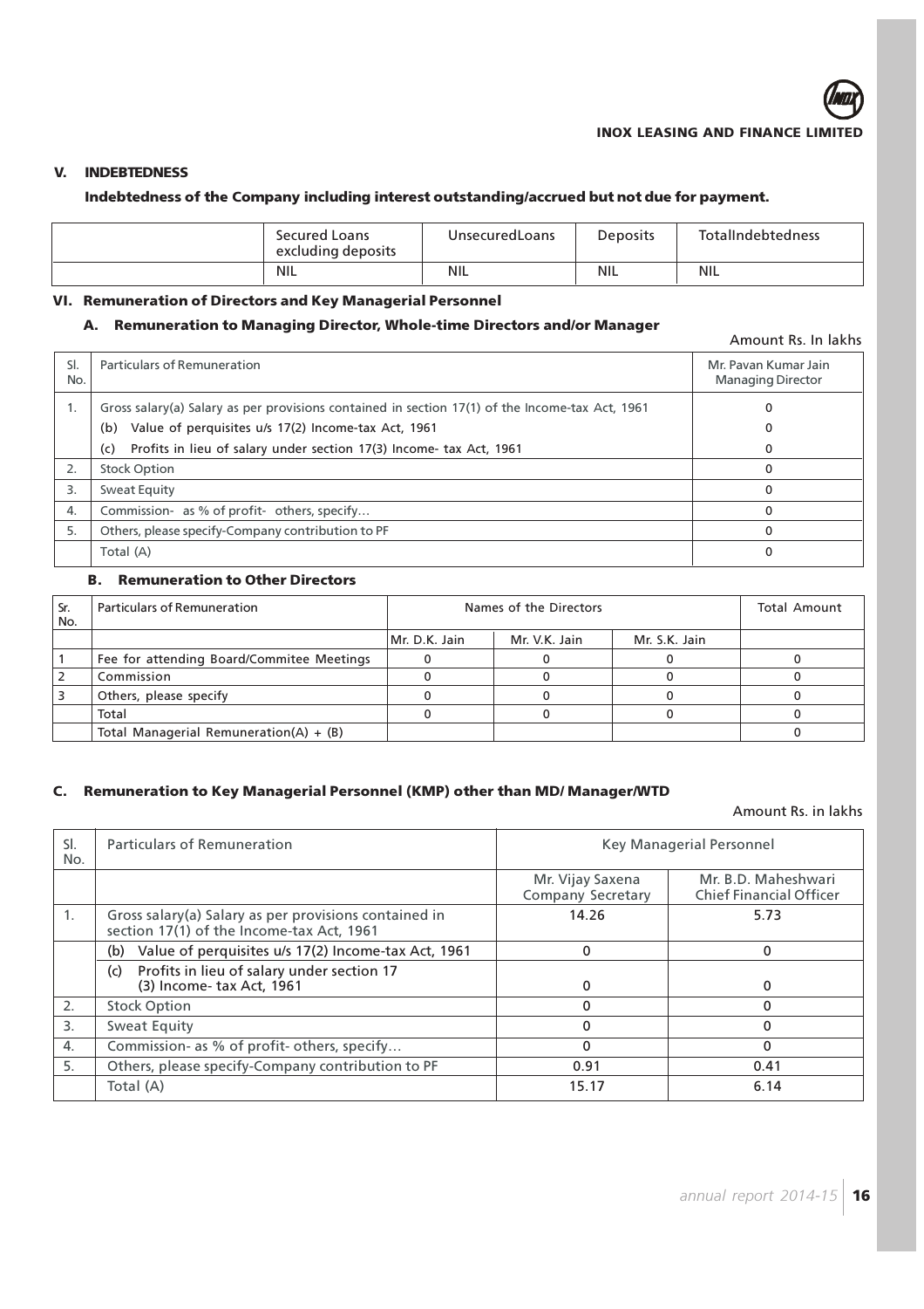## V. INDEBTEDNESS

### Indebtedness of the Company including interest outstanding/accrued but not due for payment.

| | Secured Loans excluding deposits | UnsecuredLoans | Deposits | TotalIndebtedness |
|---|---|---|---|---|
| | NIL | NIL | NIL | NIL |

## VI. Remuneration of Directors and Key Managerial Personnel

### A. Remuneration to Managing Director, Whole-time Directors and/or Manager

Amount Rs. In lakhs

| Sl. No. | Particulars of Remuneration | Mr. Pavan Kumar Jain Managing Director |
|---|---|---|
| 1. | Gross salary(a) Salary as per provisions contained in section 17(1) of the Income-tax Act, 1961 | 0 |
| | (b) Value of perquisites u/s 17(2) Income-tax Act, 1961 | 0 |
| | (c) Profits in lieu of salary under section 17(3) Income- tax Act, 1961 | 0 |
| 2. | Stock Option | 0 |
| 3. | Sweat Equity | 0 |
| 4. | Commission- as % of profit- others, specify… | 0 |
| 5. | Others, please specify-Company contribution to PF | 0 |
| | Total (A) | 0 |

### B. Remuneration to Other Directors

| Sr. No. | Particulars of Remuneration | Names of the Directors | | | Total Amount |
|---|---|---|---|---|---|
| | | Mr. D.K. Jain | Mr. V.K. Jain | Mr. S.K. Jain | |
| 1 | Fee for attending Board/Commitee Meetings | 0 | 0 | 0 | 0 |
| 2 | Commission | 0 | 0 | 0 | 0 |
| 3 | Others, please specify | 0 | 0 | 0 | 0 |
| | Total | 0 | 0 | 0 | 0 |
| | Total Managerial Remuneration(A) + (B) | | | | 0 |

### C. Remuneration to Key Managerial Personnel (KMP) other than MD/ Manager/WTD

Amount Rs. in lakhs

| Sl. No. | Particulars of Remuneration | Key Managerial Personnel | |
|---|---|---|---|
| | | Mr. Vijay Saxena Company Secretary | Mr. B.D. Maheshwari Chief Financial Officer |
| 1. | Gross salary(a) Salary as per provisions contained in section 17(1) of the Income-tax Act, 1961 | 14.26 | 5.73 |
| | (b) Value of perquisites u/s 17(2) Income-tax Act, 1961 | 0 | 0 |
| | (c) Profits in lieu of salary under section 17 (3) Income- tax Act, 1961 | 0 | 0 |
| 2. | Stock Option | 0 | 0 |
| 3. | Sweat Equity | 0 | 0 |
| 4. | Commission- as % of profit- others, specify… | 0 | 0 |
| 5. | Others, please specify-Company contribution to PF | 0.91 | 0.41 |
| | Total (A) | 15.17 | 6.14 |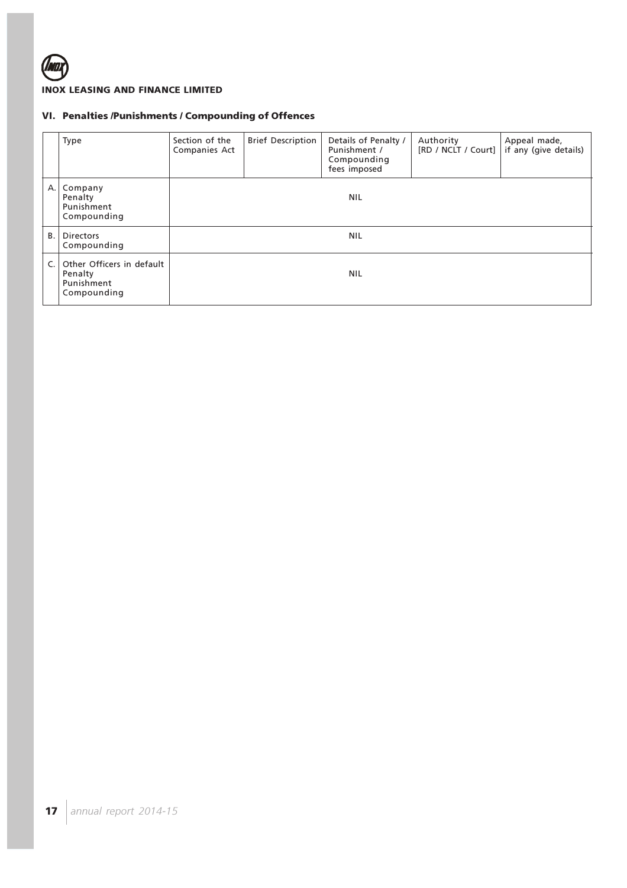## VI. Penalties /Punishments / Compounding of Offences

| | Type | Section of the Companies Act | Brief Description | Details of Penalty / Punishment / Compounding fees imposed | Authority [RD / NCLT / Court] | Appeal made, if any (give details) |
|---|---|---|---|---|---|---|
| A. | Company<br>Penalty<br>Punishment<br>Compounding | | | NIL | | |
| B. | Directors<br>Compounding | | | NIL | | |
| C. | Other Officers in default<br>Penalty<br>Punishment<br>Compounding | | | NIL | | |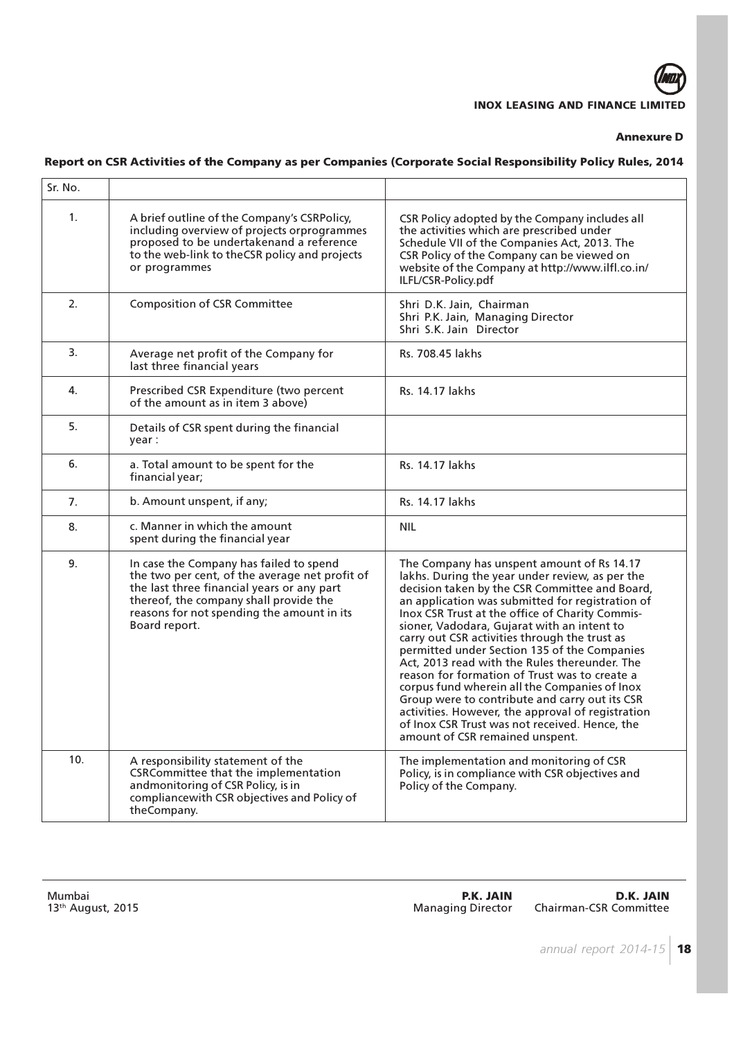**Annexure D**

## Report on CSR Activities of the Company as per Companies (Corporate Social Responsibility Policy Rules, 2014

| Sr. No. | | |
|---|---|---|
| 1. | A brief outline of the Company's CSRPolicy, including overview of projects orprogrammes proposed to be undertakenand a reference to the web-link to theCSR policy and projects or programmes | CSR Policy adopted by the Company includes all the activities which are prescribed under Schedule VII of the Companies Act, 2013. The CSR Policy of the Company can be viewed on website of the Company at http://www.ilfl.co.in/ILFL/CSR-Policy.pdf |
| 2. | Composition of CSR Committee | Shri D.K. Jain, Chairman<br>Shri P.K. Jain, Managing Director<br>Shri S.K. Jain Director |
| 3. | Average net profit of the Company for last three financial years | Rs. 708.45 lakhs |
| 4. | Prescribed CSR Expenditure (two percent of the amount as in item 3 above) | Rs. 14.17 lakhs |
| 5. | Details of CSR spent during the financial year : | |
| 6. | a. Total amount to be spent for the financial year; | Rs. 14.17 lakhs |
| 7. | b. Amount unspent, if any; | Rs. 14.17 lakhs |
| 8. | c. Manner in which the amount spent during the financial year | NIL |
| 9. | In case the Company has failed to spend the two per cent, of the average net profit of the last three financial years or any part thereof, the company shall provide the reasons for not spending the amount in its Board report. | The Company has unspent amount of Rs 14.17 lakhs. During the year under review, as per the decision taken by the CSR Committee and Board, an application was submitted for registration of Inox CSR Trust at the office of Charity Commissioner, Vadodara, Gujarat with an intent to carry out CSR activities through the trust as permitted under Section 135 of the Companies Act, 2013 read with the Rules thereunder. The reason for formation of Trust was to create a corpus fund wherein all the Companies of Inox Group were to contribute and carry out its CSR activities. However, the approval of registration of Inox CSR Trust was not received. Hence, the amount of CSR remained unspent. |
| 10. | A responsibility statement of the CSRCommittee that the implementation andmonitoring of CSR Policy, is in compliancewith CSR objectives and Policy of theCompany. | The implementation and monitoring of CSR Policy, is in compliance with CSR objectives and Policy of the Company. |

Mumbai
13th August, 2015

**P.K. JAIN**
Managing Director

**D.K. JAIN**
Chairman-CSR Committee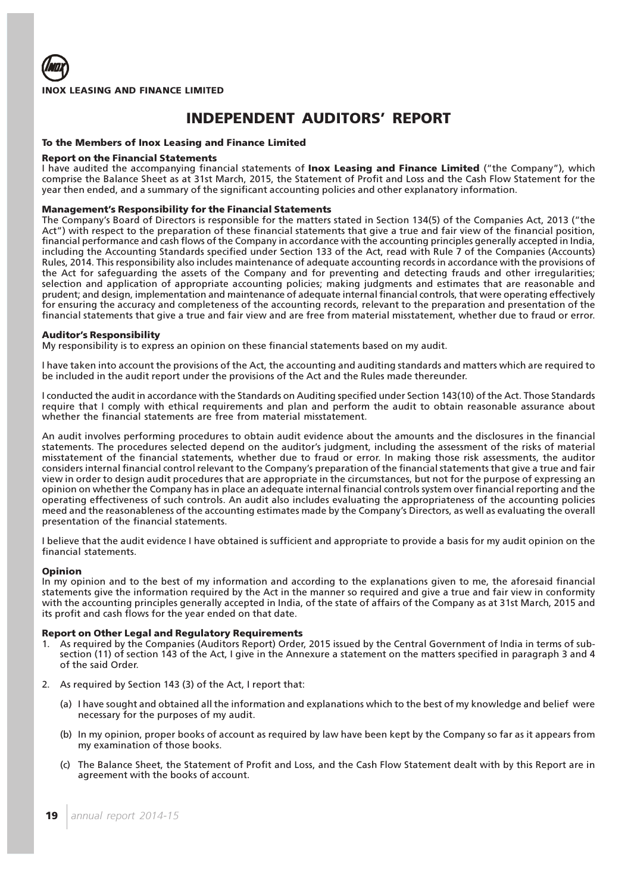**INOX LEASING AND FINANCE LIMITED**

# INDEPENDENT AUDITORS' REPORT

### To the Members of Inox Leasing and Finance Limited

### Report on the Financial Statements

I have audited the accompanying financial statements of **Inox Leasing and Finance Limited** ("the Company"), which comprise the Balance Sheet as at 31st March, 2015, the Statement of Profit and Loss and the Cash Flow Statement for the year then ended, and a summary of the significant accounting policies and other explanatory information.

### Management's Responsibility for the Financial Statements

The Company's Board of Directors is responsible for the matters stated in Section 134(5) of the Companies Act, 2013 ("the Act") with respect to the preparation of these financial statements that give a true and fair view of the financial position, financial performance and cash flows of the Company in accordance with the accounting principles generally accepted in India, including the Accounting Standards specified under Section 133 of the Act, read with Rule 7 of the Companies (Accounts) Rules, 2014. This responsibility also includes maintenance of adequate accounting records in accordance with the provisions of the Act for safeguarding the assets of the Company and for preventing and detecting frauds and other irregularities; selection and application of appropriate accounting policies; making judgments and estimates that are reasonable and prudent; and design, implementation and maintenance of adequate internal financial controls, that were operating effectively for ensuring the accuracy and completeness of the accounting records, relevant to the preparation and presentation of the financial statements that give a true and fair view and are free from material misstatement, whether due to fraud or error.

### Auditor's Responsibility

My responsibility is to express an opinion on these financial statements based on my audit.

I have taken into account the provisions of the Act, the accounting and auditing standards and matters which are required to be included in the audit report under the provisions of the Act and the Rules made thereunder.

I conducted the audit in accordance with the Standards on Auditing specified under Section 143(10) of the Act. Those Standards require that I comply with ethical requirements and plan and perform the audit to obtain reasonable assurance about whether the financial statements are free from material misstatement.

An audit involves performing procedures to obtain audit evidence about the amounts and the disclosures in the financial statements. The procedures selected depend on the auditor's judgment, including the assessment of the risks of material misstatement of the financial statements, whether due to fraud or error. In making those risk assessments, the auditor considers internal financial control relevant to the Company's preparation of the financial statements that give a true and fair view in order to design audit procedures that are appropriate in the circumstances, but not for the purpose of expressing an opinion on whether the Company has in place an adequate internal financial controls system over financial reporting and the operating effectiveness of such controls. An audit also includes evaluating the appropriateness of the accounting policies meed and the reasonableness of the accounting estimates made by the Company's Directors, as well as evaluating the overall presentation of the financial statements.

I believe that the audit evidence I have obtained is sufficient and appropriate to provide a basis for my audit opinion on the financial statements.

### Opinion

In my opinion and to the best of my information and according to the explanations given to me, the aforesaid financial statements give the information required by the Act in the manner so required and give a true and fair view in conformity with the accounting principles generally accepted in India, of the state of affairs of the Company as at 31st March, 2015 and its profit and cash flows for the year ended on that date.

### Report on Other Legal and Regulatory Requirements

1. As required by the Companies (Auditors Report) Order, 2015 issued by the Central Government of India in terms of sub-section (11) of section 143 of the Act, I give in the Annexure a statement on the matters specified in paragraph 3 and 4 of the said Order.

2. As required by Section 143 (3) of the Act, I report that:

   (a) I have sought and obtained all the information and explanations which to the best of my knowledge and belief were necessary for the purposes of my audit.

   (b) In my opinion, proper books of account as required by law have been kept by the Company so far as it appears from my examination of those books.

   (c) The Balance Sheet, the Statement of Profit and Loss, and the Cash Flow Statement dealt with by this Report are in agreement with the books of account.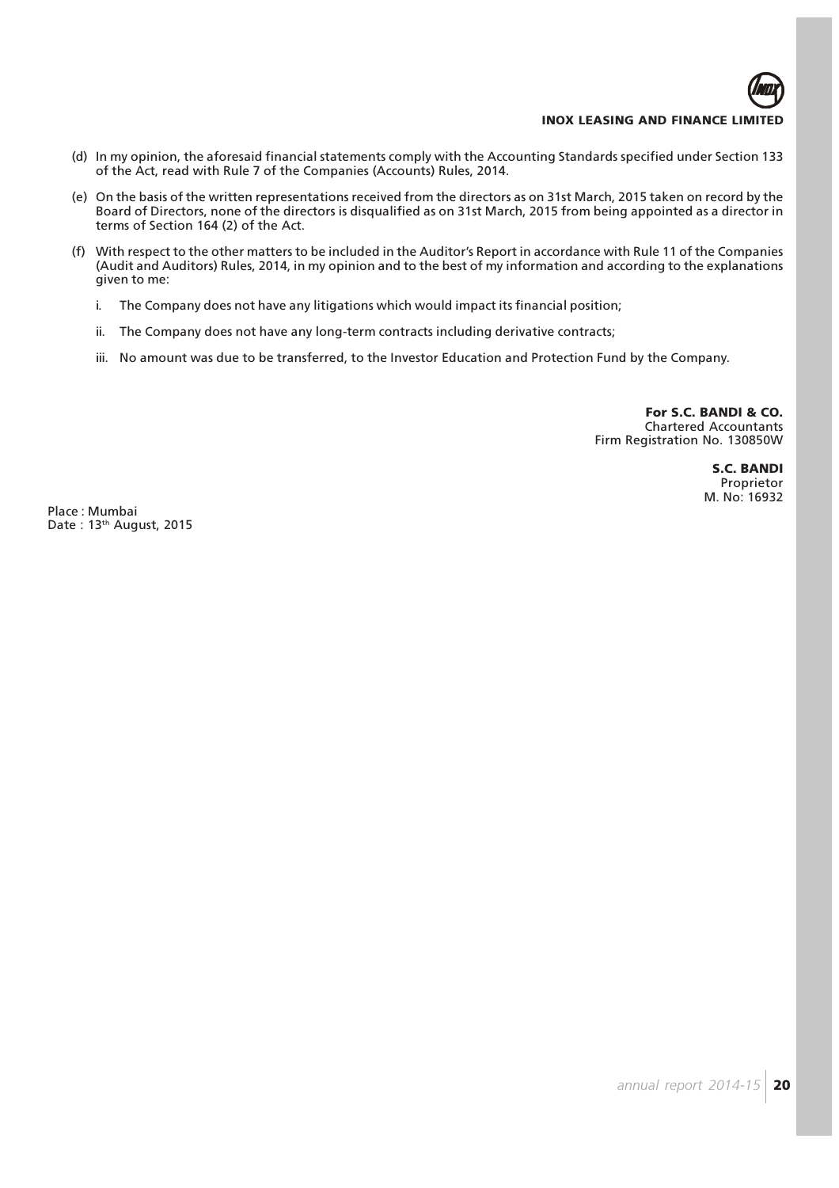(d) In my opinion, the aforesaid financial statements comply with the Accounting Standards specified under Section 133 of the Act, read with Rule 7 of the Companies (Accounts) Rules, 2014.

(e) On the basis of the written representations received from the directors as on 31st March, 2015 taken on record by the Board of Directors, none of the directors is disqualified as on 31st March, 2015 from being appointed as a director in terms of Section 164 (2) of the Act.

(f) With respect to the other matters to be included in the Auditor's Report in accordance with Rule 11 of the Companies (Audit and Auditors) Rules, 2014, in my opinion and to the best of my information and according to the explanations given to me:

   i. The Company does not have any litigations which would impact its financial position;

   ii. The Company does not have any long-term contracts including derivative contracts;

   iii. No amount was due to be transferred, to the Investor Education and Protection Fund by the Company.

**For S.C. BANDI & CO.**
Chartered Accountants
Firm Registration No. 130850W

**S.C. BANDI**
Proprietor
M. No: 16932

Place : Mumbai
Date : 13th August, 2015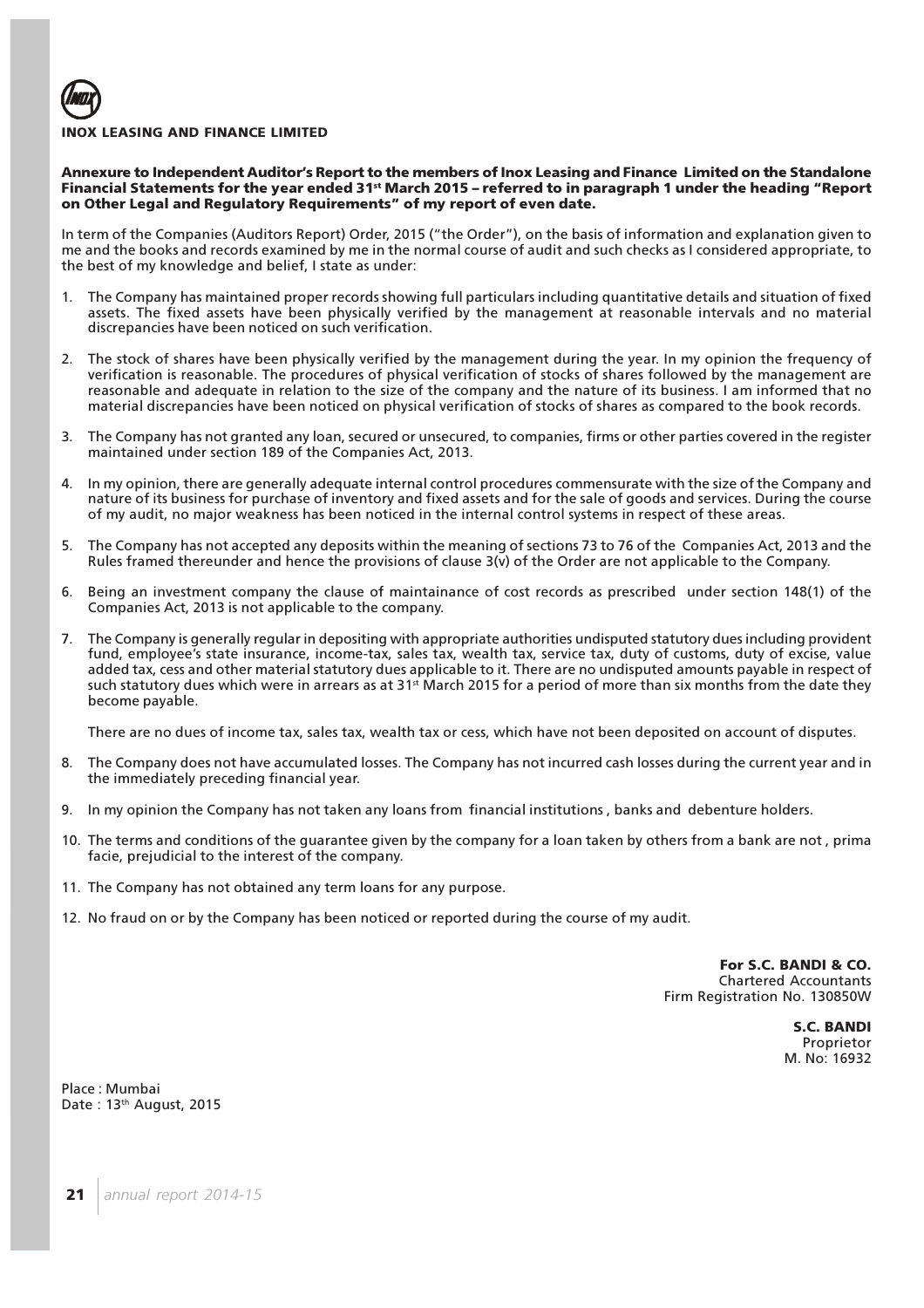**INOX LEASING AND FINANCE LIMITED**

**Annexure to Independent Auditor's Report to the members of Inox Leasing and Finance Limited on the Standalone Financial Statements for the year ended 31st March 2015 – referred to in paragraph 1 under the heading "Report on Other Legal and Regulatory Requirements" of my report of even date.**

In term of the Companies (Auditors Report) Order, 2015 ("the Order"), on the basis of information and explanation given to me and the books and records examined by me in the normal course of audit and such checks as I considered appropriate, to the best of my knowledge and belief, I state as under:

1. The Company has maintained proper records showing full particulars including quantitative details and situation of fixed assets. The fixed assets have been physically verified by the management at reasonable intervals and no material discrepancies have been noticed on such verification.

2. The stock of shares have been physically verified by the management during the year. In my opinion the frequency of verification is reasonable. The procedures of physical verification of stocks of shares followed by the management are reasonable and adequate in relation to the size of the company and the nature of its business. I am informed that no material discrepancies have been noticed on physical verification of stocks of shares as compared to the book records.

3. The Company has not granted any loan, secured or unsecured, to companies, firms or other parties covered in the register maintained under section 189 of the Companies Act, 2013.

4. In my opinion, there are generally adequate internal control procedures commensurate with the size of the Company and nature of its business for purchase of inventory and fixed assets and for the sale of goods and services. During the course of my audit, no major weakness has been noticed in the internal control systems in respect of these areas.

5. The Company has not accepted any deposits within the meaning of sections 73 to 76 of the Companies Act, 2013 and the Rules framed thereunder and hence the provisions of clause 3(v) of the Order are not applicable to the Company.

6. Being an investment company the clause of maintainance of cost records as prescribed under section 148(1) of the Companies Act, 2013 is not applicable to the company.

7. The Company is generally regular in depositing with appropriate authorities undisputed statutory dues including provident fund, employee's state insurance, income-tax, sales tax, wealth tax, service tax, duty of customs, duty of excise, value added tax, cess and other material statutory dues applicable to it. There are no undisputed amounts payable in respect of such statutory dues which were in arrears as at 31st March 2015 for a period of more than six months from the date they become payable.

   There are no dues of income tax, sales tax, wealth tax or cess, which have not been deposited on account of disputes.

8. The Company does not have accumulated losses. The Company has not incurred cash losses during the current year and in the immediately preceding financial year.

9. In my opinion the Company has not taken any loans from financial institutions , banks and debenture holders.

10. The terms and conditions of the guarantee given by the company for a loan taken by others from a bank are not , prima facie, prejudicial to the interest of the company.

11. The Company has not obtained any term loans for any purpose.

12. No fraud on or by the Company has been noticed or reported during the course of my audit.

**For S.C. BANDI & CO.**
Chartered Accountants
Firm Registration No. 130850W

**S.C. BANDI**
Proprietor
M. No: 16932

Place : Mumbai
Date : 13th August, 2015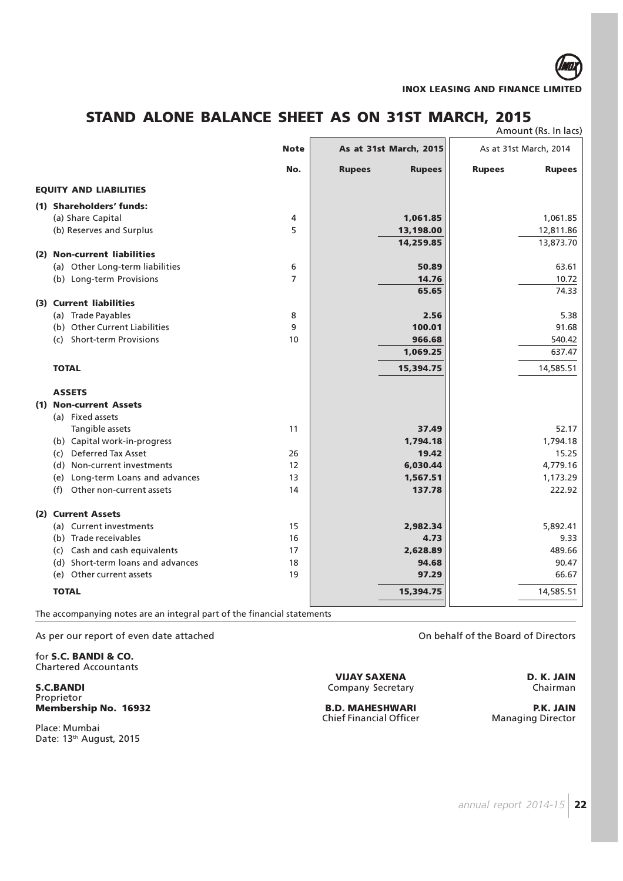INOX LEASING AND FINANCE LIMITED

# STAND ALONE BALANCE SHEET AS ON 31ST MARCH, 2015

Amount (Rs. In lacs)

| | Note | As at 31st March, 2015 | | As at 31st March, 2014 | |
|---|---|---|---|---|---|
| | No. | Rupees | Rupees | Rupees | Rupees |
| **EQUITY AND LIABILITIES** | | | | | |
| **(1) Shareholders' funds:** | | | | | |
| (a) Share Capital | 4 | | **1,061.85** | | 1,061.85 |
| (b) Reserves and Surplus | 5 | | **13,198.00** | | 12,811.86 |
| | | | **14,259.85** | | 13,873.70 |
| **(2) Non-current liabilities** | | | | | |
| (a) Other Long-term liabilities | 6 | | **50.89** | | 63.61 |
| (b) Long-term Provisions | 7 | | **14.76** | | 10.72 |
| | | | **65.65** | | 74.33 |
| **(3) Current liabilities** | | | | | |
| (a) Trade Payables | 8 | | **2.56** | | 5.38 |
| (b) Other Current Liabilities | 9 | | **100.01** | | 91.68 |
| (c) Short-term Provisions | 10 | | **966.68** | | 540.42 |
| | | | **1,069.25** | | 637.47 |
| **TOTAL** | | | **15,394.75** | | 14,585.51 |
| **ASSETS** | | | | | |
| **(1) Non-current Assets** | | | | | |
| (a) Fixed assets | | | | | |
| Tangible assets | 11 | | **37.49** | | 52.17 |
| (b) Capital work-in-progress | | | **1,794.18** | | 1,794.18 |
| (c) Deferred Tax Asset | 26 | | **19.42** | | 15.25 |
| (d) Non-current investments | 12 | | **6,030.44** | | 4,779.16 |
| (e) Long-term Loans and advances | 13 | | **1,567.51** | | 1,173.29 |
| (f) Other non-current assets | 14 | | **137.78** | | 222.92 |
| **(2) Current Assets** | | | | | |
| (a) Current investments | 15 | | **2,982.34** | | 5,892.41 |
| (b) Trade receivables | 16 | | **4.73** | | 9.33 |
| (c) Cash and cash equivalents | 17 | | **2,628.89** | | 489.66 |
| (d) Short-term loans and advances | 18 | | **94.68** | | 90.47 |
| (e) Other current assets | 19 | | **97.29** | | 66.67 |
| **TOTAL** | | | **15,394.75** | | 14,585.51 |

The accompanying notes are an integral part of the financial statements

As per our report of even date attached

for **S.C. BANDI & CO.**
Chartered Accountants

**S.C.BANDI**
Proprietor
**Membership No. 16932**

Place: Mumbai
Date: 13th August, 2015

On behalf of the Board of Directors

**VIJAY SAXENA**
Company Secretary

**B.D. MAHESHWARI**
Chief Financial Officer

**D. K. JAIN**
Chairman

**P.K. JAIN**
Managing Director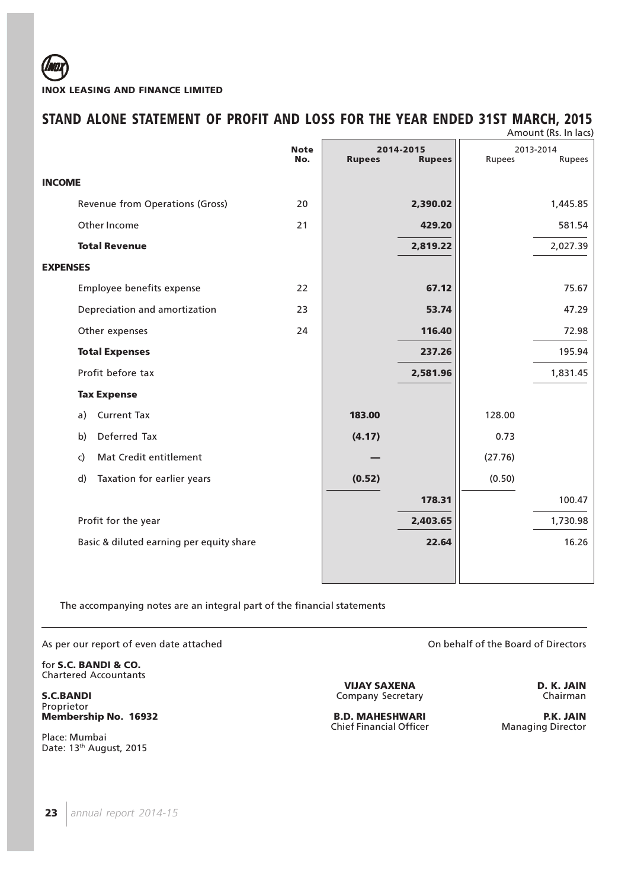**INOX LEASING AND FINANCE LIMITED**

# STAND ALONE STATEMENT OF PROFIT AND LOSS FOR THE YEAR ENDED 31ST MARCH, 2015

Amount (Rs. In lacs)

| | Note No. | 2014-2015 Rupees | 2014-2015 Rupees | 2013-2014 Rupees | 2013-2014 Rupees |
|---|---|---|---|---|---|
| **INCOME** | | | | | |
| Revenue from Operations (Gross) | 20 | | **2,390.02** | | 1,445.85 |
| Other Income | 21 | | **429.20** | | 581.54 |
| **Total Revenue** | | | **2,819.22** | | 2,027.39 |
| **EXPENSES** | | | | | |
| Employee benefits expense | 22 | | **67.12** | | 75.67 |
| Depreciation and amortization | 23 | | **53.74** | | 47.29 |
| Other expenses | 24 | | **116.40** | | 72.98 |
| **Total Expenses** | | | **237.26** | | 195.94 |
| Profit before tax | | | **2,581.96** | | 1,831.45 |
| **Tax Expense** | | | | | |
| a) Current Tax | | **183.00** | | 128.00 | |
| b) Deferred Tax | | **(4.17)** | | 0.73 | |
| c) Mat Credit entitlement | | **—** | | (27.76) | |
| d) Taxation for earlier years | | **(0.52)** | | (0.50) | |
| | | | **178.31** | | 100.47 |
| Profit for the year | | | **2,403.65** | | 1,730.98 |
| Basic & diluted earning per equity share | | | **22.64** | | 16.26 |

The accompanying notes are an integral part of the financial statements

As per our report of even date attached

for **S.C. BANDI & CO.**
Chartered Accountants

**S.C.BANDI**
Proprietor
**Membership No. 16932**

Place: Mumbai
Date: 13th August, 2015

On behalf of the Board of Directors

**VIJAY SAXENA**
Company Secretary

**B.D. MAHESHWARI**
Chief Financial Officer

**D. K. JAIN**
Chairman

**P.K. JAIN**
Managing Director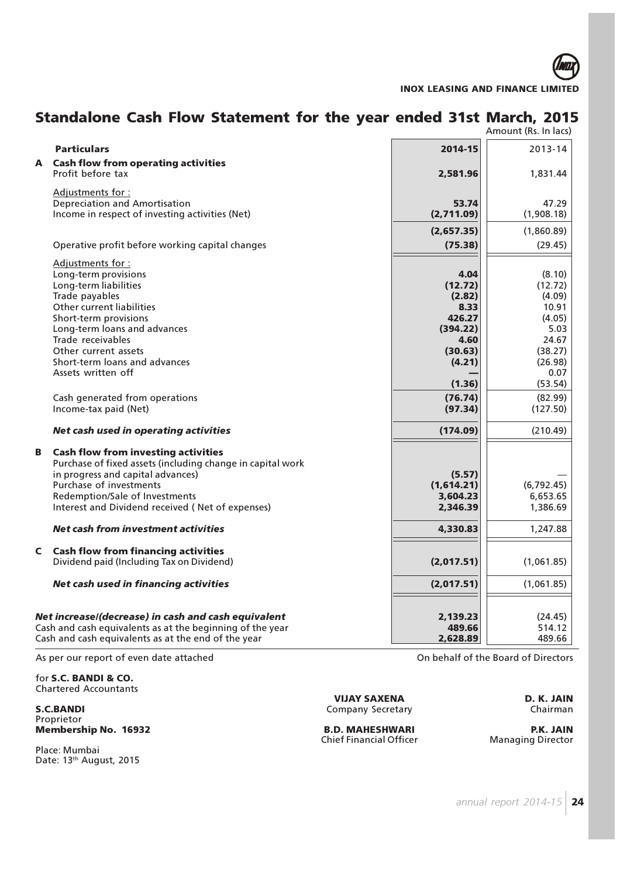INOX LEASING AND FINANCE LIMITED

# Standalone Cash Flow Statement for the year ended 31st March, 2015

Amount (Rs. In lacs)

| | Particulars | 2014-15 | 2013-14 |
|---|---|---|---|
| **A** | **Cash flow from operating activities** | | |
| | Profit before tax | **2,581.96** | 1,831.44 |
| | Adjustments for : | | |
| | Depreciation and Amortisation | **53.74** | 47.29 |
| | Income in respect of investing activities (Net) | **(2,711.09)** | (1,908.18) |
| | | **(2,657.35)** | (1,860.89) |
| | Operative profit before working capital changes | **(75.38)** | (29.45) |
| | Adjustments for : | | |
| | Long-term provisions | **4.04** | (8.10) |
| | Long-term liabilities | **(12.72)** | (12.72) |
| | Trade payables | **(2.82)** | (4.09) |
| | Other current liabilities | **8.33** | 10.91 |
| | Short-term provisions | **426.27** | (4.05) |
| | Long-term loans and advances | **(394.22)** | 5.03 |
| | Trade receivables | **4.60** | 24.67 |
| | Other current assets | **(30.63)** | (38.27) |
| | Short-term loans and advances | **(4.21)** | (26.98) |
| | Assets written off | **—** | 0.07 |
| | | **(1.36)** | (53.54) |
| | Cash generated from operations | **(76.74)** | (82.99) |
| | Income-tax paid (Net) | **(97.34)** | (127.50) |
| | ***Net cash used in operating activities*** | **(174.09)** | (210.49) |
| **B** | **Cash flow from investing activities** | | |
| | Purchase of fixed assets (including change in capital work in progress and capital advances) | **(5.57)** | — |
| | Purchase of investments | **(1,614.21)** | (6,792.45) |
| | Redemption/Sale of Investments | **3,604.23** | 6,653.65 |
| | Interest and Dividend received ( Net of expenses) | **2,346.39** | 1,386.69 |
| | ***Net cash from investment activities*** | **4,330.83** | 1,247.88 |
| **C** | **Cash flow from financing activities** | | |
| | Dividend paid (Including Tax on Dividend) | **(2,017.51)** | (1,061.85) |
| | ***Net cash used in financing activities*** | **(2,017.51)** | (1,061.85) |
| | ***Net increase/(decrease) in cash and cash equivalent*** | **2,139.23** | (24.45) |
| | Cash and cash equivalents as at the beginning of the year | **489.66** | 514.12 |
| | Cash and cash equivalents as at the end of the year | **2,628.89** | 489.66 |

As per our report of even date attached

for **S.C. BANDI & CO.**
Chartered Accountants

**S.C.BANDI**
Proprietor
**Membership No. 16932**

Place: Mumbai
Date: 13th August, 2015

On behalf of the Board of Directors

**VIJAY SAXENA**
Company Secretary

**B.D. MAHESHWARI**
Chief Financial Officer

**D. K. JAIN**
Chairman

**P.K. JAIN**
Managing Director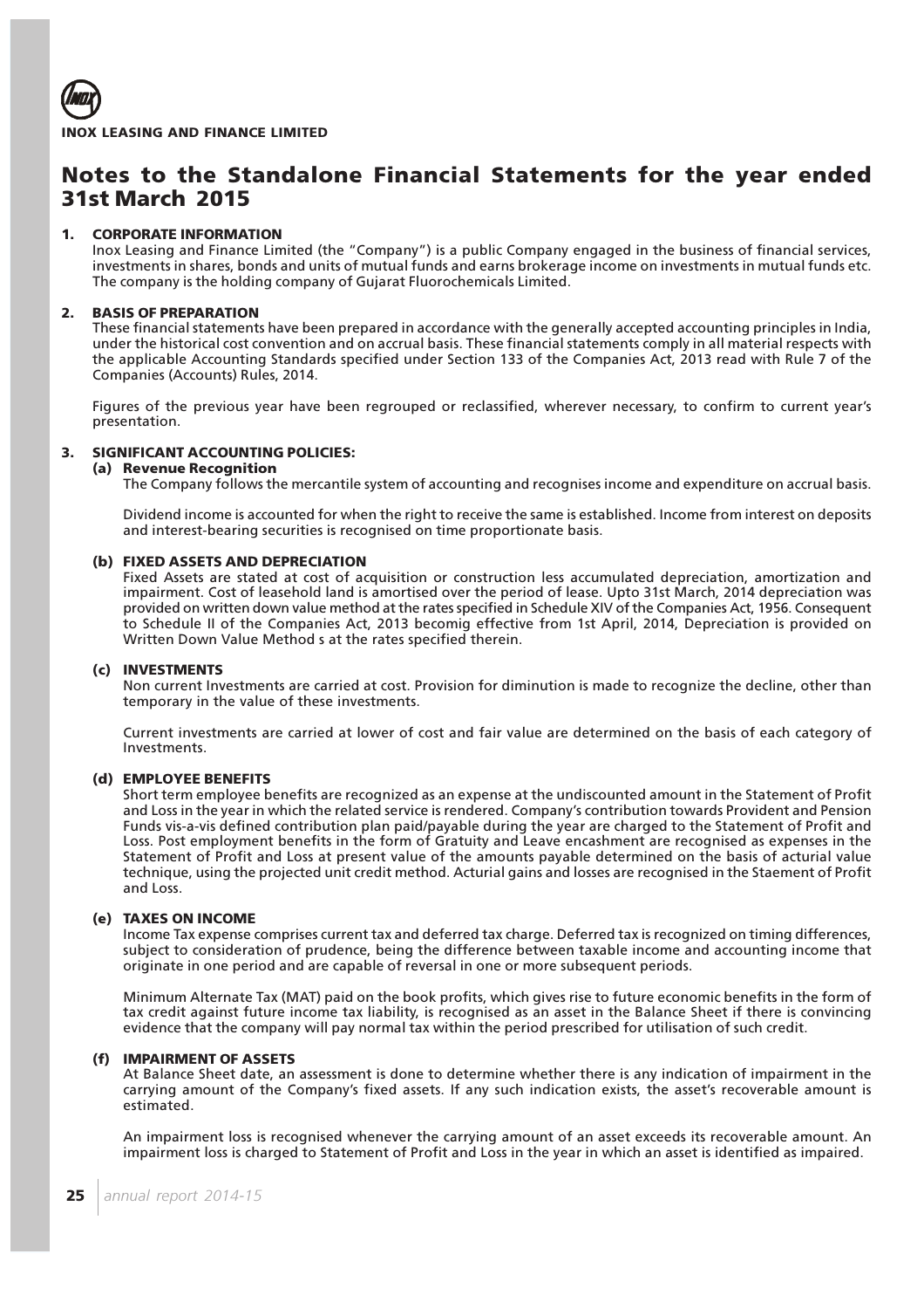# Notes to the Standalone Financial Statements for the year ended 31st March 2015

## 1. CORPORATE INFORMATION

Inox Leasing and Finance Limited (the "Company") is a public Company engaged in the business of financial services, investments in shares, bonds and units of mutual funds and earns brokerage income on investments in mutual funds etc. The company is the holding company of Gujarat Fluorochemicals Limited.

## 2. BASIS OF PREPARATION

These financial statements have been prepared in accordance with the generally accepted accounting principles in India, under the historical cost convention and on accrual basis. These financial statements comply in all material respects with the applicable Accounting Standards specified under Section 133 of the Companies Act, 2013 read with Rule 7 of the Companies (Accounts) Rules, 2014.

Figures of the previous year have been regrouped or reclassified, wherever necessary, to confirm to current year's presentation.

## 3. SIGNIFICANT ACCOUNTING POLICIES:

### (a) Revenue Recognition

The Company follows the mercantile system of accounting and recognises income and expenditure on accrual basis.

Dividend income is accounted for when the right to receive the same is established. Income from interest on deposits and interest-bearing securities is recognised on time proportionate basis.

### (b) FIXED ASSETS AND DEPRECIATION

Fixed Assets are stated at cost of acquisition or construction less accumulated depreciation, amortization and impairment. Cost of leasehold land is amortised over the period of lease. Upto 31st March, 2014 depreciation was provided on written down value method at the rates specified in Schedule XIV of the Companies Act, 1956. Consequent to Schedule II of the Companies Act, 2013 becomig effective from 1st April, 2014, Depreciation is provided on Written Down Value Method s at the rates specified therein.

### (c) INVESTMENTS

Non current Investments are carried at cost. Provision for diminution is made to recognize the decline, other than temporary in the value of these investments.

Current investments are carried at lower of cost and fair value are determined on the basis of each category of Investments.

### (d) EMPLOYEE BENEFITS

Short term employee benefits are recognized as an expense at the undiscounted amount in the Statement of Profit and Loss in the year in which the related service is rendered. Company's contribution towards Provident and Pension Funds vis-a-vis defined contribution plan paid/payable during the year are charged to the Statement of Profit and Loss. Post employment benefits in the form of Gratuity and Leave encashment are recognised as expenses in the Statement of Profit and Loss at present value of the amounts payable determined on the basis of acturial value technique, using the projected unit credit method. Acturial gains and losses are recognised in the Staement of Profit and Loss.

### (e) TAXES ON INCOME

Income Tax expense comprises current tax and deferred tax charge. Deferred tax is recognized on timing differences, subject to consideration of prudence, being the difference between taxable income and accounting income that originate in one period and are capable of reversal in one or more subsequent periods.

Minimum Alternate Tax (MAT) paid on the book profits, which gives rise to future economic benefits in the form of tax credit against future income tax liability, is recognised as an asset in the Balance Sheet if there is convincing evidence that the company will pay normal tax within the period prescribed for utilisation of such credit.

### (f) IMPAIRMENT OF ASSETS

At Balance Sheet date, an assessment is done to determine whether there is any indication of impairment in the carrying amount of the Company's fixed assets. If any such indication exists, the asset's recoverable amount is estimated.

An impairment loss is recognised whenever the carrying amount of an asset exceeds its recoverable amount. An impairment loss is charged to Statement of Profit and Loss in the year in which an asset is identified as impaired.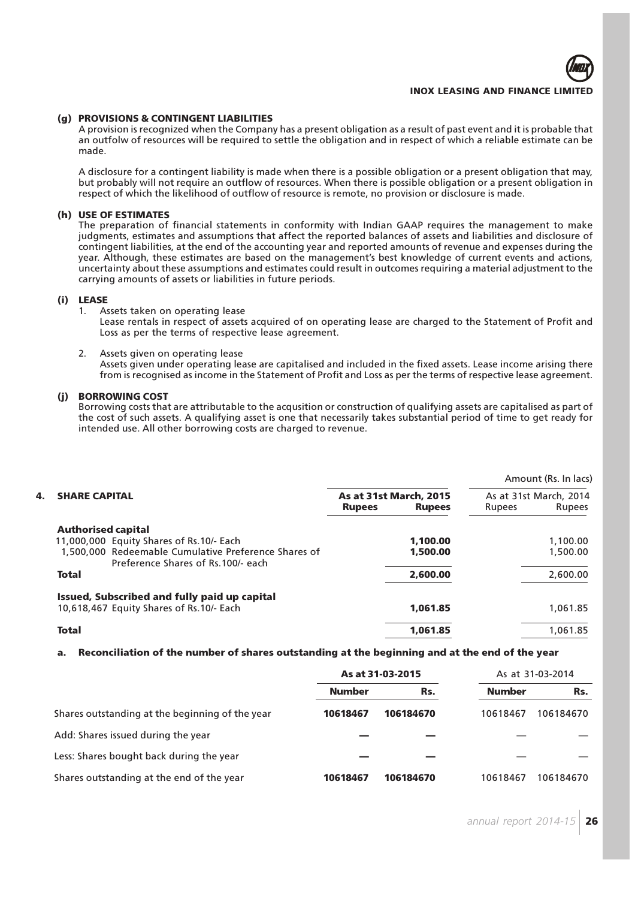### (g) PROVISIONS & CONTINGENT LIABILITIES

A provision is recognized when the Company has a present obligation as a result of past event and it is probable that an outfolw of resources will be required to settle the obligation and in respect of which a reliable estimate can be made.

A disclosure for a contingent liability is made when there is a possible obligation or a present obligation that may, but probably will not require an outflow of resources. When there is possible obligation or a present obligation in respect of which the likelihood of outflow of resource is remote, no provision or disclosure is made.

### (h) USE OF ESTIMATES

The preparation of financial statements in conformity with Indian GAAP requires the management to make judgments, estimates and assumptions that affect the reported balances of assets and liabilities and disclosure of contingent liabilities, at the end of the accounting year and reported amounts of revenue and expenses during the year. Although, these estimates are based on the management's best knowledge of current events and actions, uncertainty about these assumptions and estimates could result in outcomes requiring a material adjustment to the carrying amounts of assets or liabilities in future periods.

### (i) LEASE

1. Assets taken on operating lease
   Lease rentals in respect of assets acquired of on operating lease are charged to the Statement of Profit and Loss as per the terms of respective lease agreement.

2. Assets given on operating lease
   Assets given under operating lease are capitalised and included in the fixed assets. Lease income arising there from is recognised as income in the Statement of Profit and Loss as per the terms of respective lease agreement.

### (j) BORROWING COST

Borrowing costs that are attributable to the acqusition or construction of qualifying assets are capitalised as part of the cost of such assets. A qualifying asset is one that necessarily takes substantial period of time to get ready for intended use. All other borrowing costs are charged to revenue.

Amount (Rs. In lacs)

| **4. SHARE CAPITAL** | **As at 31st March, 2015** | | As at 31st March, 2014 | |
|---|---|---|---|---|
| | **Rupees** | **Rupees** | Rupees | Rupees |
| **Authorised capital** | | | | |
| 11,000,000 Equity Shares of Rs.10/- Each | | **1,100.00** | | 1,100.00 |
| 1,500,000 Redeemable Cumulative Preference Shares of Preference Shares of Rs.100/- each | | **1,500.00** | | 1,500.00 |
| **Total** | | **2,600.00** | | 2,600.00 |
| **Issued, Subscribed and fully paid up capital** | | | | |
| 10,618,467 Equity Shares of Rs.10/- Each | | **1,061.85** | | 1,061.85 |
| **Total** | | **1,061.85** | | 1,061.85 |

#### a. Reconciliation of the number of shares outstanding at the beginning and at the end of the year

| | **As at 31-03-2015** | | As at 31-03-2014 | |
|---|---|---|---|---|
| | **Number** | **Rs.** | **Number** | **Rs.** |
| Shares outstanding at the beginning of the year | **10618467** | **106184670** | 10618467 | 106184670 |
| Add: Shares issued during the year | **—** | **—** | — | — |
| Less: Shares bought back during the year | **—** | **—** | — | — |
| Shares outstanding at the end of the year | **10618467** | **106184670** | 10618467 | 106184670 |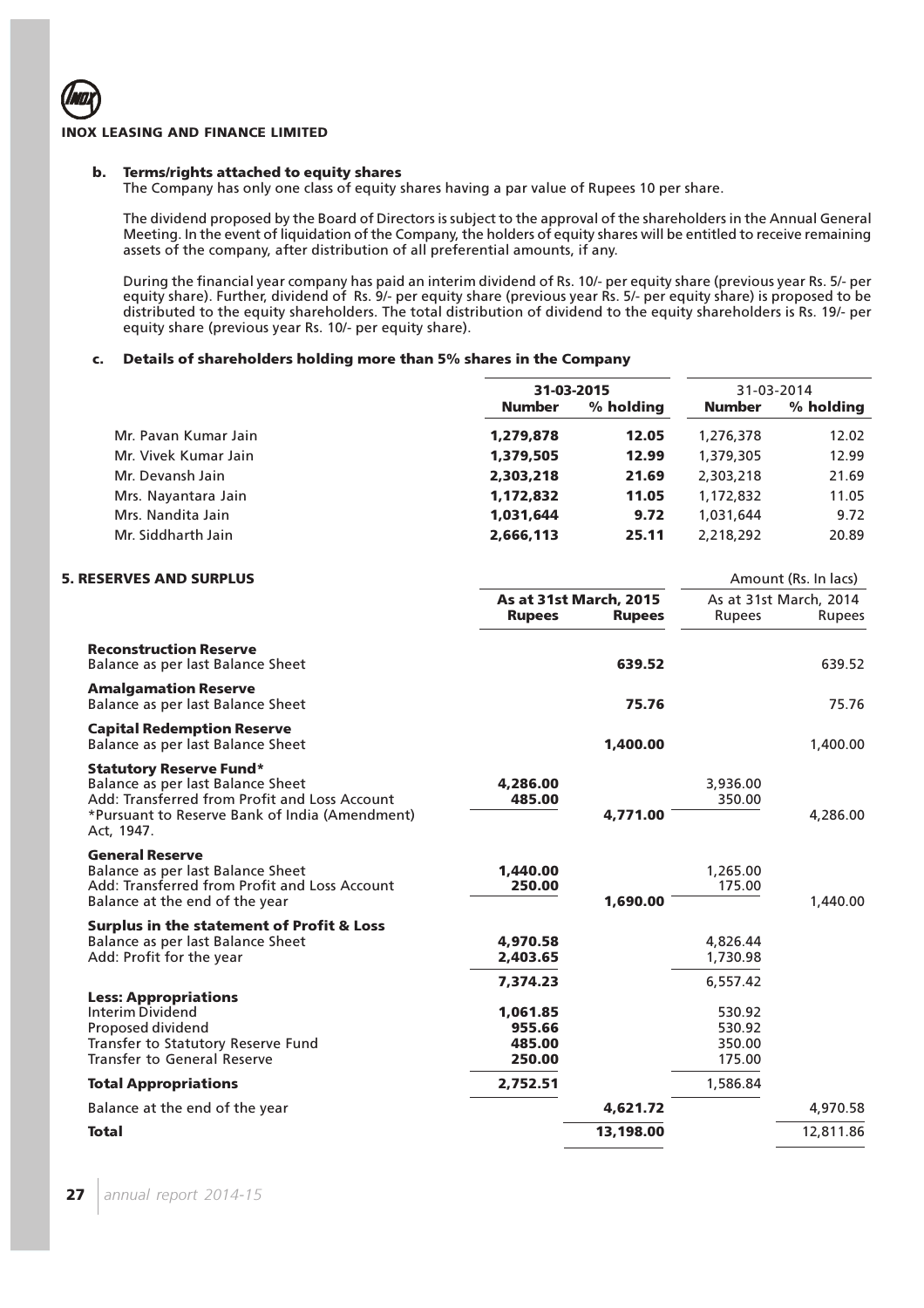INOX LEASING AND FINANCE LIMITED

**b. Terms/rights attached to equity shares**

The Company has only one class of equity shares having a par value of Rupees 10 per share.

The dividend proposed by the Board of Directors is subject to the approval of the shareholders in the Annual General Meeting. In the event of liquidation of the Company, the holders of equity shares will be entitled to receive remaining assets of the company, after distribution of all preferential amounts, if any.

During the financial year company has paid an interim dividend of Rs. 10/- per equity share (previous year Rs. 5/- per equity share). Further, dividend of Rs. 9/- per equity share (previous year Rs. 5/- per equity share) is proposed to be distributed to the equity shareholders. The total distribution of dividend to the equity shareholders is Rs. 19/- per equity share (previous year Rs. 10/- per equity share).

**c. Details of shareholders holding more than 5% shares in the Company**

| | **31-03-2015** | | 31-03-2014 | |
|---|---|---|---|---|
| | **Number** | **% holding** | **Number** | **% holding** |
| Mr. Pavan Kumar Jain | **1,279,878** | **12.05** | 1,276,378 | 12.02 |
| Mr. Vivek Kumar Jain | **1,379,505** | **12.99** | 1,379,305 | 12.99 |
| Mr. Devansh Jain | **2,303,218** | **21.69** | 2,303,218 | 21.69 |
| Mrs. Nayantara Jain | **1,172,832** | **11.05** | 1,172,832 | 11.05 |
| Mrs. Nandita Jain | **1,031,644** | **9.72** | 1,031,644 | 9.72 |
| Mr. Siddharth Jain | **2,666,113** | **25.11** | 2,218,292 | 20.89 |

## 5. RESERVES AND SURPLUS

Amount (Rs. In lacs)

| | **As at 31st March, 2015** | | As at 31st March, 2014 | |
|---|---|---|---|---|
| | **Rupees** | **Rupees** | Rupees | Rupees |
| **Reconstruction Reserve** | | | | |
| Balance as per last Balance Sheet | | **639.52** | | 639.52 |
| **Amalgamation Reserve** | | | | |
| Balance as per last Balance Sheet | | **75.76** | | 75.76 |
| **Capital Redemption Reserve** | | | | |
| Balance as per last Balance Sheet | | **1,400.00** | | 1,400.00 |
| **Statutory Reserve Fund*** | | | | |
| Balance as per last Balance Sheet | **4,286.00** | | 3,936.00 | |
| Add: Transferred from Profit and Loss Account | **485.00** | | 350.00 | |
| *Pursuant to Reserve Bank of India (Amendment) Act, 1947. | | **4,771.00** | | 4,286.00 |
| **General Reserve** | | | | |
| Balance as per last Balance Sheet | **1,440.00** | | 1,265.00 | |
| Add: Transferred from Profit and Loss Account | **250.00** | | 175.00 | |
| Balance at the end of the year | | **1,690.00** | | 1,440.00 |
| **Surplus in the statement of Profit & Loss** | | | | |
| Balance as per last Balance Sheet | **4,970.58** | | 4,826.44 | |
| Add: Profit for the year | **2,403.65** | | 1,730.98 | |
| | **7,374.23** | | 6,557.42 | |
| **Less: Appropriations** | | | | |
| Interim Dividend | **1,061.85** | | 530.92 | |
| Proposed dividend | **955.66** | | 530.92 | |
| Transfer to Statutory Reserve Fund | **485.00** | | 350.00 | |
| Transfer to General Reserve | **250.00** | | 175.00 | |
| **Total Appropriations** | **2,752.51** | | 1,586.84 | |
| Balance at the end of the year | | **4,621.72** | | 4,970.58 |
| **Total** | | **13,198.00** | | 12,811.86 |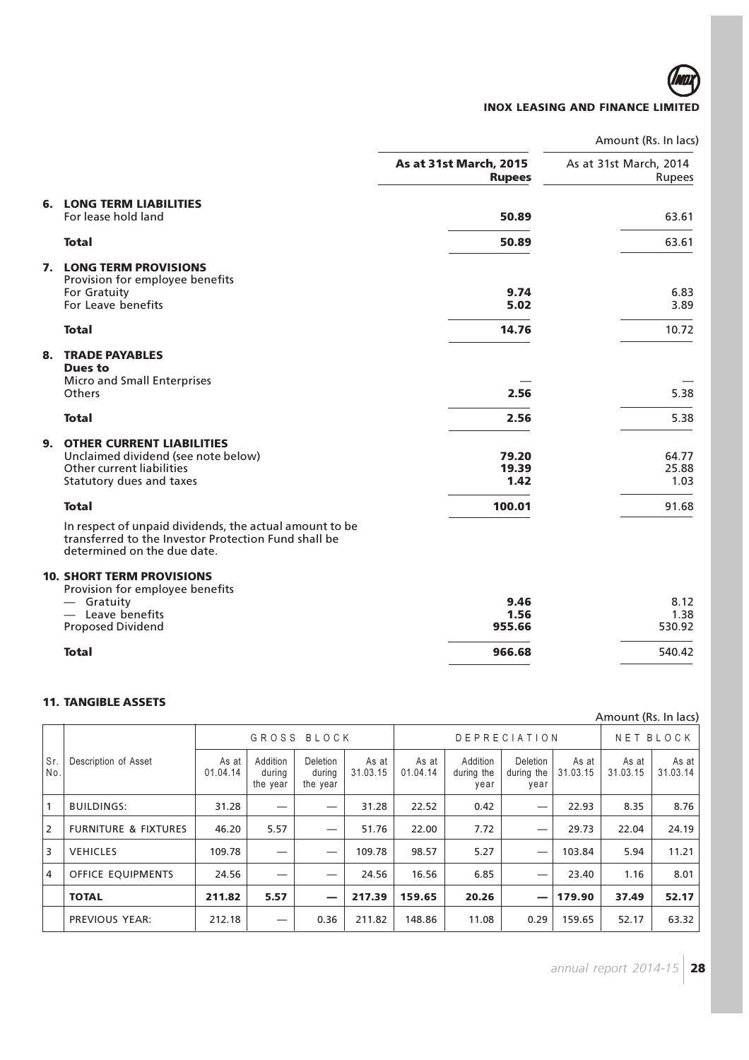Amount (Rs. In lacs)

| | As at 31st March, 2015 Rupees | As at 31st March, 2014 Rupees |
|---|---|---|
| **6. LONG TERM LIABILITIES** | | |
| For lease hold land | **50.89** | 63.61 |
| **Total** | **50.89** | 63.61 |
| **7. LONG TERM PROVISIONS** | | |
| Provision for employee benefits | | |
| For Gratuity | **9.74** | 6.83 |
| For Leave benefits | **5.02** | 3.89 |
| **Total** | **14.76** | 10.72 |
| **8. TRADE PAYABLES** | | |
| **Dues to** | | |
| Micro and Small Enterprises | — | — |
| Others | **2.56** | 5.38 |
| **Total** | **2.56** | 5.38 |
| **9. OTHER CURRENT LIABILITIES** | | |
| Unclaimed dividend (see note below) | **79.20** | 64.77 |
| Other current liabilities | **19.39** | 25.88 |
| Statutory dues and taxes | **1.42** | 1.03 |
| **Total** | **100.01** | 91.68 |

In respect of unpaid dividends, the actual amount to be transferred to the Investor Protection Fund shall be determined on the due date.

| | As at 31st March, 2015 Rupees | As at 31st March, 2014 Rupees |
|---|---|---|
| **10. SHORT TERM PROVISIONS** | | |
| Provision for employee benefits | | |
| — Gratuity | **9.46** | 8.12 |
| — Leave benefits | **1.56** | 1.38 |
| Proposed Dividend | **955.66** | 530.92 |
| **Total** | **966.68** | 540.42 |

## 11. TANGIBLE ASSETS

Amount (Rs. In lacs)

| Sr. No. | Description of Asset | GROSS BLOCK | | | | DEPRECIATION | | | | NET BLOCK | |
|---|---|---|---|---|---|---|---|---|---|---|---|
| | | As at 01.04.14 | Addition during the year | Deletion during the year | As at 31.03.15 | As at 01.04.14 | Addition during the year | Deletion during the year | As at 31.03.15 | As at 31.03.15 | As at 31.03.14 |
| 1 | BUILDINGS: | 31.28 | — | — | 31.28 | 22.52 | 0.42 | — | 22.93 | 8.35 | 8.76 |
| 2 | FURNITURE & FIXTURES | 46.20 | 5.57 | — | 51.76 | 22.00 | 7.72 | — | 29.73 | 22.04 | 24.19 |
| 3 | VEHICLES | 109.78 | — | — | 109.78 | 98.57 | 5.27 | — | 103.84 | 5.94 | 11.21 |
| 4 | OFFICE EQUIPMENTS | 24.56 | — | — | 24.56 | 16.56 | 6.85 | — | 23.40 | 1.16 | 8.01 |
| | **TOTAL** | **211.82** | **5.57** | **—** | **217.39** | **159.65** | **20.26** | **—** | **179.90** | **37.49** | **52.17** |
| | PREVIOUS YEAR: | 212.18 | — | 0.36 | 211.82 | 148.86 | 11.08 | 0.29 | 159.65 | 52.17 | 63.32 |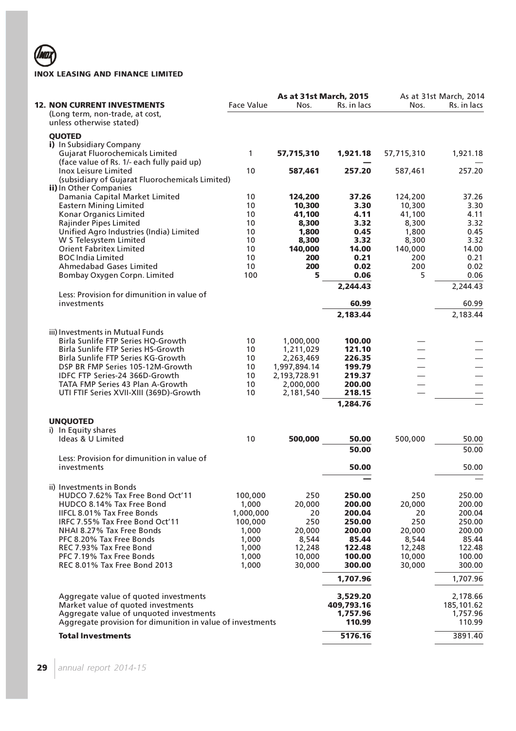**INOX LEASING AND FINANCE LIMITED**

| **12. NON CURRENT INVESTMENTS** (Long term, non-trade, at cost, unless otherwise stated) | Face Value | **As at 31st March, 2015** Nos. | **Rs. in lacs** | As at 31st March, 2014 Nos. | Rs. in lacs |
|---|---|---|---|---|---|
| **QUOTED** | | | | | |
| **i)** In Subsidiary Company | | | | | |
| Gujarat Fluorochemicals Limited | 1 | **57,715,310** | **1,921.18** | 57,715,310 | 1,921.18 |
| (face value of Rs. 1/- each fully paid up) | | | **—** | | — |
| Inox Leisure Limited | 10 | **587,461** | **257.20** | 587,461 | 257.20 |
| (subsidiary of Gujarat Fluorochemicals Limited) | | | | | |
| **ii)** In Other Companies | | | | | |
| Damania Capital Market Limited | 10 | **124,200** | **37.26** | 124,200 | 37.26 |
| Eastern Mining Limited | 10 | **10,300** | **3.30** | 10,300 | 3.30 |
| Konar Organics Limited | 10 | **41,100** | **4.11** | 41,100 | 4.11 |
| Rajinder Pipes Limited | 10 | **8,300** | **3.32** | 8,300 | 3.32 |
| Unified Agro Industries (India) Limited | 10 | **1,800** | **0.45** | 1,800 | 0.45 |
| W S Telesystem Limited | 10 | **8,300** | **3.32** | 8,300 | 3.32 |
| Orient Fabritex Limited | 10 | **140,000** | **14.00** | 140,000 | 14.00 |
| BOC India Limited | 10 | **200** | **0.21** | 200 | 0.21 |
| Ahmedabad Gases Limited | 10 | **200** | **0.02** | 200 | 0.02 |
| Bombay Oxygen Corpn. Limited | 100 | **5** | **0.06** | 5 | 0.06 |
| | | | **2,244.43** | | 2,244.43 |
| Less: Provision for dimunition in value of investments | | | **60.99** | | 60.99 |
| | | | **2,183.44** | | 2,183.44 |
| iii) Investments in Mutual Funds | | | | | |
| Birla Sunlife FTP Series HQ-Growth | 10 | 1,000,000 | **100.00** | — | — |
| Birla Sunlife FTP Series HS-Growth | 10 | 1,211,029 | **121.10** | — | — |
| Birla Sunlife FTP Series KG-Growth | 10 | 2,263,469 | **226.35** | — | — |
| DSP BR FMP Series 105-12M-Growth | 10 | 1,997,894.14 | **199.79** | — | — |
| IDFC FTP Series-24 366D-Growth | 10 | 2,193,728.91 | **219.37** | — | — |
| TATA FMP Series 43 Plan A-Growth | 10 | 2,000,000 | **200.00** | — | — |
| UTI FTIF Series XVII-XIII (369D)-Growth | 10 | 2,181,540 | **218.15** | — | — |
| | | | **1,284.76** | | — |
| **UNQUOTED** | | | | | |
| i) In Equity shares | | | | | |
| Ideas & U Limited | 10 | **500,000** | **50.00** | 500,000 | 50.00 |
| | | | **50.00** | | 50.00 |
| Less: Provision for dimunition in value of investments | | | **50.00** | | 50.00 |
| | | | **—** | | — |
| ii) Investments in Bonds | | | | | |
| HUDCO 7.62% Tax Free Bond Oct'11 | 100,000 | 250 | **250.00** | 250 | 250.00 |
| HUDCO 8.14% Tax Free Bond | 1,000 | 20,000 | **200.00** | 20,000 | 200.00 |
| IIFCL 8.01% Tax Free Bonds | 1,000,000 | 20 | **200.04** | 20 | 200.04 |
| IRFC 7.55% Tax Free Bond Oct'11 | 100,000 | 250 | **250.00** | 250 | 250.00 |
| NHAI 8.27% Tax Free Bonds | 1,000 | 20,000 | **200.00** | 20,000 | 200.00 |
| PFC 8.20% Tax Free Bonds | 1,000 | 8,544 | **85.44** | 8,544 | 85.44 |
| REC 7.93% Tax Free Bond | 1,000 | 12,248 | **122.48** | 12,248 | 122.48 |
| PFC 7.19% Tax Free Bonds | 1,000 | 10,000 | **100.00** | 10,000 | 100.00 |
| REC 8.01% Tax Free Bond 2013 | 1,000 | 30,000 | **300.00** | 30,000 | 300.00 |
| | | | **1,707.96** | | 1,707.96 |
| Aggregate value of quoted investments | | | **3,529.20** | | 2,178.66 |
| Market value of quoted investments | | | **409,793.16** | | 185,101.62 |
| Aggregate value of unquoted investments | | | **1,757.96** | | 1,757.96 |
| Aggregate provision for dimunition in value of investments | | | **110.99** | | 110.99 |
| **Total Investments** | | | **5176.16** | | 3891.40 |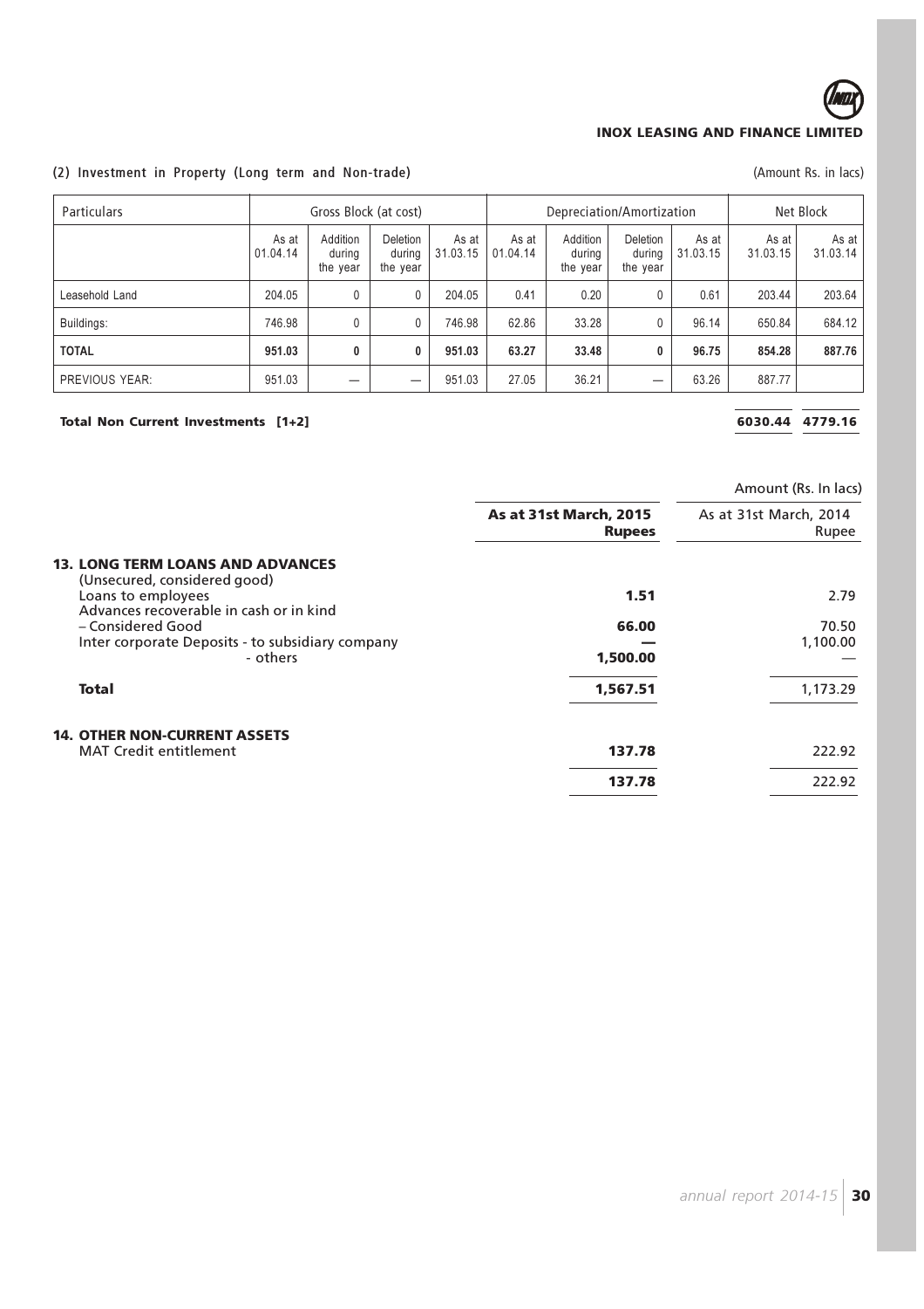### (2) Investment in Property (Long term and Non-trade)

(Amount Rs. in lacs)

| Particulars | Gross Block (at cost) | | | | Depreciation/Amortization | | | | Net Block | |
|---|---|---|---|---|---|---|---|---|---|---|
| | As at 01.04.14 | Addition during the year | Deletion during the year | As at 31.03.15 | As at 01.04.14 | Addition during the year | Deletion during the year | As at 31.03.15 | As at 31.03.15 | As at 31.03.14 |
| Leasehold Land | 204.05 | 0 | 0 | 204.05 | 0.41 | 0.20 | 0 | 0.61 | 203.44 | 203.64 |
| Buildings: | 746.98 | 0 | 0 | 746.98 | 62.86 | 33.28 | 0 | 96.14 | 650.84 | 684.12 |
| **TOTAL** | **951.03** | **0** | **0** | **951.03** | **63.27** | **33.48** | **0** | **96.75** | **854.28** | **887.76** |
| PREVIOUS YEAR: | 951.03 | — | — | 951.03 | 27.05 | 36.21 | — | 63.26 | 887.77 | |

**Total Non Current Investments [1+2]** **6030.44** **4779.16**

Amount (Rs. In lacs)

| | **As at 31st March, 2015 Rupees** | As at 31st March, 2014 Rupee |
|---|---|---|
| **13. LONG TERM LOANS AND ADVANCES** | | |
| (Unsecured, considered good) | | |
| Loans to employees | **1.51** | 2.79 |
| Advances recoverable in cash or in kind | | |
| – Considered Good | **66.00** | 70.50 |
| Inter corporate Deposits - to subsidiary company | **—** | 1,100.00 |
| - others | **1,500.00** | — |
| **Total** | **1,567.51** | 1,173.29 |
| **14. OTHER NON-CURRENT ASSETS** | | |
| MAT Credit entitlement | **137.78** | 222.92 |
| | **137.78** | 222.92 |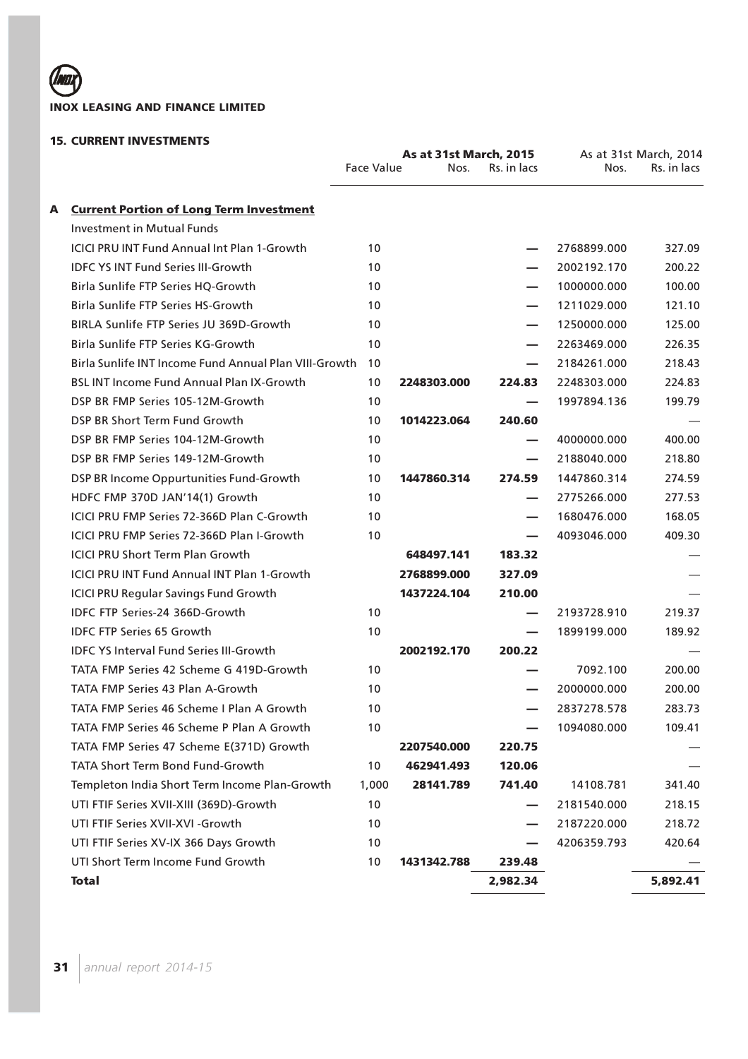INOX LEASING AND FINANCE LIMITED

## 15. CURRENT INVESTMENTS

| | Face Value | As at 31st March, 2015 Nos. | Rs. in lacs | As at 31st March, 2014 Nos. | Rs. in lacs |
|---|---|---|---|---|---|
| **A** **Current Portion of Long Term Investment** | | | | | |
| Investment in Mutual Funds | | | | | |
| ICICI PRU INT Fund Annual Int Plan 1-Growth | 10 | | — | 2768899.000 | 327.09 |
| IDFC YS INT Fund Series III-Growth | 10 | | — | 2002192.170 | 200.22 |
| Birla Sunlife FTP Series HQ-Growth | 10 | | — | 1000000.000 | 100.00 |
| Birla Sunlife FTP Series HS-Growth | 10 | | — | 1211029.000 | 121.10 |
| BIRLA Sunlife FTP Series JU 369D-Growth | 10 | | — | 1250000.000 | 125.00 |
| Birla Sunlife FTP Series KG-Growth | 10 | | — | 2263469.000 | 226.35 |
| Birla Sunlife INT Income Fund Annual Plan VIII-Growth | 10 | | — | 2184261.000 | 218.43 |
| BSL INT Income Fund Annual Plan IX-Growth | 10 | **2248303.000** | **224.83** | 2248303.000 | 224.83 |
| DSP BR FMP Series 105-12M-Growth | 10 | | — | 1997894.136 | 199.79 |
| DSP BR Short Term Fund Growth | 10 | **1014223.064** | **240.60** | | — |
| DSP BR FMP Series 104-12M-Growth | 10 | | — | 4000000.000 | 400.00 |
| DSP BR FMP Series 149-12M-Growth | 10 | | — | 2188040.000 | 218.80 |
| DSP BR Income Oppurtunities Fund-Growth | 10 | **1447860.314** | **274.59** | 1447860.314 | 274.59 |
| HDFC FMP 370D JAN'14(1) Growth | 10 | | — | 2775266.000 | 277.53 |
| ICICI PRU FMP Series 72-366D Plan C-Growth | 10 | | — | 1680476.000 | 168.05 |
| ICICI PRU FMP Series 72-366D Plan I-Growth | 10 | | — | 4093046.000 | 409.30 |
| ICICI PRU Short Term Plan Growth | | **648497.141** | **183.32** | | — |
| ICICI PRU INT Fund Annual INT Plan 1-Growth | | **2768899.000** | **327.09** | | — |
| ICICI PRU Regular Savings Fund Growth | | **1437224.104** | **210.00** | | — |
| IDFC FTP Series-24 366D-Growth | 10 | | — | 2193728.910 | 219.37 |
| IDFC FTP Series 65 Growth | 10 | | — | 1899199.000 | 189.92 |
| IDFC YS Interval Fund Series III-Growth | | **2002192.170** | **200.22** | | — |
| TATA FMP Series 42 Scheme G 419D-Growth | 10 | | — | 7092.100 | 200.00 |
| TATA FMP Series 43 Plan A-Growth | 10 | | — | 2000000.000 | 200.00 |
| TATA FMP Series 46 Scheme I Plan A Growth | 10 | | — | 2837278.578 | 283.73 |
| TATA FMP Series 46 Scheme P Plan A Growth | 10 | | — | 1094080.000 | 109.41 |
| TATA FMP Series 47 Scheme E(371D) Growth | | **2207540.000** | **220.75** | | — |
| TATA Short Term Bond Fund-Growth | 10 | **462941.493** | **120.06** | | — |
| Templeton India Short Term Income Plan-Growth | 1,000 | **28141.789** | **741.40** | 14108.781 | 341.40 |
| UTI FTIF Series XVII-XIII (369D)-Growth | 10 | | — | 2181540.000 | 218.15 |
| UTI FTIF Series XVII-XVI -Growth | 10 | | — | 2187220.000 | 218.72 |
| UTI FTIF Series XV-IX 366 Days Growth | 10 | | — | 4206359.793 | 420.64 |
| UTI Short Term Income Fund Growth | 10 | **1431342.788** | **239.48** | | — |
| **Total** | | | **2,982.34** | | **5,892.41** |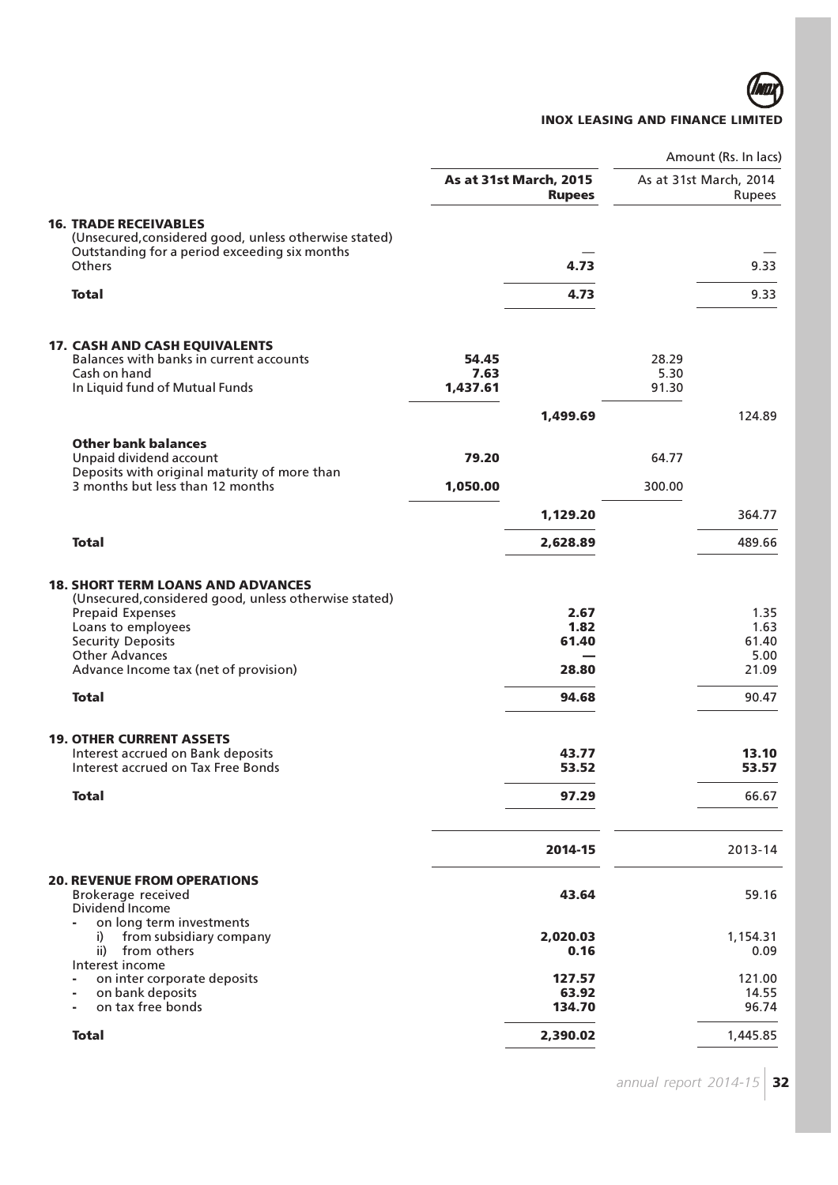Amount (Rs. In lacs)

| | As at 31st March, 2015 | | As at 31st March, 2014 | |
|---|---|---|---|---|
| | | **Rupees** | | Rupees |
| **16. TRADE RECEIVABLES** | | | | |
| (Unsecured,considered good, unless otherwise stated) | | | | |
| Outstanding for a period exceeding six months | | — | | — |
| Others | | **4.73** | | 9.33 |
| **Total** | | **4.73** | | 9.33 |
| **17. CASH AND CASH EQUIVALENTS** | | | | |
| Balances with banks in current accounts | **54.45** | | 28.29 | |
| Cash on hand | **7.63** | | 5.30 | |
| In Liquid fund of Mutual Funds | **1,437.61** | | 91.30 | |
| | | **1,499.69** | | 124.89 |
| **Other bank balances** | | | | |
| Unpaid dividend account | **79.20** | | 64.77 | |
| Deposits with original maturity of more than 3 months but less than 12 months | **1,050.00** | | 300.00 | |
| | | **1,129.20** | | 364.77 |
| **Total** | | **2,628.89** | | 489.66 |
| **18. SHORT TERM LOANS AND ADVANCES** | | | | |
| (Unsecured,considered good, unless otherwise stated) | | | | |
| Prepaid Expenses | | **2.67** | | 1.35 |
| Loans to employees | | **1.82** | | 1.63 |
| Security Deposits | | **61.40** | | 61.40 |
| Other Advances | | **—** | | 5.00 |
| Advance Income tax (net of provision) | | **28.80** | | 21.09 |
| **Total** | | **94.68** | | 90.47 |
| **19. OTHER CURRENT ASSETS** | | | | |
| Interest accrued on Bank deposits | | **43.77** | | **13.10** |
| Interest accrued on Tax Free Bonds | | **53.52** | | **53.57** |
| **Total** | | **97.29** | | 66.67 |

| | 2014-15 | 2013-14 |
|---|---|---|
| **20. REVENUE FROM OPERATIONS** | | |
| Brokerage received | **43.64** | 59.16 |
| Dividend Income | | |
| - on long term investments | | |
| i) from subsidiary company | **2,020.03** | 1,154.31 |
| ii) from others | **0.16** | 0.09 |
| Interest income | | |
| - on inter corporate deposits | **127.57** | 121.00 |
| - on bank deposits | **63.92** | 14.55 |
| - on tax free bonds | **134.70** | 96.74 |
| **Total** | **2,390.02** | 1,445.85 |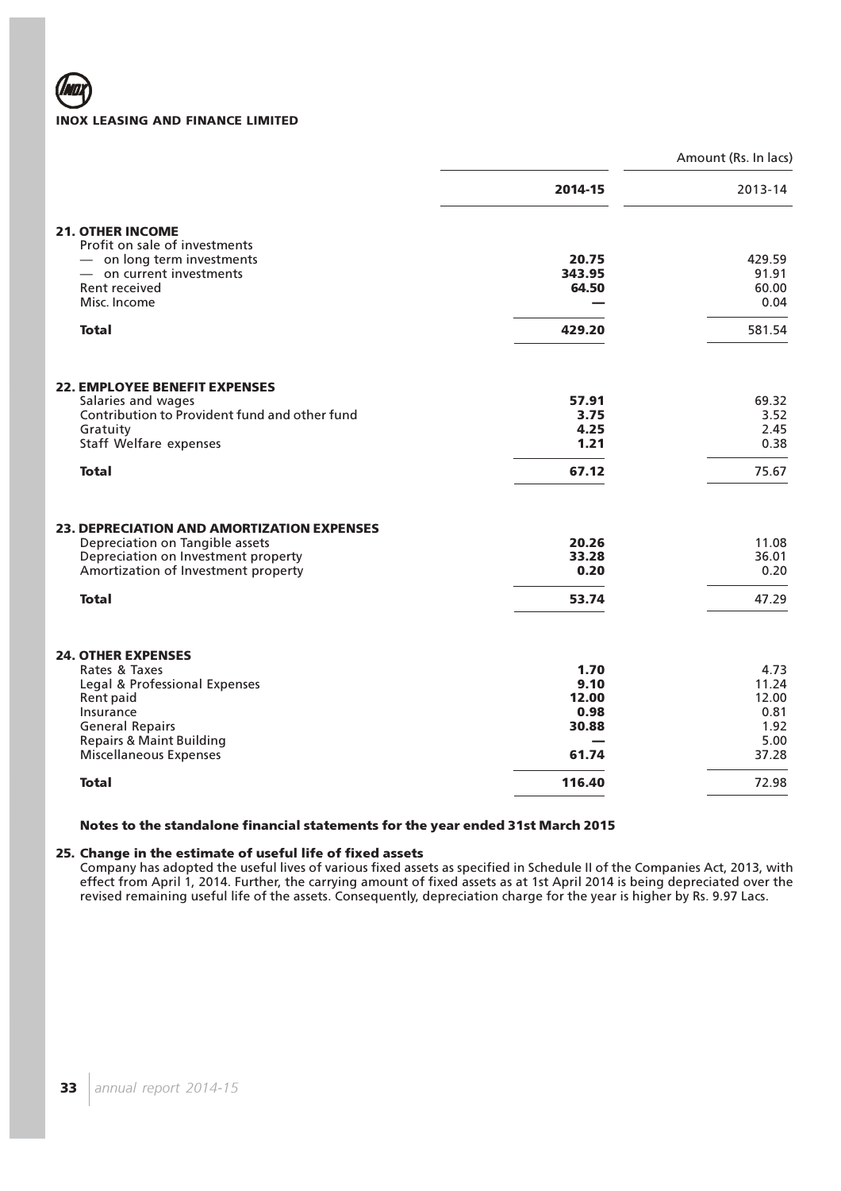INOX LEASING AND FINANCE LIMITED

Amount (Rs. In lacs)

| | **2014-15** | 2013-14 |
|---|---|---|
| **21. OTHER INCOME** | | |
| Profit on sale of investments | | |
| — on long term investments | **20.75** | 429.59 |
| — on current investments | **343.95** | 91.91 |
| Rent received | **64.50** | 60.00 |
| Misc. Income | **—** | 0.04 |
| **Total** | **429.20** | 581.54 |
| **22. EMPLOYEE BENEFIT EXPENSES** | | |
| Salaries and wages | **57.91** | 69.32 |
| Contribution to Provident fund and other fund | **3.75** | 3.52 |
| Gratuity | **4.25** | 2.45 |
| Staff Welfare expenses | **1.21** | 0.38 |
| **Total** | **67.12** | 75.67 |
| **23. DEPRECIATION AND AMORTIZATION EXPENSES** | | |
| Depreciation on Tangible assets | **20.26** | 11.08 |
| Depreciation on Investment property | **33.28** | 36.01 |
| Amortization of Investment property | **0.20** | 0.20 |
| **Total** | **53.74** | 47.29 |
| **24. OTHER EXPENSES** | | |
| Rates & Taxes | **1.70** | 4.73 |
| Legal & Professional Expenses | **9.10** | 11.24 |
| Rent paid | **12.00** | 12.00 |
| Insurance | **0.98** | 0.81 |
| General Repairs | **30.88** | 1.92 |
| Repairs & Maint Building | **—** | 5.00 |
| Miscellaneous Expenses | **61.74** | 37.28 |
| **Total** | **116.40** | 72.98 |

**Notes to the standalone financial statements for the year ended 31st March 2015**

**25. Change in the estimate of useful life of fixed assets**

Company has adopted the useful lives of various fixed assets as specified in Schedule II of the Companies Act, 2013, with effect from April 1, 2014. Further, the carrying amount of fixed assets as at 1st April 2014 is being depreciated over the revised remaining useful life of the assets. Consequently, depreciation charge for the year is higher by Rs. 9.97 Lacs.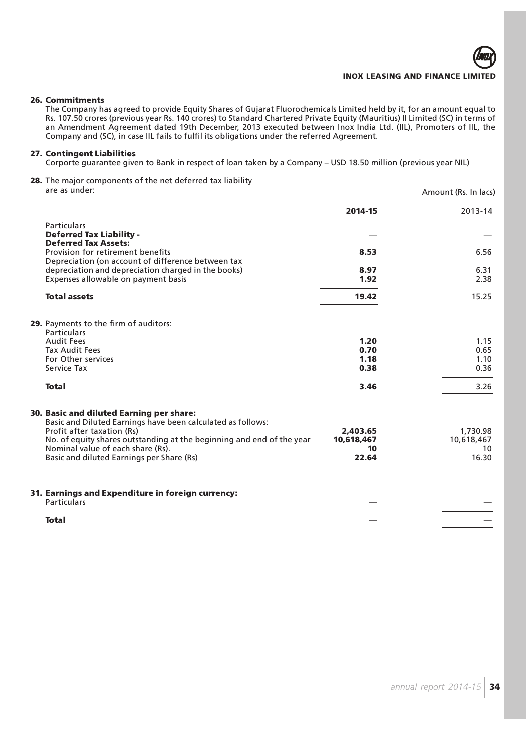**26. Commitments**

The Company has agreed to provide Equity Shares of Gujarat Fluorochemicals Limited held by it, for an amount equal to Rs. 107.50 crores (previous year Rs. 140 crores) to Standard Chartered Private Equity (Mauritius) II Limited (SC) in terms of an Amendment Agreement dated 19th December, 2013 executed between Inox India Ltd. (IIL), Promoters of IIL, the Company and (SC), in case IIL fails to fulfil its obligations under the referred Agreement.

**27. Contingent Liabilities**

Corporte guarantee given to Bank in respect of loan taken by a Company – USD 18.50 million (previous year NIL)

**28.** The major components of the net deferred tax liability are as under:

Amount (Rs. In lacs)

| Particulars | 2014-15 | 2013-14 |
|---|---|---|
| **Deferred Tax Liability -** | — | — |
| **Deferred Tax Assets:** | | |
| Provision for retirement benefits | **8.53** | 6.56 |
| Depreciation (on account of difference between tax depreciation and depreciation charged in the books) | **8.97** | 6.31 |
| Expenses allowable on payment basis | **1.92** | 2.38 |
| **Total assets** | **19.42** | 15.25 |

**29.** Payments to the firm of auditors:

| Particulars | 2014-15 | 2013-14 |
|---|---|---|
| Audit Fees | **1.20** | 1.15 |
| Tax Audit Fees | **0.70** | 0.65 |
| For Other services | **1.18** | 1.10 |
| Service Tax | **0.38** | 0.36 |
| **Total** | **3.46** | 3.26 |

**30. Basic and diluted Earning per share:**

Basic and Diluted Earnings have been calculated as follows:

| | 2014-15 | 2013-14 |
|---|---|---|
| Profit after taxation (Rs) | **2,403.65** | 1,730.98 |
| No. of equity shares outstanding at the beginning and end of the year | **10,618,467** | 10,618,467 |
| Nominal value of each share (Rs). | **10** | 10 |
| Basic and diluted Earnings per Share (Rs) | **22.64** | 16.30 |

**31. Earnings and Expenditure in foreign currency:**

| Particulars | — | — |
|---|---|---|
| **Total** | — | — |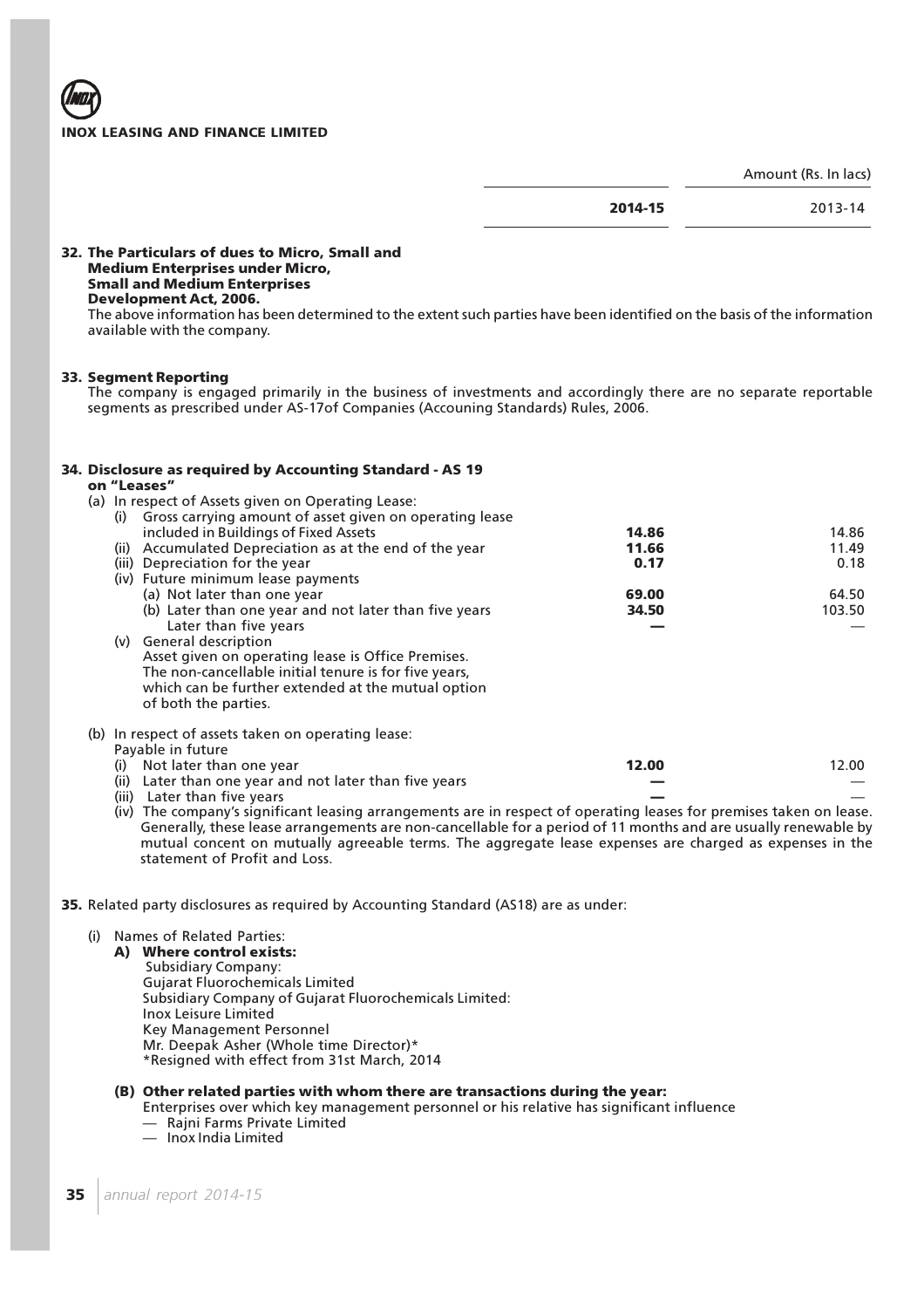Amount (Rs. In lacs)

| | 2014-15 | 2013-14 |
|---|---|---|

**32. The Particulars of dues to Micro, Small and Medium Enterprises under Micro, Small and Medium Enterprises Development Act, 2006.**

The above information has been determined to the extent such parties have been identified on the basis of the information available with the company.

**33. Segment Reporting**

The company is engaged primarily in the business of investments and accordingly there are no separate reportable segments as prescribed under AS-17of Companies (Accouning Standards) Rules, 2006.

**34. Disclosure as required by Accounting Standard - AS 19 on "Leases"**

(a) In respect of Assets given on Operating Lease:

| | 2014-15 | 2013-14 |
|---|---|---|
| (i) Gross carrying amount of asset given on operating lease included in Buildings of Fixed Assets | **14.86** | 14.86 |
| (ii) Accumulated Depreciation as at the end of the year | **11.66** | 11.49 |
| (iii) Depreciation for the year | **0.17** | 0.18 |
| (iv) Future minimum lease payments | | |
| (a) Not later than one year | **69.00** | 64.50 |
| (b) Later than one year and not later than five years | **34.50** | 103.50 |
| Later than five years | **—** | — |

(v) General description
Asset given on operating lease is Office Premises. The non-cancellable initial tenure is for five years, which can be further extended at the mutual option of both the parties.

(b) In respect of assets taken on operating lease:

| Payable in future | 2014-15 | 2013-14 |
|---|---|---|
| (i) Not later than one year | **12.00** | 12.00 |
| (ii) Later than one year and not later than five years | **—** | — |
| (iii) Later than five years | **—** | — |

(iv) The company's significant leasing arrangements are in respect of operating leases for premises taken on lease. Generally, these lease arrangements are non-cancellable for a period of 11 months and are usually renewable by mutual concent on mutually agreeable terms. The aggregate lease expenses are charged as expenses in the statement of Profit and Loss.

**35.** Related party disclosures as required by Accounting Standard (AS18) are as under:

(i) Names of Related Parties:

**A) Where control exists:**

Subsidiary Company:
Gujarat Fluorochemicals Limited
Subsidiary Company of Gujarat Fluorochemicals Limited:
Inox Leisure Limited
Key Management Personnel
Mr. Deepak Asher (Whole time Director)*
*Resigned with effect from 31st March, 2014

**(B) Other related parties with whom there are transactions during the year:**

Enterprises over which key management personnel or his relative has significant influence

— Rajni Farms Private Limited
— Inox India Limited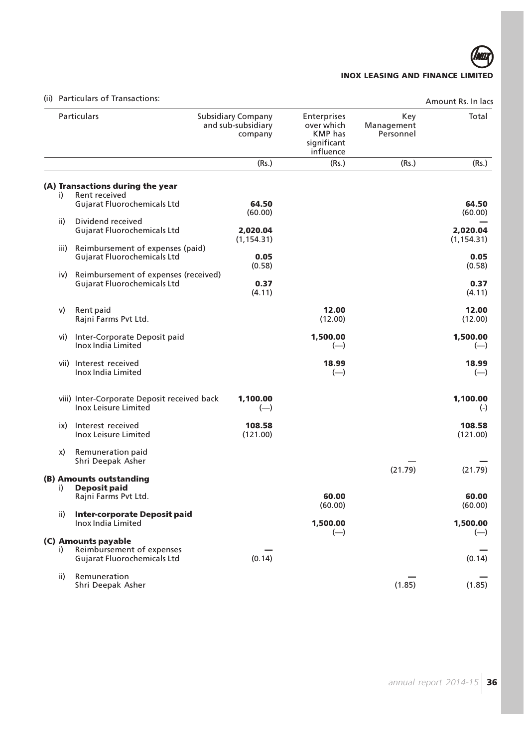(ii) Particulars of Transactions:

Amount Rs. In lacs

| Particulars | Subsidiary Company and sub-subsidiary company | Enterprises over which KMP has significant influence | Key Management Personnel | Total |
|---|---|---|---|---|
| | (Rs.) | (Rs.) | (Rs.) | (Rs.) |
| **(A) Transactions during the year** | | | | |
| i) Rent received | | | | |
| Gujarat Fluorochemicals Ltd | **64.50** | | | **64.50** |
| | (60.00) | | | (60.00) |
| ii) Dividend received | | | | — |
| Gujarat Fluorochemicals Ltd | **2,020.04** | | | **2,020.04** |
| | (1,154.31) | | | (1,154.31) |
| iii) Reimbursement of expenses (paid) | | | | |
| Gujarat Fluorochemicals Ltd | **0.05** | | | **0.05** |
| | (0.58) | | | (0.58) |
| iv) Reimbursement of expenses (received) | | | | |
| Gujarat Fluorochemicals Ltd | **0.37** | | | **0.37** |
| | (4.11) | | | (4.11) |
| v) Rent paid | | | | |
| Rajni Farms Pvt Ltd. | | **12.00** | | **12.00** |
| | | (12.00) | | (12.00) |
| vi) Inter-Corporate Deposit paid | | | | |
| Inox India Limited | | **1,500.00** | | **1,500.00** |
| | | (—) | | (—) |
| vii) Interest received | | | | |
| Inox India Limited | | **18.99** | | **18.99** |
| | | (—) | | (—) |
| viii) Inter-Corporate Deposit received back | | | | |
| Inox Leisure Limited | **1,100.00** | | | **1,100.00** |
| | (—) | | | (-) |
| ix) Interest received | | | | |
| Inox Leisure Limited | **108.58** | | | **108.58** |
| | (121.00) | | | (121.00) |
| x) Remuneration paid | | | | |
| Shri Deepak Asher | | | — | **—** |
| | | | (21.79) | (21.79) |
| **(B) Amounts outstanding** | | | | |
| i) **Deposit paid** | | | | |
| Rajni Farms Pvt Ltd. | | **60.00** | | **60.00** |
| | | (60.00) | | (60.00) |
| ii) **Inter-corporate Deposit paid** | | | | |
| Inox India Limited | | **1,500.00** | | **1,500.00** |
| | | (—) | | (—) |
| **(C) Amounts payable** | | | | |
| i) Reimbursement of expenses | **—** | | | **—** |
| Gujarat Fluorochemicals Ltd | (0.14) | | | (0.14) |
| ii) Remuneration | | | **—** | **—** |
| Shri Deepak Asher | | | (1.85) | (1.85) |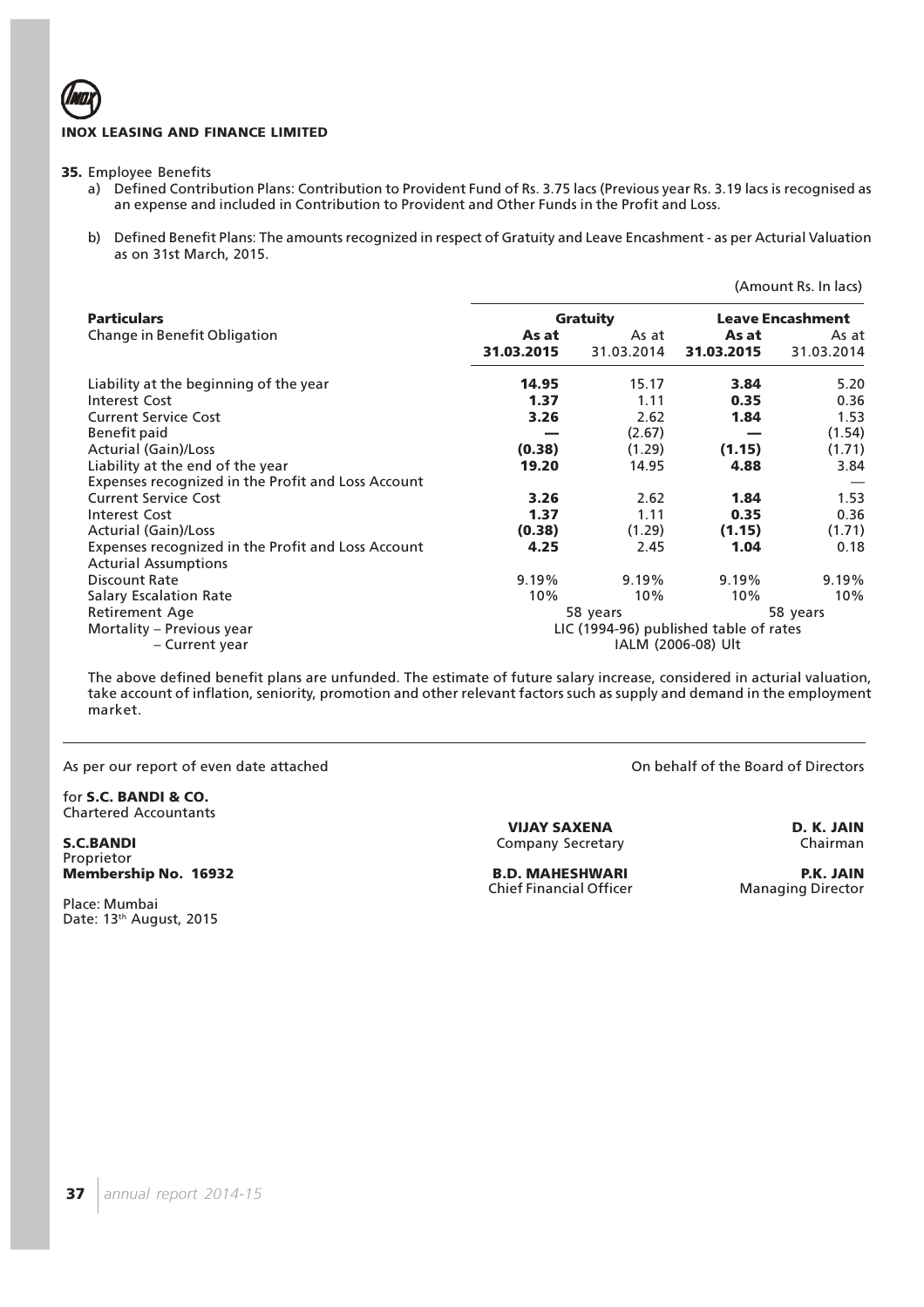**INOX LEASING AND FINANCE LIMITED**

**35.** Employee Benefits

a) Defined Contribution Plans: Contribution to Provident Fund of Rs. 3.75 lacs (Previous year Rs. 3.19 lacs is recognised as an expense and included in Contribution to Provident and Other Funds in the Profit and Loss.

b) Defined Benefit Plans: The amounts recognized in respect of Gratuity and Leave Encashment - as per Acturial Valuation as on 31st March, 2015.

(Amount Rs. In lacs)

| **Particulars** | **Gratuity** | | **Leave Encashment** | |
|---|---|---|---|---|
| Change in Benefit Obligation | **As at 31.03.2015** | As at 31.03.2014 | **As at 31.03.2015** | As at 31.03.2014 |
| Liability at the beginning of the year | **14.95** | 15.17 | **3.84** | 5.20 |
| Interest Cost | **1.37** | 1.11 | **0.35** | 0.36 |
| Current Service Cost | **3.26** | 2.62 | **1.84** | 1.53 |
| Benefit paid | **—** | (2.67) | **—** | (1.54) |
| Acturial (Gain)/Loss | **(0.38)** | (1.29) | **(1.15)** | (1.71) |
| Liability at the end of the year | **19.20** | 14.95 | **4.88** | 3.84 |
| Expenses recognized in the Profit and Loss Account | | | | — |
| Current Service Cost | **3.26** | 2.62 | **1.84** | 1.53 |
| Interest Cost | **1.37** | 1.11 | **0.35** | 0.36 |
| Acturial (Gain)/Loss | **(0.38)** | (1.29) | **(1.15)** | (1.71) |
| Expenses recognized in the Profit and Loss Account | **4.25** | 2.45 | **1.04** | 0.18 |
| Acturial Assumptions | | | | |
| Discount Rate | 9.19% | 9.19% | 9.19% | 9.19% |
| Salary Escalation Rate | 10% | 10% | 10% | 10% |
| Retirement Age | 58 years | | 58 years | |
| Mortality – Previous year | LIC (1994-96) published table of rates | | | |
| – Current year | IALM (2006-08) Ult | | | |

The above defined benefit plans are unfunded. The estimate of future salary increase, considered in acturial valuation, take account of inflation, seniority, promotion and other relevant factors such as supply and demand in the employment market.

As per our report of even date attached

On behalf of the Board of Directors

for **S.C. BANDI & CO.**
Chartered Accountants

**S.C.BANDI**
Proprietor
**Membership No. 16932**

Place: Mumbai
Date: 13th August, 2015

**VIJAY SAXENA**
Company Secretary

**B.D. MAHESHWARI**
Chief Financial Officer

**D. K. JAIN**
Chairman

**P.K. JAIN**
Managing Director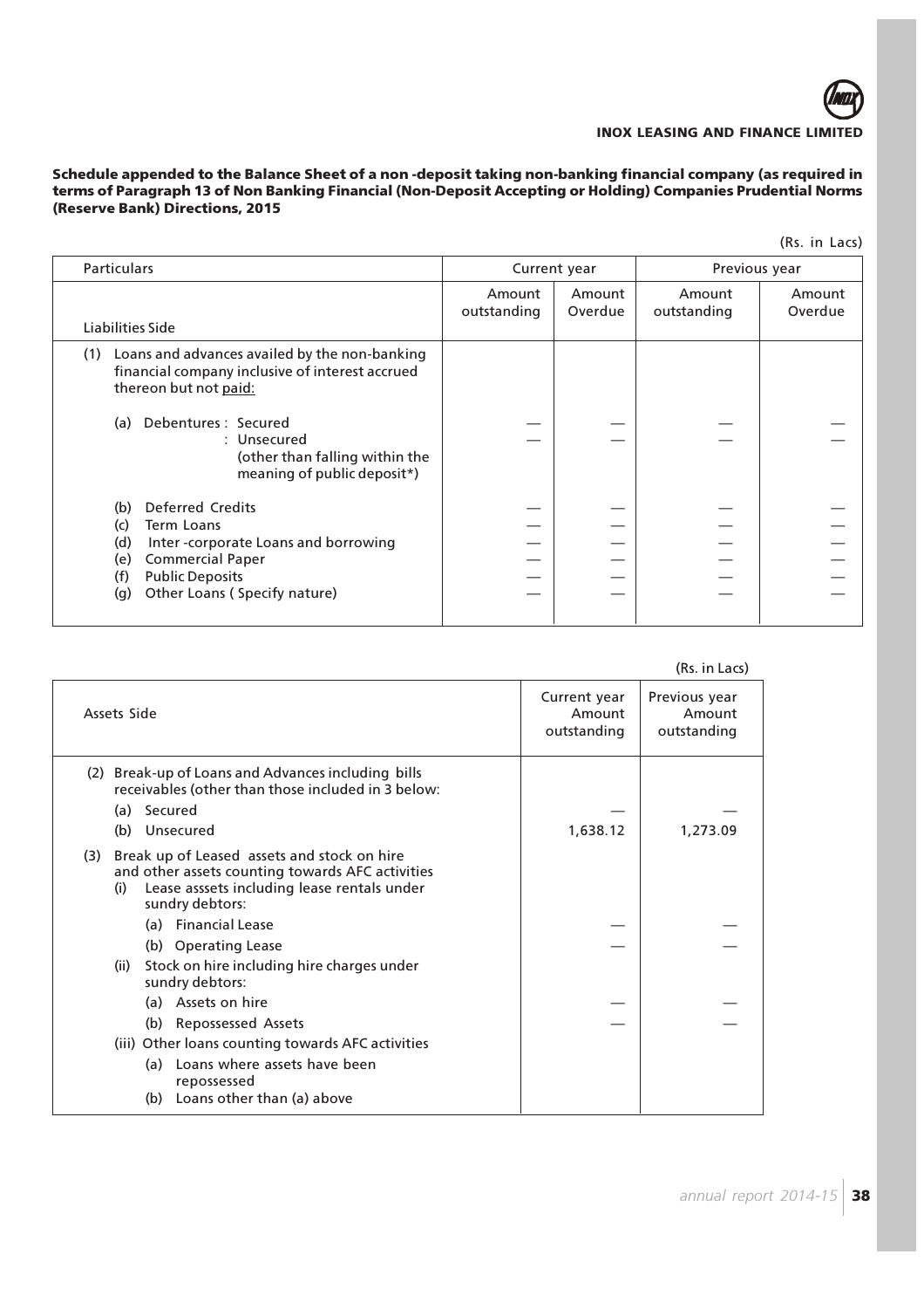**Schedule appended to the Balance Sheet of a non -deposit taking non-banking financial company (as required in terms of Paragraph 13 of Non Banking Financial (Non-Deposit Accepting or Holding) Companies Prudential Norms (Reserve Bank) Directions, 2015**

(Rs. in Lacs)

| Particulars | Current year | | Previous year | |
|---|---|---|---|---|
| Liabilities Side | Amount outstanding | Amount Overdue | Amount outstanding | Amount Overdue |
| (1) Loans and advances availed by the non-banking financial company inclusive of interest accrued thereon but not paid: | | | | |
| (a) Debentures : Secured | — | — | — | — |
| : Unsecured (other than falling within the meaning of public deposit*) | — | — | — | — |
| (b) Deferred Credits | — | — | — | — |
| (c) Term Loans | — | — | — | — |
| (d) Inter -corporate Loans and borrowing | — | — | — | — |
| (e) Commercial Paper | — | — | — | — |
| (f) Public Deposits | — | — | — | — |
| (g) Other Loans ( Specify nature) | — | — | — | — |

(Rs. in Lacs)

| Assets Side | Current year Amount outstanding | Previous year Amount outstanding |
|---|---|---|
| (2) Break-up of Loans and Advances including bills receivables (other than those included in 3 below: | | |
| (a) Secured | — | — |
| (b) Unsecured | 1,638.12 | 1,273.09 |
| (3) Break up of Leased assets and stock on hire and other assets counting towards AFC activities | | |
| (i) Lease asssets including lease rentals under sundry debtors: | | |
| (a) Financial Lease | — | — |
| (b) Operating Lease | — | — |
| (ii) Stock on hire including hire charges under sundry debtors: | | |
| (a) Assets on hire | — | — |
| (b) Repossessed Assets | — | — |
| (iii) Other loans counting towards AFC activities | | |
| (a) Loans where assets have been repossessed | | |
| (b) Loans other than (a) above | | |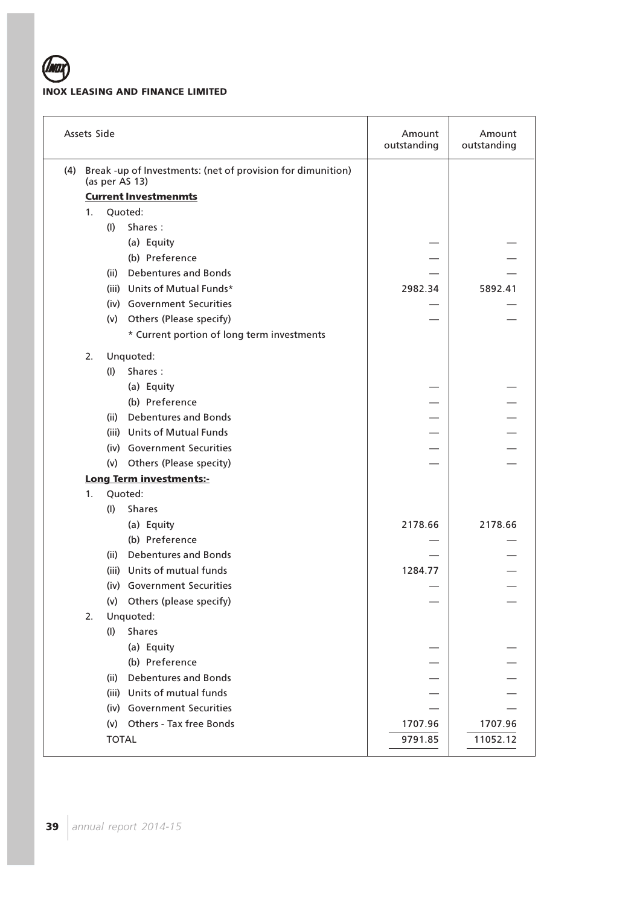| Assets Side | Amount outstanding | Amount outstanding |
|---|---|---|
| (4) Break -up of Investments: (net of provision for dimunition) (as per AS 13) | | |
| **Current Investmenmts** | | |
| 1. Quoted: | | |
| (I) Shares : | | |
| (a) Equity | — | — |
| (b) Preference | — | — |
| (ii) Debentures and Bonds | — | — |
| (iii) Units of Mutual Funds* | 2982.34 | 5892.41 |
| (iv) Government Securities | — | — |
| (v) Others (Please specify) | — | — |
| * Current portion of long term investments | | |
| 2. Unquoted: | | |
| (I) Shares : | | |
| (a) Equity | — | — |
| (b) Preference | — | — |
| (ii) Debentures and Bonds | — | — |
| (iii) Units of Mutual Funds | — | — |
| (iv) Government Securities | — | — |
| (v) Others (Please specity) | — | — |
| **Long Term investments:-** | | |
| 1. Quoted: | | |
| (I) Shares | | |
| (a) Equity | 2178.66 | 2178.66 |
| (b) Preference | — | — |
| (ii) Debentures and Bonds | — | — |
| (iii) Units of mutual funds | 1284.77 | — |
| (iv) Government Securities | — | — |
| (v) Others (please specify) | — | — |
| 2. Unquoted: | | |
| (I) Shares | | |
| (a) Equity | — | — |
| (b) Preference | — | — |
| (ii) Debentures and Bonds | — | — |
| (iii) Units of mutual funds | — | — |
| (iv) Government Securities | — | — |
| (v) Others - Tax free Bonds | 1707.96 | 1707.96 |
| TOTAL | 9791.85 | 11052.12 |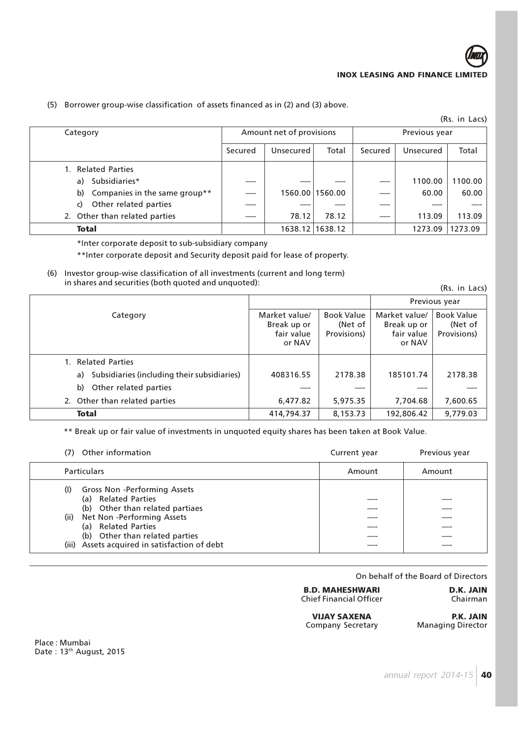(5) Borrower group-wise classification of assets financed as in (2) and (3) above.

(Rs. in Lacs)

| Category | Amount net of provisions | | | Previous year | | |
|---|---|---|---|---|---|---|
| | Secured | Unsecured | Total | Secured | Unsecured | Total |
| 1. Related Parties | | | | | | |
| a) Subsidiaries* | —- | —- | —- | —- | 1100.00 | 1100.00 |
| b) Companies in the same group** | —- | 1560.00 | 1560.00 | —- | 60.00 | 60.00 |
| c) Other related parties | —- | —- | —- | —- | —- | —- |
| 2. Other than related parties | —- | 78.12 | 78.12 | —- | 113.09 | 113.09 |
| **Total** | | 1638.12 | 1638.12 | | 1273.09 | 1273.09 |

*Inter corporate deposit to sub-subsidiary company

**Inter corporate deposit and Security deposit paid for lease of property.

(6) Investor group-wise classification of all investments (current and long term) in shares and securities (both quoted and unquoted):

(Rs. in Lacs)

| Category | | | Previous year | |
|---|---|---|---|---|
| | Market value/ Break up or fair value or NAV | Book Value (Net of Provisions) | Market value/ Break up or fair value or NAV | Book Value (Net of Provisions) |
| 1. Related Parties | | | | |
| a) Subsidiaries (including their subsidiaries) | 408316.55 | 2178.38 | 185101.74 | 2178.38 |
| b) Other related parties | —- | —- | —- | —- |
| 2. Other than related parties | 6,477.82 | 5,975.35 | 7,704.68 | 7,600.65 |
| **Total** | 414,794.37 | 8,153.73 | 192,806.42 | 9,779.03 |

** Break up or fair value of investments in unquoted equity shares has been taken at Book Value.

(7) Other information

| Particulars | Current year Amount | Previous year Amount |
|---|---|---|
| (I) Gross Non -Performing Assets | | |
| (a) Related Parties | —- | —- |
| (b) Other than related partiaes | —- | —- |
| (ii) Net Non -Performing Assets | —- | —- |
| (a) Related Parties | —- | —- |
| (b) Other than related parties | —- | —- |
| (iii) Assets acquired in satisfaction of debt | —- | —- |

On behalf of the Board of Directors

**B.D. MAHESHWARI**
Chief Financial Officer

**D.K. JAIN**
Chairman

**VIJAY SAXENA**
Company Secretary

**P.K. JAIN**
Managing Director

Place : Mumbai
Date : 13th August, 2015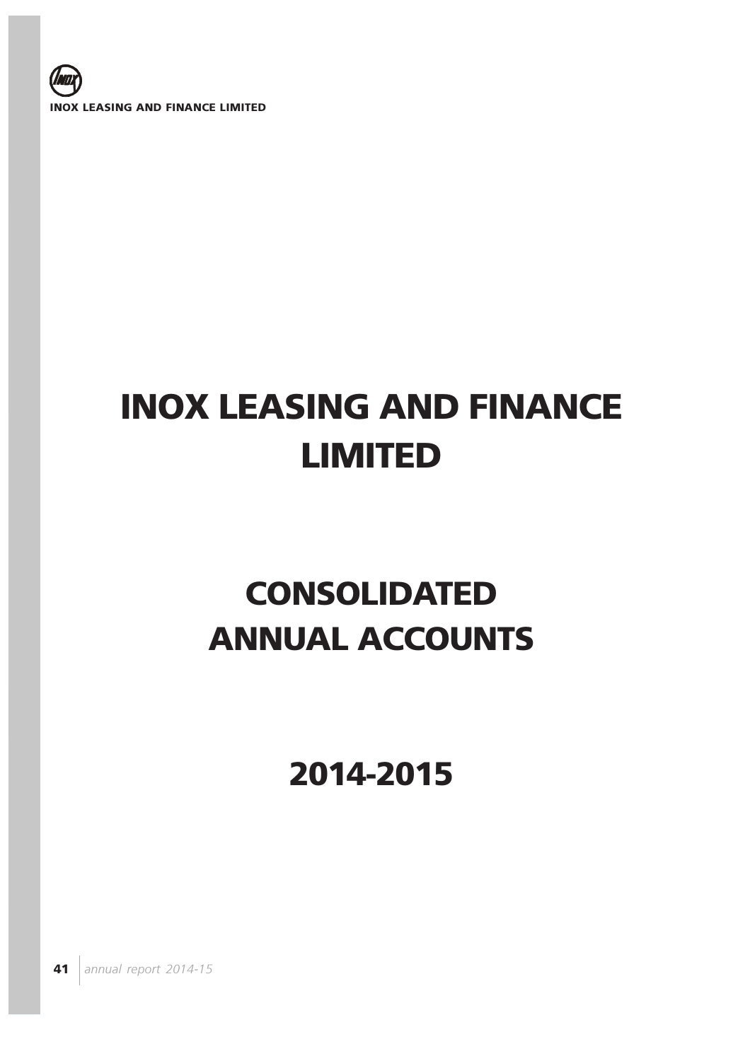# INOX LEASING AND FINANCE LIMITED

# CONSOLIDATED ANNUAL ACCOUNTS

# 2014-2015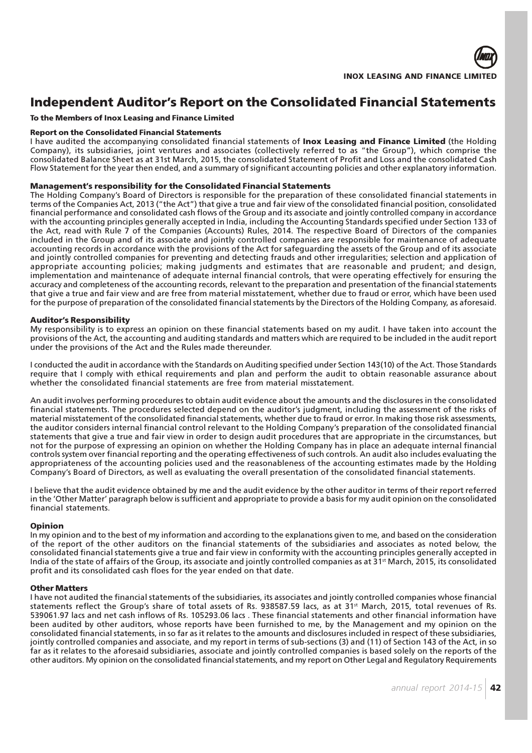# Independent Auditor's Report on the Consolidated Financial Statements

**To the Members of Inox Leasing and Finance Limited**

**Report on the Consolidated Financial Statements**

I have audited the accompanying consolidated financial statements of **Inox Leasing and Finance Limited** (the Holding Company), its subsidiaries, joint ventures and associates (collectively referred to as "the Group"), which comprise the consolidated Balance Sheet as at 31st March, 2015, the consolidated Statement of Profit and Loss and the consolidated Cash Flow Statement for the year then ended, and a summary of significant accounting policies and other explanatory information.

**Management's responsibility for the Consolidated Financial Statements**

The Holding Company's Board of Directors is responsible for the preparation of these consolidated financial statements in terms of the Companies Act, 2013 ("the Act") that give a true and fair view of the consolidated financial position, consolidated financial performance and consolidated cash flows of the Group and its associate and jointly controlled company in accordance with the accounting principles generally accepted in India, including the Accounting Standards specified under Section 133 of the Act, read with Rule 7 of the Companies (Accounts) Rules, 2014. The respective Board of Directors of the companies included in the Group and of its associate and jointly controlled companies are responsible for maintenance of adequate accounting records in accordance with the provisions of the Act for safeguarding the assets of the Group and of its associate and jointly controlled companies for preventing and detecting frauds and other irregularities; selection and application of appropriate accounting policies; making judgments and estimates that are reasonable and prudent; and design, implementation and maintenance of adequate internal financial controls, that were operating effectively for ensuring the accuracy and completeness of the accounting records, relevant to the preparation and presentation of the financial statements that give a true and fair view and are free from material misstatement, whether due to fraud or error, which have been used for the purpose of preparation of the consolidated financial statements by the Directors of the Holding Company, as aforesaid.

**Auditor's Responsibility**

My responsibility is to express an opinion on these financial statements based on my audit. I have taken into account the provisions of the Act, the accounting and auditing standards and matters which are required to be included in the audit report under the provisions of the Act and the Rules made thereunder.

I conducted the audit in accordance with the Standards on Auditing specified under Section 143(10) of the Act. Those Standards require that I comply with ethical requirements and plan and perform the audit to obtain reasonable assurance about whether the consolidated financial statements are free from material misstatement.

An audit involves performing procedures to obtain audit evidence about the amounts and the disclosures in the consolidated financial statements. The procedures selected depend on the auditor's judgment, including the assessment of the risks of material misstatement of the consolidated financial statements, whether due to fraud or error. In making those risk assessments, the auditor considers internal financial control relevant to the Holding Company's preparation of the consolidated financial statements that give a true and fair view in order to design audit procedures that are appropriate in the circumstances, but not for the purpose of expressing an opinion on whether the Holding Company has in place an adequate internal financial controls system over financial reporting and the operating effectiveness of such controls. An audit also includes evaluating the appropriateness of the accounting policies used and the reasonableness of the accounting estimates made by the Holding Company's Board of Directors, as well as evaluating the overall presentation of the consolidated financial statements.

I believe that the audit evidence obtained by me and the audit evidence by the other auditor in terms of their report referred in the 'Other Matter' paragraph below is sufficient and appropriate to provide a basis for my audit opinion on the consolidated financial statements.

**Opinion**

In my opinion and to the best of my information and according to the explanations given to me, and based on the consideration of the report of the other auditors on the financial statements of the subsidiaries and associates as noted below, the consolidated financial statements give a true and fair view in conformity with the accounting principles generally accepted in India of the state of affairs of the Group, its associate and jointly controlled companies as at 31st March, 2015, its consolidated profit and its consolidated cash floes for the year ended on that date.

**Other Matters**

I have not audited the financial statements of the subsidiaries, its associates and jointly controlled companies whose financial statements reflect the Group's share of total assets of Rs. 938587.59 lacs, as at 31st March, 2015, total revenues of Rs. 539061.97 lacs and net cash inflows of Rs. 105293.06 lacs . These financial statements and other financial information have been audited by other auditors, whose reports have been furnished to me, by the Management and my opinion on the consolidated financial statements, in so far as it relates to the amounts and disclosures included in respect of these subsidiaries, jointly controlled companies and associate, and my report in terms of sub-sections (3) and (11) of Section 143 of the Act, in so far as it relates to the aforesaid subsidiaries, associate and jointly controlled companies is based solely on the reports of the other auditors. My opinion on the consolidated financial statements, and my report on Other Legal and Regulatory Requirements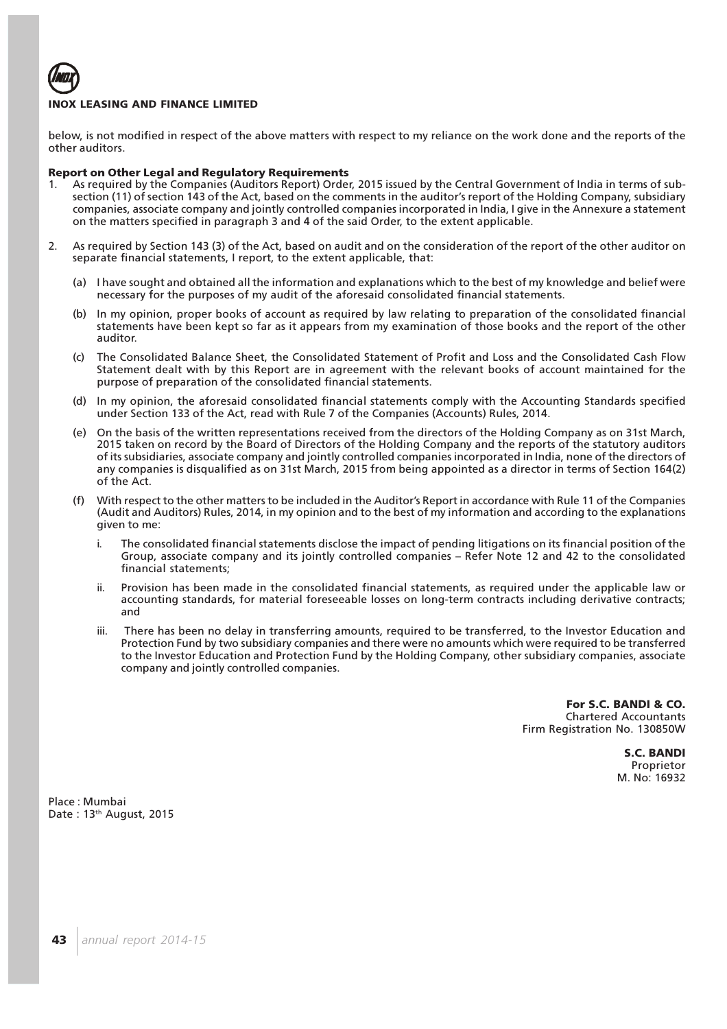below, is not modified in respect of the above matters with respect to my reliance on the work done and the reports of the other auditors.

**Report on Other Legal and Regulatory Requirements**

1. As required by the Companies (Auditors Report) Order, 2015 issued by the Central Government of India in terms of sub-section (11) of section 143 of the Act, based on the comments in the auditor's report of the Holding Company, subsidiary companies, associate company and jointly controlled companies incorporated in India, I give in the Annexure a statement on the matters specified in paragraph 3 and 4 of the said Order, to the extent applicable.

2. As required by Section 143 (3) of the Act, based on audit and on the consideration of the report of the other auditor on separate financial statements, I report, to the extent applicable, that:

   (a) I have sought and obtained all the information and explanations which to the best of my knowledge and belief were necessary for the purposes of my audit of the aforesaid consolidated financial statements.

   (b) In my opinion, proper books of account as required by law relating to preparation of the consolidated financial statements have been kept so far as it appears from my examination of those books and the report of the other auditor.

   (c) The Consolidated Balance Sheet, the Consolidated Statement of Profit and Loss and the Consolidated Cash Flow Statement dealt with by this Report are in agreement with the relevant books of account maintained for the purpose of preparation of the consolidated financial statements.

   (d) In my opinion, the aforesaid consolidated financial statements comply with the Accounting Standards specified under Section 133 of the Act, read with Rule 7 of the Companies (Accounts) Rules, 2014.

   (e) On the basis of the written representations received from the directors of the Holding Company as on 31st March, 2015 taken on record by the Board of Directors of the Holding Company and the reports of the statutory auditors of its subsidiaries, associate company and jointly controlled companies incorporated in India, none of the directors of any companies is disqualified as on 31st March, 2015 from being appointed as a director in terms of Section 164(2) of the Act.

   (f) With respect to the other matters to be included in the Auditor's Report in accordance with Rule 11 of the Companies (Audit and Auditors) Rules, 2014, in my opinion and to the best of my information and according to the explanations given to me:

      i. The consolidated financial statements disclose the impact of pending litigations on its financial position of the Group, associate company and its jointly controlled companies – Refer Note 12 and 42 to the consolidated financial statements;

      ii. Provision has been made in the consolidated financial statements, as required under the applicable law or accounting standards, for material foreseeable losses on long-term contracts including derivative contracts; and

      iii. There has been no delay in transferring amounts, required to be transferred, to the Investor Education and Protection Fund by two subsidiary companies and there were no amounts which were required to be transferred to the Investor Education and Protection Fund by the Holding Company, other subsidiary companies, associate company and jointly controlled companies.

**For S.C. BANDI & CO.**
Chartered Accountants
Firm Registration No. 130850W

**S.C. BANDI**
Proprietor
M. No: 16932

Place : Mumbai
Date : 13th August, 2015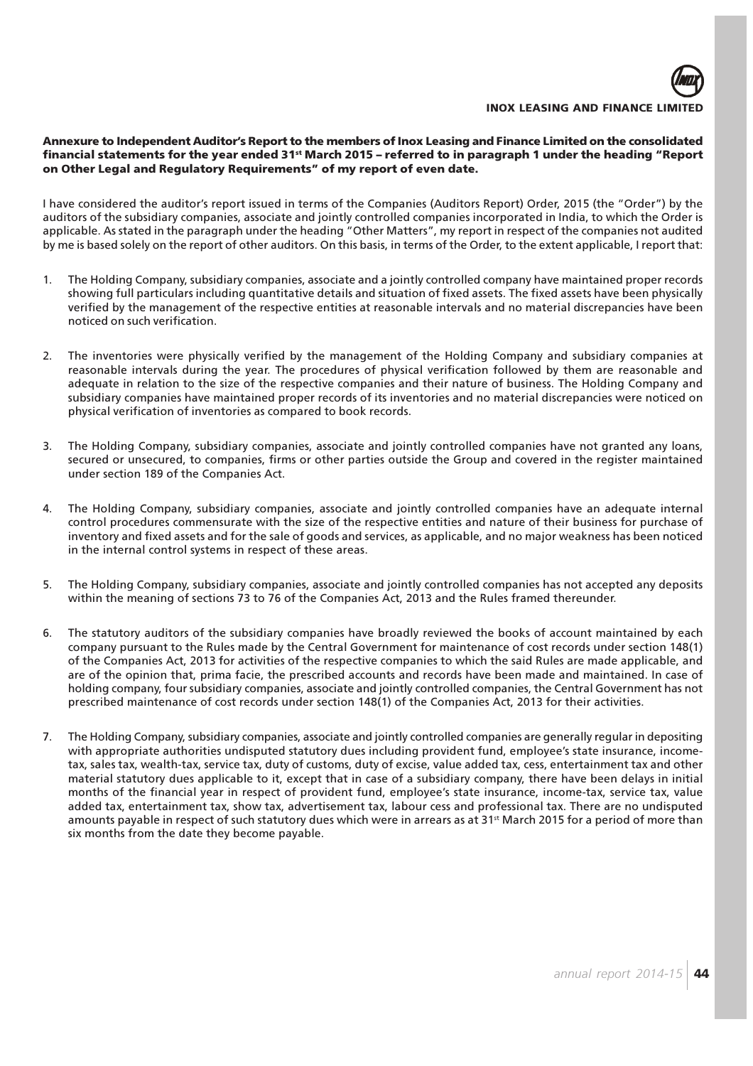**Annexure to Independent Auditor's Report to the members of Inox Leasing and Finance Limited on the consolidated financial statements for the year ended 31st March 2015 – referred to in paragraph 1 under the heading "Report on Other Legal and Regulatory Requirements" of my report of even date.**

I have considered the auditor's report issued in terms of the Companies (Auditors Report) Order, 2015 (the "Order") by the auditors of the subsidiary companies, associate and jointly controlled companies incorporated in India, to which the Order is applicable. As stated in the paragraph under the heading "Other Matters", my report in respect of the companies not audited by me is based solely on the report of other auditors. On this basis, in terms of the Order, to the extent applicable, I report that:

1. The Holding Company, subsidiary companies, associate and a jointly controlled company have maintained proper records showing full particulars including quantitative details and situation of fixed assets. The fixed assets have been physically verified by the management of the respective entities at reasonable intervals and no material discrepancies have been noticed on such verification.

2. The inventories were physically verified by the management of the Holding Company and subsidiary companies at reasonable intervals during the year. The procedures of physical verification followed by them are reasonable and adequate in relation to the size of the respective companies and their nature of business. The Holding Company and subsidiary companies have maintained proper records of its inventories and no material discrepancies were noticed on physical verification of inventories as compared to book records.

3. The Holding Company, subsidiary companies, associate and jointly controlled companies have not granted any loans, secured or unsecured, to companies, firms or other parties outside the Group and covered in the register maintained under section 189 of the Companies Act.

4. The Holding Company, subsidiary companies, associate and jointly controlled companies have an adequate internal control procedures commensurate with the size of the respective entities and nature of their business for purchase of inventory and fixed assets and for the sale of goods and services, as applicable, and no major weakness has been noticed in the internal control systems in respect of these areas.

5. The Holding Company, subsidiary companies, associate and jointly controlled companies has not accepted any deposits within the meaning of sections 73 to 76 of the Companies Act, 2013 and the Rules framed thereunder.

6. The statutory auditors of the subsidiary companies have broadly reviewed the books of account maintained by each company pursuant to the Rules made by the Central Government for maintenance of cost records under section 148(1) of the Companies Act, 2013 for activities of the respective companies to which the said Rules are made applicable, and are of the opinion that, prima facie, the prescribed accounts and records have been made and maintained. In case of holding company, four subsidiary companies, associate and jointly controlled companies, the Central Government has not prescribed maintenance of cost records under section 148(1) of the Companies Act, 2013 for their activities.

7. The Holding Company, subsidiary companies, associate and jointly controlled companies are generally regular in depositing with appropriate authorities undisputed statutory dues including provident fund, employee's state insurance, income-tax, sales tax, wealth-tax, service tax, duty of customs, duty of excise, value added tax, cess, entertainment tax and other material statutory dues applicable to it, except that in case of a subsidiary company, there have been delays in initial months of the financial year in respect of provident fund, employee's state insurance, income-tax, service tax, value added tax, entertainment tax, show tax, advertisement tax, labour cess and professional tax. There are no undisputed amounts payable in respect of such statutory dues which were in arrears as at 31st March 2015 for a period of more than six months from the date they become payable.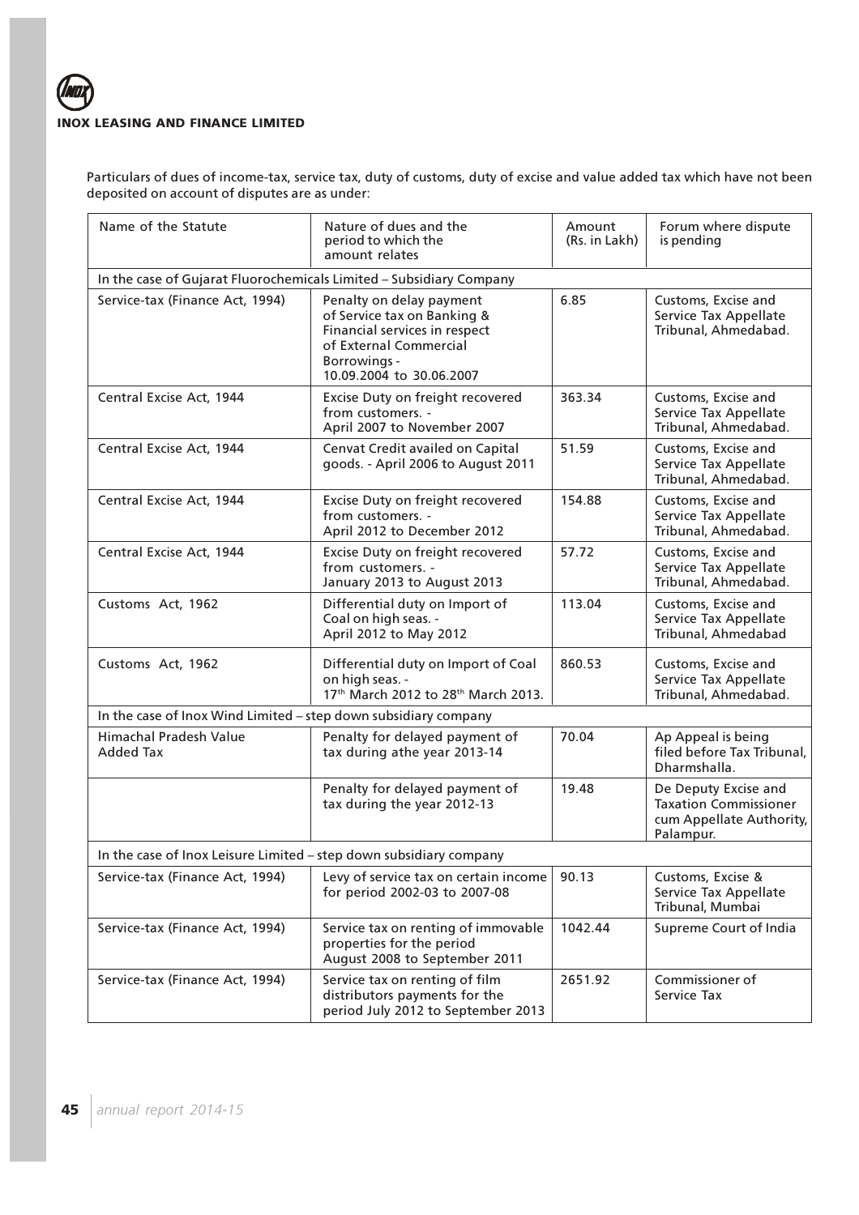Particulars of dues of income-tax, service tax, duty of customs, duty of excise and value added tax which have not been deposited on account of disputes are as under:

| Name of the Statute | Nature of dues and the period to which the amount relates | Amount (Rs. in Lakh) | Forum where dispute is pending |
|---|---|---|---|
| In the case of Gujarat Fluorochemicals Limited – Subsidiary Company | | | |
| Service-tax (Finance Act, 1994) | Penalty on delay payment of Service tax on Banking & Financial services in respect of External Commercial Borrowings - 10.09.2004 to 30.06.2007 | 6.85 | Customs, Excise and Service Tax Appellate Tribunal, Ahmedabad. |
| Central Excise Act, 1944 | Excise Duty on freight recovered from customers. - April 2007 to November 2007 | 363.34 | Customs, Excise and Service Tax Appellate Tribunal, Ahmedabad. |
| Central Excise Act, 1944 | Cenvat Credit availed on Capital goods. - April 2006 to August 2011 | 51.59 | Customs, Excise and Service Tax Appellate Tribunal, Ahmedabad. |
| Central Excise Act, 1944 | Excise Duty on freight recovered from customers. - April 2012 to December 2012 | 154.88 | Customs, Excise and Service Tax Appellate Tribunal, Ahmedabad. |
| Central Excise Act, 1944 | Excise Duty on freight recovered from customers. - January 2013 to August 2013 | 57.72 | Customs, Excise and Service Tax Appellate Tribunal, Ahmedabad. |
| Customs Act, 1962 | Differential duty on Import of Coal on high seas. - April 2012 to May 2012 | 113.04 | Customs, Excise and Service Tax Appellate Tribunal, Ahmedabad |
| Customs Act, 1962 | Differential duty on Import of Coal on high seas. - 17th March 2012 to 28th March 2013. | 860.53 | Customs, Excise and Service Tax Appellate Tribunal, Ahmedabad. |
| In the case of Inox Wind Limited – step down subsidiary company | | | |
| Himachal Pradesh Value Added Tax | Penalty for delayed payment of tax during athe year 2013-14 | 70.04 | Ap Appeal is being filed before Tax Tribunal, Dharmshalla. |
| | Penalty for delayed payment of tax during the year 2012-13 | 19.48 | De Deputy Excise and Taxation Commissioner cum Appellate Authority, Palampur. |
| In the case of Inox Leisure Limited – step down subsidiary company | | | |
| Service-tax (Finance Act, 1994) | Levy of service tax on certain income for period 2002-03 to 2007-08 | 90.13 | Customs, Excise & Service Tax Appellate Tribunal, Mumbai |
| Service-tax (Finance Act, 1994) | Service tax on renting of immovable properties for the period August 2008 to September 2011 | 1042.44 | Supreme Court of India |
| Service-tax (Finance Act, 1994) | Service tax on renting of film distributors payments for the period July 2012 to September 2013 | 2651.92 | Commissioner of Service Tax |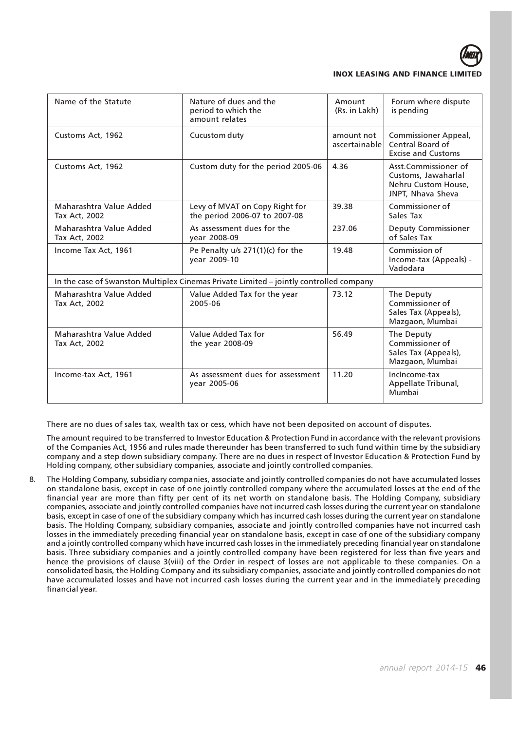| Name of the Statute | Nature of dues and the period to which the amount relates | Amount (Rs. in Lakh) | Forum where dispute is pending |
|---|---|---|---|
| Customs Act, 1962 | Cucustom duty | amount not ascertainable | Commissioner Appeal, Central Board of Excise and Customs |
| Customs Act, 1962 | Custom duty for the period 2005-06 | 4.36 | Asst.Commissioner of Customs, Jawaharlal Nehru Custom House, JNPT, Nhava Sheva |
| Maharashtra Value Added Tax Act, 2002 | Levy of MVAT on Copy Right for the period 2006-07 to 2007-08 | 39.38 | Commissioner of Sales Tax |
| Maharashtra Value Added Tax Act, 2002 | As assessment dues for the year 2008-09 | 237.06 | Deputy Commissioner of Sales Tax |
| Income Tax Act, 1961 | Pe Penalty u/s 271(1)(c) for the year 2009-10 | 19.48 | Commission of Income-tax (Appeals) - Vadodara |
| In the case of Swanston Multiplex Cinemas Private Limited – jointly controlled company | | | |
| Maharashtra Value Added Tax Act, 2002 | Value Added Tax for the year 2005-06 | 73.12 | The Deputy Commissioner of Sales Tax (Appeals), Mazgaon, Mumbai |
| Maharashtra Value Added Tax Act, 2002 | Value Added Tax for the year 2008-09 | 56.49 | The Deputy Commissioner of Sales Tax (Appeals), Mazgaon, Mumbai |
| Income-tax Act, 1961 | As assessment dues for assessment year 2005-06 | 11.20 | IncIncome-tax Appellate Tribunal, Mumbai |

There are no dues of sales tax, wealth tax or cess, which have not been deposited on account of disputes.

The amount required to be transferred to Investor Education & Protection Fund in accordance with the relevant provisions of the Companies Act, 1956 and rules made thereunder has been transferred to such fund within time by the subsidiary company and a step down subsidiary company. There are no dues in respect of Investor Education & Protection Fund by Holding company, other subsidiary companies, associate and jointly controlled companies.

8. The Holding Company, subsidiary companies, associate and jointly controlled companies do not have accumulated losses on standalone basis, except in case of one jointly controlled company where the accumulated losses at the end of the financial year are more than fifty per cent of its net worth on standalone basis. The Holding Company, subsidiary companies, associate and jointly controlled companies have not incurred cash losses during the current year on standalone basis, except in case of one of the subsidiary company which has incurred cash losses during the current year on standalone basis. The Holding Company, subsidiary companies, associate and jointly controlled companies have not incurred cash losses in the immediately preceding financial year on standalone basis, except in case of one of the subsidiary company and a jointly controlled company which have incurred cash losses in the immediately preceding financial year on standalone basis. Three subsidiary companies and a jointly controlled company have been registered for less than five years and hence the provisions of clause 3(viii) of the Order in respect of losses are not applicable to these companies. On a consolidated basis, the Holding Company and its subsidiary companies, associate and jointly controlled companies do not have accumulated losses and have not incurred cash losses during the current year and in the immediately preceding financial year.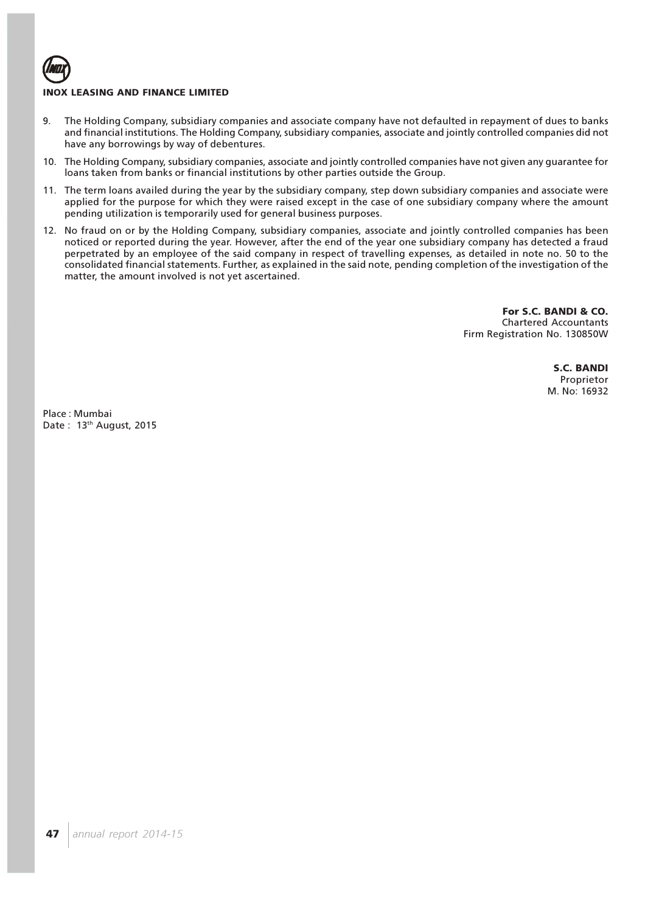9. The Holding Company, subsidiary companies and associate company have not defaulted in repayment of dues to banks and financial institutions. The Holding Company, subsidiary companies, associate and jointly controlled companies did not have any borrowings by way of debentures.

10. The Holding Company, subsidiary companies, associate and jointly controlled companies have not given any guarantee for loans taken from banks or financial institutions by other parties outside the Group.

11. The term loans availed during the year by the subsidiary company, step down subsidiary companies and associate were applied for the purpose for which they were raised except in the case of one subsidiary company where the amount pending utilization is temporarily used for general business purposes.

12. No fraud on or by the Holding Company, subsidiary companies, associate and jointly controlled companies has been noticed or reported during the year. However, after the end of the year one subsidiary company has detected a fraud perpetrated by an employee of the said company in respect of travelling expenses, as detailed in note no. 50 to the consolidated financial statements. Further, as explained in the said note, pending completion of the investigation of the matter, the amount involved is not yet ascertained.

**For S.C. BANDI & CO.**
Chartered Accountants
Firm Registration No. 130850W

**S.C. BANDI**
Proprietor
M. No: 16932

Place : Mumbai
Date : 13th August, 2015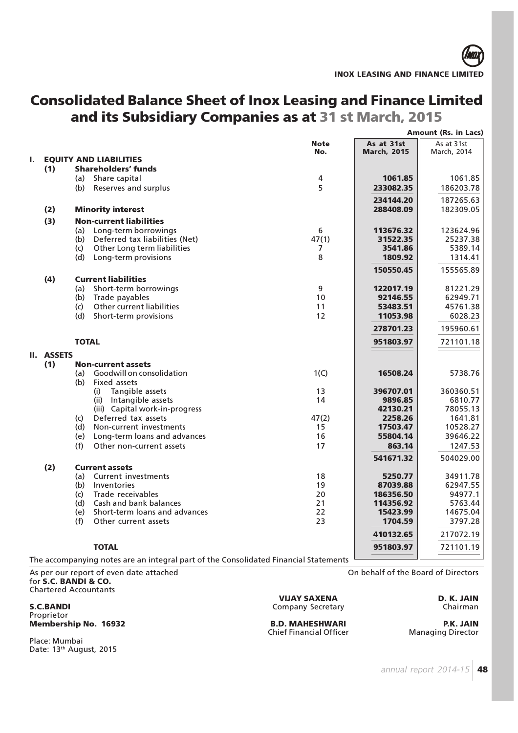# Consolidated Balance Sheet of Inox Leasing and Finance Limited and its Subsidiary Companies as at 31 st March, 2015

**Amount (Rs. in Lacs)**

| | | Note No. | As at 31st March, 2015 | As at 31st March, 2014 |
|---|---|---|---|---|
| **I.** | **EQUITY AND LIABILITIES** | | | |
| **(1)** | **Shareholders' funds** | | | |
| | (a) Share capital | 4 | **1061.85** | 1061.85 |
| | (b) Reserves and surplus | 5 | **233082.35** | 186203.78 |
| | | | **234144.20** | 187265.63 |
| **(2)** | **Minority interest** | | **288408.09** | 182309.05 |
| **(3)** | **Non-current liabilities** | | | |
| | (a) Long-term borrowings | 6 | **113676.32** | 123624.96 |
| | (b) Deferred tax liabilities (Net) | 47(1) | **31522.35** | 25237.38 |
| | (c) Other Long term liabilities | 7 | **3541.86** | 5389.14 |
| | (d) Long-term provisions | 8 | **1809.92** | 1314.41 |
| | | | **150550.45** | 155565.89 |
| **(4)** | **Current liabilities** | | | |
| | (a) Short-term borrowings | 9 | **122017.19** | 81221.29 |
| | (b) Trade payables | 10 | **92146.55** | 62949.71 |
| | (c) Other current liabilities | 11 | **53483.51** | 45761.38 |
| | (d) Short-term provisions | 12 | **11053.98** | 6028.23 |
| | | | **278701.23** | 195960.61 |
| | **TOTAL** | | **951803.97** | 721101.18 |
| **II.** | **ASSETS** | | | |
| **(1)** | **Non-current assets** | | | |
| | (a) Goodwill on consolidation | 1(C) | **16508.24** | 5738.76 |
| | (b) Fixed assets | | | |
| | (i) Tangible assets | 13 | **396707.01** | 360360.51 |
| | (ii) Intangible assets | 14 | **9896.85** | 6810.77 |
| | (iii) Capital work-in-progress | | **42130.21** | 78055.13 |
| | (c) Deferred tax assets | 47(2) | **2258.26** | 1641.81 |
| | (d) Non-current investments | 15 | **17503.47** | 10528.27 |
| | (e) Long-term loans and advances | 16 | **55804.14** | 39646.22 |
| | (f) Other non-current assets | 17 | **863.14** | 1247.53 |
| | | | **541671.32** | 504029.00 |
| **(2)** | **Current assets** | | | |
| | (a) Current investments | 18 | **5250.77** | 34911.78 |
| | (b) Inventories | 19 | **87039.88** | 62947.55 |
| | (c) Trade receivables | 20 | **186356.50** | 94977.1 |
| | (d) Cash and bank balances | 21 | **114356.92** | 5763.44 |
| | (e) Short-term loans and advances | 22 | **15423.99** | 14675.04 |
| | (f) Other current assets | 23 | **1704.59** | 3797.28 |
| | | | **410132.65** | 217072.19 |
| | **TOTAL** | | **951803.97** | 721101.19 |

The accompanying notes are an integral part of the Consolidated Financial Statements

As per our report of even date attached
for **S.C. BANDI & CO.**
Chartered Accountants

**S.C.BANDI**
Proprietor
**Membership No. 16932**

Place: Mumbai
Date: 13th August, 2015

On behalf of the Board of Directors

**VIJAY SAXENA**
Company Secretary

**D. K. JAIN**
Chairman

**B.D. MAHESHWARI**
Chief Financial Officer

**P.K. JAIN**
Managing Director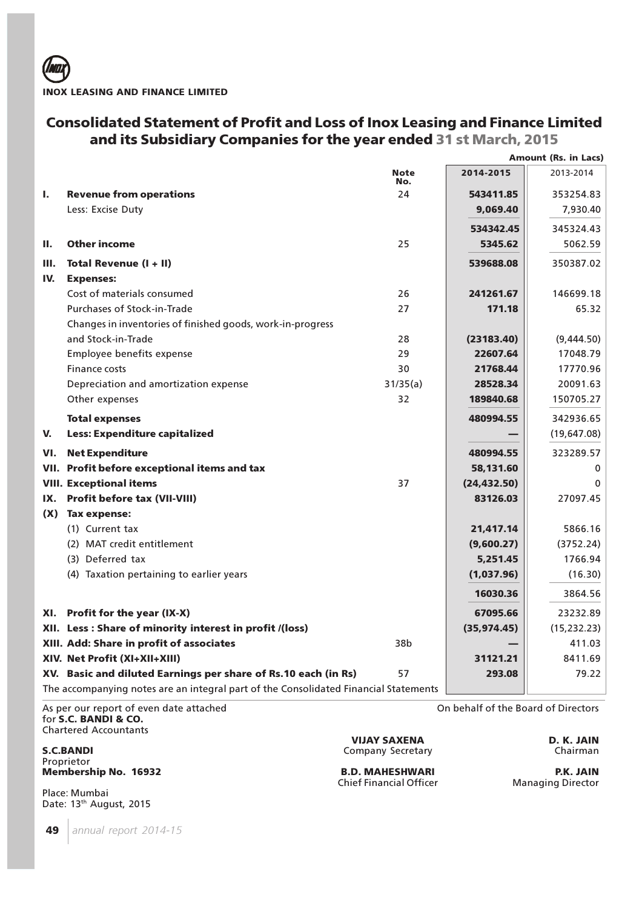INOX LEASING AND FINANCE LIMITED

# Consolidated Statement of Profit and Loss of Inox Leasing and Finance Limited and its Subsidiary Companies for the year ended 31 st March, 2015

**Amount (Rs. in Lacs)**

| | | Note No. | 2014-2015 | 2013-2014 |
|---|---|---|---|---|
| **I.** | **Revenue from operations** | 24 | **543411.85** | 353254.83 |
| | Less: Excise Duty | | **9,069.40** | 7,930.40 |
| | | | **534342.45** | 345324.43 |
| **II.** | **Other income** | 25 | **5345.62** | 5062.59 |
| **III.** | **Total Revenue (I + II)** | | **539688.08** | 350387.02 |
| **IV.** | **Expenses:** | | | |
| | Cost of materials consumed | 26 | **241261.67** | 146699.18 |
| | Purchases of Stock-in-Trade | 27 | **171.18** | 65.32 |
| | Changes in inventories of finished goods, work-in-progress and Stock-in-Trade | 28 | **(23183.40)** | (9,444.50) |
| | Employee benefits expense | 29 | **22607.64** | 17048.79 |
| | Finance costs | 30 | **21768.44** | 17770.96 |
| | Depreciation and amortization expense | 31/35(a) | **28528.34** | 20091.63 |
| | Other expenses | 32 | **189840.68** | 150705.27 |
| | **Total expenses** | | **480994.55** | 342936.65 |
| **V.** | **Less: Expenditure capitalized** | | **—** | (19,647.08) |
| **VI.** | **Net Expenditure** | | **480994.55** | 323289.57 |
| **VII.** | **Profit before exceptional items and tax** | | **58,131.60** | 0 |
| **VIII.** | **Exceptional items** | 37 | **(24,432.50)** | 0 |
| **IX.** | **Profit before tax (VII-VIII)** | | **83126.03** | 27097.45 |
| **(X)** | **Tax expense:** | | | |
| | (1) Current tax | | **21,417.14** | 5866.16 |
| | (2) MAT credit entitlement | | **(9,600.27)** | (3752.24) |
| | (3) Deferred tax | | **5,251.45** | 1766.94 |
| | (4) Taxation pertaining to earlier years | | **(1,037.96)** | (16.30) |
| | | | **16030.36** | 3864.56 |
| **XI.** | **Profit for the year (IX-X)** | | **67095.66** | 23232.89 |
| **XII.** | **Less : Share of minority interest in profit /(loss)** | | **(35,974.45)** | (15,232.23) |
| **XIII.** | **Add: Share in profit of associates** | 38b | **—** | 411.03 |
| **XIV.** | **Net Profit (XI+XII+XIII)** | | **31121.21** | 8411.69 |
| **XV.** | **Basic and diluted Earnings per share of Rs.10 each (in Rs)** | 57 | **293.08** | 79.22 |

The accompanying notes are an integral part of the Consolidated Financial Statements

As per our report of even date attached
for **S.C. BANDI & CO.**
Chartered Accountants

**S.C.BANDI**
Proprietor
**Membership No. 16932**

Place: Mumbai
Date: 13th August, 2015

On behalf of the Board of Directors

**VIJAY SAXENA**
Company Secretary

**D. K. JAIN**
Chairman

**B.D. MAHESHWARI**
Chief Financial Officer

**P.K. JAIN**
Managing Director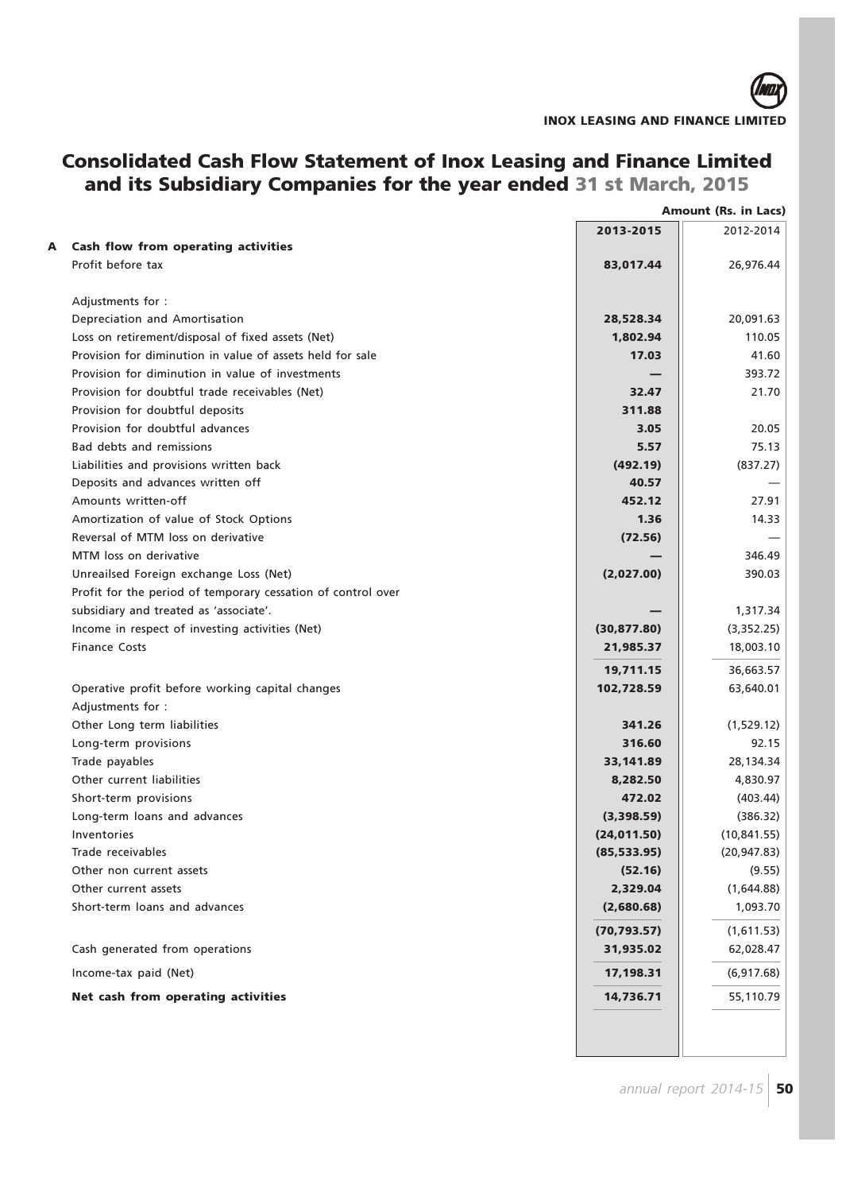# Consolidated Cash Flow Statement of Inox Leasing and Finance Limited and its Subsidiary Companies for the year ended 31 st March, 2015

**Amount (Rs. in Lacs)**

| | | 2013-2015 | 2012-2014 |
|---|---|---|---|
| **A** | **Cash flow from operating activities** | | |
| | Profit before tax | **83,017.44** | 26,976.44 |
| | Adjustments for : | | |
| | Depreciation and Amortisation | **28,528.34** | 20,091.63 |
| | Loss on retirement/disposal of fixed assets (Net) | **1,802.94** | 110.05 |
| | Provision for diminution in value of assets held for sale | **17.03** | 41.60 |
| | Provision for diminution in value of investments | **—** | 393.72 |
| | Provision for doubtful trade receivables (Net) | **32.47** | 21.70 |
| | Provision for doubtful deposits | **311.88** | |
| | Provision for doubtful advances | **3.05** | 20.05 |
| | Bad debts and remissions | **5.57** | 75.13 |
| | Liabilities and provisions written back | **(492.19)** | (837.27) |
| | Deposits and advances written off | **40.57** | — |
| | Amounts written-off | **452.12** | 27.91 |
| | Amortization of value of Stock Options | **1.36** | 14.33 |
| | Reversal of MTM loss on derivative | **(72.56)** | — |
| | MTM loss on derivative | **—** | 346.49 |
| | Unreailsed Foreign exchange Loss (Net) | **(2,027.00)** | 390.03 |
| | Profit for the period of temporary cessation of control over subsidiary and treated as 'associate'. | **—** | 1,317.34 |
| | Income in respect of investing activities (Net) | **(30,877.80)** | (3,352.25) |
| | Finance Costs | **21,985.37** | 18,003.10 |
| | | **19,711.15** | 36,663.57 |
| | Operative profit before working capital changes | **102,728.59** | 63,640.01 |
| | Adjustments for : | | |
| | Other Long term liabilities | **341.26** | (1,529.12) |
| | Long-term provisions | **316.60** | 92.15 |
| | Trade payables | **33,141.89** | 28,134.34 |
| | Other current liabilities | **8,282.50** | 4,830.97 |
| | Short-term provisions | **472.02** | (403.44) |
| | Long-term loans and advances | **(3,398.59)** | (386.32) |
| | Inventories | **(24,011.50)** | (10,841.55) |
| | Trade receivables | **(85,533.95)** | (20,947.83) |
| | Other non current assets | **(52.16)** | (9.55) |
| | Other current assets | **2,329.04** | (1,644.88) |
| | Short-term loans and advances | **(2,680.68)** | 1,093.70 |
| | | **(70,793.57)** | (1,611.53) |
| | Cash generated from operations | **31,935.02** | 62,028.47 |
| | Income-tax paid (Net) | **17,198.31** | (6,917.68) |
| | **Net cash from operating activities** | **14,736.71** | 55,110.79 |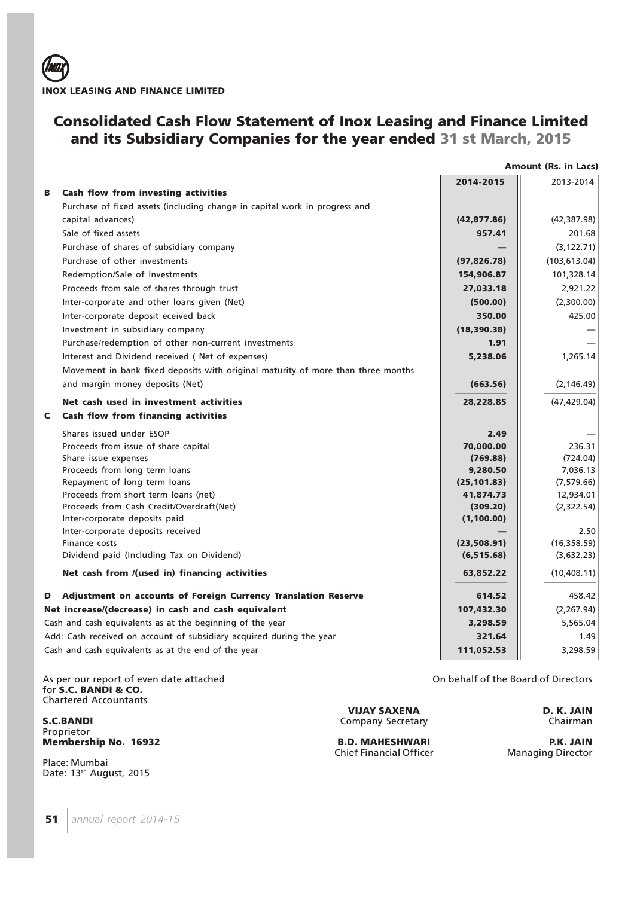**INOX LEASING AND FINANCE LIMITED**

# Consolidated Cash Flow Statement of Inox Leasing and Finance Limited and its Subsidiary Companies for the year ended 31 st March, 2015

**Amount (Rs. in Lacs)**

| | | 2014-2015 | 2013-2014 |
|---|---|---|---|
| **B** | **Cash flow from investing activities** | | |
| | Purchase of fixed assets (including change in capital work in progress and capital advances) | **(42,877.86)** | (42,387.98) |
| | Sale of fixed assets | **957.41** | 201.68 |
| | Purchase of shares of subsidiary company | **—** | (3,122.71) |
| | Purchase of other investments | **(97,826.78)** | (103,613.04) |
| | Redemption/Sale of Investments | **154,906.87** | 101,328.14 |
| | Proceeds from sale of shares through trust | **27,033.18** | 2,921.22 |
| | Inter-corporate and other loans given (Net) | **(500.00)** | (2,300.00) |
| | Inter-corporate deposit eceived back | **350.00** | 425.00 |
| | Investment in subsidiary company | **(18,390.38)** | — |
| | Purchase/redemption of other non-current investments | **1.91** | — |
| | Interest and Dividend received ( Net of expenses) | **5,238.06** | 1,265.14 |
| | Movement in bank fixed deposits with original maturity of more than three months and margin money deposits (Net) | **(663.56)** | (2,146.49) |
| | **Net cash used in investment activities** | **28,228.85** | (47,429.04) |
| **C** | **Cash flow from financing activities** | | |
| | Shares issued under ESOP | **2.49** | — |
| | Proceeds from issue of share capital | **70,000.00** | 236.31 |
| | Share issue expenses | **(769.88)** | (724.04) |
| | Proceeds from long term loans | **9,280.50** | 7,036.13 |
| | Repayment of long term loans | **(25,101.83)** | (7,579.66) |
| | Proceeds from short term loans (net) | **41,874.73** | 12,934.01 |
| | Proceeds from Cash Credit/Overdraft(Net) | **(309.20)** | (2,322.54) |
| | Inter-corporate deposits paid | **(1,100.00)** | |
| | Inter-corporate deposits received | **—** | 2.50 |
| | Finance costs | **(23,508.91)** | (16,358.59) |
| | Dividend paid (Including Tax on Dividend) | **(6,515.68)** | (3,632.23) |
| | **Net cash from /(used in) financing activities** | **63,852.22** | (10,408.11) |
| **D** | **Adjustment on accounts of Foreign Currency Translation Reserve** | **614.52** | 458.42 |
| | **Net increase/(decrease) in cash and cash equivalent** | **107,432.30** | (2,267.94) |
| | Cash and cash equivalents as at the beginning of the year | **3,298.59** | 5,565.04 |
| | Add: Cash received on account of subsidiary acquired during the year | **321.64** | 1.49 |
| | Cash and cash equivalents as at the end of the year | **111,052.53** | 3,298.59 |

As per our report of even date attached
for **S.C. BANDI & CO.**
Chartered Accountants

**S.C.BANDI**
Proprietor
**Membership No. 16932**

Place: Mumbai
Date: 13th August, 2015

On behalf of the Board of Directors

**VIJAY SAXENA**
Company Secretary

**B.D. MAHESHWARI**
Chief Financial Officer

**D. K. JAIN**
Chairman

**P.K. JAIN**
Managing Director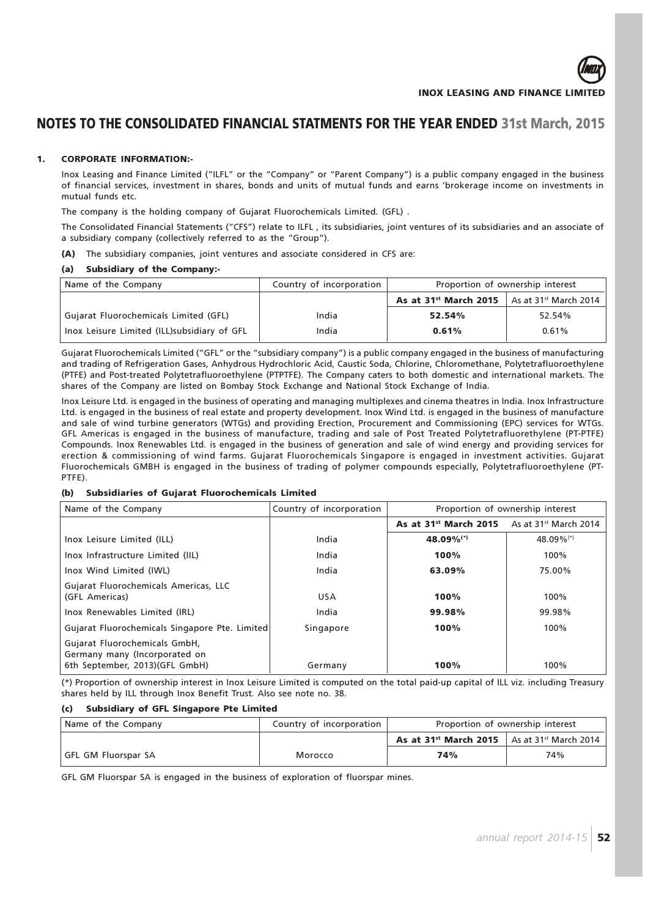# NOTES TO THE CONSOLIDATED FINANCIAL STATMENTS FOR THE YEAR ENDED 31st March, 2015

**1. CORPORATE INFORMATION:-**

Inox Leasing and Finance Limited ("ILFL" or the "Company" or "Parent Company") is a public company engaged in the business of financial services, investment in shares, bonds and units of mutual funds and earns 'brokerage income on investments in mutual funds etc.

The company is the holding company of Gujarat Fluorochemicals Limited. (GFL) .

The Consolidated Financial Statements ("CFS") relate to ILFL , its subsidiaries, joint ventures of its subsidiaries and an associate of a subsidiary company (collectively referred to as the "Group").

**(A)** The subsidiary companies, joint ventures and associate considered in CFS are:

**(a) Subsidiary of the Company:-**

| Name of the Company | Country of incorporation | Proportion of ownership interest | |
|---|---|---|---|
| | | **As at 31st March 2015** | As at 31st March 2014 |
| Gujarat Fluorochemicals Limited (GFL) | India | **52.54%** | 52.54% |
| Inox Leisure Limited (ILL)subsidiary of GFL | India | **0.61%** | 0.61% |

Gujarat Fluorochemicals Limited ("GFL" or the "subsidiary company") is a public company engaged in the business of manufacturing and trading of Refrigeration Gases, Anhydrous Hydrochloric Acid, Caustic Soda, Chlorine, Chloromethane, Polytetrafluoroethylene (PTFE) and Post-treated Polytetrafluoroethylene (PTPTFE). The Company caters to both domestic and international markets. The shares of the Company are listed on Bombay Stock Exchange and National Stock Exchange of India.

Inox Leisure Ltd. is engaged in the business of operating and managing multiplexes and cinema theatres in India. Inox Infrastructure Ltd. is engaged in the business of real estate and property development. Inox Wind Ltd. is engaged in the business of manufacture and sale of wind turbine generators (WTGs) and providing Erection, Procurement and Commissioning (EPC) services for WTGs. GFL Americas is engaged in the business of manufacture, trading and sale of Post Treated Polytetrafluorethylene (PT-PTFE) Compounds. Inox Renewables Ltd. is engaged in the business of generation and sale of wind energy and providing services for erection & commissioning of wind farms. Gujarat Fluorochemicals Singapore is engaged in investment activities. Gujarat Fluorochemicals GMBH is engaged in the business of trading of polymer compounds especially, Polytetrafluoroethylene (PT-PTFE).

**(b) Subsidiaries of Gujarat Fluorochemicals Limited**

| Name of the Company | Country of incorporation | Proportion of ownership interest | |
|---|---|---|---|
| | | **As at 31st March 2015** | As at 31st March 2014 |
| Inox Leisure Limited (ILL) | India | **48.09%(*)** | 48.09%(*) |
| Inox Infrastructure Limited (IIL) | India | **100%** | 100% |
| Inox Wind Limited (IWL) | India | **63.09%** | 75.00% |
| Gujarat Fluorochemicals Americas, LLC (GFL Americas) | USA | **100%** | 100% |
| Inox Renewables Limited (IRL) | India | **99.98%** | 99.98% |
| Gujarat Fluorochemicals Singapore Pte. Limited | Singapore | **100%** | 100% |
| Gujarat Fluorochemicals GmbH, Germany many (Incorporated on 6th September, 2013)(GFL GmbH) | Germany | **100%** | 100% |

(*) Proportion of ownership interest in Inox Leisure Limited is computed on the total paid-up capital of ILL viz. including Treasury shares held by ILL through Inox Benefit Trust. Also see note no. 38.

**(c) Subsidiary of GFL Singapore Pte Limited**

| Name of the Company | Country of incorporation | Proportion of ownership interest | |
|---|---|---|---|
| | | **As at 31st March 2015** | As at 31st March 2014 |
| GFL GM Fluorspar SA | Morocco | **74%** | 74% |

GFL GM Fluorspar SA is engaged in the business of exploration of fluorspar mines.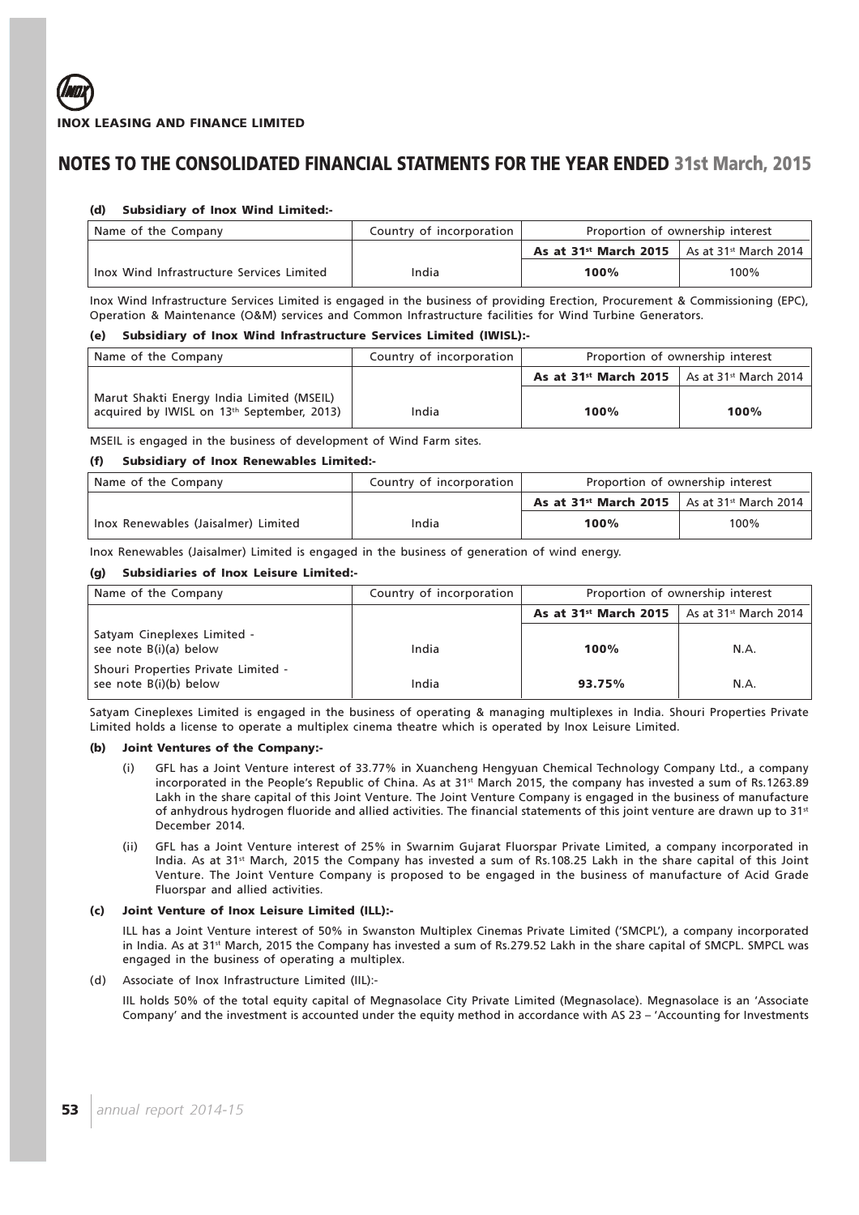# NOTES TO THE CONSOLIDATED FINANCIAL STATMENTS FOR THE YEAR ENDED 31st March, 2015

#### (d) Subsidiary of Inox Wind Limited:-

| Name of the Company | Country of incorporation | Proportion of ownership interest | |
|---|---|---|---|
| | | **As at 31st March 2015** | As at 31st March 2014 |
| Inox Wind Infrastructure Services Limited | India | **100%** | 100% |

Inox Wind Infrastructure Services Limited is engaged in the business of providing Erection, Procurement & Commissioning (EPC), Operation & Maintenance (O&M) services and Common Infrastructure facilities for Wind Turbine Generators.

#### (e) Subsidiary of Inox Wind Infrastructure Services Limited (IWISL):-

| Name of the Company | Country of incorporation | Proportion of ownership interest | |
|---|---|---|---|
| | | **As at 31st March 2015** | As at 31st March 2014 |
| Marut Shakti Energy India Limited (MSEIL) acquired by IWISL on 13th September, 2013) | India | **100%** | **100%** |

MSEIL is engaged in the business of development of Wind Farm sites.

#### (f) Subsidiary of Inox Renewables Limited:-

| Name of the Company | Country of incorporation | Proportion of ownership interest | |
|---|---|---|---|
| | | **As at 31st March 2015** | As at 31st March 2014 |
| Inox Renewables (Jaisalmer) Limited | India | **100%** | 100% |

Inox Renewables (Jaisalmer) Limited is engaged in the business of generation of wind energy.

#### (g) Subsidiaries of Inox Leisure Limited:-

| Name of the Company | Country of incorporation | Proportion of ownership interest | |
|---|---|---|---|
| | | **As at 31st March 2015** | As at 31st March 2014 |
| Satyam Cineplexes Limited - see note B(i)(a) below | India | **100%** | N.A. |
| Shouri Properties Private Limited - see note B(i)(b) below | India | **93.75%** | N.A. |

Satyam Cineplexes Limited is engaged in the business of operating & managing multiplexes in India. Shouri Properties Private Limited holds a license to operate a multiplex cinema theatre which is operated by Inox Leisure Limited.

#### (b) Joint Ventures of the Company:-

(i) GFL has a Joint Venture interest of 33.77% in Xuancheng Hengyuan Chemical Technology Company Ltd., a company incorporated in the People's Republic of China. As at 31st March 2015, the company has invested a sum of Rs.1263.89 Lakh in the share capital of this Joint Venture. The Joint Venture Company is engaged in the business of manufacture of anhydrous hydrogen fluoride and allied activities. The financial statements of this joint venture are drawn up to 31st December 2014.

(ii) GFL has a Joint Venture interest of 25% in Swarnim Gujarat Fluorspar Private Limited, a company incorporated in India. As at 31st March, 2015 the Company has invested a sum of Rs.108.25 Lakh in the share capital of this Joint Venture. The Joint Venture Company is proposed to be engaged in the business of manufacture of Acid Grade Fluorspar and allied activities.

#### (c) Joint Venture of Inox Leisure Limited (ILL):-

ILL has a Joint Venture interest of 50% in Swanston Multiplex Cinemas Private Limited ('SMCPL'), a company incorporated in India. As at 31st March, 2015 the Company has invested a sum of Rs.279.52 Lakh in the share capital of SMCPL. SMPCL was engaged in the business of operating a multiplex.

(d) Associate of Inox Infrastructure Limited (IIL):-

IIL holds 50% of the total equity capital of Megnasolace City Private Limited (Megnasolace). Megnasolace is an 'Associate Company' and the investment is accounted under the equity method in accordance with AS 23 – 'Accounting for Investments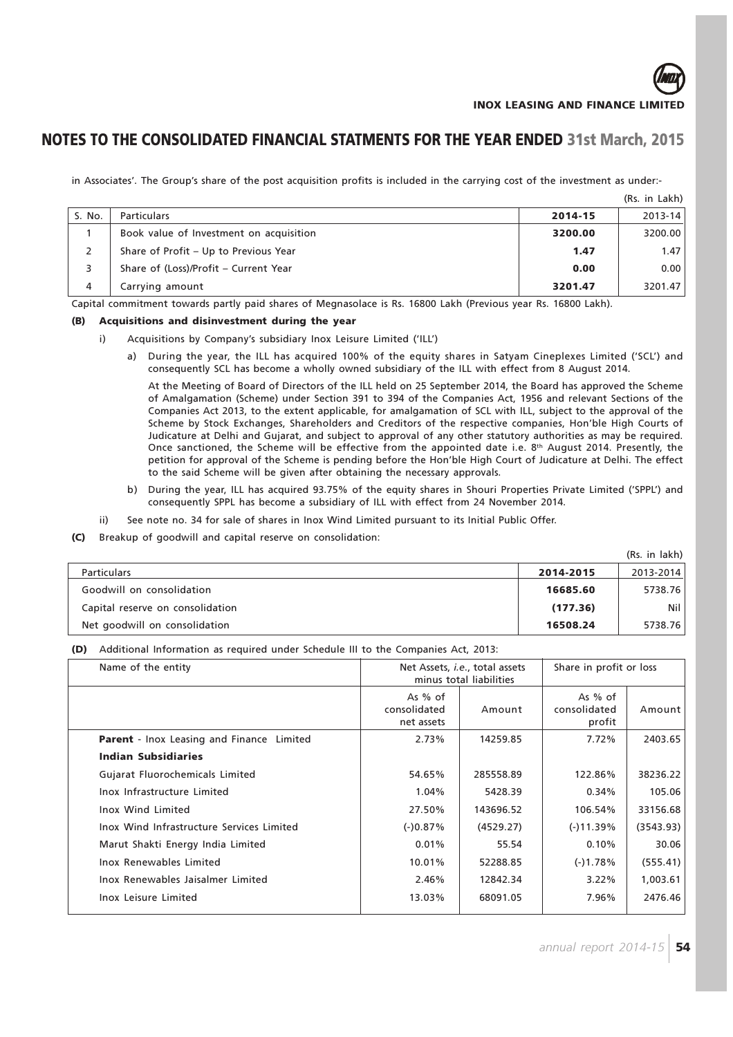in Associates'. The Group's share of the post acquisition profits is included in the carrying cost of the investment as under:-

(Rs. in Lakh)

| S. No. | Particulars | 2014-15 | 2013-14 |
|---|---|---|---|
| 1 | Book value of Investment on acquisition | **3200.00** | 3200.00 |
| 2 | Share of Profit – Up to Previous Year | **1.47** | 1.47 |
| 3 | Share of (Loss)/Profit – Current Year | **0.00** | 0.00 |
| 4 | Carrying amount | **3201.47** | 3201.47 |

Capital commitment towards partly paid shares of Megnasolace is Rs. 16800 Lakh (Previous year Rs. 16800 Lakh).

**(B) Acquisitions and disinvestment during the year**

i) Acquisitions by Company's subsidiary Inox Leisure Limited ('ILL')

a) During the year, the ILL has acquired 100% of the equity shares in Satyam Cineplexes Limited ('SCL') and consequently SCL has become a wholly owned subsidiary of the ILL with effect from 8 August 2014.

At the Meeting of Board of Directors of the ILL held on 25 September 2014, the Board has approved the Scheme of Amalgamation (Scheme) under Section 391 to 394 of the Companies Act, 1956 and relevant Sections of the Companies Act 2013, to the extent applicable, for amalgamation of SCL with ILL, subject to the approval of the Scheme by Stock Exchanges, Shareholders and Creditors of the respective companies, Hon'ble High Courts of Judicature at Delhi and Gujarat, and subject to approval of any other statutory authorities as may be required. Once sanctioned, the Scheme will be effective from the appointed date i.e. 8th August 2014. Presently, the petition for approval of the Scheme is pending before the Hon'ble High Court of Judicature at Delhi. The effect to the said Scheme will be given after obtaining the necessary approvals.

b) During the year, ILL has acquired 93.75% of the equity shares in Shouri Properties Private Limited ('SPPL') and consequently SPPL has become a subsidiary of ILL with effect from 24 November 2014.

ii) See note no. 34 for sale of shares in Inox Wind Limited pursuant to its Initial Public Offer.

**(C)** Breakup of goodwill and capital reserve on consolidation:

(Rs. in lakh)

| Particulars | 2014-2015 | 2013-2014 |
|---|---|---|
| Goodwill on consolidation | **16685.60** | 5738.76 |
| Capital reserve on consolidation | **(177.36)** | Nil |
| Net goodwill on consolidation | **16508.24** | 5738.76 |

**(D)** Additional Information as required under Schedule III to the Companies Act, 2013:

| Name of the entity | Net Assets, *i.e.*, total assets minus total liabilities | | Share in profit or loss | |
|---|---|---|---|---|
| | As % of consolidated net assets | Amount | As % of consolidated profit | Amount |
| **Parent** - Inox Leasing and Finance Limited | 2.73% | 14259.85 | 7.72% | 2403.65 |
| **Indian Subsidiaries** | | | | |
| Gujarat Fluorochemicals Limited | 54.65% | 285558.89 | 122.86% | 38236.22 |
| Inox Infrastructure Limited | 1.04% | 5428.39 | 0.34% | 105.06 |
| Inox Wind Limited | 27.50% | 143696.52 | 106.54% | 33156.68 |
| Inox Wind Infrastructure Services Limited | (-)0.87% | (4529.27) | (-)11.39% | (3543.93) |
| Marut Shakti Energy India Limited | 0.01% | 55.54 | 0.10% | 30.06 |
| Inox Renewables Limited | 10.01% | 52288.85 | (-)1.78% | (555.41) |
| Inox Renewables Jaisalmer Limited | 2.46% | 12842.34 | 3.22% | 1,003.61 |
| Inox Leisure Limited | 13.03% | 68091.05 | 7.96% | 2476.46 |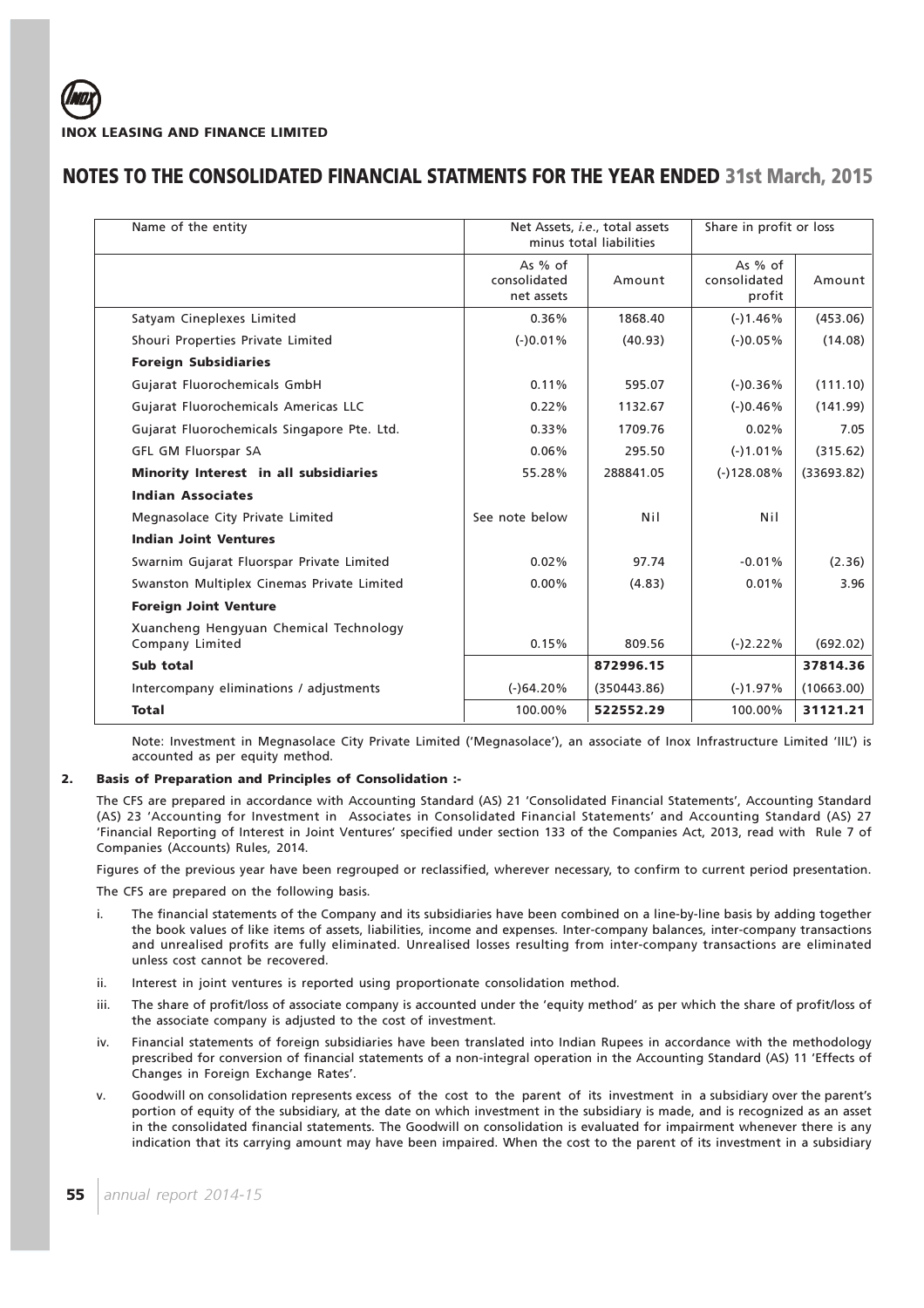# NOTES TO THE CONSOLIDATED FINANCIAL STATMENTS FOR THE YEAR ENDED 31st March, 2015

| Name of the entity | Net Assets, *i.e.*, total assets minus total liabilities | | Share in profit or loss | |
|---|---|---|---|---|
| | As % of consolidated net assets | Amount | As % of consolidated profit | Amount |
| Satyam Cineplexes Limited | 0.36% | 1868.40 | (-)1.46% | (453.06) |
| Shouri Properties Private Limited | (-)0.01% | (40.93) | (-)0.05% | (14.08) |
| **Foreign Subsidiaries** | | | | |
| Gujarat Fluorochemicals GmbH | 0.11% | 595.07 | (-)0.36% | (111.10) |
| Gujarat Fluorochemicals Americas LLC | 0.22% | 1132.67 | (-)0.46% | (141.99) |
| Gujarat Fluorochemicals Singapore Pte. Ltd. | 0.33% | 1709.76 | 0.02% | 7.05 |
| GFL GM Fluorspar SA | 0.06% | 295.50 | (-)1.01% | (315.62) |
| **Minority Interest in all subsidiaries** | 55.28% | 288841.05 | (-)128.08% | (33693.82) |
| **Indian Associates** | | | | |
| Megnasolace City Private Limited | See note below | Nil | Nil | |
| **Indian Joint Ventures** | | | | |
| Swarnim Gujarat Fluorspar Private Limited | 0.02% | 97.74 | -0.01% | (2.36) |
| Swanston Multiplex Cinemas Private Limited | 0.00% | (4.83) | 0.01% | 3.96 |
| **Foreign Joint Venture** | | | | |
| Xuancheng Hengyuan Chemical Technology Company Limited | 0.15% | 809.56 | (-)2.22% | (692.02) |
| **Sub total** | | **872996.15** | | **37814.36** |
| Intercompany eliminations / adjustments | (-)64.20% | (350443.86) | (-)1.97% | (10663.00) |
| **Total** | 100.00% | **522552.29** | 100.00% | **31121.21** |

Note: Investment in Megnasolace City Private Limited ('Megnasolace'), an associate of Inox Infrastructure Limited 'IIL') is accounted as per equity method.

**2. Basis of Preparation and Principles of Consolidation :-**

The CFS are prepared in accordance with Accounting Standard (AS) 21 'Consolidated Financial Statements', Accounting Standard (AS) 23 'Accounting for Investment in Associates in Consolidated Financial Statements' and Accounting Standard (AS) 27 'Financial Reporting of Interest in Joint Ventures' specified under section 133 of the Companies Act, 2013, read with Rule 7 of Companies (Accounts) Rules, 2014.

Figures of the previous year have been regrouped or reclassified, wherever necessary, to confirm to current period presentation.

The CFS are prepared on the following basis.

i. The financial statements of the Company and its subsidiaries have been combined on a line-by-line basis by adding together the book values of like items of assets, liabilities, income and expenses. Inter-company balances, inter-company transactions and unrealised profits are fully eliminated. Unrealised losses resulting from inter-company transactions are eliminated unless cost cannot be recovered.

ii. Interest in joint ventures is reported using proportionate consolidation method.

iii. The share of profit/loss of associate company is accounted under the 'equity method' as per which the share of profit/loss of the associate company is adjusted to the cost of investment.

iv. Financial statements of foreign subsidiaries have been translated into Indian Rupees in accordance with the methodology prescribed for conversion of financial statements of a non-integral operation in the Accounting Standard (AS) 11 'Effects of Changes in Foreign Exchange Rates'.

v. Goodwill on consolidation represents excess of the cost to the parent of its investment in a subsidiary over the parent's portion of equity of the subsidiary, at the date on which investment in the subsidiary is made, and is recognized as an asset in the consolidated financial statements. The Goodwill on consolidation is evaluated for impairment whenever there is any indication that its carrying amount may have been impaired. When the cost to the parent of its investment in a subsidiary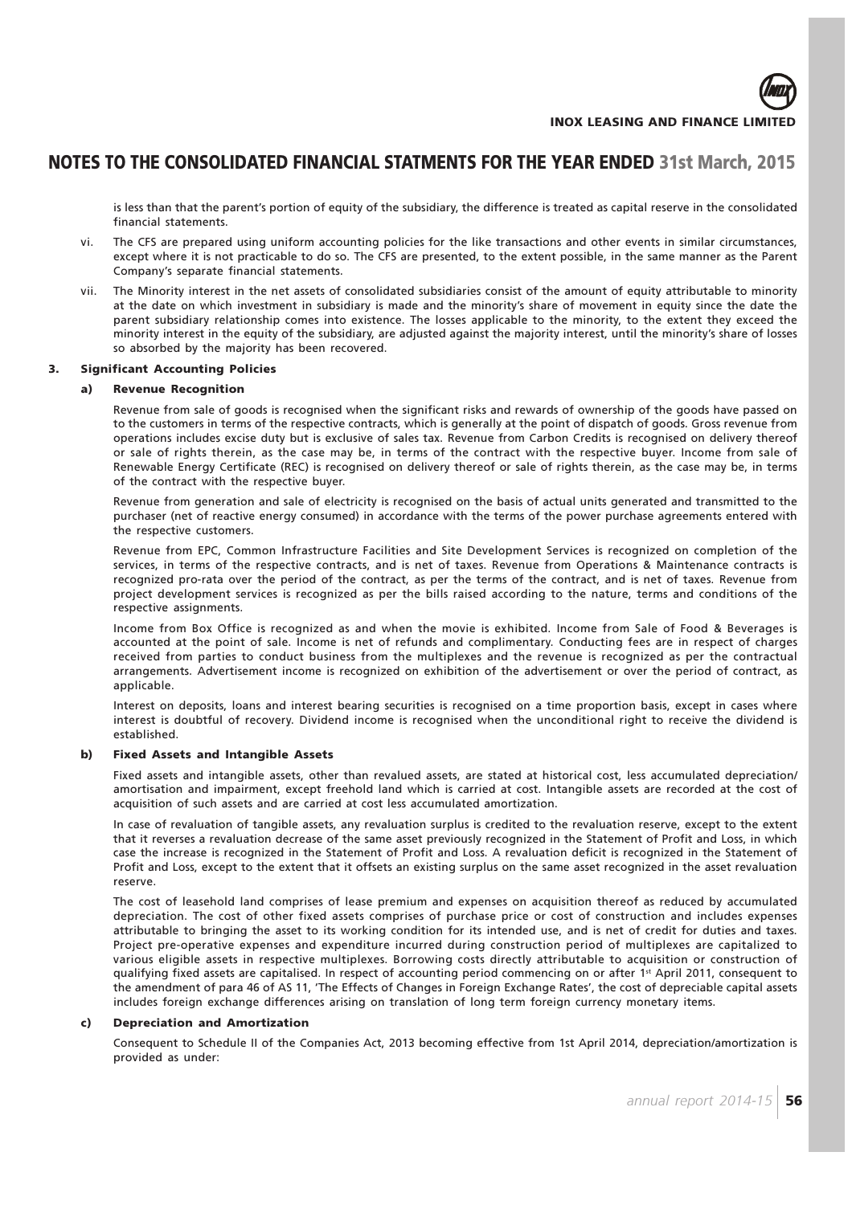## NOTES TO THE CONSOLIDATED FINANCIAL STATMENTS FOR THE YEAR ENDED 31st March, 2015

is less than that the parent's portion of equity of the subsidiary, the difference is treated as capital reserve in the consolidated financial statements.

vi. The CFS are prepared using uniform accounting policies for the like transactions and other events in similar circumstances, except where it is not practicable to do so. The CFS are presented, to the extent possible, in the same manner as the Parent Company's separate financial statements.

vii. The Minority interest in the net assets of consolidated subsidiaries consist of the amount of equity attributable to minority at the date on which investment in subsidiary is made and the minority's share of movement in equity since the date the parent subsidiary relationship comes into existence. The losses applicable to the minority, to the extent they exceed the minority interest in the equity of the subsidiary, are adjusted against the majority interest, until the minority's share of losses so absorbed by the majority has been recovered.

### 3. Significant Accounting Policies

#### a) Revenue Recognition

Revenue from sale of goods is recognised when the significant risks and rewards of ownership of the goods have passed on to the customers in terms of the respective contracts, which is generally at the point of dispatch of goods. Gross revenue from operations includes excise duty but is exclusive of sales tax. Revenue from Carbon Credits is recognised on delivery thereof or sale of rights therein, as the case may be, in terms of the contract with the respective buyer. Income from sale of Renewable Energy Certificate (REC) is recognised on delivery thereof or sale of rights therein, as the case may be, in terms of the contract with the respective buyer.

Revenue from generation and sale of electricity is recognised on the basis of actual units generated and transmitted to the purchaser (net of reactive energy consumed) in accordance with the terms of the power purchase agreements entered with the respective customers.

Revenue from EPC, Common Infrastructure Facilities and Site Development Services is recognized on completion of the services, in terms of the respective contracts, and is net of taxes. Revenue from Operations & Maintenance contracts is recognized pro-rata over the period of the contract, as per the terms of the contract, and is net of taxes. Revenue from project development services is recognized as per the bills raised according to the nature, terms and conditions of the respective assignments.

Income from Box Office is recognized as and when the movie is exhibited. Income from Sale of Food & Beverages is accounted at the point of sale. Income is net of refunds and complimentary. Conducting fees are in respect of charges received from parties to conduct business from the multiplexes and the revenue is recognized as per the contractual arrangements. Advertisement income is recognized on exhibition of the advertisement or over the period of contract, as applicable.

Interest on deposits, loans and interest bearing securities is recognised on a time proportion basis, except in cases where interest is doubtful of recovery. Dividend income is recognised when the unconditional right to receive the dividend is established.

#### b) Fixed Assets and Intangible Assets

Fixed assets and intangible assets, other than revalued assets, are stated at historical cost, less accumulated depreciation/ amortisation and impairment, except freehold land which is carried at cost. Intangible assets are recorded at the cost of acquisition of such assets and are carried at cost less accumulated amortization.

In case of revaluation of tangible assets, any revaluation surplus is credited to the revaluation reserve, except to the extent that it reverses a revaluation decrease of the same asset previously recognized in the Statement of Profit and Loss, in which case the increase is recognized in the Statement of Profit and Loss. A revaluation deficit is recognized in the Statement of Profit and Loss, except to the extent that it offsets an existing surplus on the same asset recognized in the asset revaluation reserve.

The cost of leasehold land comprises of lease premium and expenses on acquisition thereof as reduced by accumulated depreciation. The cost of other fixed assets comprises of purchase price or cost of construction and includes expenses attributable to bringing the asset to its working condition for its intended use, and is net of credit for duties and taxes. Project pre-operative expenses and expenditure incurred during construction period of multiplexes are capitalized to various eligible assets in respective multiplexes. Borrowing costs directly attributable to acquisition or construction of qualifying fixed assets are capitalised. In respect of accounting period commencing on or after 1st April 2011, consequent to the amendment of para 46 of AS 11, 'The Effects of Changes in Foreign Exchange Rates', the cost of depreciable capital assets includes foreign exchange differences arising on translation of long term foreign currency monetary items.

#### c) Depreciation and Amortization

Consequent to Schedule II of the Companies Act, 2013 becoming effective from 1st April 2014, depreciation/amortization is provided as under: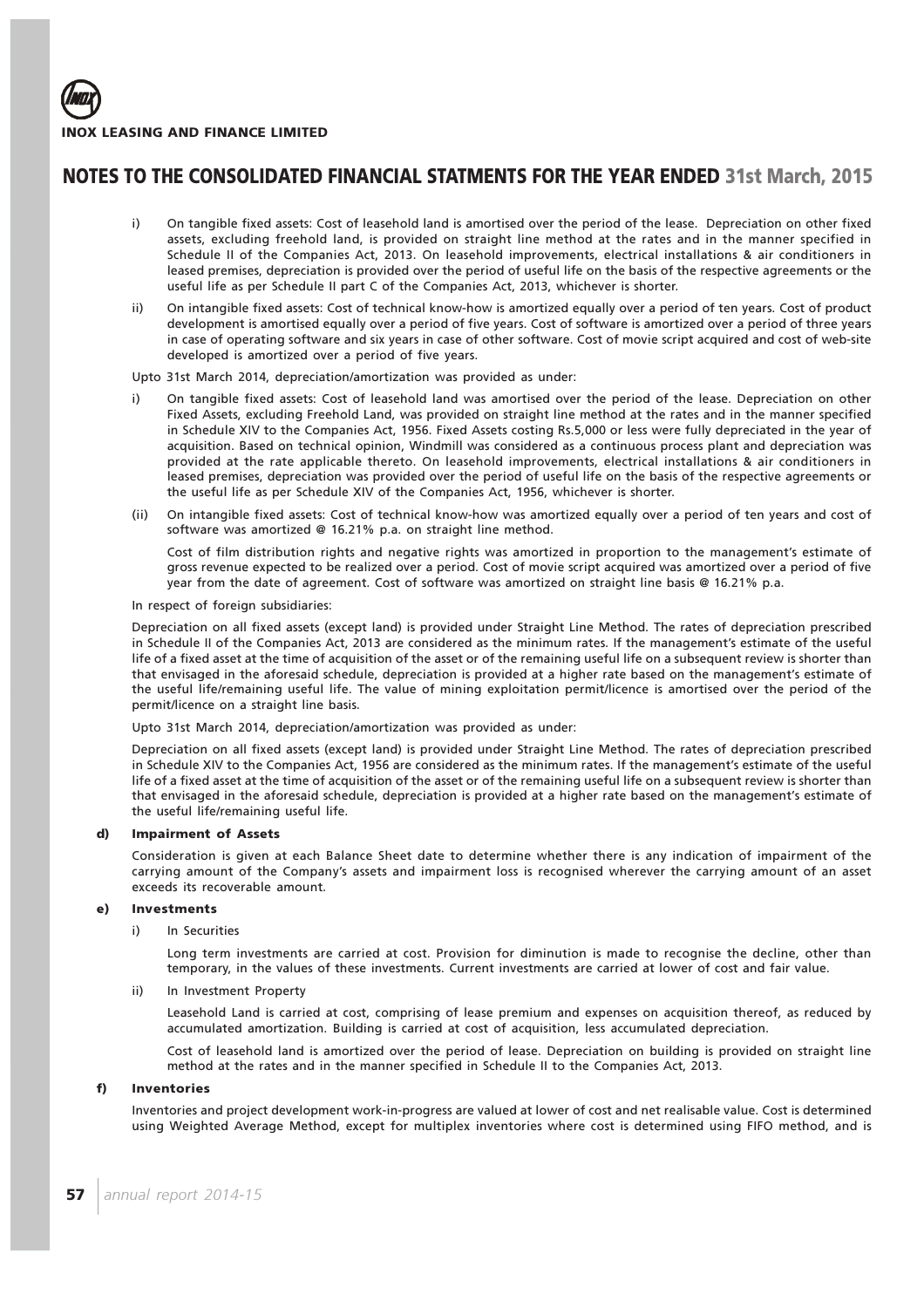i) On tangible fixed assets: Cost of leasehold land is amortised over the period of the lease. Depreciation on other fixed assets, excluding freehold land, is provided on straight line method at the rates and in the manner specified in Schedule II of the Companies Act, 2013. On leasehold improvements, electrical installations & air conditioners in leased premises, depreciation is provided over the period of useful life on the basis of the respective agreements or the useful life as per Schedule II part C of the Companies Act, 2013, whichever is shorter.

ii) On intangible fixed assets: Cost of technical know-how is amortized equally over a period of ten years. Cost of product development is amortised equally over a period of five years. Cost of software is amortized over a period of three years in case of operating software and six years in case of other software. Cost of movie script acquired and cost of web-site developed is amortized over a period of five years.

Upto 31st March 2014, depreciation/amortization was provided as under:

i) On tangible fixed assets: Cost of leasehold land was amortised over the period of the lease. Depreciation on other Fixed Assets, excluding Freehold Land, was provided on straight line method at the rates and in the manner specified in Schedule XIV to the Companies Act, 1956. Fixed Assets costing Rs.5,000 or less were fully depreciated in the year of acquisition. Based on technical opinion, Windmill was considered as a continuous process plant and depreciation was provided at the rate applicable thereto. On leasehold improvements, electrical installations & air conditioners in leased premises, depreciation was provided over the period of useful life on the basis of the respective agreements or the useful life as per Schedule XIV of the Companies Act, 1956, whichever is shorter.

(ii) On intangible fixed assets: Cost of technical know-how was amortized equally over a period of ten years and cost of software was amortized @ 16.21% p.a. on straight line method.

Cost of film distribution rights and negative rights was amortized in proportion to the management's estimate of gross revenue expected to be realized over a period. Cost of movie script acquired was amortized over a period of five year from the date of agreement. Cost of software was amortized on straight line basis @ 16.21% p.a.

In respect of foreign subsidiaries:

Depreciation on all fixed assets (except land) is provided under Straight Line Method. The rates of depreciation prescribed in Schedule II of the Companies Act, 2013 are considered as the minimum rates. If the management's estimate of the useful life of a fixed asset at the time of acquisition of the asset or of the remaining useful life on a subsequent review is shorter than that envisaged in the aforesaid schedule, depreciation is provided at a higher rate based on the management's estimate of the useful life/remaining useful life. The value of mining exploitation permit/licence is amortised over the period of the permit/licence on a straight line basis.

Upto 31st March 2014, depreciation/amortization was provided as under:

Depreciation on all fixed assets (except land) is provided under Straight Line Method. The rates of depreciation prescribed in Schedule XIV to the Companies Act, 1956 are considered as the minimum rates. If the management's estimate of the useful life of a fixed asset at the time of acquisition of the asset or of the remaining useful life on a subsequent review is shorter than that envisaged in the aforesaid schedule, depreciation is provided at a higher rate based on the management's estimate of the useful life/remaining useful life.

#### d) Impairment of Assets

Consideration is given at each Balance Sheet date to determine whether there is any indication of impairment of the carrying amount of the Company's assets and impairment loss is recognised wherever the carrying amount of an asset exceeds its recoverable amount.

#### e) Investments

i) In Securities

Long term investments are carried at cost. Provision for diminution is made to recognise the decline, other than temporary, in the values of these investments. Current investments are carried at lower of cost and fair value.

ii) In Investment Property

Leasehold Land is carried at cost, comprising of lease premium and expenses on acquisition thereof, as reduced by accumulated amortization. Building is carried at cost of acquisition, less accumulated depreciation.

Cost of leasehold land is amortized over the period of lease. Depreciation on building is provided on straight line method at the rates and in the manner specified in Schedule II to the Companies Act, 2013.

#### f) Inventories

Inventories and project development work-in-progress are valued at lower of cost and net realisable value. Cost is determined using Weighted Average Method, except for multiplex inventories where cost is determined using FIFO method, and is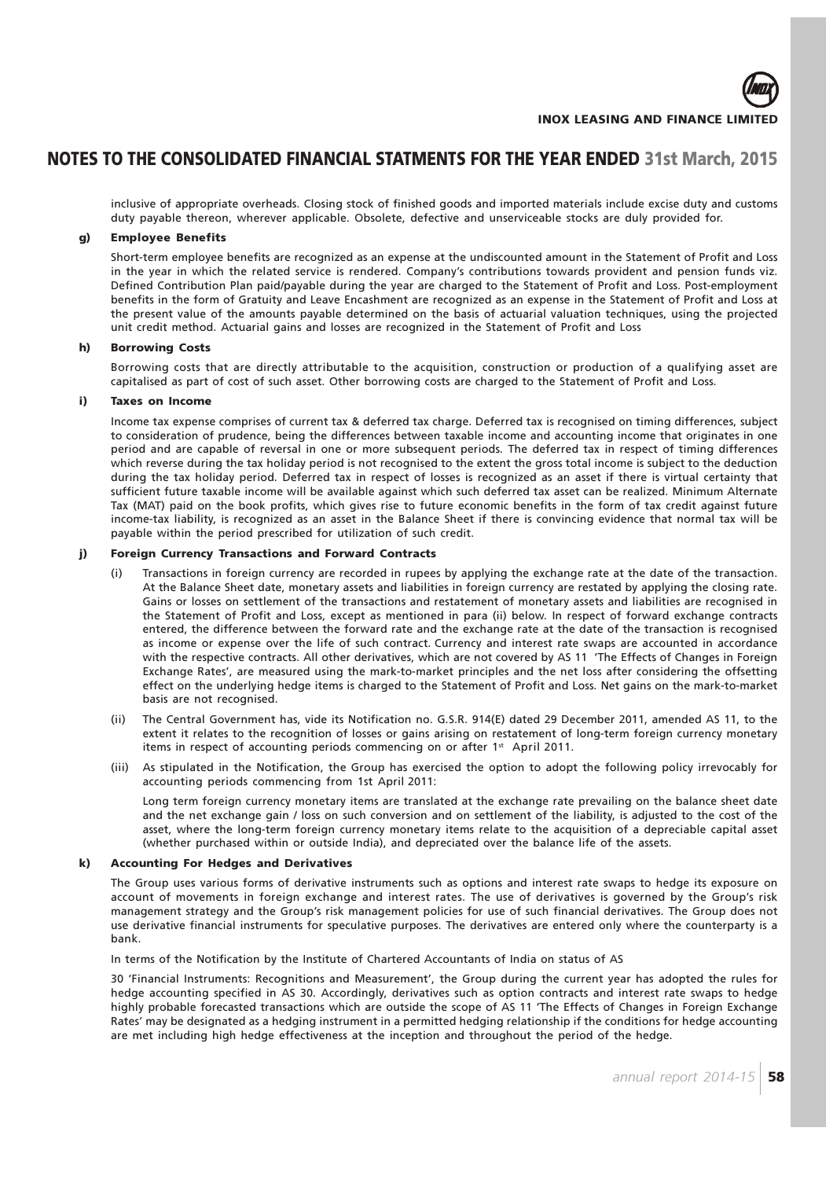# NOTES TO THE CONSOLIDATED FINANCIAL STATMENTS FOR THE YEAR ENDED 31st March, 2015

inclusive of appropriate overheads. Closing stock of finished goods and imported materials include excise duty and customs duty payable thereon, wherever applicable. Obsolete, defective and unserviceable stocks are duly provided for.

**g) Employee Benefits**

Short-term employee benefits are recognized as an expense at the undiscounted amount in the Statement of Profit and Loss in the year in which the related service is rendered. Company's contributions towards provident and pension funds viz. Defined Contribution Plan paid/payable during the year are charged to the Statement of Profit and Loss. Post-employment benefits in the form of Gratuity and Leave Encashment are recognized as an expense in the Statement of Profit and Loss at the present value of the amounts payable determined on the basis of actuarial valuation techniques, using the projected unit credit method. Actuarial gains and losses are recognized in the Statement of Profit and Loss

**h) Borrowing Costs**

Borrowing costs that are directly attributable to the acquisition, construction or production of a qualifying asset are capitalised as part of cost of such asset. Other borrowing costs are charged to the Statement of Profit and Loss.

**i) Taxes on Income**

Income tax expense comprises of current tax & deferred tax charge. Deferred tax is recognised on timing differences, subject to consideration of prudence, being the differences between taxable income and accounting income that originates in one period and are capable of reversal in one or more subsequent periods. The deferred tax in respect of timing differences which reverse during the tax holiday period is not recognised to the extent the gross total income is subject to the deduction during the tax holiday period. Deferred tax in respect of losses is recognized as an asset if there is virtual certainty that sufficient future taxable income will be available against which such deferred tax asset can be realized. Minimum Alternate Tax (MAT) paid on the book profits, which gives rise to future economic benefits in the form of tax credit against future income-tax liability, is recognized as an asset in the Balance Sheet if there is convincing evidence that normal tax will be payable within the period prescribed for utilization of such credit.

**j) Foreign Currency Transactions and Forward Contracts**

(i) Transactions in foreign currency are recorded in rupees by applying the exchange rate at the date of the transaction. At the Balance Sheet date, monetary assets and liabilities in foreign currency are restated by applying the closing rate. Gains or losses on settlement of the transactions and restatement of monetary assets and liabilities are recognised in the Statement of Profit and Loss, except as mentioned in para (ii) below. In respect of forward exchange contracts entered, the difference between the forward rate and the exchange rate at the date of the transaction is recognised as income or expense over the life of such contract. Currency and interest rate swaps are accounted in accordance with the respective contracts. All other derivatives, which are not covered by AS 11 'The Effects of Changes in Foreign Exchange Rates', are measured using the mark-to-market principles and the net loss after considering the offsetting effect on the underlying hedge items is charged to the Statement of Profit and Loss. Net gains on the mark-to-market basis are not recognised.

(ii) The Central Government has, vide its Notification no. G.S.R. 914(E) dated 29 December 2011, amended AS 11, to the extent it relates to the recognition of losses or gains arising on restatement of long-term foreign currency monetary items in respect of accounting periods commencing on or after 1st April 2011.

(iii) As stipulated in the Notification, the Group has exercised the option to adopt the following policy irrevocably for accounting periods commencing from 1st April 2011:

Long term foreign currency monetary items are translated at the exchange rate prevailing on the balance sheet date and the net exchange gain / loss on such conversion and on settlement of the liability, is adjusted to the cost of the asset, where the long-term foreign currency monetary items relate to the acquisition of a depreciable capital asset (whether purchased within or outside India), and depreciated over the balance life of the assets.

**k) Accounting For Hedges and Derivatives**

The Group uses various forms of derivative instruments such as options and interest rate swaps to hedge its exposure on account of movements in foreign exchange and interest rates. The use of derivatives is governed by the Group's risk management strategy and the Group's risk management policies for use of such financial derivatives. The Group does not use derivative financial instruments for speculative purposes. The derivatives are entered only where the counterparty is a bank.

In terms of the Notification by the Institute of Chartered Accountants of India on status of AS

30 'Financial Instruments: Recognitions and Measurement', the Group during the current year has adopted the rules for hedge accounting specified in AS 30. Accordingly, derivatives such as option contracts and interest rate swaps to hedge highly probable forecasted transactions which are outside the scope of AS 11 'The Effects of Changes in Foreign Exchange Rates' may be designated as a hedging instrument in a permitted hedging relationship if the conditions for hedge accounting are met including high hedge effectiveness at the inception and throughout the period of the hedge.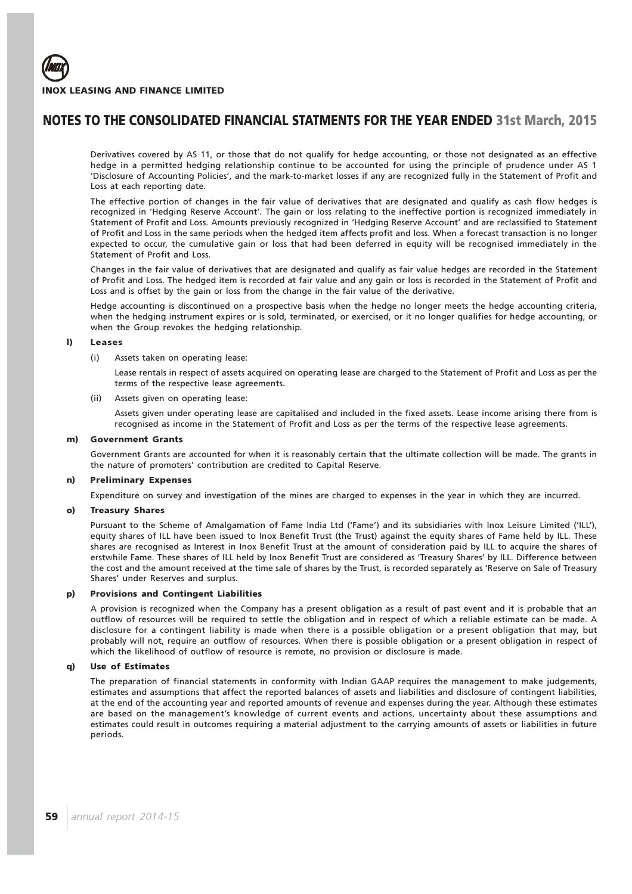Derivatives covered by AS 11, or those that do not qualify for hedge accounting, or those not designated as an effective hedge in a permitted hedging relationship continue to be accounted for using the principle of prudence under AS 1 'Disclosure of Accounting Policies', and the mark-to-market losses if any are recognized fully in the Statement of Profit and Loss at each reporting date.

The effective portion of changes in the fair value of derivatives that are designated and qualify as cash flow hedges is recognized in 'Hedging Reserve Account'. The gain or loss relating to the ineffective portion is recognized immediately in Statement of Profit and Loss. Amounts previously recognized in 'Hedging Reserve Account' and are reclassified to Statement of Profit and Loss in the same periods when the hedged item affects profit and loss. When a forecast transaction is no longer expected to occur, the cumulative gain or loss that had been deferred in equity will be recognised immediately in the Statement of Profit and Loss.

Changes in the fair value of derivatives that are designated and qualify as fair value hedges are recorded in the Statement of Profit and Loss. The hedged item is recorded at fair value and any gain or loss is recorded in the Statement of Profit and Loss and is offset by the gain or loss from the change in the fair value of the derivative.

Hedge accounting is discontinued on a prospective basis when the hedge no longer meets the hedge accounting criteria, when the hedging instrument expires or is sold, terminated, or exercised, or it no longer qualifies for hedge accounting, or when the Group revokes the hedging relationship.

**l) Leases**

(i) Assets taken on operating lease:

Lease rentals in respect of assets acquired on operating lease are charged to the Statement of Profit and Loss as per the terms of the respective lease agreements.

(ii) Assets given on operating lease:

Assets given under operating lease are capitalised and included in the fixed assets. Lease income arising there from is recognised as income in the Statement of Profit and Loss as per the terms of the respective lease agreements.

**m) Government Grants**

Government Grants are accounted for when it is reasonably certain that the ultimate collection will be made. The grants in the nature of promoters' contribution are credited to Capital Reserve.

**n) Preliminary Expenses**

Expenditure on survey and investigation of the mines are charged to expenses in the year in which they are incurred.

**o) Treasury Shares**

Pursuant to the Scheme of Amalgamation of Fame India Ltd ('Fame') and its subsidiaries with Inox Leisure Limited ('ILL'), equity shares of ILL have been issued to Inox Benefit Trust (the Trust) against the equity shares of Fame held by ILL. These shares are recognised as Interest in Inox Benefit Trust at the amount of consideration paid by ILL to acquire the shares of erstwhile Fame. These shares of ILL held by Inox Benefit Trust are considered as 'Treasury Shares' by ILL. Difference between the cost and the amount received at the time sale of shares by the Trust, is recorded separately as 'Reserve on Sale of Treasury Shares' under Reserves and surplus.

**p) Provisions and Contingent Liabilities**

A provision is recognized when the Company has a present obligation as a result of past event and it is probable that an outflow of resources will be required to settle the obligation and in respect of which a reliable estimate can be made. A disclosure for a contingent liability is made when there is a possible obligation or a present obligation that may, but probably will not, require an outflow of resources. When there is possible obligation or a present obligation in respect of which the likelihood of outflow of resource is remote, no provision or disclosure is made.

**q) Use of Estimates**

The preparation of financial statements in conformity with Indian GAAP requires the management to make judgements, estimates and assumptions that affect the reported balances of assets and liabilities and disclosure of contingent liabilities, at the end of the accounting year and reported amounts of revenue and expenses during the year. Although these estimates are based on the management's knowledge of current events and actions, uncertainty about these assumptions and estimates could result in outcomes requiring a material adjustment to the carrying amounts of assets or liabilities in future periods.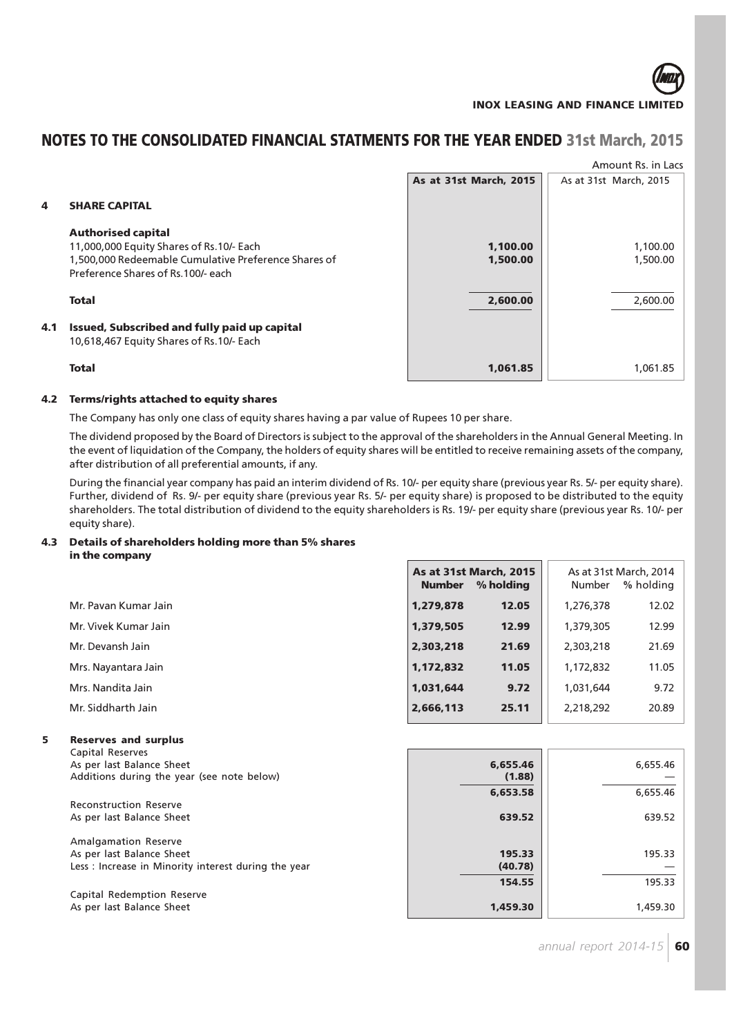# NOTES TO THE CONSOLIDATED FINANCIAL STATMENTS FOR THE YEAR ENDED 31st March, 2015

Amount Rs. in Lacs

| | | As at 31st March, 2015 | As at 31st March, 2015 |
|---|---|---|---|
| **4** | **SHARE CAPITAL** | | |
| | **Authorised capital** | | |
| | 11,000,000 Equity Shares of Rs.10/- Each | **1,100.00** | 1,100.00 |
| | 1,500,000 Redeemable Cumulative Preference Shares of Preference Shares of Rs.100/- each | **1,500.00** | 1,500.00 |
| | **Total** | **2,600.00** | 2,600.00 |
| **4.1** | **Issued, Subscribed and fully paid up capital** | | |
| | 10,618,467 Equity Shares of Rs.10/- Each | | |
| | **Total** | **1,061.85** | 1,061.85 |

**4.2 Terms/rights attached to equity shares**

The Company has only one class of equity shares having a par value of Rupees 10 per share.

The dividend proposed by the Board of Directors is subject to the approval of the shareholders in the Annual General Meeting. In the event of liquidation of the Company, the holders of equity shares will be entitled to receive remaining assets of the company, after distribution of all preferential amounts, if any.

During the financial year company has paid an interim dividend of Rs. 10/- per equity share (previous year Rs. 5/- per equity share). Further, dividend of Rs. 9/- per equity share (previous year Rs. 5/- per equity share) is proposed to be distributed to the equity shareholders. The total distribution of dividend to the equity shareholders is Rs. 19/- per equity share (previous year Rs. 10/- per equity share).

**4.3 Details of shareholders holding more than 5% shares in the company**

| | As at 31st March, 2015 | | As at 31st March, 2014 | |
|---|---|---|---|---|
| | **Number** | **% holding** | Number | % holding |
| Mr. Pavan Kumar Jain | **1,279,878** | **12.05** | 1,276,378 | 12.02 |
| Mr. Vivek Kumar Jain | **1,379,505** | **12.99** | 1,379,305 | 12.99 |
| Mr. Devansh Jain | **2,303,218** | **21.69** | 2,303,218 | 21.69 |
| Mrs. Nayantara Jain | **1,172,832** | **11.05** | 1,172,832 | 11.05 |
| Mrs. Nandita Jain | **1,031,644** | **9.72** | 1,031,644 | 9.72 |
| Mr. Siddharth Jain | **2,666,113** | **25.11** | 2,218,292 | 20.89 |

| | | | |
|---|---|---|---|
| **5** | **Reserves and surplus** | | |
| | Capital Reserves | | |
| | As per last Balance Sheet | **6,655.46** | 6,655.46 |
| | Additions during the year (see note below) | **(1.88)** | — |
| | | **6,653.58** | 6,655.46 |
| | Reconstruction Reserve | | |
| | As per last Balance Sheet | **639.52** | 639.52 |
| | Amalgamation Reserve | | |
| | As per last Balance Sheet | **195.33** | 195.33 |
| | Less : Increase in Minority interest during the year | **(40.78)** | — |
| | | **154.55** | 195.33 |
| | Capital Redemption Reserve | | |
| | As per last Balance Sheet | **1,459.30** | 1,459.30 |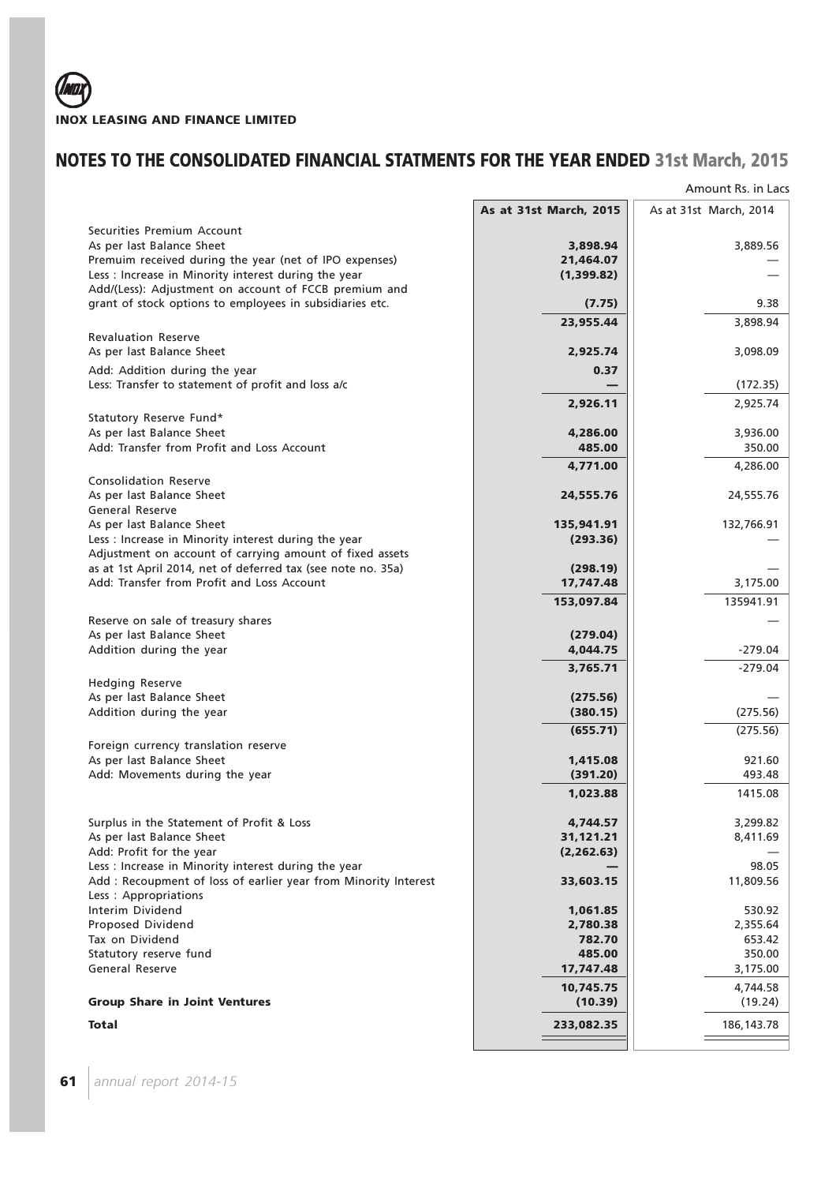# NOTES TO THE CONSOLIDATED FINANCIAL STATMENTS FOR THE YEAR ENDED 31st March, 2015

Amount Rs. in Lacs

| | As at 31st March, 2015 | As at 31st March, 2014 |
|---|---|---|
| Securities Premium Account | | |
| As per last Balance Sheet | **3,898.94** | 3,889.56 |
| Premuim received during the year (net of IPO expenses) | **21,464.07** | — |
| Less : Increase in Minority interest during the year | **(1,399.82)** | — |
| Add/(Less): Adjustment on account of FCCB premium and grant of stock options to employees in subsidiaries etc. | **(7.75)** | 9.38 |
| | **23,955.44** | 3,898.94 |
| Revaluation Reserve | | |
| As per last Balance Sheet | **2,925.74** | 3,098.09 |
| Add: Addition during the year | **0.37** | |
| Less: Transfer to statement of profit and loss a/c | **—** | (172.35) |
| | **2,926.11** | 2,925.74 |
| Statutory Reserve Fund* | | |
| As per last Balance Sheet | **4,286.00** | 3,936.00 |
| Add: Transfer from Profit and Loss Account | **485.00** | 350.00 |
| | **4,771.00** | 4,286.00 |
| Consolidation Reserve | | |
| As per last Balance Sheet | **24,555.76** | 24,555.76 |
| General Reserve | | |
| As per last Balance Sheet | **135,941.91** | 132,766.91 |
| Less : Increase in Minority interest during the year | **(293.36)** | — |
| Adjustment on account of carrying amount of fixed assets as at 1st April 2014, net of deferred tax (see note no. 35a) | **(298.19)** | — |
| Add: Transfer from Profit and Loss Account | **17,747.48** | 3,175.00 |
| | **153,097.84** | 135941.91 |
| Reserve on sale of treasury shares | | — |
| As per last Balance Sheet | **(279.04)** | |
| Addition during the year | **4,044.75** | -279.04 |
| | **3,765.71** | -279.04 |
| Hedging Reserve | | |
| As per last Balance Sheet | **(275.56)** | — |
| Addition during the year | **(380.15)** | (275.56) |
| | **(655.71)** | (275.56) |
| Foreign currency translation reserve | | |
| As per last Balance Sheet | **1,415.08** | 921.60 |
| Add: Movements during the year | **(391.20)** | 493.48 |
| | **1,023.88** | 1415.08 |
| Surplus in the Statement of Profit & Loss | **4,744.57** | 3,299.82 |
| As per last Balance Sheet | **31,121.21** | 8,411.69 |
| Add: Profit for the year | **(2,262.63)** | — |
| Less : Increase in Minority interest during the year | **—** | 98.05 |
| Add : Recoupment of loss of earlier year from Minority Interest | **33,603.15** | 11,809.56 |
| Less : Appropriations | | |
| Interim Dividend | **1,061.85** | 530.92 |
| Proposed Dividend | **2,780.38** | 2,355.64 |
| Tax on Dividend | **782.70** | 653.42 |
| Statutory reserve fund | **485.00** | 350.00 |
| General Reserve | **17,747.48** | 3,175.00 |
| | **10,745.75** | 4,744.58 |
| **Group Share in Joint Ventures** | **(10.39)** | (19.24) |
| **Total** | **233,082.35** | 186,143.78 |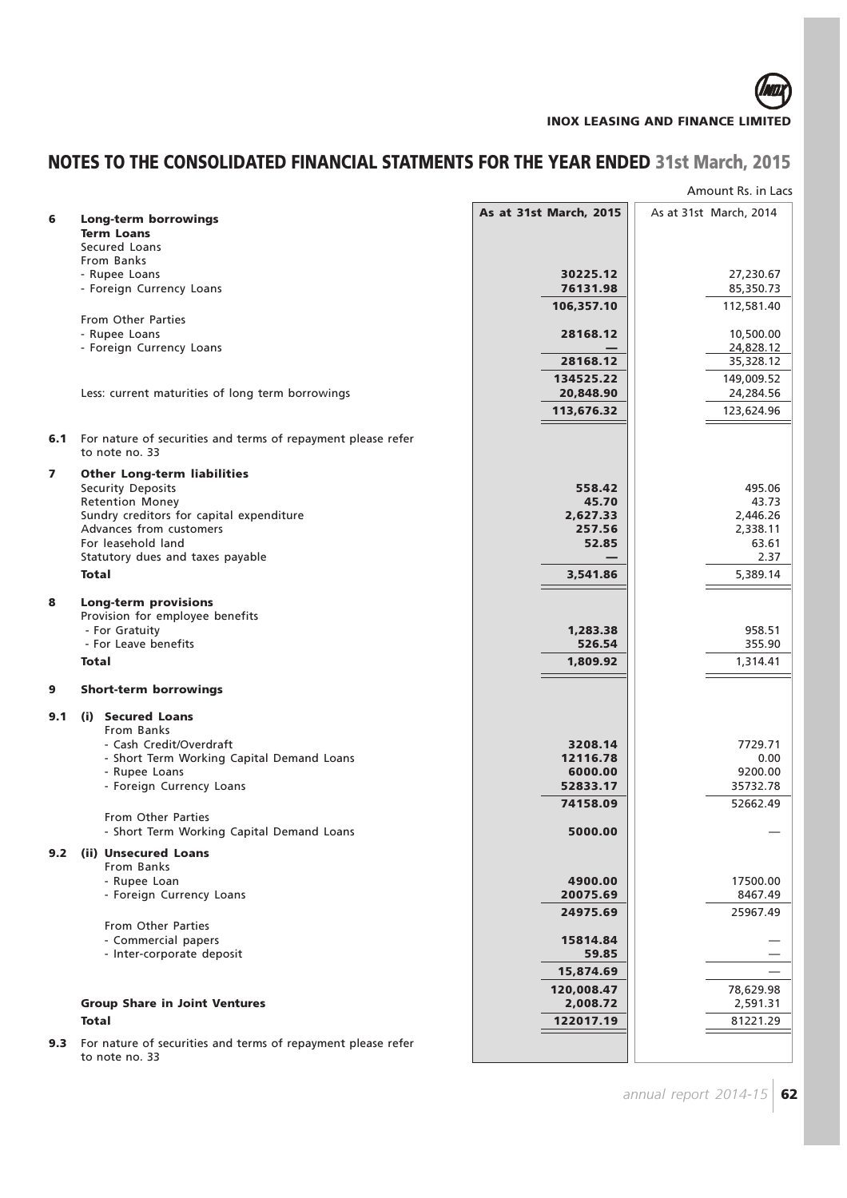# NOTES TO THE CONSOLIDATED FINANCIAL STATMENTS FOR THE YEAR ENDED 31st March, 2015

Amount Rs. in Lacs

| | | As at 31st March, 2015 | As at 31st March, 2014 |
|---|---|---|---|
| **6** | **Long-term borrowings** | | |
| | **Term Loans** | | |
| | Secured Loans | | |
| | From Banks | | |
| | - Rupee Loans | **30225.12** | 27,230.67 |
| | - Foreign Currency Loans | **76131.98** | 85,350.73 |
| | | **106,357.10** | 112,581.40 |
| | From Other Parties | | |
| | - Rupee Loans | **28168.12** | 10,500.00 |
| | - Foreign Currency Loans | **—** | 24,828.12 |
| | | **28168.12** | 35,328.12 |
| | | **134525.22** | 149,009.52 |
| | Less: current maturities of long term borrowings | **20,848.90** | 24,284.56 |
| | | **113,676.32** | 123,624.96 |
| **6.1** | For nature of securities and terms of repayment please refer to note no. 33 | | |
| **7** | **Other Long-term liabilities** | | |
| | Security Deposits | **558.42** | 495.06 |
| | Retention Money | **45.70** | 43.73 |
| | Sundry creditors for capital expenditure | **2,627.33** | 2,446.26 |
| | Advances from customers | **257.56** | 2,338.11 |
| | For leasehold land | **52.85** | 63.61 |
| | Statutory dues and taxes payable | **—** | 2.37 |
| | **Total** | **3,541.86** | 5,389.14 |
| **8** | **Long-term provisions** | | |
| | Provision for employee benefits | | |
| | - For Gratuity | **1,283.38** | 958.51 |
| | - For Leave benefits | **526.54** | 355.90 |
| | **Total** | **1,809.92** | 1,314.41 |
| **9** | **Short-term borrowings** | | |
| **9.1** | **(i) Secured Loans** | | |
| | From Banks | | |
| | - Cash Credit/Overdraft | **3208.14** | 7729.71 |
| | - Short Term Working Capital Demand Loans | **12116.78** | 0.00 |
| | - Rupee Loans | **6000.00** | 9200.00 |
| | - Foreign Currency Loans | **52833.17** | 35732.78 |
| | | **74158.09** | 52662.49 |
| | From Other Parties | | |
| | - Short Term Working Capital Demand Loans | **5000.00** | — |
| **9.2** | **(ii) Unsecured Loans** | | |
| | From Banks | | |
| | - Rupee Loan | **4900.00** | 17500.00 |
| | - Foreign Currency Loans | **20075.69** | 8467.49 |
| | | **24975.69** | 25967.49 |
| | From Other Parties | | |
| | - Commercial papers | **15814.84** | — |
| | - Inter-corporate deposit | **59.85** | — |
| | | **15,874.69** | — |
| | | **120,008.47** | 78,629.98 |
| | **Group Share in Joint Ventures** | **2,008.72** | 2,591.31 |
| | **Total** | **122017.19** | 81221.29 |
| **9.3** | For nature of securities and terms of repayment please refer to note no. 33 | | |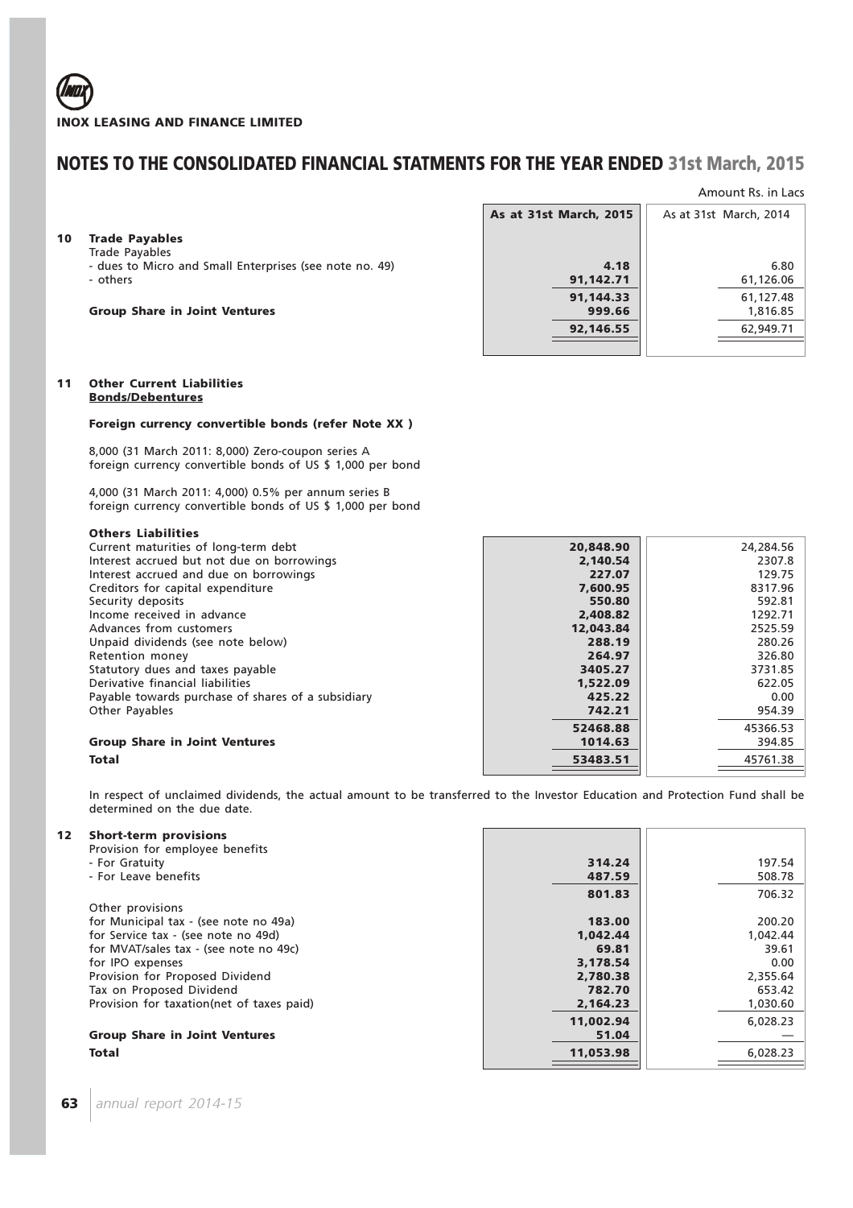# NOTES TO THE CONSOLIDATED FINANCIAL STATMENTS FOR THE YEAR ENDED 31st March, 2015

Amount Rs. in Lacs

| | | As at 31st March, 2015 | As at 31st March, 2014 |
|---|---|---|---|
| **10** | **Trade Payables** | | |
| | Trade Payables | | |
| | - dues to Micro and Small Enterprises (see note no. 49) | **4.18** | 6.80 |
| | - others | **91,142.71** | 61,126.06 |
| | | **91,144.33** | 61,127.48 |
| | **Group Share in Joint Ventures** | **999.66** | 1,816.85 |
| | | **92,146.55** | 62,949.71 |
| **11** | **Other Current Liabilities** | | |
| | **Bonds/Debentures** | | |
| | **Foreign currency convertible bonds (refer Note XX )** | | |
| | 8,000 (31 March 2011: 8,000) Zero-coupon series A foreign currency convertible bonds of US $ 1,000 per bond | | |
| | 4,000 (31 March 2011: 4,000) 0.5% per annum series B foreign currency convertible bonds of US $ 1,000 per bond | | |
| | **Others Liabilities** | | |
| | Current maturities of long-term debt | **20,848.90** | 24,284.56 |
| | Interest accrued but not due on borrowings | **2,140.54** | 2307.8 |
| | Interest accrued and due on borrowings | **227.07** | 129.75 |
| | Creditors for capital expenditure | **7,600.95** | 8317.96 |
| | Security deposits | **550.80** | 592.81 |
| | Income received in advance | **2,408.82** | 1292.71 |
| | Advances from customers | **12,043.84** | 2525.59 |
| | Unpaid dividends (see note below) | **288.19** | 280.26 |
| | Retention money | **264.97** | 326.80 |
| | Statutory dues and taxes payable | **3405.27** | 3731.85 |
| | Derivative financial liabilities | **1,522.09** | 622.05 |
| | Payable towards purchase of shares of a subsidiary | **425.22** | 0.00 |
| | Other Payables | **742.21** | 954.39 |
| | | **52468.88** | 45366.53 |
| | **Group Share in Joint Ventures** | **1014.63** | 394.85 |
| | **Total** | **53483.51** | 45761.38 |

In respect of unclaimed dividends, the actual amount to be transferred to the Investor Education and Protection Fund shall be determined on the due date.

| | | As at 31st March, 2015 | As at 31st March, 2014 |
|---|---|---|---|
| **12** | **Short-term provisions** | | |
| | Provision for employee benefits | | |
| | - For Gratuity | **314.24** | 197.54 |
| | - For Leave benefits | **487.59** | 508.78 |
| | | **801.83** | 706.32 |
| | Other provisions | | |
| | for Municipal tax - (see note no 49a) | **183.00** | 200.20 |
| | for Service tax - (see note no 49d) | **1,042.44** | 1,042.44 |
| | for MVAT/sales tax - (see note no 49c) | **69.81** | 39.61 |
| | for IPO expenses | **3,178.54** | 0.00 |
| | Provision for Proposed Dividend | **2,780.38** | 2,355.64 |
| | Tax on Proposed Dividend | **782.70** | 653.42 |
| | Provision for taxation(net of taxes paid) | **2,164.23** | 1,030.60 |
| | | **11,002.94** | 6,028.23 |
| | **Group Share in Joint Ventures** | **51.04** | — |
| | **Total** | **11,053.98** | 6,028.23 |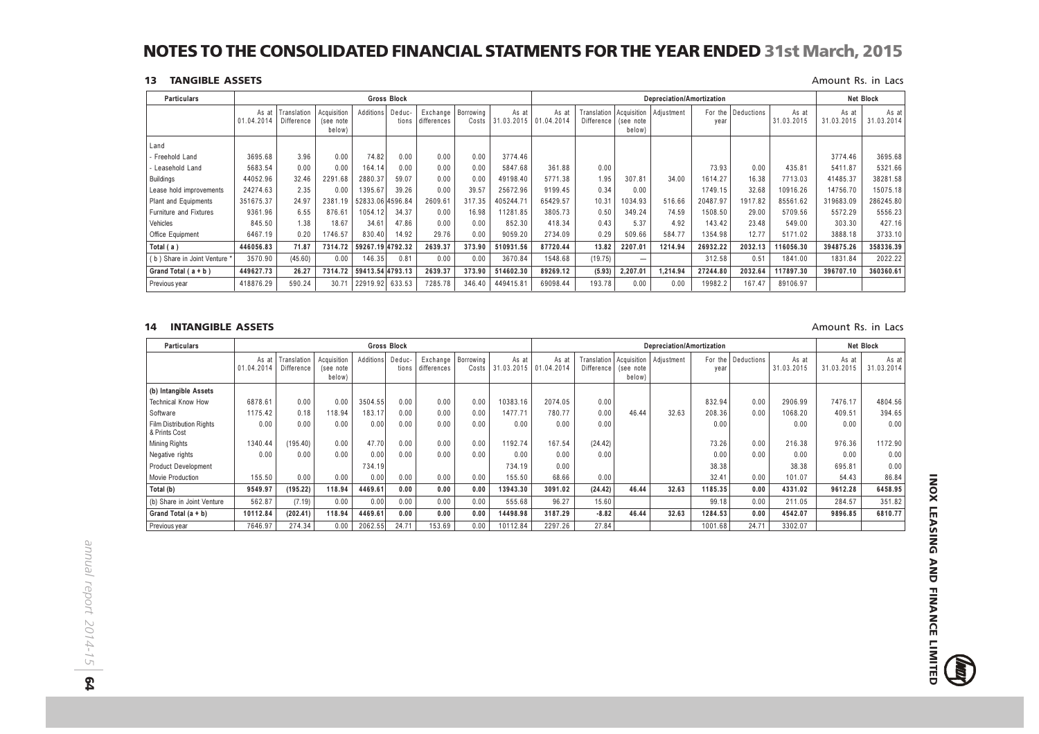# NOTES TO THE CONSOLIDATED FINANCIAL STATMENTS FOR THE YEAR ENDED 31st March, 2015

## 13 TANGIBLE ASSETS

Amount Rs. in Lacs

| Particulars | Gross Block | | | | | | | | Depreciation/Amortization | | | | | | | Net Block | |
|---|---|---|---|---|---|---|---|---|---|---|---|---|---|---|---|---|---|
| | As at 01.04.2014 | Translation Difference | Acquisition (see note below) | Additions | Deductions | Exchange differences | Borrowing Costs | As at 31.03.2015 | As at 01.04.2014 | Translation Difference | Acquisition (see note below) | Adjustment | For the year | Deductions | As at 31.03.2015 | As at 31.03.2015 | As at 31.03.2014 |
| Land | | | | | | | | | | | | | | | | | |
| - Freehold Land | 3695.68 | 3.96 | 0.00 | 74.82 | 0.00 | 0.00 | 0.00 | 3774.46 | | | | | | | | 3774.46 | 3695.68 |
| - Leasehold Land | 5683.54 | 0.00 | 0.00 | 164.14 | 0.00 | 0.00 | 0.00 | 5847.68 | 361.88 | 0.00 | | | 73.93 | 0.00 | 435.81 | 5411.87 | 5321.66 |
| Buildings | 44052.96 | 32.46 | 2291.68 | 2880.37 | 59.07 | 0.00 | 0.00 | 49198.40 | 5771.38 | 1.95 | 307.81 | 34.00 | 1614.27 | 16.38 | 7713.03 | 41485.37 | 38281.58 |
| Lease hold improvements | 24274.63 | 2.35 | 0.00 | 1395.67 | 39.26 | 0.00 | 39.57 | 25672.96 | 9199.45 | 0.34 | 0.00 | | 1749.15 | 32.68 | 10916.26 | 14756.70 | 15075.18 |
| Plant and Equipments | 351675.37 | 24.97 | 2381.19 | 52833.06 | 4596.84 | 2609.61 | 317.35 | 405244.71 | 65429.57 | 10.31 | 1034.93 | 516.66 | 20487.97 | 1917.82 | 85561.62 | 319683.09 | 286245.80 |
| Furniture and Fixtures | 9361.96 | 6.55 | 876.61 | 1054.12 | 34.37 | 0.00 | 16.98 | 11281.85 | 3805.73 | 0.50 | 349.24 | 74.59 | 1508.50 | 29.00 | 5709.56 | 5572.29 | 5556.23 |
| Vehicles | 845.50 | 1.38 | 18.67 | 34.61 | 47.86 | 0.00 | 0.00 | 852.30 | 418.34 | 0.43 | 5.37 | 4.92 | 143.42 | 23.48 | 549.00 | 303.30 | 427.16 |
| Office Equipment | 6467.19 | 0.20 | 1746.57 | 830.40 | 14.92 | 29.76 | 0.00 | 9059.20 | 2734.09 | 0.29 | 509.66 | 584.77 | 1354.98 | 12.77 | 5171.02 | 3888.18 | 3733.10 |
| **Total ( a )** | **446056.83** | **71.87** | **7314.72** | **59267.19** | **4792.32** | **2639.37** | **373.90** | **510931.56** | **87720.44** | **13.82** | **2207.01** | **1214.94** | **26932.22** | **2032.13** | **116056.30** | **394875.26** | **358336.39** |
| ( b ) Share in Joint Venture * | 3570.90 | (45.60) | 0.00 | 146.35 | 0.81 | 0.00 | 0.00 | 3670.84 | 1548.68 | (19.75) | — | | 312.58 | 0.51 | 1841.00 | 1831.84 | 2022.22 |
| **Grand Total ( a + b )** | **449627.73** | **26.27** | **7314.72** | **59413.54** | **4793.13** | **2639.37** | **373.90** | **514602.30** | **89269.12** | **(5.93)** | **2,207.01** | **1,214.94** | **27244.80** | **2032.64** | **117897.30** | **396707.10** | **360360.61** |
| Previous year | 418876.29 | 590.24 | 30.71 | 22919.92 | 633.53 | 7285.78 | 346.40 | 449415.81 | 69098.44 | 193.78 | 0.00 | 0.00 | 19982.2 | 167.47 | 89106.97 | | |

## 14 INTANGIBLE ASSETS

Amount Rs. in Lacs

| Particulars | Gross Block | | | | | | | | Depreciation/Amortization | | | | | | | Net Block | |
|---|---|---|---|---|---|---|---|---|---|---|---|---|---|---|---|---|---|
| | As at 01.04.2014 | Translation Difference | Acquisition (see note below) | Additions | Deductions | Exchange differences | Borrowing Costs | As at 31.03.2015 | As at 01.04.2014 | Translation Difference | Acquisition (see note below) | Adjustment | For the year | Deductions | As at 31.03.2015 | As at 31.03.2015 | As at 31.03.2014 |
| **(b) Intangible Assets** | | | | | | | | | | | | | | | | | |
| Technical Know How | 6878.61 | 0.00 | 0.00 | 3504.55 | 0.00 | 0.00 | 0.00 | 10383.16 | 2074.05 | 0.00 | | | 832.94 | 0.00 | 2906.99 | 7476.17 | 4804.56 |
| Software | 1175.42 | 0.18 | 118.94 | 183.17 | 0.00 | 0.00 | 0.00 | 1477.71 | 780.77 | 0.00 | 46.44 | 32.63 | 208.36 | 0.00 | 1068.20 | 409.51 | 394.65 |
| Film Distribution Rights & Prints Cost | 0.00 | 0.00 | 0.00 | 0.00 | 0.00 | 0.00 | 0.00 | 0.00 | 0.00 | 0.00 | | | 0.00 | | 0.00 | 0.00 | 0.00 |
| Mining Rights | 1340.44 | (195.40) | 0.00 | 47.70 | 0.00 | 0.00 | 0.00 | 1192.74 | 167.54 | (24.42) | | | 73.26 | 0.00 | 216.38 | 976.36 | 1172.90 |
| Negative rights | 0.00 | 0.00 | 0.00 | 0.00 | 0.00 | 0.00 | 0.00 | 0.00 | 0.00 | 0.00 | | | 0.00 | 0.00 | 0.00 | 0.00 | 0.00 |
| Product Development | | | | 734.19 | | | | 734.19 | 0.00 | | | | 38.38 | | 38.38 | 695.81 | 0.00 |
| Movie Production | 155.50 | 0.00 | 0.00 | 0.00 | 0.00 | 0.00 | 0.00 | 155.50 | 68.66 | 0.00 | | | 32.41 | 0.00 | 101.07 | 54.43 | 86.84 |
| **Total (b)** | **9549.97** | **(195.22)** | **118.94** | **4469.61** | **0.00** | **0.00** | **0.00** | **13943.30** | **3091.02** | **(24.42)** | **46.44** | **32.63** | **1185.35** | **0.00** | **4331.02** | **9612.28** | **6458.95** |
| (b) Share in Joint Venture | 562.87 | (7.19) | 0.00 | 0.00 | 0.00 | 0.00 | 0.00 | 555.68 | 96.27 | 15.60 | | | 99.18 | 0.00 | 211.05 | 284.57 | 351.82 |
| **Grand Total (a + b)** | **10112.84** | **(202.41)** | **118.94** | **4469.61** | **0.00** | **0.00** | **0.00** | **14498.98** | **3187.29** | **-8.82** | **46.44** | **32.63** | **1284.53** | **0.00** | **4542.07** | **9896.85** | **6810.77** |
| Previous year | 7646.97 | 274.34 | 0.00 | 2062.55 | 24.71 | 153.69 | 0.00 | 10112.84 | 2297.26 | 27.84 | | | 1001.68 | 24.71 | 3302.07 | | |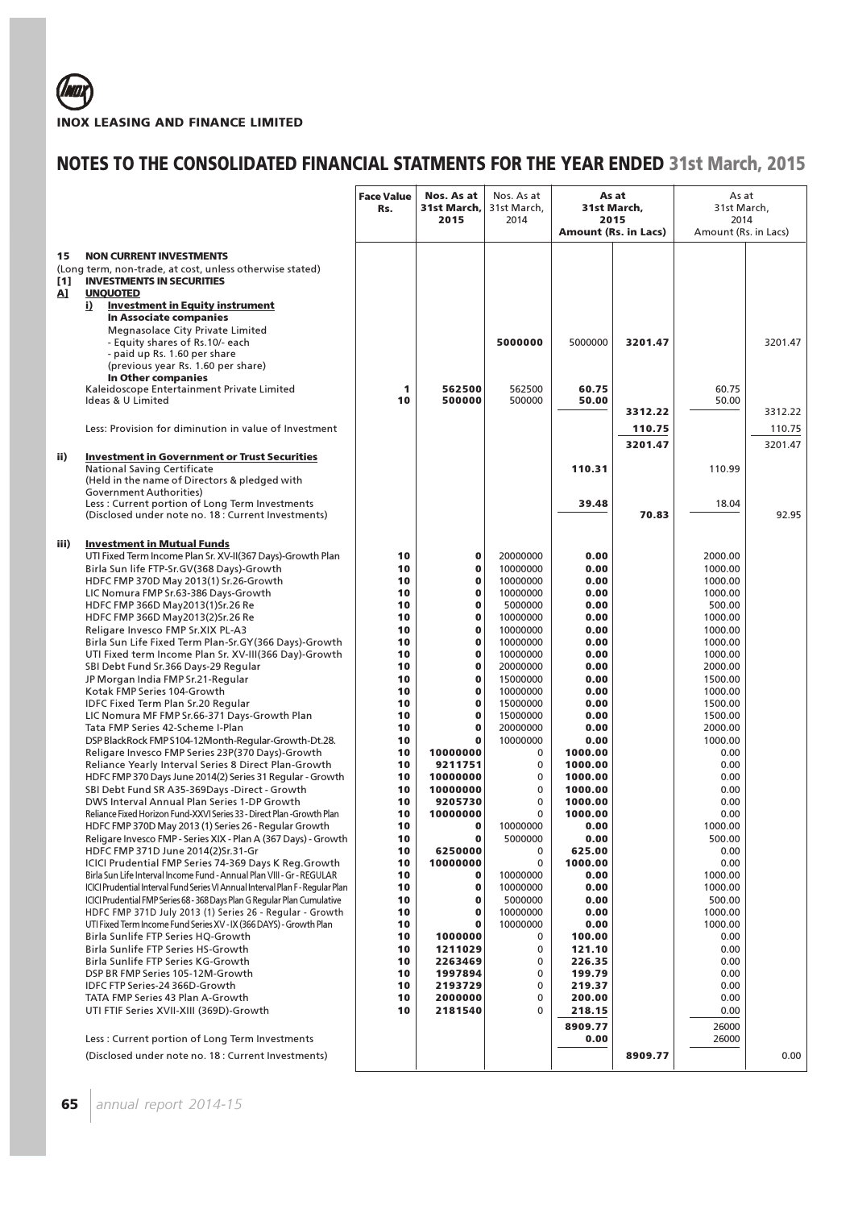**INOX LEASING AND FINANCE LIMITED**

# NOTES TO THE CONSOLIDATED FINANCIAL STATMENTS FOR THE YEAR ENDED 31st March, 2015

| | Face Value Rs. | Nos. As at 31st March, 2015 | Nos. As at 31st March, 2014 | As at 31st March, 2015 Amount (Rs. in Lacs) | | As at 31st March, 2014 Amount (Rs. in Lacs) | |
|---|---|---|---|---|---|---|---|
| **15 NON CURRENT INVESTMENTS** | | | | | | | |
| (Long term, non-trade, at cost, unless otherwise stated) | | | | | | | |
| **[1] INVESTMENTS IN SECURITIES** | | | | | | | |
| **A] UNQUOTED** | | | | | | | |
| **i) Investment in Equity instrument** | | | | | | | |
| **In Associate companies** | | | | | | | |
| Megnasolace City Private Limited - Equity shares of Rs.10/- each - paid up Rs. 1.60 per share (previous year Rs. 1.60 per share) | | 5000000 | 5000000 | **3201.47** | | | 3201.47 |
| **In Other companies** | | | | | | | |
| Kaleidoscope Entertainment Private Limited | 1 | 562500 | 562500 | 60.75 | | 60.75 | |
| Ideas & U Limited | 10 | 500000 | 500000 | 50.00 | | 50.00 | |
| | | | | | 3312.22 | | 3312.22 |
| Less: Provision for diminution in value of Investment | | | | | 110.75 | | 110.75 |
| | | | | | 3201.47 | | 3201.47 |
| **ii) Investment in Government or Trust Securities** | | | | | | | |
| National Saving Certificate (Held in the name of Directors & pledged with Government Authorities) | | | | 110.31 | | 110.99 | |
| Less : Current portion of Long Term Investments (Disclosed under note no. 18 : Current Investments) | | | | 39.48 | 70.83 | 18.04 | 92.95 |
| **iii) Investment in Mutual Funds** | | | | | | | |
| UTI Fixed Term Income Plan Sr. XV-II(367 Days)-Growth Plan | 10 | 0 | 20000000 | 0.00 | | 2000.00 | |
| Birla Sun life FTP-Sr.GV(368 Days)-Growth | 10 | 0 | 10000000 | 0.00 | | 1000.00 | |
| HDFC FMP 370D May 2013(1) Sr.26-Growth | 10 | 0 | 10000000 | 0.00 | | 1000.00 | |
| LIC Nomura FMP Sr.63-386 Days-Growth | 10 | 0 | 10000000 | 0.00 | | 1000.00 | |
| HDFC FMP 366D May2013(1)Sr.26 Re | 10 | 0 | 5000000 | 0.00 | | 500.00 | |
| HDFC FMP 366D May2013(2)Sr.26 Re | 10 | 0 | 10000000 | 0.00 | | 1000.00 | |
| Religare Invesco FMP Sr.XIX PL-A3 | 10 | 0 | 10000000 | 0.00 | | 1000.00 | |
| Birla Sun Life Fixed Term Plan-Sr.GY(366 Days)-Growth | 10 | 0 | 10000000 | 0.00 | | 1000.00 | |
| UTI Fixed term Income Plan Sr. XV-III(366 Day)-Growth | 10 | 0 | 10000000 | 0.00 | | 1000.00 | |
| SBI Debt Fund Sr.366 Days-29 Regular | 10 | 0 | 20000000 | 0.00 | | 2000.00 | |
| JP Morgan India FMP Sr.21-Regular | 10 | 0 | 15000000 | 0.00 | | 1500.00 | |
| Kotak FMP Series 104-Growth | 10 | 0 | 10000000 | 0.00 | | 1000.00 | |
| IDFC Fixed Term Plan Sr.20 Regular | 10 | 0 | 15000000 | 0.00 | | 1500.00 | |
| LIC Nomura MF FMP Sr.66-371 Days-Growth Plan | 10 | 0 | 15000000 | 0.00 | | 1500.00 | |
| Tata FMP Series 42-Scheme I-Plan | 10 | 0 | 20000000 | 0.00 | | 2000.00 | |
| DSP BlackRock FMP S104-12Month-Regular-Growth-Dt.28. | 10 | 0 | 10000000 | 0.00 | | 1000.00 | |
| Religare Invesco FMP Series 23P(370 Days)-Growth | 10 | 10000000 | 0 | 1000.00 | | 0.00 | |
| Reliance Yearly Interval Series 8 Direct Plan-Growth | 10 | 9211751 | 0 | 1000.00 | | 0.00 | |
| HDFC FMP 370 Days June 2014(2) Series 31 Regular - Growth | 10 | 10000000 | 0 | 1000.00 | | 0.00 | |
| SBI Debt Fund SR A35-369Days -Direct - Growth | 10 | 10000000 | 0 | 1000.00 | | 0.00 | |
| DWS Interval Annual Plan Series 1-DP Growth | 10 | 9205730 | 0 | 1000.00 | | 0.00 | |
| Reliance Fixed Horizon Fund-XXVI Series 33 - Direct Plan -Growth Plan | 10 | 10000000 | 0 | 1000.00 | | 0.00 | |
| HDFC FMP 370D May 2013 (1) Series 26 - Regular Growth | 10 | 0 | 10000000 | 0.00 | | 1000.00 | |
| Religare Invesco FMP - Series XIX - Plan A (367 Days) - Growth | 10 | 0 | 5000000 | 0.00 | | 500.00 | |
| HDFC FMP 371D June 2014(2)Sr.31-Gr | 10 | 6250000 | 0 | 625.00 | | 0.00 | |
| ICICI Prudential FMP Series 74-369 Days K Reg.Growth | 10 | 10000000 | 0 | 1000.00 | | 0.00 | |
| Birla Sun Life Interval Income Fund - Annual Plan VIII - Gr - REGULAR | 10 | 0 | 10000000 | 0.00 | | 1000.00 | |
| ICICI Prudential Interval Fund Series VI Annual Interval Plan F - Regular Plan | 10 | 0 | 10000000 | 0.00 | | 1000.00 | |
| ICICI Prudential FMP Series 68 - 368 Days Plan G Regular Plan Cumulative | 10 | 0 | 5000000 | 0.00 | | 500.00 | |
| HDFC FMP 371D July 2013 (1) Series 26 - Regular - Growth | 10 | 0 | 10000000 | 0.00 | | 1000.00 | |
| UTI Fixed Term Income Fund Series XV - IX (366 DAYS) - Growth Plan | 10 | 0 | 10000000 | 0.00 | | 1000.00 | |
| Birla Sunlife FTP Series HQ-Growth | 10 | 1000000 | 0 | 100.00 | | 0.00 | |
| Birla Sunlife FTP Series HS-Growth | 10 | 1211029 | 0 | 121.10 | | 0.00 | |
| Birla Sunlife FTP Series KG-Growth | 10 | 2263469 | 0 | 226.35 | | 0.00 | |
| DSP BR FMP Series 105-12M-Growth | 10 | 1997894 | 0 | 199.79 | | 0.00 | |
| IDFC FTP Series-24 366D-Growth | 10 | 2193729 | 0 | 219.37 | | 0.00 | |
| TATA FMP Series 43 Plan A-Growth | 10 | 2000000 | 0 | 200.00 | | 0.00 | |
| UTI FTIF Series XVII-XIII (369D)-Growth | 10 | 2181540 | 0 | 218.15 | | 0.00 | |
| | | | | 8909.77 | | 26000 | |
| Less : Current portion of Long Term Investments | | | | 0.00 | | 26000 | |
| (Disclosed under note no. 18 : Current Investments) | | | | | 8909.77 | | 0.00 |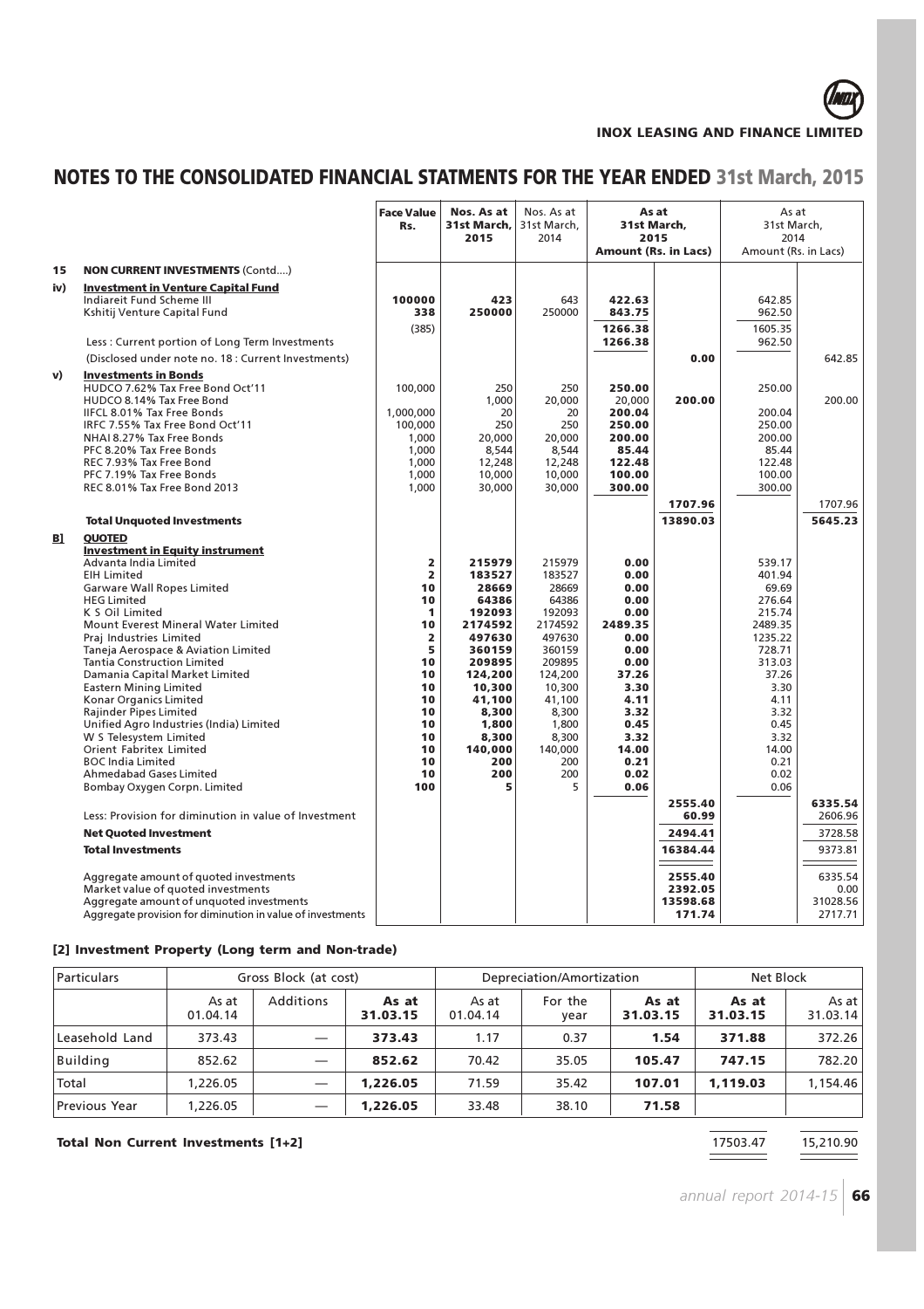# NOTES TO THE CONSOLIDATED FINANCIAL STATMENTS FOR THE YEAR ENDED 31st March, 2015

| | | Face Value Rs. | Nos. As at 31st March, 2015 | Nos. As at 31st March, 2014 | As at 31st March, 2015 Amount (Rs. in Lacs) | | As at 31st March, 2014 Amount (Rs. in Lacs) | |
|---|---|---|---|---|---|---|---|---|
| **15** | **NON CURRENT INVESTMENTS** (Contd....) | | | | | | | |
| **iv)** | **Investment in Venture Capital Fund** | | | | | | | |
| | Indiareit Fund Scheme III | **100000** | **423** | 643 | **422.63** | | 642.85 | |
| | Kshitij Venture Capital Fund | **338** | **250000** | 250000 | **843.75** | | 962.50 | |
| | | (385) | | | **1266.38** | | 1605.35 | |
| | Less : Current portion of Long Term Investments | | | | **1266.38** | | 962.50 | |
| | (Disclosed under note no. 18 : Current Investments) | | | | | **0.00** | | 642.85 |
| **v)** | **Investments in Bonds** | | | | | | | |
| | HUDCO 7.62% Tax Free Bond Oct'11 | 100,000 | 250 | 250 | **250.00** | | 250.00 | |
| | HUDCO 8.14% Tax Free Bond | | 1,000 | 20,000 | 20,000 | **200.00** | | 200.00 |
| | IIFCL 8.01% Tax Free Bonds | 1,000,000 | 20 | 20 | **200.04** | | 200.04 | |
| | IRFC 7.55% Tax Free Bond Oct'11 | 100,000 | 250 | 250 | **250.00** | | 250.00 | |
| | NHAI 8.27% Tax Free Bonds | 1,000 | 20,000 | 20,000 | **200.00** | | 200.00 | |
| | PFC 8.20% Tax Free Bonds | 1,000 | 8,544 | 8,544 | **85.44** | | 85.44 | |
| | REC 7.93% Tax Free Bond | 1,000 | 12,248 | 12,248 | **122.48** | | 122.48 | |
| | PFC 7.19% Tax Free Bonds | 1,000 | 10,000 | 10,000 | **100.00** | | 100.00 | |
| | REC 8.01% Tax Free Bond 2013 | 1,000 | 30,000 | 30,000 | **300.00** | | 300.00 | |
| | | | | | | **1707.96** | | 1707.96 |
| | **Total Unquoted Investments** | | | | | **13890.03** | | **5645.23** |
| **B]** | **QUOTED** | | | | | | | |
| | **Investment in Equity instrument** | | | | | | | |
| | Advanta India Limited | **2** | **215979** | 215979 | **0.00** | | 539.17 | |
| | EIH Limited | **2** | **183527** | 183527 | **0.00** | | 401.94 | |
| | Garware Wall Ropes Limited | **10** | **28669** | 28669 | **0.00** | | 69.69 | |
| | HEG Limited | **10** | **64386** | 64386 | **0.00** | | 276.64 | |
| | K S Oil Limited | **1** | **192093** | 192093 | **0.00** | | 215.74 | |
| | Mount Everest Mineral Water Limited | **10** | **2174592** | 2174592 | **2489.35** | | 2489.35 | |
| | Praj Industries Limited | **2** | **497630** | 497630 | **0.00** | | 1235.22 | |
| | Taneja Aerospace & Aviation Limited | **5** | **360159** | 360159 | **0.00** | | 728.71 | |
| | Tantia Construction Limited | **10** | **209895** | 209895 | **0.00** | | 313.03 | |
| | Damania Capital Market Limited | **10** | **124,200** | 124,200 | **37.26** | | 37.26 | |
| | Eastern Mining Limited | **10** | **10,300** | 10,300 | **3.30** | | 3.30 | |
| | Konar Organics Limited | **10** | **41,100** | 41,100 | **4.11** | | 4.11 | |
| | Rajinder Pipes Limited | **10** | **8,300** | 8,300 | **3.32** | | 3.32 | |
| | Unified Agro Industries (India) Limited | **10** | **1,800** | 1,800 | **0.45** | | 0.45 | |
| | W S Telesystem Limited | **10** | **8,300** | 8,300 | **3.32** | | 3.32 | |
| | Orient Fabritex Limited | **10** | **140,000** | 140,000 | **14.00** | | 14.00 | |
| | BOC India Limited | **10** | **200** | 200 | **0.21** | | 0.21 | |
| | Ahmedabad Gases Limited | **10** | **200** | 200 | **0.02** | | 0.02 | |
| | Bombay Oxygen Corpn. Limited | **100** | **5** | 5 | **0.06** | | 0.06 | |
| | | | | | | **2555.40** | | **6335.54** |
| | Less: Provision for diminution in value of Investment | | | | | **60.99** | | 2606.96 |
| | **Net Quoted Investment** | | | | | **2494.41** | | 3728.58 |
| | **Total Investments** | | | | | **16384.44** | | 9373.81 |
| | Aggregate amount of quoted investments | | | | | **2555.40** | | 6335.54 |
| | Market value of quoted investments | | | | | **2392.05** | | 0.00 |
| | Aggregate amount of unquoted investments | | | | | **13598.68** | | 31028.56 |
| | Aggregate provision for diminution in value of investments | | | | | **171.74** | | 2717.71 |

### [2] Investment Property (Long term and Non-trade)

| Particulars | Gross Block (at cost) | | | Depreciation/Amortization | | | Net Block | |
|---|---|---|---|---|---|---|---|---|
| | As at 01.04.14 | Additions | **As at 31.03.15** | As at 01.04.14 | For the year | **As at 31.03.15** | **As at 31.03.15** | As at 31.03.14 |
| Leasehold Land | 373.43 | — | **373.43** | 1.17 | 0.37 | **1.54** | **371.88** | 372.26 |
| Building | 852.62 | — | **852.62** | 70.42 | 35.05 | **105.47** | **747.15** | 782.20 |
| Total | 1,226.05 | — | **1,226.05** | 71.59 | 35.42 | **107.01** | **1,119.03** | 1,154.46 |
| Previous Year | 1,226.05 | — | **1,226.05** | 33.48 | 38.10 | **71.58** | | |

| | | |
|---|---|---|
| **Total Non Current Investments [1+2]** | 17503.47 | 15,210.90 |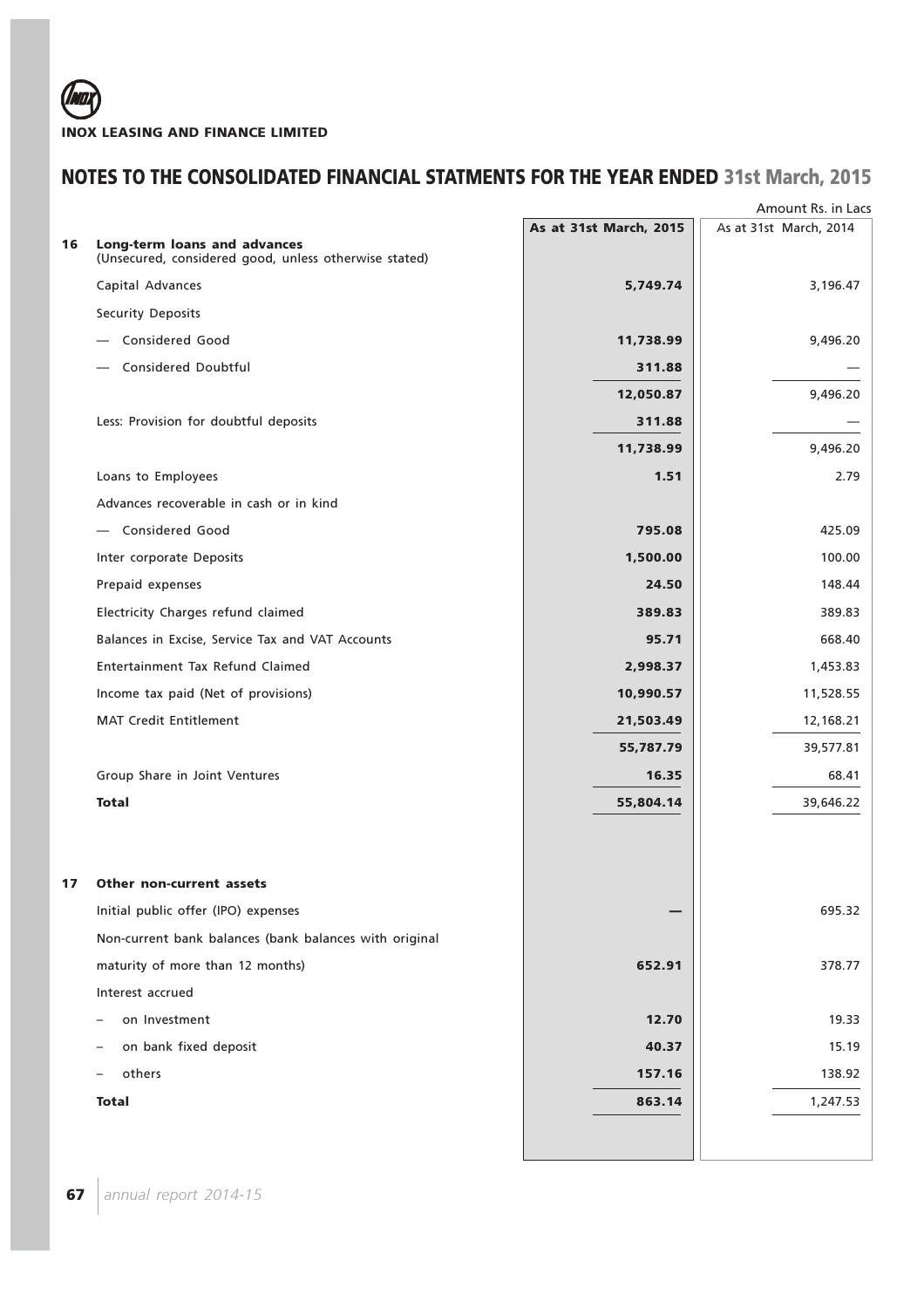**INOX LEASING AND FINANCE LIMITED**

## NOTES TO THE CONSOLIDATED FINANCIAL STATMENTS FOR THE YEAR ENDED 31st March, 2015

Amount Rs. in Lacs

| | | As at 31st March, 2015 | As at 31st March, 2014 |
|---|---|---|---|
| **16** | **Long-term loans and advances** (Unsecured, considered good, unless otherwise stated) | | |
| | Capital Advances | **5,749.74** | 3,196.47 |
| | Security Deposits | | |
| | — Considered Good | **11,738.99** | 9,496.20 |
| | — Considered Doubtful | **311.88** | — |
| | | **12,050.87** | 9,496.20 |
| | Less: Provision for doubtful deposits | **311.88** | — |
| | | **11,738.99** | 9,496.20 |
| | Loans to Employees | **1.51** | 2.79 |
| | Advances recoverable in cash or in kind | | |
| | — Considered Good | **795.08** | 425.09 |
| | Inter corporate Deposits | **1,500.00** | 100.00 |
| | Prepaid expenses | **24.50** | 148.44 |
| | Electricity Charges refund claimed | **389.83** | 389.83 |
| | Balances in Excise, Service Tax and VAT Accounts | **95.71** | 668.40 |
| | Entertainment Tax Refund Claimed | **2,998.37** | 1,453.83 |
| | Income tax paid (Net of provisions) | **10,990.57** | 11,528.55 |
| | MAT Credit Entitlement | **21,503.49** | 12,168.21 |
| | | **55,787.79** | 39,577.81 |
| | Group Share in Joint Ventures | **16.35** | 68.41 |
| | **Total** | **55,804.14** | 39,646.22 |
| **17** | **Other non-current assets** | | |
| | Initial public offer (IPO) expenses | **—** | 695.32 |
| | Non-current bank balances (bank balances with original maturity of more than 12 months) | **652.91** | 378.77 |
| | Interest accrued | | |
| | – on Investment | **12.70** | 19.33 |
| | – on bank fixed deposit | **40.37** | 15.19 |
| | – others | **157.16** | 138.92 |
| | **Total** | **863.14** | 1,247.53 |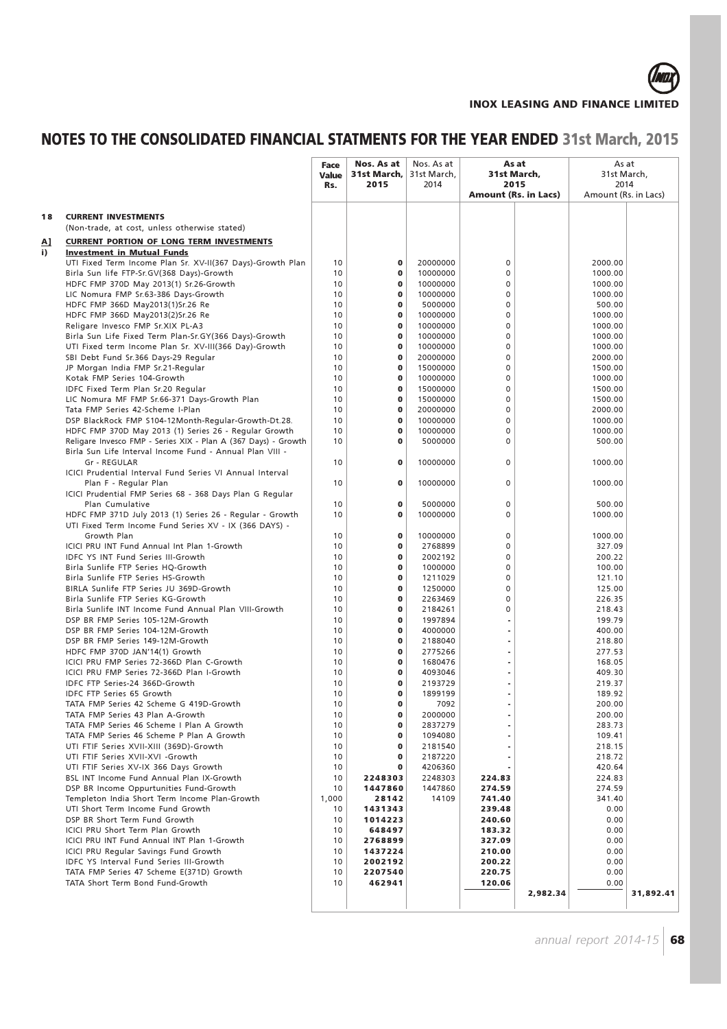# NOTES TO THE CONSOLIDATED FINANCIAL STATMENTS FOR THE YEAR ENDED 31st March, 2015

| | | Face Value Rs. | Nos. As at 31st March, 2015 | Nos. As at 31st March, 2014 | As at 31st March, 2015 Amount (Rs. in Lacs) | | As at 31st March, 2014 Amount (Rs. in Lacs) | |
|---|---|---|---|---|---|---|---|---|
| **18** | **CURRENT INVESTMENTS** | | | | | | | |
| | (Non-trade, at cost, unless otherwise stated) | | | | | | | |
| **A]** | **CURRENT PORTION OF LONG TERM INVESTMENTS** | | | | | | | |
| **i)** | **Investment in Mutual Funds** | | | | | | | |
| | UTI Fixed Term Income Plan Sr. XV-II(367 Days)-Growth Plan | 10 | **0** | 20000000 | 0 | | 2000.00 | |
| | Birla Sun life FTP-Sr.GV(368 Days)-Growth | 10 | **0** | 10000000 | 0 | | 1000.00 | |
| | HDFC FMP 370D May 2013(1) Sr.26-Growth | 10 | **0** | 10000000 | 0 | | 1000.00 | |
| | LIC Nomura FMP Sr.63-386 Days-Growth | 10 | **0** | 10000000 | 0 | | 1000.00 | |
| | HDFC FMP 366D May2013(1)Sr.26 Re | 10 | **0** | 5000000 | 0 | | 500.00 | |
| | HDFC FMP 366D May2013(2)Sr.26 Re | 10 | **0** | 10000000 | 0 | | 1000.00 | |
| | Religare Invesco FMP Sr.XIX PL-A3 | 10 | **0** | 10000000 | 0 | | 1000.00 | |
| | Birla Sun Life Fixed Term Plan-Sr.GY(366 Days)-Growth | 10 | **0** | 10000000 | 0 | | 1000.00 | |
| | UTI Fixed term Income Plan Sr. XV-III(366 Day)-Growth | 10 | **0** | 10000000 | 0 | | 1000.00 | |
| | SBI Debt Fund Sr.366 Days-29 Regular | 10 | **0** | 20000000 | 0 | | 2000.00 | |
| | JP Morgan India FMP Sr.21-Regular | 10 | **0** | 15000000 | 0 | | 1500.00 | |
| | Kotak FMP Series 104-Growth | 10 | **0** | 10000000 | 0 | | 1000.00 | |
| | IDFC Fixed Term Plan Sr.20 Regular | 10 | **0** | 15000000 | 0 | | 1500.00 | |
| | LIC Nomura MF FMP Sr.66-371 Days-Growth Plan | 10 | **0** | 15000000 | 0 | | 1500.00 | |
| | Tata FMP Series 42-Scheme I-Plan | 10 | **0** | 20000000 | 0 | | 2000.00 | |
| | DSP BlackRock FMP S104-12Month-Regular-Growth-Dt.28. | 10 | **0** | 10000000 | 0 | | 1000.00 | |
| | HDFC FMP 370D May 2013 (1) Series 26 - Regular Growth | 10 | **0** | 10000000 | 0 | | 1000.00 | |
| | Religare Invesco FMP - Series XIX - Plan A (367 Days) - Growth | 10 | **0** | 5000000 | 0 | | 500.00 | |
| | Birla Sun Life Interval Income Fund - Annual Plan VIII - Gr - REGULAR | 10 | **0** | 10000000 | 0 | | 1000.00 | |
| | ICICI Prudential Interval Fund Series VI Annual Interval Plan F - Regular Plan | 10 | **0** | 10000000 | 0 | | 1000.00 | |
| | ICICI Prudential FMP Series 68 - 368 Days Plan G Regular Plan Cumulative | 10 | **0** | 5000000 | 0 | | 500.00 | |
| | HDFC FMP 371D July 2013 (1) Series 26 - Regular - Growth | 10 | **0** | 10000000 | 0 | | 1000.00 | |
| | UTI Fixed Term Income Fund Series XV - IX (366 DAYS) - Growth Plan | 10 | **0** | 10000000 | 0 | | 1000.00 | |
| | ICICI PRU INT Fund Annual Int Plan 1-Growth | 10 | **0** | 2768899 | 0 | | 327.09 | |
| | IDFC YS INT Fund Series III-Growth | 10 | **0** | 2002192 | 0 | | 200.22 | |
| | Birla Sunlife FTP Series HQ-Growth | 10 | **0** | 1000000 | 0 | | 100.00 | |
| | Birla Sunlife FTP Series HS-Growth | 10 | **0** | 1211029 | 0 | | 121.10 | |
| | BIRLA Sunlife FTP Series JU 369D-Growth | 10 | **0** | 1250000 | 0 | | 125.00 | |
| | Birla Sunlife FTP Series KG-Growth | 10 | **0** | 2263469 | 0 | | 226.35 | |
| | Birla Sunlife INT Income Fund Annual Plan VIII-Growth | 10 | **0** | 2184261 | 0 | | 218.43 | |
| | DSP BR FMP Series 105-12M-Growth | 10 | **0** | 1997894 | - | | 199.79 | |
| | DSP BR FMP Series 104-12M-Growth | 10 | **0** | 4000000 | - | | 400.00 | |
| | DSP BR FMP Series 149-12M-Growth | 10 | **0** | 2188040 | - | | 218.80 | |
| | HDFC FMP 370D JAN'14(1) Growth | 10 | **0** | 2775266 | - | | 277.53 | |
| | ICICI PRU FMP Series 72-366D Plan C-Growth | 10 | **0** | 1680476 | - | | 168.05 | |
| | ICICI PRU FMP Series 72-366D Plan I-Growth | 10 | **0** | 4093046 | - | | 409.30 | |
| | IDFC FTP Series-24 366D-Growth | 10 | **0** | 2193729 | - | | 219.37 | |
| | IDFC FTP Series 65 Growth | 10 | **0** | 1899199 | - | | 189.92 | |
| | TATA FMP Series 42 Scheme G 419D-Growth | 10 | **0** | 7092 | - | | 200.00 | |
| | TATA FMP Series 43 Plan A-Growth | 10 | **0** | 2000000 | - | | 200.00 | |
| | TATA FMP Series 46 Scheme I Plan A Growth | 10 | **0** | 2837279 | - | | 283.73 | |
| | TATA FMP Series 46 Scheme P Plan A Growth | 10 | **0** | 1094080 | - | | 109.41 | |
| | UTI FTIF Series XVII-XIII (369D)-Growth | 10 | **0** | 2181540 | - | | 218.15 | |
| | UTI FTIF Series XVII-XVI -Growth | 10 | **0** | 2187220 | - | | 218.72 | |
| | UTI FTIF Series XV-IX 366 Days Growth | 10 | **0** | 4206360 | - | | 420.64 | |
| | BSL INT Income Fund Annual Plan IX-Growth | 10 | **2248303** | 2248303 | **224.83** | | 224.83 | |
| | DSP BR Income Oppurtunities Fund-Growth | 10 | **1447860** | 1447860 | **274.59** | | 274.59 | |
| | Templeton India Short Term Income Plan-Growth | 1,000 | **28142** | 14109 | **741.40** | | 341.40 | |
| | UTI Short Term Income Fund Growth | 10 | **1431343** | | **239.48** | | 0.00 | |
| | DSP BR Short Term Fund Growth | 10 | **1014223** | | **240.60** | | 0.00 | |
| | ICICI PRU Short Term Plan Growth | 10 | **648497** | | **183.32** | | 0.00 | |
| | ICICI PRU INT Fund Annual INT Plan 1-Growth | 10 | **2768899** | | **327.09** | | 0.00 | |
| | ICICI PRU Regular Savings Fund Growth | 10 | **1437224** | | **210.00** | | 0.00 | |
| | IDFC YS Interval Fund Series III-Growth | 10 | **2002192** | | **200.22** | | 0.00 | |
| | TATA FMP Series 47 Scheme E(371D) Growth | 10 | **2207540** | | **220.75** | | 0.00 | |
| | TATA Short Term Bond Fund-Growth | 10 | **462941** | | **120.06** | | 0.00 | |
| | | | | | | **2,982.34** | | **31,892.41** |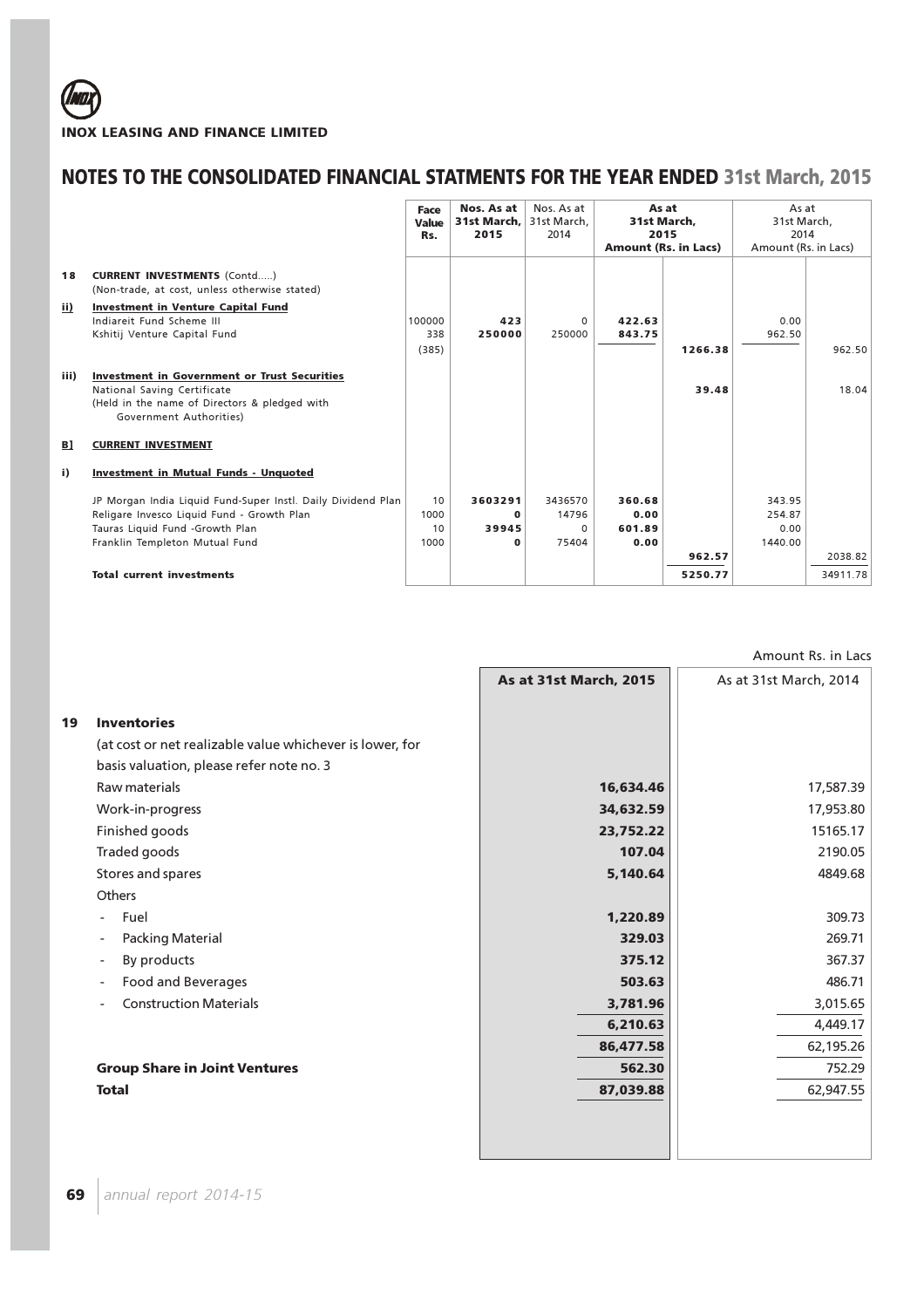**INOX LEASING AND FINANCE LIMITED**

# NOTES TO THE CONSOLIDATED FINANCIAL STATMENTS FOR THE YEAR ENDED 31st March, 2015

| | | Face Value Rs. | Nos. As at 31st March, 2015 | Nos. As at 31st March, 2014 | As at 31st March, 2015 Amount (Rs. in Lacs) | | As at 31st March, 2014 Amount (Rs. in Lacs) | |
|---|---|---|---|---|---|---|---|---|
| **18** | **CURRENT INVESTMENTS** (Contd.....) (Non-trade, at cost, unless otherwise stated) | | | | | | | |
| **ii)** | **Investment in Venture Capital Fund** | | | | | | | |
| | Indiareit Fund Scheme III | 100000 | **423** | 0 | **422.63** | | 0.00 | |
| | Kshitij Venture Capital Fund | 338 | **250000** | 250000 | **843.75** | | 962.50 | |
| | | (385) | | | | **1266.38** | | 962.50 |
| **iii)** | **Investment in Government or Trust Securities** | | | | | | | |
| | National Saving Certificate (Held in the name of Directors & pledged with Government Authorities) | | | | | **39.48** | | 18.04 |
| **B]** | **CURRENT INVESTMENT** | | | | | | | |
| **i)** | **Investment in Mutual Funds - Unquoted** | | | | | | | |
| | JP Morgan India Liquid Fund-Super Instl. Daily Dividend Plan | 10 | **3603291** | 3436570 | **360.68** | | 343.95 | |
| | Religare Invesco Liquid Fund - Growth Plan | 1000 | **0** | 14796 | **0.00** | | 254.87 | |
| | Tauras Liquid Fund -Growth Plan | 10 | **39945** | 0 | **601.89** | | 0.00 | |
| | Franklin Templeton Mutual Fund | 1000 | **0** | 75404 | **0.00** | | 1440.00 | |
| | | | | | | **962.57** | | 2038.82 |
| | **Total current investments** | | | | | **5250.77** | | 34911.78 |

Amount Rs. in Lacs

| | | As at 31st March, 2015 | As at 31st March, 2014 |
|---|---|---|---|
| **19** | **Inventories** | | |
| | (at cost or net realizable value whichever is lower, for basis valuation, please refer note no. 3 | | |
| | Raw materials | **16,634.46** | 17,587.39 |
| | Work-in-progress | **34,632.59** | 17,953.80 |
| | Finished goods | **23,752.22** | 15165.17 |
| | Traded goods | **107.04** | 2190.05 |
| | Stores and spares | **5,140.64** | 4849.68 |
| | Others | | |
| | - Fuel | **1,220.89** | 309.73 |
| | - Packing Material | **329.03** | 269.71 |
| | - By products | **375.12** | 367.37 |
| | - Food and Beverages | **503.63** | 486.71 |
| | - Construction Materials | **3,781.96** | 3,015.65 |
| | | **6,210.63** | 4,449.17 |
| | | **86,477.58** | 62,195.26 |
| | **Group Share in Joint Ventures** | **562.30** | 752.29 |
| | **Total** | **87,039.88** | 62,947.55 |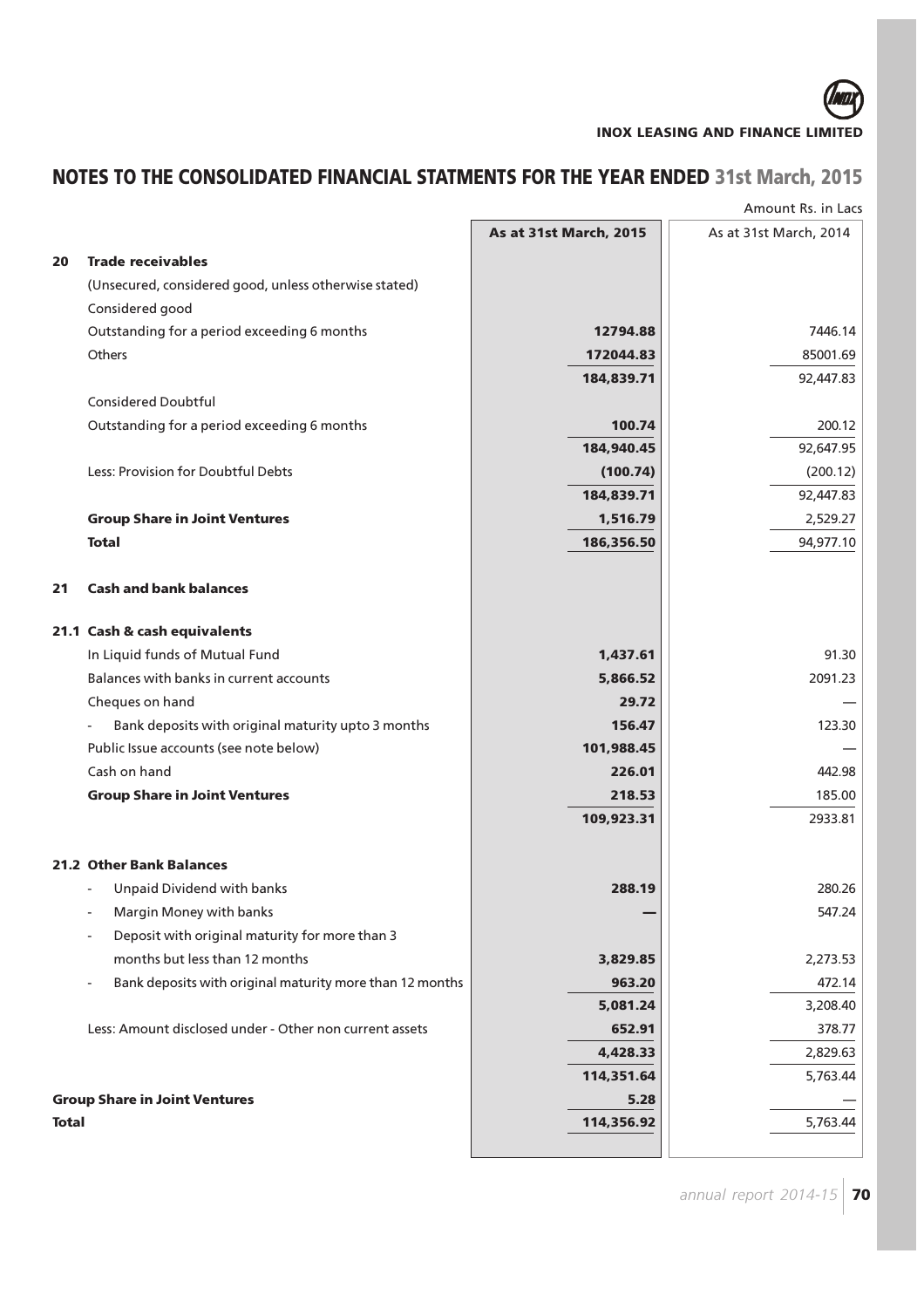# NOTES TO THE CONSOLIDATED FINANCIAL STATMENTS FOR THE YEAR ENDED 31st March, 2015

Amount Rs. in Lacs

| | | As at 31st March, 2015 | As at 31st March, 2014 |
|---|---|---|---|
| **20** | **Trade receivables** | | |
| | (Unsecured, considered good, unless otherwise stated) | | |
| | Considered good | | |
| | Outstanding for a period exceeding 6 months | **12794.88** | 7446.14 |
| | Others | **172044.83** | 85001.69 |
| | | **184,839.71** | 92,447.83 |
| | Considered Doubtful | | |
| | Outstanding for a period exceeding 6 months | **100.74** | 200.12 |
| | | **184,940.45** | 92,647.95 |
| | Less: Provision for Doubtful Debts | **(100.74)** | (200.12) |
| | | **184,839.71** | 92,447.83 |
| | **Group Share in Joint Ventures** | **1,516.79** | 2,529.27 |
| | **Total** | **186,356.50** | 94,977.10 |
| **21** | **Cash and bank balances** | | |
| **21.1** | **Cash & cash equivalents** | | |
| | In Liquid funds of Mutual Fund | **1,437.61** | 91.30 |
| | Balances with banks in current accounts | **5,866.52** | 2091.23 |
| | Cheques on hand | **29.72** | — |
| | - Bank deposits with original maturity upto 3 months | **156.47** | 123.30 |
| | Public Issue accounts (see note below) | **101,988.45** | — |
| | Cash on hand | **226.01** | 442.98 |
| | **Group Share in Joint Ventures** | **218.53** | 185.00 |
| | | **109,923.31** | 2933.81 |
| **21.2** | **Other Bank Balances** | | |
| | - Unpaid Dividend with banks | **288.19** | 280.26 |
| | - Margin Money with banks | **—** | 547.24 |
| | - Deposit with original maturity for more than 3 months but less than 12 months | **3,829.85** | 2,273.53 |
| | - Bank deposits with original maturity more than 12 months | **963.20** | 472.14 |
| | | **5,081.24** | 3,208.40 |
| | Less: Amount disclosed under - Other non current assets | **652.91** | 378.77 |
| | | **4,428.33** | 2,829.63 |
| | | **114,351.64** | 5,763.44 |
| **Group Share in Joint Ventures** | | **5.28** | — |
| **Total** | | **114,356.92** | 5,763.44 |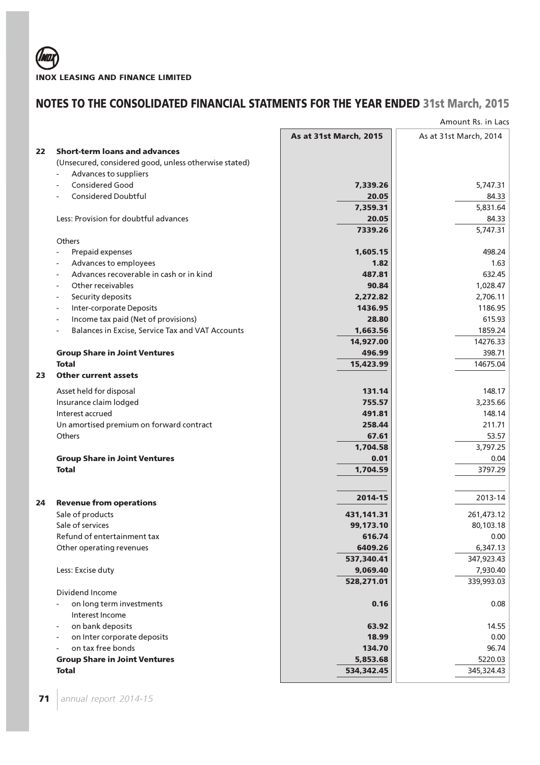**INOX LEASING AND FINANCE LIMITED**

# NOTES TO THE CONSOLIDATED FINANCIAL STATMENTS FOR THE YEAR ENDED 31st March, 2015

Amount Rs. in Lacs

| | | As at 31st March, 2015 | As at 31st March, 2014 |
|---|---|---|---|
| **22** | **Short-term loans and advances** | | |
| | (Unsecured, considered good, unless otherwise stated) | | |
| | - Advances to suppliers | | |
| | - Considered Good | **7,339.26** | 5,747.31 |
| | - Considered Doubtful | **20.05** | 84.33 |
| | | **7,359.31** | 5,831.64 |
| | Less: Provision for doubtful advances | **20.05** | 84.33 |
| | | **7339.26** | 5,747.31 |
| | Others | | |
| | - Prepaid expenses | **1,605.15** | 498.24 |
| | - Advances to employees | **1.82** | 1.63 |
| | - Advances recoverable in cash or in kind | **487.81** | 632.45 |
| | - Other receivables | **90.84** | 1,028.47 |
| | - Security deposits | **2,272.82** | 2,706.11 |
| | - Inter-corporate Deposits | **1436.95** | 1186.95 |
| | - Income tax paid (Net of provisions) | **28.80** | 615.93 |
| | - Balances in Excise, Service Tax and VAT Accounts | **1,663.56** | 1859.24 |
| | | **14,927.00** | 14276.33 |
| | **Group Share in Joint Ventures** | **496.99** | 398.71 |
| | **Total** | **15,423.99** | 14675.04 |
| **23** | **Other current assets** | | |
| | Asset held for disposal | **131.14** | 148.17 |
| | Insurance claim lodged | **755.57** | 3,235.66 |
| | Interest accrued | **491.81** | 148.14 |
| | Un amortised premium on forward contract | **258.44** | 211.71 |
| | Others | **67.61** | 53.57 |
| | | **1,704.58** | 3,797.25 |
| | **Group Share in Joint Ventures** | **0.01** | 0.04 |
| | **Total** | **1,704.59** | 3797.29 |
| | | **2014-15** | 2013-14 |
| **24** | **Revenue from operations** | | |
| | Sale of products | **431,141.31** | 261,473.12 |
| | Sale of services | **99,173.10** | 80,103.18 |
| | Refund of entertainment tax | **616.74** | 0.00 |
| | Other operating revenues | **6409.26** | 6,347.13 |
| | | **537,340.41** | 347,923.43 |
| | Less: Excise duty | **9,069.40** | 7,930.40 |
| | | **528,271.01** | 339,993.03 |
| | Dividend Income | | |
| | - on long term investments | **0.16** | 0.08 |
| | Interest Income | | |
| | - on bank deposits | **63.92** | 14.55 |
| | - on Inter corporate deposits | **18.99** | 0.00 |
| | - on tax free bonds | **134.70** | 96.74 |
| | **Group Share in Joint Ventures** | **5,853.68** | 5220.03 |
| | **Total** | **534,342.45** | 345,324.43 |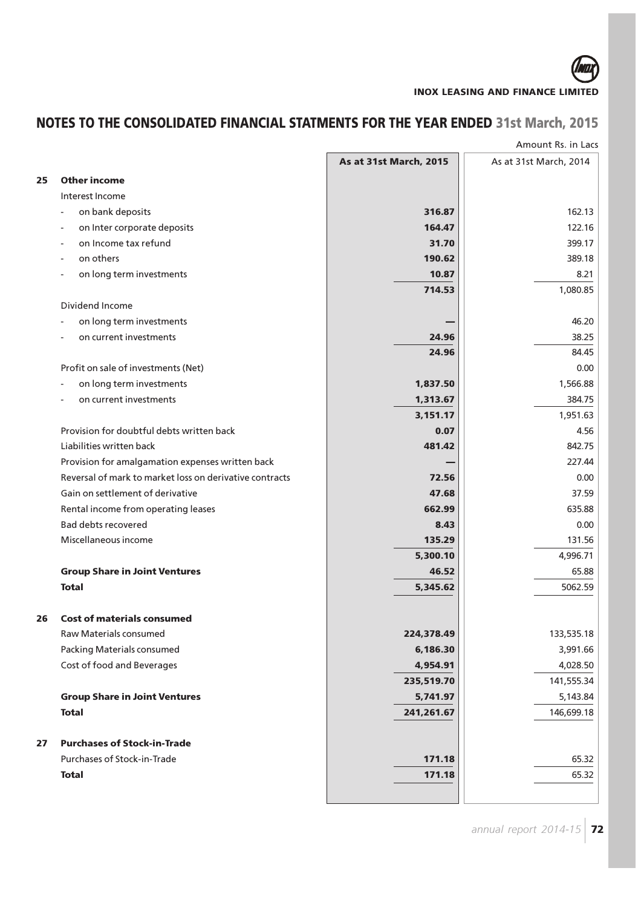## NOTES TO THE CONSOLIDATED FINANCIAL STATMENTS FOR THE YEAR ENDED 31st March, 2015

Amount Rs. in Lacs

| | | As at 31st March, 2015 | As at 31st March, 2014 |
|---|---|---|---|
| **25** | **Other income** | | |
| | Interest Income | | |
| | - on bank deposits | **316.87** | 162.13 |
| | - on Inter corporate deposits | **164.47** | 122.16 |
| | - on Income tax refund | **31.70** | 399.17 |
| | - on others | **190.62** | 389.18 |
| | - on long term investments | **10.87** | 8.21 |
| | | **714.53** | 1,080.85 |
| | Dividend Income | | |
| | - on long term investments | **—** | 46.20 |
| | - on current investments | **24.96** | 38.25 |
| | | **24.96** | 84.45 |
| | Profit on sale of investments (Net) | | 0.00 |
| | - on long term investments | **1,837.50** | 1,566.88 |
| | - on current investments | **1,313.67** | 384.75 |
| | | **3,151.17** | 1,951.63 |
| | Provision for doubtful debts written back | **0.07** | 4.56 |
| | Liabilities written back | **481.42** | 842.75 |
| | Provision for amalgamation expenses written back | **—** | 227.44 |
| | Reversal of mark to market loss on derivative contracts | **72.56** | 0.00 |
| | Gain on settlement of derivative | **47.68** | 37.59 |
| | Rental income from operating leases | **662.99** | 635.88 |
| | Bad debts recovered | **8.43** | 0.00 |
| | Miscellaneous income | **135.29** | 131.56 |
| | | **5,300.10** | 4,996.71 |
| | **Group Share in Joint Ventures** | **46.52** | 65.88 |
| | **Total** | **5,345.62** | 5062.59 |
| **26** | **Cost of materials consumed** | | |
| | Raw Materials consumed | **224,378.49** | 133,535.18 |
| | Packing Materials consumed | **6,186.30** | 3,991.66 |
| | Cost of food and Beverages | **4,954.91** | 4,028.50 |
| | | **235,519.70** | 141,555.34 |
| | **Group Share in Joint Ventures** | **5,741.97** | 5,143.84 |
| | **Total** | **241,261.67** | 146,699.18 |
| **27** | **Purchases of Stock-in-Trade** | | |
| | Purchases of Stock-in-Trade | **171.18** | 65.32 |
| | **Total** | **171.18** | 65.32 |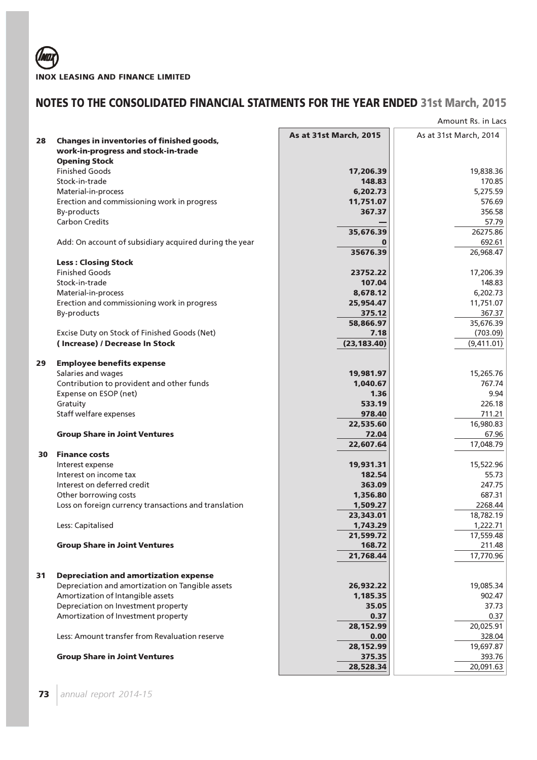# NOTES TO THE CONSOLIDATED FINANCIAL STATMENTS FOR THE YEAR ENDED 31st March, 2015

Amount Rs. in Lacs

| | | As at 31st March, 2015 | As at 31st March, 2014 |
|---|---|---|---|
| **28** | **Changes in inventories of finished goods, work-in-progress and stock-in-trade** | | |
| | **Opening Stock** | | |
| | Finished Goods | **17,206.39** | 19,838.36 |
| | Stock-in-trade | **148.83** | 170.85 |
| | Material-in-process | **6,202.73** | 5,275.59 |
| | Erection and commissioning work in progress | **11,751.07** | 576.69 |
| | By-products | **367.37** | 356.58 |
| | Carbon Credits | **—** | 57.79 |
| | | **35,676.39** | 26275.86 |
| | Add: On account of subsidiary acquired during the year | **0** | 692.61 |
| | | **35676.39** | 26,968.47 |
| | **Less : Closing Stock** | | |
| | Finished Goods | **23752.22** | 17,206.39 |
| | Stock-in-trade | **107.04** | 148.83 |
| | Material-in-process | **8,678.12** | 6,202.73 |
| | Erection and commissioning work in progress | **25,954.47** | 11,751.07 |
| | By-products | **375.12** | 367.37 |
| | | **58,866.97** | 35,676.39 |
| | Excise Duty on Stock of Finished Goods (Net) | **7.18** | (703.09) |
| | **( Increase) / Decrease In Stock** | **(23,183.40)** | (9,411.01) |
| **29** | **Employee benefits expense** | | |
| | Salaries and wages | **19,981.97** | 15,265.76 |
| | Contribution to provident and other funds | **1,040.67** | 767.74 |
| | Expense on ESOP (net) | **1.36** | 9.94 |
| | Gratuity | **533.19** | 226.18 |
| | Staff welfare expenses | **978.40** | 711.21 |
| | | **22,535.60** | 16,980.83 |
| | **Group Share in Joint Ventures** | **72.04** | 67.96 |
| | | **22,607.64** | 17,048.79 |
| **30** | **Finance costs** | | |
| | Interest expense | **19,931.31** | 15,522.96 |
| | Interest on income tax | **182.54** | 55.73 |
| | Interest on deferred credit | **363.09** | 247.75 |
| | Other borrowing costs | **1,356.80** | 687.31 |
| | Loss on foreign currency transactions and translation | **1,509.27** | 2268.44 |
| | | **23,343.01** | 18,782.19 |
| | Less: Capitalised | **1,743.29** | 1,222.71 |
| | | **21,599.72** | 17,559.48 |
| | **Group Share in Joint Ventures** | **168.72** | 211.48 |
| | | **21,768.44** | 17,770.96 |
| **31** | **Depreciation and amortization expense** | | |
| | Depreciation and amortization on Tangible assets | **26,932.22** | 19,085.34 |
| | Amortization of Intangible assets | **1,185.35** | 902.47 |
| | Depreciation on Investment property | **35.05** | 37.73 |
| | Amortization of Investment property | **0.37** | 0.37 |
| | | **28,152.99** | 20,025.91 |
| | Less: Amount transfer from Revaluation reserve | **0.00** | 328.04 |
| | | **28,152.99** | 19,697.87 |
| | **Group Share in Joint Ventures** | **375.35** | 393.76 |
| | | **28,528.34** | 20,091.63 |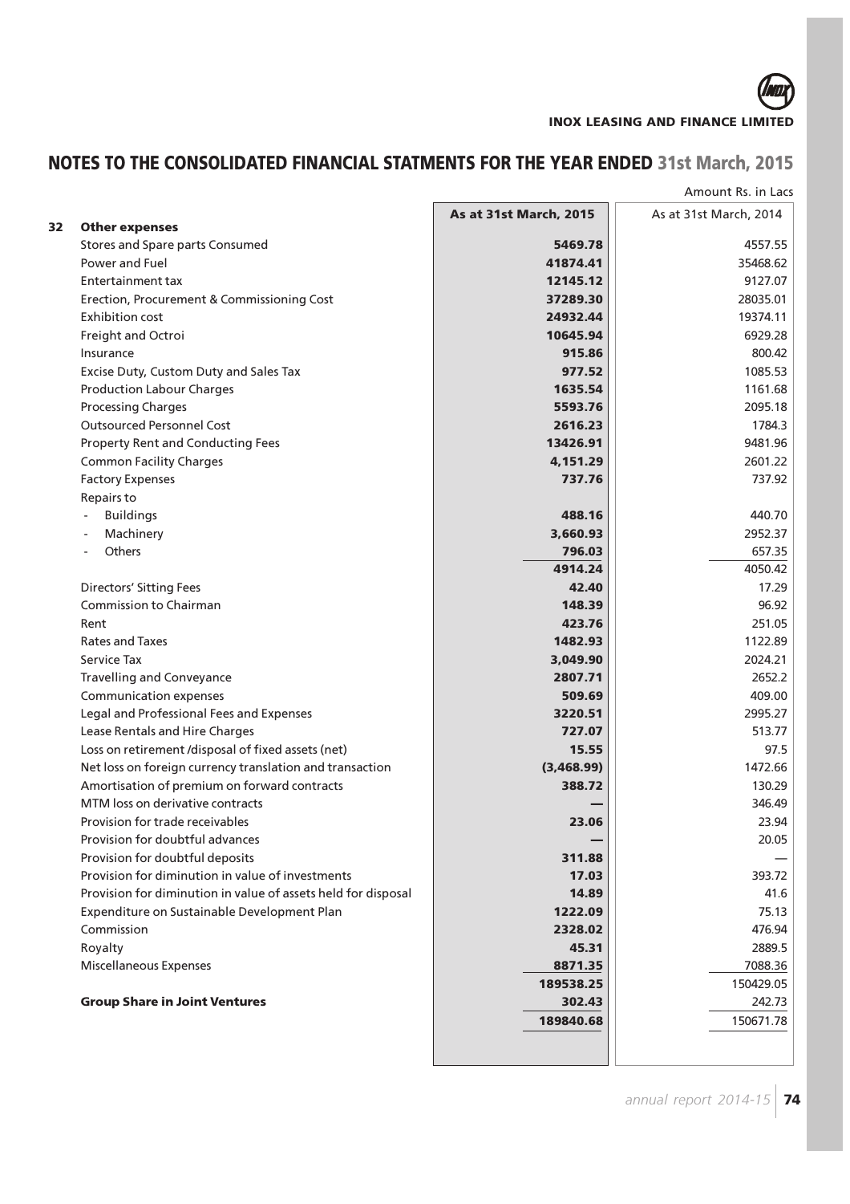## NOTES TO THE CONSOLIDATED FINANCIAL STATMENTS FOR THE YEAR ENDED 31st March, 2015

Amount Rs. in Lacs

| | | **As at 31st March, 2015** | As at 31st March, 2014 |
|---|---|---|---|
| **32** | **Other expenses** | | |
| | Stores and Spare parts Consumed | **5469.78** | 4557.55 |
| | Power and Fuel | **41874.41** | 35468.62 |
| | Entertainment tax | **12145.12** | 9127.07 |
| | Erection, Procurement & Commissioning Cost | **37289.30** | 28035.01 |
| | Exhibition cost | **24932.44** | 19374.11 |
| | Freight and Octroi | **10645.94** | 6929.28 |
| | Insurance | **915.86** | 800.42 |
| | Excise Duty, Custom Duty and Sales Tax | **977.52** | 1085.53 |
| | Production Labour Charges | **1635.54** | 1161.68 |
| | Processing Charges | **5593.76** | 2095.18 |
| | Outsourced Personnel Cost | **2616.23** | 1784.3 |
| | Property Rent and Conducting Fees | **13426.91** | 9481.96 |
| | Common Facility Charges | **4,151.29** | 2601.22 |
| | Factory Expenses | **737.76** | 737.92 |
| | Repairs to | | |
| | - Buildings | **488.16** | 440.70 |
| | - Machinery | **3,660.93** | 2952.37 |
| | - Others | **796.03** | 657.35 |
| | | **4914.24** | 4050.42 |
| | Directors' Sitting Fees | **42.40** | 17.29 |
| | Commission to Chairman | **148.39** | 96.92 |
| | Rent | **423.76** | 251.05 |
| | Rates and Taxes | **1482.93** | 1122.89 |
| | Service Tax | **3,049.90** | 2024.21 |
| | Travelling and Conveyance | **2807.71** | 2652.2 |
| | Communication expenses | **509.69** | 409.00 |
| | Legal and Professional Fees and Expenses | **3220.51** | 2995.27 |
| | Lease Rentals and Hire Charges | **727.07** | 513.77 |
| | Loss on retirement /disposal of fixed assets (net) | **15.55** | 97.5 |
| | Net loss on foreign currency translation and transaction | **(3,468.99)** | 1472.66 |
| | Amortisation of premium on forward contracts | **388.72** | 130.29 |
| | MTM loss on derivative contracts | **—** | 346.49 |
| | Provision for trade receivables | **23.06** | 23.94 |
| | Provision for doubtful advances | **—** | 20.05 |
| | Provision for doubtful deposits | **311.88** | — |
| | Provision for diminution in value of investments | **17.03** | 393.72 |
| | Provision for diminution in value of assets held for disposal | **14.89** | 41.6 |
| | Expenditure on Sustainable Development Plan | **1222.09** | 75.13 |
| | Commission | **2328.02** | 476.94 |
| | Royalty | **45.31** | 2889.5 |
| | Miscellaneous Expenses | **8871.35** | 7088.36 |
| | | **189538.25** | 150429.05 |
| | **Group Share in Joint Ventures** | **302.43** | 242.73 |
| | | **189840.68** | 150671.78 |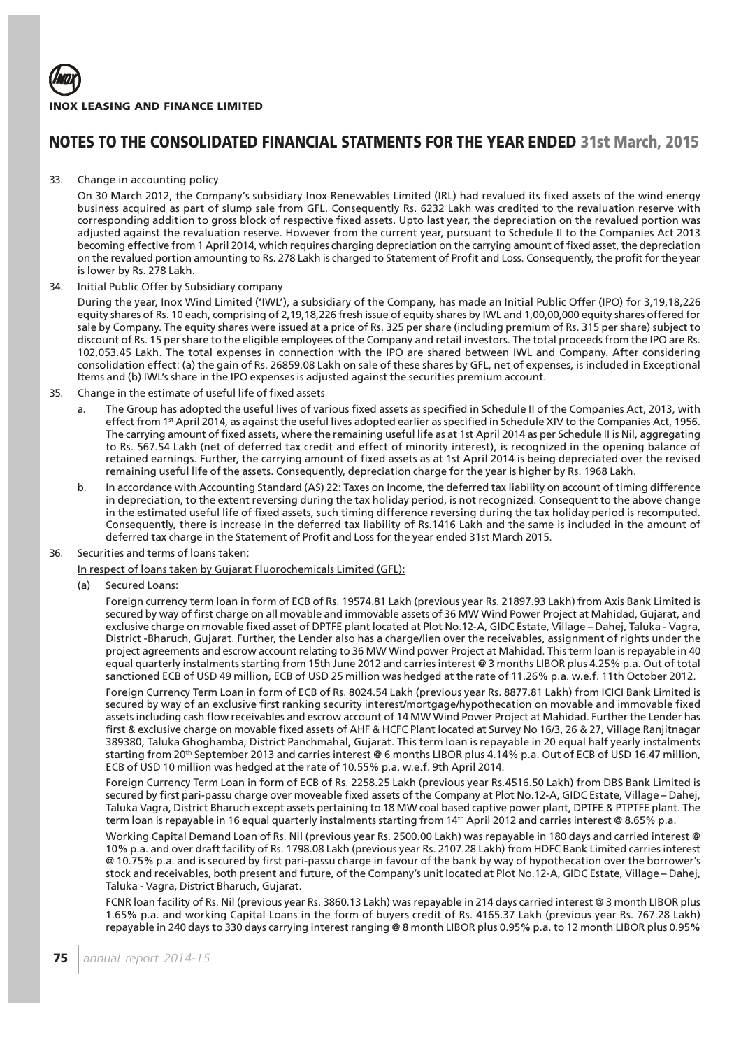# NOTES TO THE CONSOLIDATED FINANCIAL STATMENTS FOR THE YEAR ENDED 31st March, 2015

33. Change in accounting policy

    On 30 March 2012, the Company's subsidiary Inox Renewables Limited (IRL) had revalued its fixed assets of the wind energy business acquired as part of slump sale from GFL. Consequently Rs. 6232 Lakh was credited to the revaluation reserve with corresponding addition to gross block of respective fixed assets. Upto last year, the depreciation on the revalued portion was adjusted against the revaluation reserve. However from the current year, pursuant to Schedule II to the Companies Act 2013 becoming effective from 1 April 2014, which requires charging depreciation on the carrying amount of fixed asset, the depreciation on the revalued portion amounting to Rs. 278 Lakh is charged to Statement of Profit and Loss. Consequently, the profit for the year is lower by Rs. 278 Lakh.

34. Initial Public Offer by Subsidiary company

    During the year, Inox Wind Limited ('IWL'), a subsidiary of the Company, has made an Initial Public Offer (IPO) for 3,19,18,226 equity shares of Rs. 10 each, comprising of 2,19,18,226 fresh issue of equity shares by IWL and 1,00,00,000 equity shares offered for sale by Company. The equity shares were issued at a price of Rs. 325 per share (including premium of Rs. 315 per share) subject to discount of Rs. 15 per share to the eligible employees of the Company and retail investors. The total proceeds from the IPO are Rs. 102,053.45 Lakh. The total expenses in connection with the IPO are shared between IWL and Company. After considering consolidation effect: (a) the gain of Rs. 26859.08 Lakh on sale of these shares by GFL, net of expenses, is included in Exceptional Items and (b) IWL's share in the IPO expenses is adjusted against the securities premium account.

35. Change in the estimate of useful life of fixed assets

    a. The Group has adopted the useful lives of various fixed assets as specified in Schedule II of the Companies Act, 2013, with effect from 1st April 2014, as against the useful lives adopted earlier as specified in Schedule XIV to the Companies Act, 1956. The carrying amount of fixed assets, where the remaining useful life as at 1st April 2014 as per Schedule II is Nil, aggregating to Rs. 567.54 Lakh (net of deferred tax credit and effect of minority interest), is recognized in the opening balance of retained earnings. Further, the carrying amount of fixed assets as at 1st April 2014 is being depreciated over the revised remaining useful life of the assets. Consequently, depreciation charge for the year is higher by Rs. 1968 Lakh.

    b. In accordance with Accounting Standard (AS) 22: Taxes on Income, the deferred tax liability on account of timing difference in depreciation, to the extent reversing during the tax holiday period, is not recognized. Consequent to the above change in the estimated useful life of fixed assets, such timing difference reversing during the tax holiday period is recomputed. Consequently, there is increase in the deferred tax liability of Rs.1416 Lakh and the same is included in the amount of deferred tax charge in the Statement of Profit and Loss for the year ended 31st March 2015.

36. Securities and terms of loans taken:

    In respect of loans taken by Gujarat Fluorochemicals Limited (GFL):

    (a) Secured Loans:

    Foreign currency term loan in form of ECB of Rs. 19574.81 Lakh (previous year Rs. 21897.93 Lakh) from Axis Bank Limited is secured by way of first charge on all movable and immovable assets of 36 MW Wind Power Project at Mahidad, Gujarat, and exclusive charge on movable fixed asset of DPTFE plant located at Plot No.12-A, GIDC Estate, Village – Dahej, Taluka - Vagra, District -Bharuch, Gujarat. Further, the Lender also has a charge/lien over the receivables, assignment of rights under the project agreements and escrow account relating to 36 MW Wind power Project at Mahidad. This term loan is repayable in 40 equal quarterly instalments starting from 15th June 2012 and carries interest @ 3 months LIBOR plus 4.25% p.a. Out of total sanctioned ECB of USD 49 million, ECB of USD 25 million was hedged at the rate of 11.26% p.a. w.e.f. 11th October 2012.

    Foreign Currency Term Loan in form of ECB of Rs. 8024.54 Lakh (previous year Rs. 8877.81 Lakh) from ICICI Bank Limited is secured by way of an exclusive first ranking security interest/mortgage/hypothecation on movable and immovable fixed assets including cash flow receivables and escrow account of 14 MW Wind Power Project at Mahidad. Further the Lender has first & exclusive charge on movable fixed assets of AHF & HCFC Plant located at Survey No 16/3, 26 & 27, Village Ranjitnagar 389380, Taluka Ghoghamba, District Panchmahal, Gujarat. This term loan is repayable in 20 equal half yearly instalments starting from 20th September 2013 and carries interest @ 6 months LIBOR plus 4.14% p.a. Out of ECB of USD 16.47 million, ECB of USD 10 million was hedged at the rate of 10.55% p.a. w.e.f. 9th April 2014.

    Foreign Currency Term Loan in form of ECB of Rs. 2258.25 Lakh (previous year Rs.4516.50 Lakh) from DBS Bank Limited is secured by first pari-passu charge over moveable fixed assets of the Company at Plot No.12-A, GIDC Estate, Village – Dahej, Taluka Vagra, District Bharuch except assets pertaining to 18 MW coal based captive power plant, DPTFE & PTPTFE plant. The term loan is repayable in 16 equal quarterly instalments starting from 14th April 2012 and carries interest @ 8.65% p.a.

    Working Capital Demand Loan of Rs. Nil (previous year Rs. 2500.00 Lakh) was repayable in 180 days and carried interest @ 10% p.a. and over draft facility of Rs. 1798.08 Lakh (previous year Rs. 2107.28 Lakh) from HDFC Bank Limited carries interest @ 10.75% p.a. and is secured by first pari-passu charge in favour of the bank by way of hypothecation over the borrower's stock and receivables, both present and future, of the Company's unit located at Plot No.12-A, GIDC Estate, Village – Dahej, Taluka - Vagra, District Bharuch, Gujarat.

    FCNR loan facility of Rs. Nil (previous year Rs. 3860.13 Lakh) was repayable in 214 days carried interest @ 3 month LIBOR plus 1.65% p.a. and working Capital Loans in the form of buyers credit of Rs. 4165.37 Lakh (previous year Rs. 767.28 Lakh) repayable in 240 days to 330 days carrying interest ranging @ 8 month LIBOR plus 0.95% p.a. to 12 month LIBOR plus 0.95%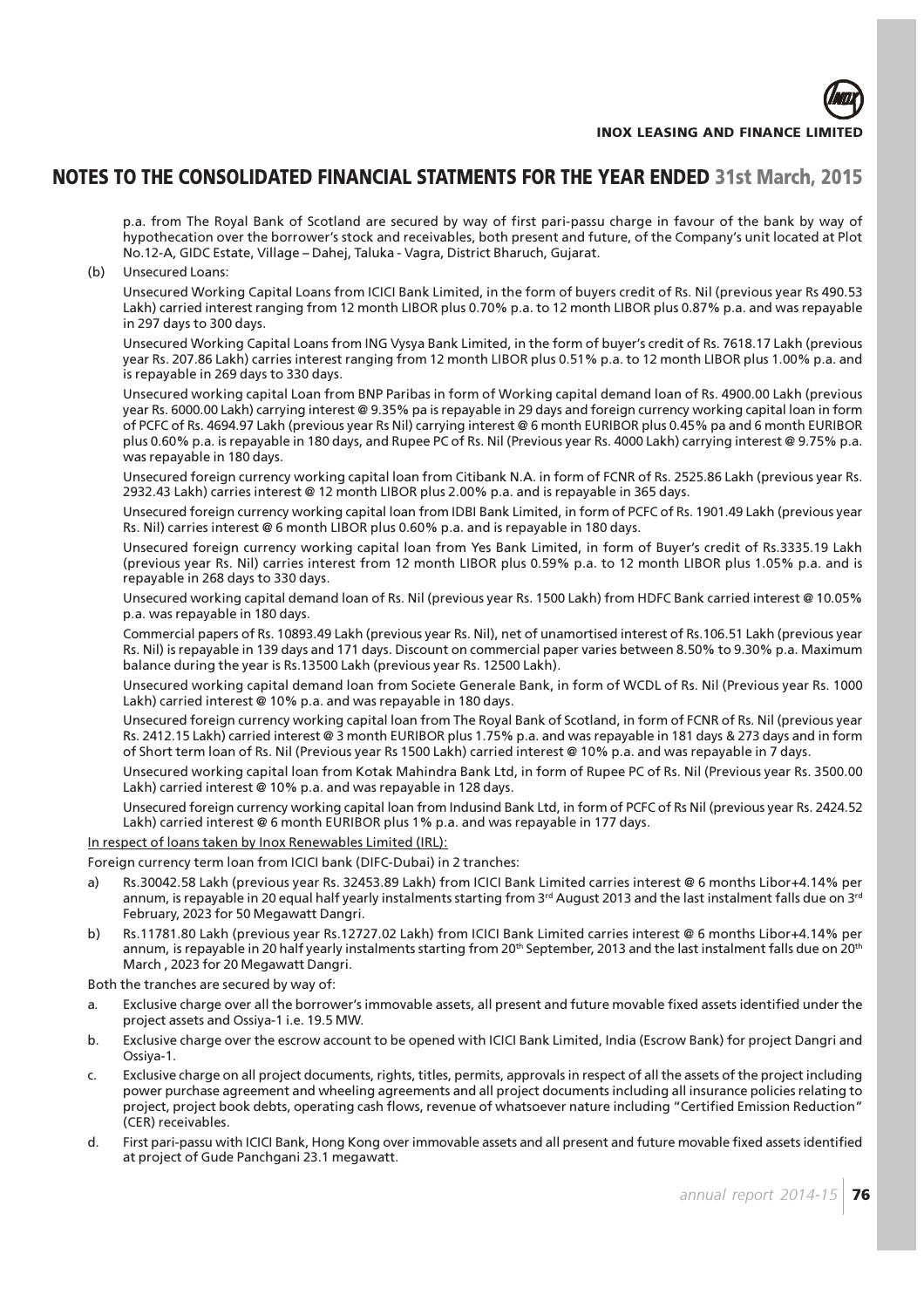p.a. from The Royal Bank of Scotland are secured by way of first pari-passu charge in favour of the bank by way of hypothecation over the borrower's stock and receivables, both present and future, of the Company's unit located at Plot No.12-A, GIDC Estate, Village – Dahej, Taluka - Vagra, District Bharuch, Gujarat.

(b) Unsecured Loans:

Unsecured Working Capital Loans from ICICI Bank Limited, in the form of buyers credit of Rs. Nil (previous year Rs 490.53 Lakh) carried interest ranging from 12 month LIBOR plus 0.70% p.a. to 12 month LIBOR plus 0.87% p.a. and was repayable in 297 days to 300 days.

Unsecured Working Capital Loans from ING Vysya Bank Limited, in the form of buyer's credit of Rs. 7618.17 Lakh (previous year Rs. 207.86 Lakh) carries interest ranging from 12 month LIBOR plus 0.51% p.a. to 12 month LIBOR plus 1.00% p.a. and is repayable in 269 days to 330 days.

Unsecured working capital Loan from BNP Paribas in form of Working capital demand loan of Rs. 4900.00 Lakh (previous year Rs. 6000.00 Lakh) carrying interest @ 9.35% pa is repayable in 29 days and foreign currency working capital loan in form of PCFC of Rs. 4694.97 Lakh (previous year Rs Nil) carrying interest @ 6 month EURIBOR plus 0.45% pa and 6 month EURIBOR plus 0.60% p.a. is repayable in 180 days, and Rupee PC of Rs. Nil (Previous year Rs. 4000 Lakh) carrying interest @ 9.75% p.a. was repayable in 180 days.

Unsecured foreign currency working capital loan from Citibank N.A. in form of FCNR of Rs. 2525.86 Lakh (previous year Rs. 2932.43 Lakh) carries interest @ 12 month LIBOR plus 2.00% p.a. and is repayable in 365 days.

Unsecured foreign currency working capital loan from IDBI Bank Limited, in form of PCFC of Rs. 1901.49 Lakh (previous year Rs. Nil) carries interest @ 6 month LIBOR plus 0.60% p.a. and is repayable in 180 days.

Unsecured foreign currency working capital loan from Yes Bank Limited, in form of Buyer's credit of Rs.3335.19 Lakh (previous year Rs. Nil) carries interest from 12 month LIBOR plus 0.59% p.a. to 12 month LIBOR plus 1.05% p.a. and is repayable in 268 days to 330 days.

Unsecured working capital demand loan of Rs. Nil (previous year Rs. 1500 Lakh) from HDFC Bank carried interest @ 10.05% p.a. was repayable in 180 days.

Commercial papers of Rs. 10893.49 Lakh (previous year Rs. Nil), net of unamortised interest of Rs.106.51 Lakh (previous year Rs. Nil) is repayable in 139 days and 171 days. Discount on commercial paper varies between 8.50% to 9.30% p.a. Maximum balance during the year is Rs.13500 Lakh (previous year Rs. 12500 Lakh).

Unsecured working capital demand loan from Societe Generale Bank, in form of WCDL of Rs. Nil (Previous year Rs. 1000 Lakh) carried interest @ 10% p.a. and was repayable in 180 days.

Unsecured foreign currency working capital loan from The Royal Bank of Scotland, in form of FCNR of Rs. Nil (previous year Rs. 2412.15 Lakh) carried interest @ 3 month EURIBOR plus 1.75% p.a. and was repayable in 181 days & 273 days and in form of Short term loan of Rs. Nil (Previous year Rs 1500 Lakh) carried interest @ 10% p.a. and was repayable in 7 days.

Unsecured working capital loan from Kotak Mahindra Bank Ltd, in form of Rupee PC of Rs. Nil (Previous year Rs. 3500.00 Lakh) carried interest @ 10% p.a. and was repayable in 128 days.

Unsecured foreign currency working capital loan from Indusind Bank Ltd, in form of PCFC of Rs Nil (previous year Rs. 2424.52 Lakh) carried interest @ 6 month EURIBOR plus 1% p.a. and was repayable in 177 days.

<u>In respect of loans taken by Inox Renewables Limited (IRL):</u>

Foreign currency term loan from ICICI bank (DIFC-Dubai) in 2 tranches:

a) Rs.30042.58 Lakh (previous year Rs. 32453.89 Lakh) from ICICI Bank Limited carries interest @ 6 months Libor+4.14% per annum, is repayable in 20 equal half yearly instalments starting from 3rd August 2013 and the last instalment falls due on 3rd February, 2023 for 50 Megawatt Dangri.

b) Rs.11781.80 Lakh (previous year Rs.12727.02 Lakh) from ICICI Bank Limited carries interest @ 6 months Libor+4.14% per annum, is repayable in 20 half yearly instalments starting from 20th September, 2013 and the last instalment falls due on 20th March , 2023 for 20 Megawatt Dangri.

Both the tranches are secured by way of:

a. Exclusive charge over all the borrower's immovable assets, all present and future movable fixed assets identified under the project assets and Ossiya-1 i.e. 19.5 MW.

b. Exclusive charge over the escrow account to be opened with ICICI Bank Limited, India (Escrow Bank) for project Dangri and Ossiya-1.

c. Exclusive charge on all project documents, rights, titles, permits, approvals in respect of all the assets of the project including power purchase agreement and wheeling agreements and all project documents including all insurance policies relating to project, project book debts, operating cash flows, revenue of whatsoever nature including "Certified Emission Reduction" (CER) receivables.

d. First pari-passu with ICICI Bank, Hong Kong over immovable assets and all present and future movable fixed assets identified at project of Gude Panchgani 23.1 megawatt.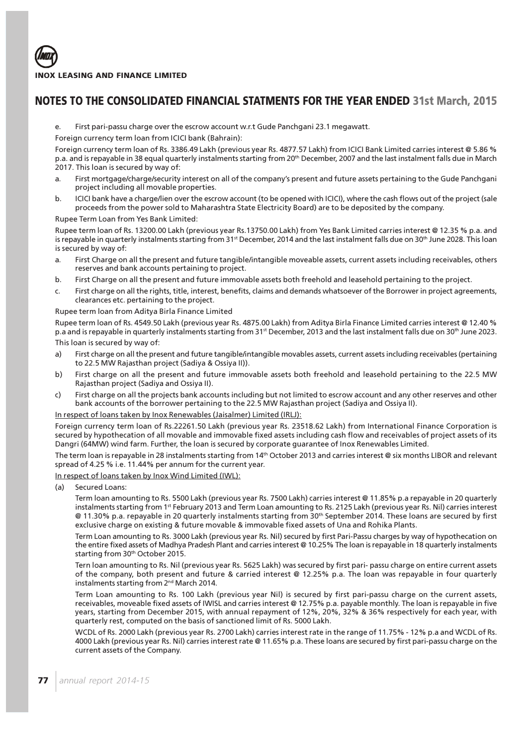## NOTES TO THE CONSOLIDATED FINANCIAL STATMENTS FOR THE YEAR ENDED 31st March, 2015

e. First pari-passu charge over the escrow account w.r.t Gude Panchgani 23.1 megawatt.

Foreign currency term loan from ICICI bank (Bahrain):

Foreign currency term loan of Rs. 3386.49 Lakh (previous year Rs. 4877.57 Lakh) from ICICI Bank Limited carries interest @ 5.86 % p.a. and is repayable in 38 equal quarterly instalments starting from 20th December, 2007 and the last instalment falls due in March 2017. This loan is secured by way of:

a. First mortgage/charge/security interest on all of the company's present and future assets pertaining to the Gude Panchgani project including all movable properties.
b. ICICI bank have a charge/lien over the escrow account (to be opened with ICICI), where the cash flows out of the project (sale proceeds from the power sold to Maharashtra State Electricity Board) are to be deposited by the company.

Rupee Term Loan from Yes Bank Limited:

Rupee term loan of Rs. 13200.00 Lakh (previous year Rs.13750.00 Lakh) from Yes Bank Limited carries interest @ 12.35 % p.a. and is repayable in quarterly instalments starting from 31st December, 2014 and the last instalment falls due on 30th June 2028. This loan is secured by way of:

a. First Charge on all the present and future tangible/intangible moveable assets, current assets including receivables, others reserves and bank accounts pertaining to project.
b. First Charge on all the present and future immovable assets both freehold and leasehold pertaining to the project.
c. First charge on all the rights, title, interest, benefits, claims and demands whatsoever of the Borrower in project agreements, clearances etc. pertaining to the project.

Rupee term loan from Aditya Birla Finance Limited

Rupee term loan of Rs. 4549.50 Lakh (previous year Rs. 4875.00 Lakh) from Aditya Birla Finance Limited carries interest @ 12.40 % p.a and is repayable in quarterly instalments starting from 31st December, 2013 and the last instalment falls due on 30th June 2023. This loan is secured by way of:

a) First charge on all the present and future tangible/intangible movables assets, current assets including receivables (pertaining to 22.5 MW Rajasthan project (Sadiya & Ossiya II)).
b) First charge on all the present and future immovable assets both freehold and leasehold pertaining to the 22.5 MW Rajasthan project (Sadiya and Ossiya II).
c) First charge on all the projects bank accounts including but not limited to escrow account and any other reserves and other bank accounts of the borrower pertaining to the 22.5 MW Rajasthan project (Sadiya and Ossiya II).

In respect of loans taken by Inox Renewables (Jaisalmer) Limited (IRLJ):

Foreign currency term loan of Rs.22261.50 Lakh (previous year Rs. 23518.62 Lakh) from International Finance Corporation is secured by hypothecation of all movable and immovable fixed assets including cash flow and receivables of project assets of its Dangri (64MW) wind farm. Further, the loan is secured by corporate guarantee of Inox Renewables Limited.

The term loan is repayable in 28 instalments starting from 14th October 2013 and carries interest @ six months LIBOR and relevant spread of 4.25 % i.e. 11.44% per annum for the current year.

In respect of loans taken by Inox Wind Limited (IWL):

(a) Secured Loans:

Term loan amounting to Rs. 5500 Lakh (previous year Rs. 7500 Lakh) carries interest @ 11.85% p.a repayable in 20 quarterly instalments starting from 1st February 2013 and Term Loan amounting to Rs. 2125 Lakh (previous year Rs. Nil) carries interest @ 11.30% p.a. repayable in 20 quarterly instalments starting from 30th September 2014. These loans are secured by first exclusive charge on existing & future movable & immovable fixed assets of Una and Rohika Plants.

Term Loan amounting to Rs. 3000 Lakh (previous year Rs. Nil) secured by first Pari-Passu charges by way of hypothecation on the entire fixed assets of Madhya Pradesh Plant and carries interest @ 10.25% The loan is repayable in 18 quarterly instalments starting from 30th October 2015.

Tern loan amounting to Rs. Nil (previous year Rs. 5625 Lakh) was secured by first pari- passu charge on entire current assets of the company, both present and future & carried interest @ 12.25% p.a. The loan was repayable in four quarterly instalments starting from 2nd March 2014.

Term Loan amounting to Rs. 100 Lakh (previous year Nil) is secured by first pari-passu charge on the current assets, receivables, moveable fixed assets of IWISL and carries interest @ 12.75% p.a. payable monthly. The loan is repayable in five years, starting from December 2015, with annual repayment of 12%, 20%, 32% & 36% respectively for each year, with quarterly rest, computed on the basis of sanctioned limit of Rs. 5000 Lakh.

WCDL of Rs. 2000 Lakh (previous year Rs. 2700 Lakh) carries interest rate in the range of 11.75% - 12% p.a and WCDL of Rs. 4000 Lakh (previous year Rs. Nil) carries interest rate @ 11.65% p.a. These loans are secured by first pari-passu charge on the current assets of the Company.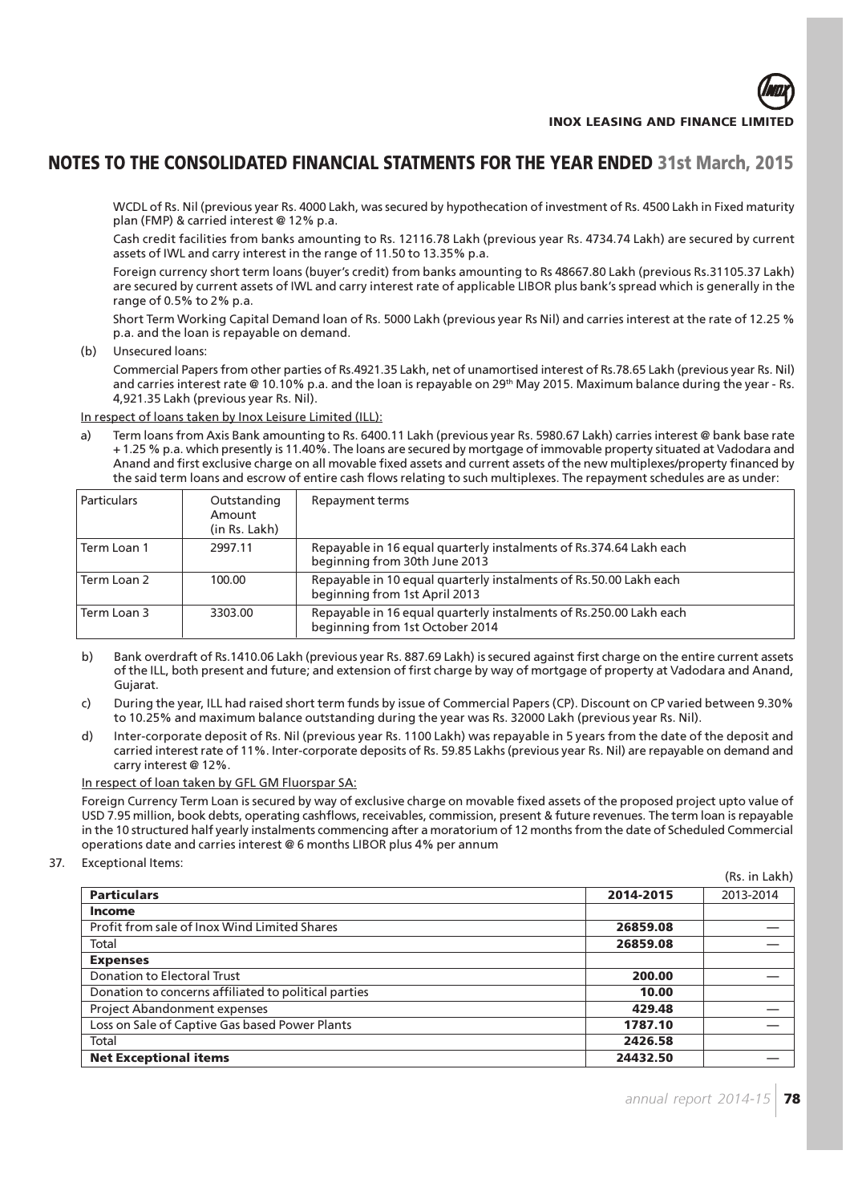## NOTES TO THE CONSOLIDATED FINANCIAL STATMENTS FOR THE YEAR ENDED 31st March, 2015

WCDL of Rs. Nil (previous year Rs. 4000 Lakh, was secured by hypothecation of investment of Rs. 4500 Lakh in Fixed maturity plan (FMP) & carried interest @ 12% p.a.

Cash credit facilities from banks amounting to Rs. 12116.78 Lakh (previous year Rs. 4734.74 Lakh) are secured by current assets of IWL and carry interest in the range of 11.50 to 13.35% p.a.

Foreign currency short term loans (buyer's credit) from banks amounting to Rs 48667.80 Lakh (previous Rs.31105.37 Lakh) are secured by current assets of IWL and carry interest rate of applicable LIBOR plus bank's spread which is generally in the range of 0.5% to 2% p.a.

Short Term Working Capital Demand loan of Rs. 5000 Lakh (previous year Rs Nil) and carries interest at the rate of 12.25 % p.a. and the loan is repayable on demand.

(b) Unsecured loans:

Commercial Papers from other parties of Rs.4921.35 Lakh, net of unamortised interest of Rs.78.65 Lakh (previous year Rs. Nil) and carries interest rate @ 10.10% p.a. and the loan is repayable on 29th May 2015. Maximum balance during the year - Rs. 4,921.35 Lakh (previous year Rs. Nil).

In respect of loans taken by Inox Leisure Limited (ILL):

a) Term loans from Axis Bank amounting to Rs. 6400.11 Lakh (previous year Rs. 5980.67 Lakh) carries interest @ bank base rate + 1.25 % p.a. which presently is 11.40%. The loans are secured by mortgage of immovable property situated at Vadodara and Anand and first exclusive charge on all movable fixed assets and current assets of the new multiplexes/property financed by the said term loans and escrow of entire cash flows relating to such multiplexes. The repayment schedules are as under:

| Particulars | Outstanding Amount (in Rs. Lakh) | Repayment terms |
|---|---|---|
| Term Loan 1 | 2997.11 | Repayable in 16 equal quarterly instalments of Rs.374.64 Lakh each beginning from 30th June 2013 |
| Term Loan 2 | 100.00 | Repayable in 10 equal quarterly instalments of Rs.50.00 Lakh each beginning from 1st April 2013 |
| Term Loan 3 | 3303.00 | Repayable in 16 equal quarterly instalments of Rs.250.00 Lakh each beginning from 1st October 2014 |

b) Bank overdraft of Rs.1410.06 Lakh (previous year Rs. 887.69 Lakh) is secured against first charge on the entire current assets of the ILL, both present and future; and extension of first charge by way of mortgage of property at Vadodara and Anand, Gujarat.

c) During the year, ILL had raised short term funds by issue of Commercial Papers (CP). Discount on CP varied between 9.30% to 10.25% and maximum balance outstanding during the year was Rs. 32000 Lakh (previous year Rs. Nil).

d) Inter-corporate deposit of Rs. Nil (previous year Rs. 1100 Lakh) was repayable in 5 years from the date of the deposit and carried interest rate of 11%. Inter-corporate deposits of Rs. 59.85 Lakhs (previous year Rs. Nil) are repayable on demand and carry interest @ 12%.

In respect of loan taken by GFL GM Fluorspar SA:

Foreign Currency Term Loan is secured by way of exclusive charge on movable fixed assets of the proposed project upto value of USD 7.95 million, book debts, operating cashflows, receivables, commission, present & future revenues. The term loan is repayable in the 10 structured half yearly instalments commencing after a moratorium of 12 months from the date of Scheduled Commercial operations date and carries interest @ 6 months LIBOR plus 4% per annum

37. Exceptional Items:

(Rs. in Lakh)

| **Particulars** | **2014-2015** | 2013-2014 |
|---|---|---|
| **Income** | | |
| Profit from sale of Inox Wind Limited Shares | **26859.08** | — |
| Total | **26859.08** | — |
| **Expenses** | | |
| Donation to Electoral Trust | **200.00** | — |
| Donation to concerns affiliated to political parties | **10.00** | |
| Project Abandonment expenses | **429.48** | — |
| Loss on Sale of Captive Gas based Power Plants | **1787.10** | — |
| Total | **2426.58** | |
| **Net Exceptional items** | **24432.50** | — |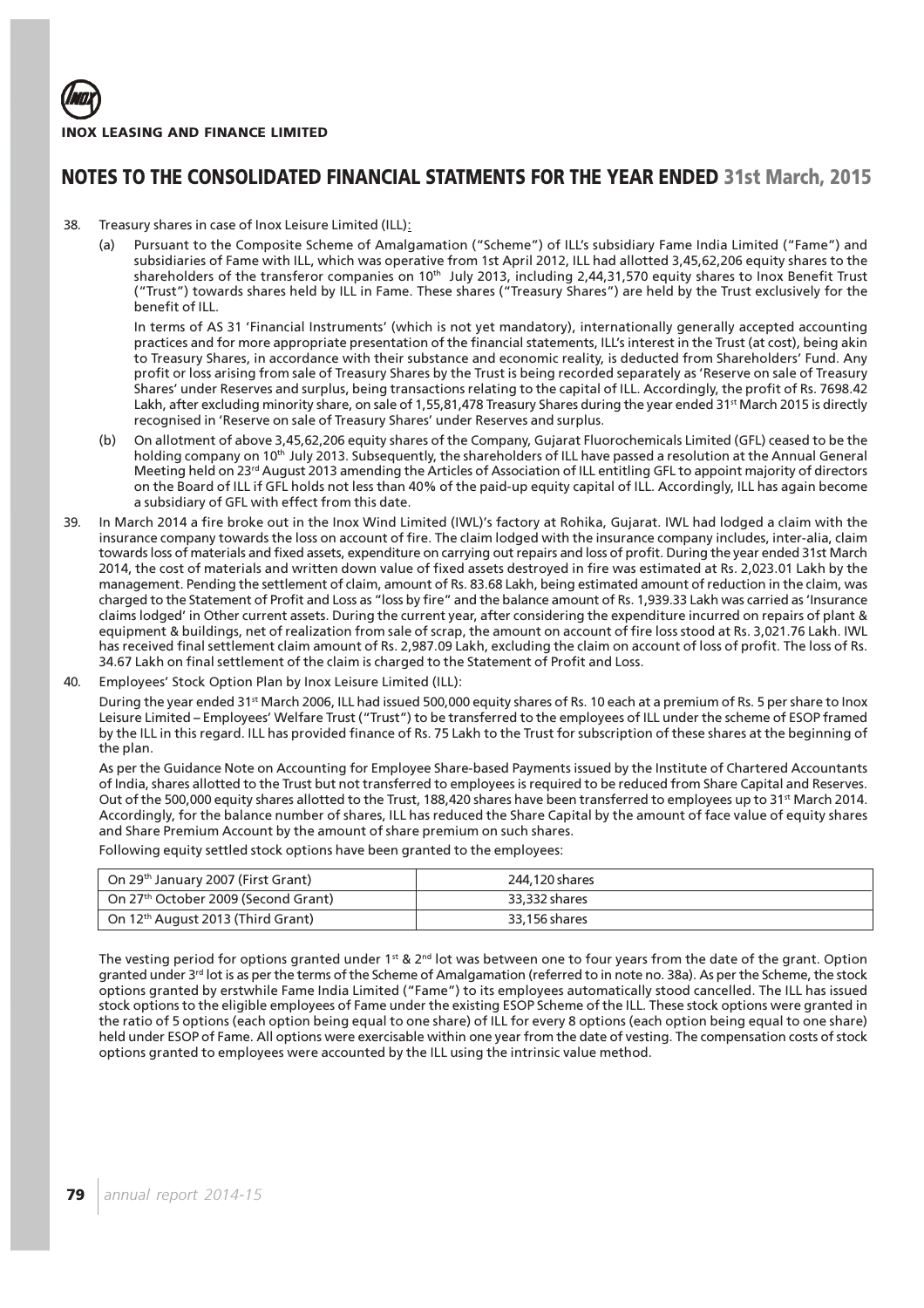## NOTES TO THE CONSOLIDATED FINANCIAL STATMENTS FOR THE YEAR ENDED 31st March, 2015

38. Treasury shares in case of Inox Leisure Limited (ILL):

    (a) Pursuant to the Composite Scheme of Amalgamation ("Scheme") of ILL's subsidiary Fame India Limited ("Fame") and subsidiaries of Fame with ILL, which was operative from 1st April 2012, ILL had allotted 3,45,62,206 equity shares to the shareholders of the transferor companies on 10th July 2013, including 2,44,31,570 equity shares to Inox Benefit Trust ("Trust") towards shares held by ILL in Fame. These shares ("Treasury Shares") are held by the Trust exclusively for the benefit of ILL.

    In terms of AS 31 'Financial Instruments' (which is not yet mandatory), internationally generally accepted accounting practices and for more appropriate presentation of the financial statements, ILL's interest in the Trust (at cost), being akin to Treasury Shares, in accordance with their substance and economic reality, is deducted from Shareholders' Fund. Any profit or loss arising from sale of Treasury Shares by the Trust is being recorded separately as 'Reserve on sale of Treasury Shares' under Reserves and surplus, being transactions relating to the capital of ILL. Accordingly, the profit of Rs. 7698.42 Lakh, after excluding minority share, on sale of 1,55,81,478 Treasury Shares during the year ended 31st March 2015 is directly recognised in 'Reserve on sale of Treasury Shares' under Reserves and surplus.

    (b) On allotment of above 3,45,62,206 equity shares of the Company, Gujarat Fluorochemicals Limited (GFL) ceased to be the holding company on 10th July 2013. Subsequently, the shareholders of ILL have passed a resolution at the Annual General Meeting held on 23rd August 2013 amending the Articles of Association of ILL entitling GFL to appoint majority of directors on the Board of ILL if GFL holds not less than 40% of the paid-up equity capital of ILL. Accordingly, ILL has again become a subsidiary of GFL with effect from this date.

39. In March 2014 a fire broke out in the Inox Wind Limited (IWL)'s factory at Rohika, Gujarat. IWL had lodged a claim with the insurance company towards the loss on account of fire. The claim lodged with the insurance company includes, inter-alia, claim towards loss of materials and fixed assets, expenditure on carrying out repairs and loss of profit. During the year ended 31st March 2014, the cost of materials and written down value of fixed assets destroyed in fire was estimated at Rs. 2,023.01 Lakh by the management. Pending the settlement of claim, amount of Rs. 83.68 Lakh, being estimated amount of reduction in the claim, was charged to the Statement of Profit and Loss as "loss by fire" and the balance amount of Rs. 1,939.33 Lakh was carried as 'Insurance claims lodged' in Other current assets. During the current year, after considering the expenditure incurred on repairs of plant & equipment & buildings, net of realization from sale of scrap, the amount on account of fire loss stood at Rs. 3,021.76 Lakh. IWL has received final settlement claim amount of Rs. 2,987.09 Lakh, excluding the claim on account of loss of profit. The loss of Rs. 34.67 Lakh on final settlement of the claim is charged to the Statement of Profit and Loss.

40. Employees' Stock Option Plan by Inox Leisure Limited (ILL):

    During the year ended 31st March 2006, ILL had issued 500,000 equity shares of Rs. 10 each at a premium of Rs. 5 per share to Inox Leisure Limited – Employees' Welfare Trust ("Trust") to be transferred to the employees of ILL under the scheme of ESOP framed by the ILL in this regard. ILL has provided finance of Rs. 75 Lakh to the Trust for subscription of these shares at the beginning of the plan.

    As per the Guidance Note on Accounting for Employee Share-based Payments issued by the Institute of Chartered Accountants of India, shares allotted to the Trust but not transferred to employees is required to be reduced from Share Capital and Reserves. Out of the 500,000 equity shares allotted to the Trust, 188,420 shares have been transferred to employees up to 31st March 2014. Accordingly, for the balance number of shares, ILL has reduced the Share Capital by the amount of face value of equity shares and Share Premium Account by the amount of share premium on such shares.

    Following equity settled stock options have been granted to the employees:

| | |
|---|---|
| On 29th January 2007 (First Grant) | 244,120 shares |
| On 27th October 2009 (Second Grant) | 33,332 shares |
| On 12th August 2013 (Third Grant) | 33,156 shares |

The vesting period for options granted under 1st & 2nd lot was between one to four years from the date of the grant. Option granted under 3rd lot is as per the terms of the Scheme of Amalgamation (referred to in note no. 38a). As per the Scheme, the stock options granted by erstwhile Fame India Limited ("Fame") to its employees automatically stood cancelled. The ILL has issued stock options to the eligible employees of Fame under the existing ESOP Scheme of the ILL. These stock options were granted in the ratio of 5 options (each option being equal to one share) of ILL for every 8 options (each option being equal to one share) held under ESOP of Fame. All options were exercisable within one year from the date of vesting. The compensation costs of stock options granted to employees were accounted by the ILL using the intrinsic value method.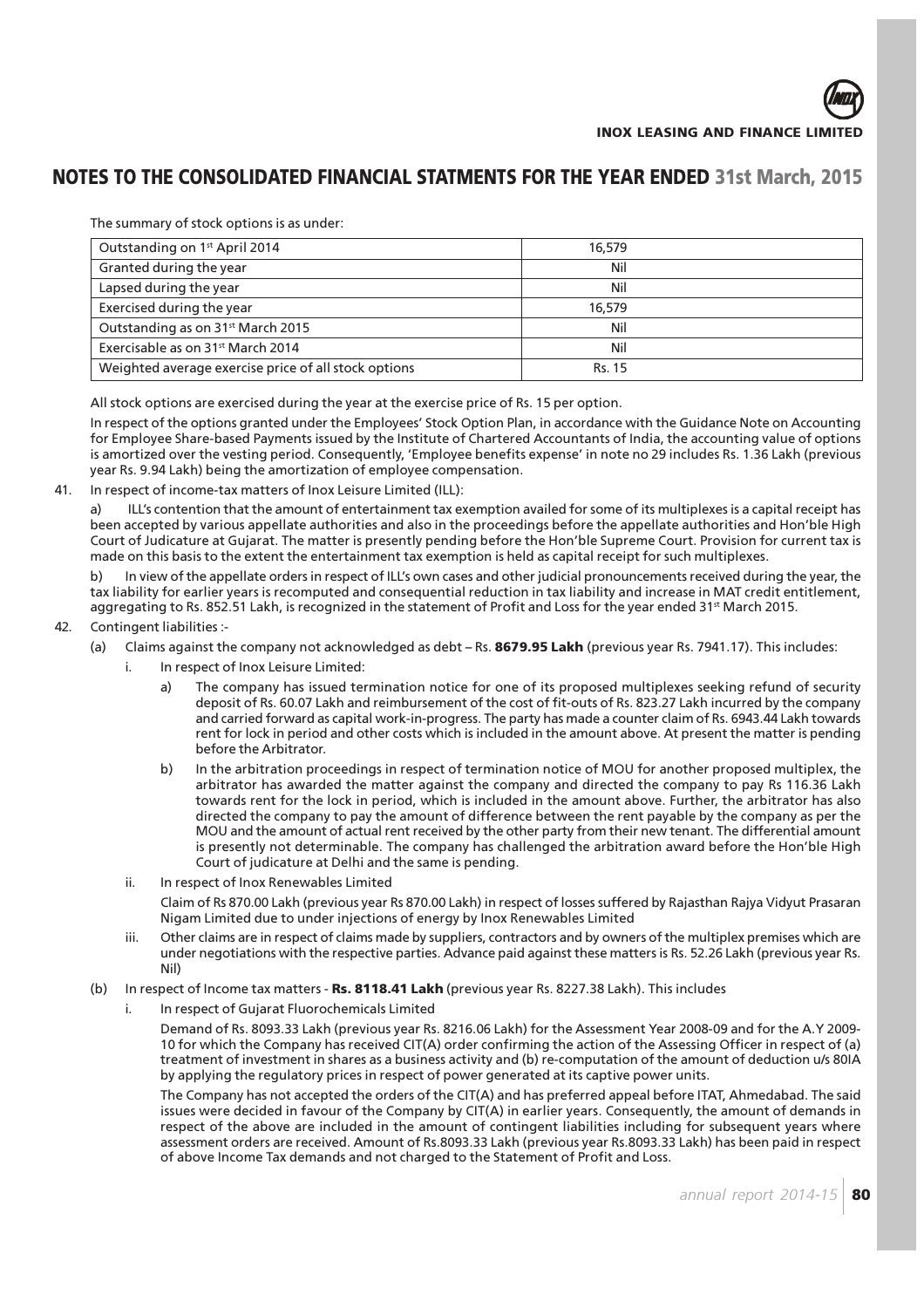## NOTES TO THE CONSOLIDATED FINANCIAL STATMENTS FOR THE YEAR ENDED 31st March, 2015

The summary of stock options is as under:

| Outstanding on 1st April 2014 | 16,579 |
|---|---|
| Granted during the year | Nil |
| Lapsed during the year | Nil |
| Exercised during the year | 16,579 |
| Outstanding as on 31st March 2015 | Nil |
| Exercisable as on 31st March 2014 | Nil |
| Weighted average exercise price of all stock options | Rs. 15 |

All stock options are exercised during the year at the exercise price of Rs. 15 per option.

In respect of the options granted under the Employees' Stock Option Plan, in accordance with the Guidance Note on Accounting for Employee Share-based Payments issued by the Institute of Chartered Accountants of India, the accounting value of options is amortized over the vesting period. Consequently, 'Employee benefits expense' in note no 29 includes Rs. 1.36 Lakh (previous year Rs. 9.94 Lakh) being the amortization of employee compensation.

41. In respect of income-tax matters of Inox Leisure Limited (ILL):

    a) ILL's contention that the amount of entertainment tax exemption availed for some of its multiplexes is a capital receipt has been accepted by various appellate authorities and also in the proceedings before the appellate authorities and Hon'ble High Court of Judicature at Gujarat. The matter is presently pending before the Hon'ble Supreme Court. Provision for current tax is made on this basis to the extent the entertainment tax exemption is held as capital receipt for such multiplexes.

    b) In view of the appellate orders in respect of ILL's own cases and other judicial pronouncements received during the year, the tax liability for earlier years is recomputed and consequential reduction in tax liability and increase in MAT credit entitlement, aggregating to Rs. 852.51 Lakh, is recognized in the statement of Profit and Loss for the year ended 31st March 2015.

42. Contingent liabilities :-

    (a) Claims against the company not acknowledged as debt – Rs. **8679.95 Lakh** (previous year Rs. 7941.17). This includes:

    i. In respect of Inox Leisure Limited:

    a) The company has issued termination notice for one of its proposed multiplexes seeking refund of security deposit of Rs. 60.07 Lakh and reimbursement of the cost of fit-outs of Rs. 823.27 Lakh incurred by the company and carried forward as capital work-in-progress. The party has made a counter claim of Rs. 6943.44 Lakh towards rent for lock in period and other costs which is included in the amount above. At present the matter is pending before the Arbitrator.

    b) In the arbitration proceedings in respect of termination notice of MOU for another proposed multiplex, the arbitrator has awarded the matter against the company and directed the company to pay Rs 116.36 Lakh towards rent for the lock in period, which is included in the amount above. Further, the arbitrator has also directed the company to pay the amount of difference between the rent payable by the company as per the MOU and the amount of actual rent received by the other party from their new tenant. The differential amount is presently not determinable. The company has challenged the arbitration award before the Hon'ble High Court of judicature at Delhi and the same is pending.

    ii. In respect of Inox Renewables Limited

    Claim of Rs 870.00 Lakh (previous year Rs 870.00 Lakh) in respect of losses suffered by Rajasthan Rajya Vidyut Prasaran Nigam Limited due to under injections of energy by Inox Renewables Limited

    iii. Other claims are in respect of claims made by suppliers, contractors and by owners of the multiplex premises which are under negotiations with the respective parties. Advance paid against these matters is Rs. 52.26 Lakh (previous year Rs. Nil)

    (b) In respect of Income tax matters - **Rs. 8118.41 Lakh** (previous year Rs. 8227.38 Lakh). This includes

    i. In respect of Gujarat Fluorochemicals Limited

    Demand of Rs. 8093.33 Lakh (previous year Rs. 8216.06 Lakh) for the Assessment Year 2008-09 and for the A.Y 2009-10 for which the Company has received CIT(A) order confirming the action of the Assessing Officer in respect of (a) treatment of investment in shares as a business activity and (b) re-computation of the amount of deduction u/s 80IA by applying the regulatory prices in respect of power generated at its captive power units.

    The Company has not accepted the orders of the CIT(A) and has preferred appeal before ITAT, Ahmedabad. The said issues were decided in favour of the Company by CIT(A) in earlier years. Consequently, the amount of demands in respect of the above are included in the amount of contingent liabilities including for subsequent years where assessment orders are received. Amount of Rs.8093.33 Lakh (previous year Rs.8093.33 Lakh) has been paid in respect of above Income Tax demands and not charged to the Statement of Profit and Loss.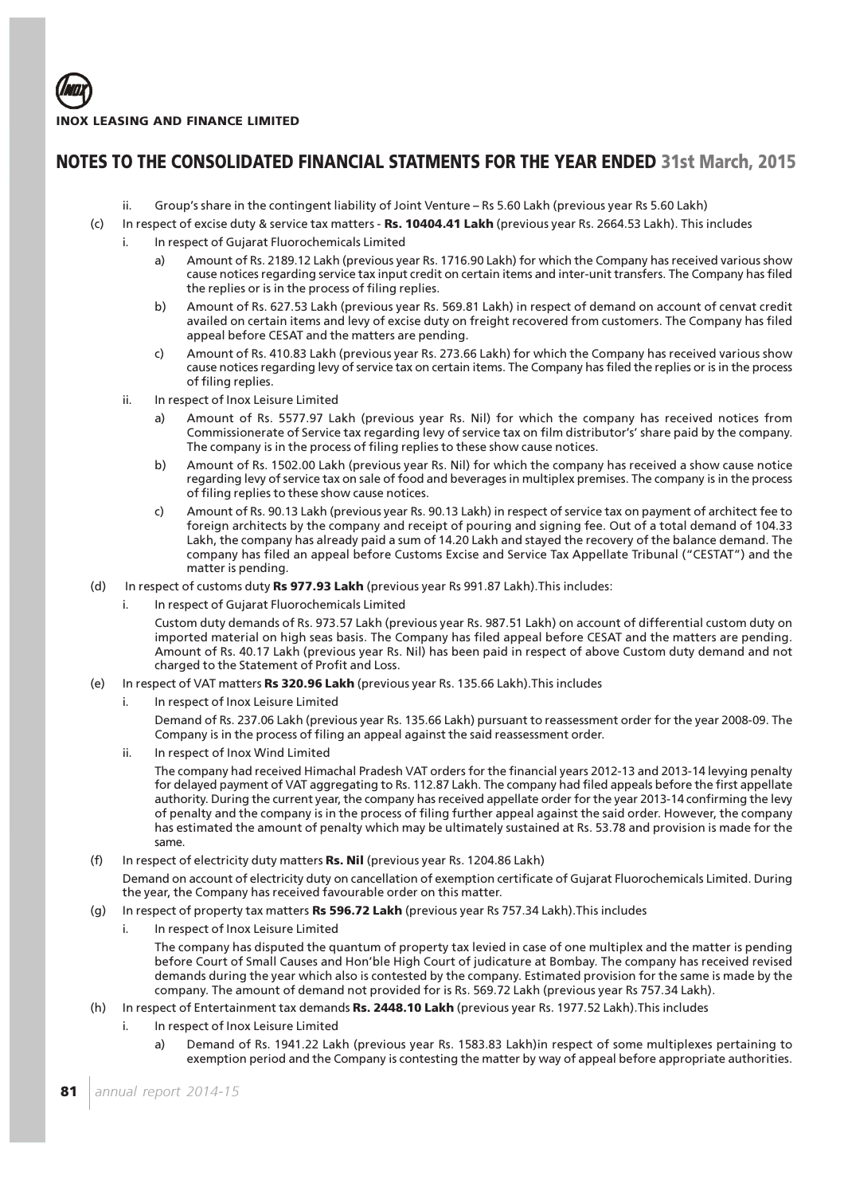## NOTES TO THE CONSOLIDATED FINANCIAL STATMENTS FOR THE YEAR ENDED 31st March, 2015

ii. Group's share in the contingent liability of Joint Venture – Rs 5.60 Lakh (previous year Rs 5.60 Lakh)

(c) In respect of excise duty & service tax matters - **Rs. 10404.41 Lakh** (previous year Rs. 2664.53 Lakh). This includes

i. In respect of Gujarat Fluorochemicals Limited

a) Amount of Rs. 2189.12 Lakh (previous year Rs. 1716.90 Lakh) for which the Company has received various show cause notices regarding service tax input credit on certain items and inter-unit transfers. The Company has filed the replies or is in the process of filing replies.

b) Amount of Rs. 627.53 Lakh (previous year Rs. 569.81 Lakh) in respect of demand on account of cenvat credit availed on certain items and levy of excise duty on freight recovered from customers. The Company has filed appeal before CESAT and the matters are pending.

c) Amount of Rs. 410.83 Lakh (previous year Rs. 273.66 Lakh) for which the Company has received various show cause notices regarding levy of service tax on certain items. The Company has filed the replies or is in the process of filing replies.

ii. In respect of Inox Leisure Limited

a) Amount of Rs. 5577.97 Lakh (previous year Rs. Nil) for which the company has received notices from Commissionerate of Service tax regarding levy of service tax on film distributor's' share paid by the company. The company is in the process of filing replies to these show cause notices.

b) Amount of Rs. 1502.00 Lakh (previous year Rs. Nil) for which the company has received a show cause notice regarding levy of service tax on sale of food and beverages in multiplex premises. The company is in the process of filing replies to these show cause notices.

c) Amount of Rs. 90.13 Lakh (previous year Rs. 90.13 Lakh) in respect of service tax on payment of architect fee to foreign architects by the company and receipt of pouring and signing fee. Out of a total demand of 104.33 Lakh, the company has already paid a sum of 14.20 Lakh and stayed the recovery of the balance demand. The company has filed an appeal before Customs Excise and Service Tax Appellate Tribunal ("CESTAT") and the matter is pending.

(d) In respect of customs duty **Rs 977.93 Lakh** (previous year Rs 991.87 Lakh).This includes:

i. In respect of Gujarat Fluorochemicals Limited

Custom duty demands of Rs. 973.57 Lakh (previous year Rs. 987.51 Lakh) on account of differential custom duty on imported material on high seas basis. The Company has filed appeal before CESAT and the matters are pending. Amount of Rs. 40.17 Lakh (previous year Rs. Nil) has been paid in respect of above Custom duty demand and not charged to the Statement of Profit and Loss.

(e) In respect of VAT matters **Rs 320.96 Lakh** (previous year Rs. 135.66 Lakh).This includes

i. In respect of Inox Leisure Limited

Demand of Rs. 237.06 Lakh (previous year Rs. 135.66 Lakh) pursuant to reassessment order for the year 2008-09. The Company is in the process of filing an appeal against the said reassessment order.

ii. In respect of Inox Wind Limited

The company had received Himachal Pradesh VAT orders for the financial years 2012-13 and 2013-14 levying penalty for delayed payment of VAT aggregating to Rs. 112.87 Lakh. The company had filed appeals before the first appellate authority. During the current year, the company has received appellate order for the year 2013-14 confirming the levy of penalty and the company is in the process of filing further appeal against the said order. However, the company has estimated the amount of penalty which may be ultimately sustained at Rs. 53.78 and provision is made for the same.

(f) In respect of electricity duty matters **Rs. Nil** (previous year Rs. 1204.86 Lakh)

Demand on account of electricity duty on cancellation of exemption certificate of Gujarat Fluorochemicals Limited. During the year, the Company has received favourable order on this matter.

(g) In respect of property tax matters **Rs 596.72 Lakh** (previous year Rs 757.34 Lakh).This includes

i. In respect of Inox Leisure Limited

The company has disputed the quantum of property tax levied in case of one multiplex and the matter is pending before Court of Small Causes and Hon'ble High Court of judicature at Bombay. The company has received revised demands during the year which also is contested by the company. Estimated provision for the same is made by the company. The amount of demand not provided for is Rs. 569.72 Lakh (previous year Rs 757.34 Lakh).

(h) In respect of Entertainment tax demands **Rs. 2448.10 Lakh** (previous year Rs. 1977.52 Lakh).This includes

i. In respect of Inox Leisure Limited

a) Demand of Rs. 1941.22 Lakh (previous year Rs. 1583.83 Lakh)in respect of some multiplexes pertaining to exemption period and the Company is contesting the matter by way of appeal before appropriate authorities.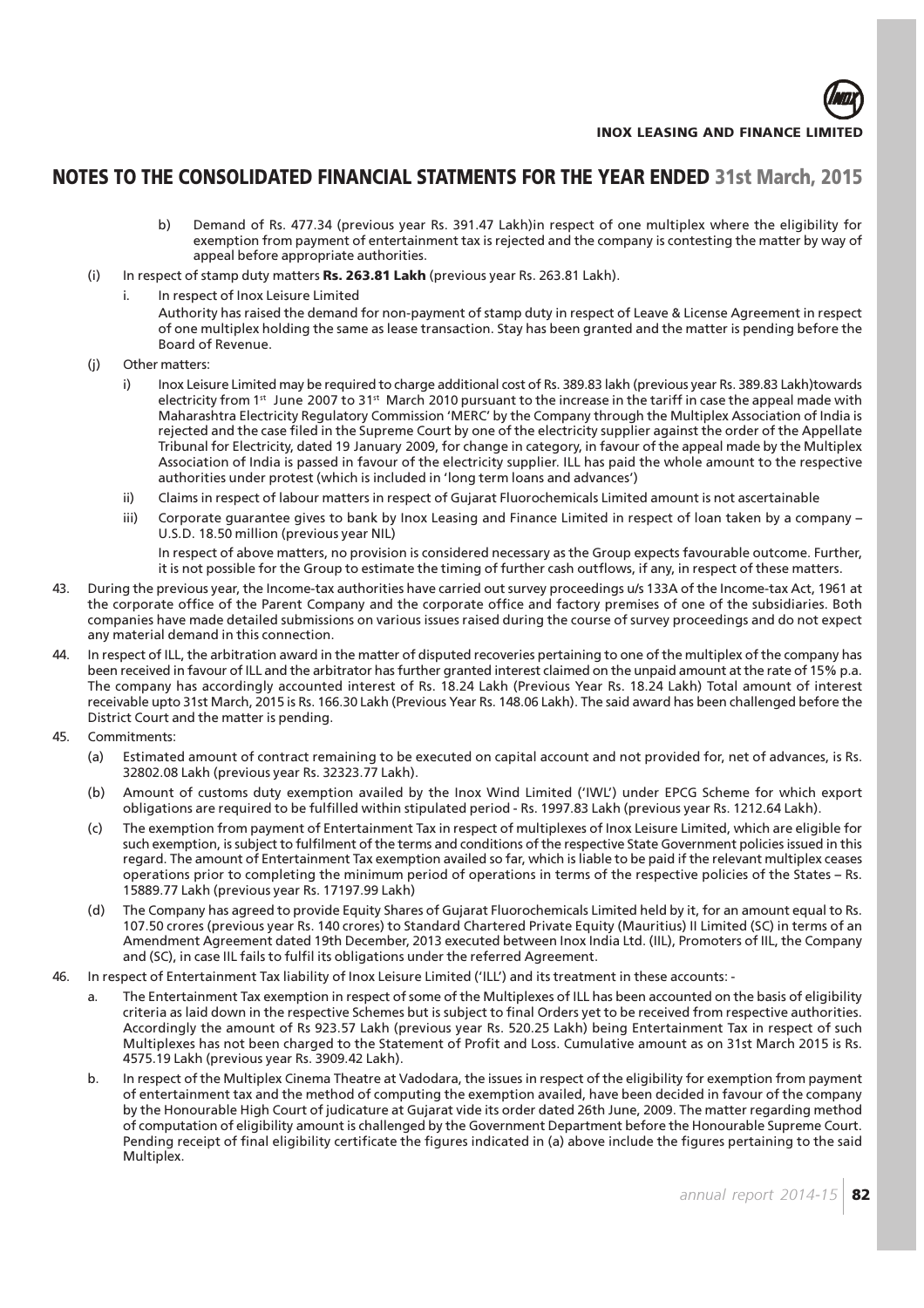## NOTES TO THE CONSOLIDATED FINANCIAL STATMENTS FOR THE YEAR ENDED 31st March, 2015

b) Demand of Rs. 477.34 (previous year Rs. 391.47 Lakh)in respect of one multiplex where the eligibility for exemption from payment of entertainment tax is rejected and the company is contesting the matter by way of appeal before appropriate authorities.

(i) In respect of stamp duty matters **Rs. 263.81 Lakh** (previous year Rs. 263.81 Lakh).

i. In respect of Inox Leisure Limited

Authority has raised the demand for non-payment of stamp duty in respect of Leave & License Agreement in respect of one multiplex holding the same as lease transaction. Stay has been granted and the matter is pending before the Board of Revenue.

(j) Other matters:

i) Inox Leisure Limited may be required to charge additional cost of Rs. 389.83 lakh (previous year Rs. 389.83 Lakh)towards electricity from 1st June 2007 to 31st March 2010 pursuant to the increase in the tariff in case the appeal made with Maharashtra Electricity Regulatory Commission 'MERC' by the Company through the Multiplex Association of India is rejected and the case filed in the Supreme Court by one of the electricity supplier against the order of the Appellate Tribunal for Electricity, dated 19 January 2009, for change in category, in favour of the appeal made by the Multiplex Association of India is passed in favour of the electricity supplier. ILL has paid the whole amount to the respective authorities under protest (which is included in 'long term loans and advances')

ii) Claims in respect of labour matters in respect of Gujarat Fluorochemicals Limited amount is not ascertainable

iii) Corporate guarantee gives to bank by Inox Leasing and Finance Limited in respect of loan taken by a company – U.S.D. 18.50 million (previous year NIL)

In respect of above matters, no provision is considered necessary as the Group expects favourable outcome. Further, it is not possible for the Group to estimate the timing of further cash outflows, if any, in respect of these matters.

43. During the previous year, the Income-tax authorities have carried out survey proceedings u/s 133A of the Income-tax Act, 1961 at the corporate office of the Parent Company and the corporate office and factory premises of one of the subsidiaries. Both companies have made detailed submissions on various issues raised during the course of survey proceedings and do not expect any material demand in this connection.

44. In respect of ILL, the arbitration award in the matter of disputed recoveries pertaining to one of the multiplex of the company has been received in favour of ILL and the arbitrator has further granted interest claimed on the unpaid amount at the rate of 15% p.a. The company has accordingly accounted interest of Rs. 18.24 Lakh (Previous Year Rs. 18.24 Lakh) Total amount of interest receivable upto 31st March, 2015 is Rs. 166.30 Lakh (Previous Year Rs. 148.06 Lakh). The said award has been challenged before the District Court and the matter is pending.

45. Commitments:

(a) Estimated amount of contract remaining to be executed on capital account and not provided for, net of advances, is Rs. 32802.08 Lakh (previous year Rs. 32323.77 Lakh).

(b) Amount of customs duty exemption availed by the Inox Wind Limited ('IWL') under EPCG Scheme for which export obligations are required to be fulfilled within stipulated period - Rs. 1997.83 Lakh (previous year Rs. 1212.64 Lakh).

(c) The exemption from payment of Entertainment Tax in respect of multiplexes of Inox Leisure Limited, which are eligible for such exemption, is subject to fulfilment of the terms and conditions of the respective State Government policies issued in this regard. The amount of Entertainment Tax exemption availed so far, which is liable to be paid if the relevant multiplex ceases operations prior to completing the minimum period of operations in terms of the respective policies of the States – Rs. 15889.77 Lakh (previous year Rs. 17197.99 Lakh)

(d) The Company has agreed to provide Equity Shares of Gujarat Fluorochemicals Limited held by it, for an amount equal to Rs. 107.50 crores (previous year Rs. 140 crores) to Standard Chartered Private Equity (Mauritius) II Limited (SC) in terms of an Amendment Agreement dated 19th December, 2013 executed between Inox India Ltd. (IIL), Promoters of IIL, the Company and (SC), in case IIL fails to fulfil its obligations under the referred Agreement.

46. In respect of Entertainment Tax liability of Inox Leisure Limited ('ILL') and its treatment in these accounts: -

a. The Entertainment Tax exemption in respect of some of the Multiplexes of ILL has been accounted on the basis of eligibility criteria as laid down in the respective Schemes but is subject to final Orders yet to be received from respective authorities. Accordingly the amount of Rs 923.57 Lakh (previous year Rs. 520.25 Lakh) being Entertainment Tax in respect of such Multiplexes has not been charged to the Statement of Profit and Loss. Cumulative amount as on 31st March 2015 is Rs. 4575.19 Lakh (previous year Rs. 3909.42 Lakh).

b. In respect of the Multiplex Cinema Theatre at Vadodara, the issues in respect of the eligibility for exemption from payment of entertainment tax and the method of computing the exemption availed, have been decided in favour of the company by the Honourable High Court of judicature at Gujarat vide its order dated 26th June, 2009. The matter regarding method of computation of eligibility amount is challenged by the Government Department before the Honourable Supreme Court. Pending receipt of final eligibility certificate the figures indicated in (a) above include the figures pertaining to the said Multiplex.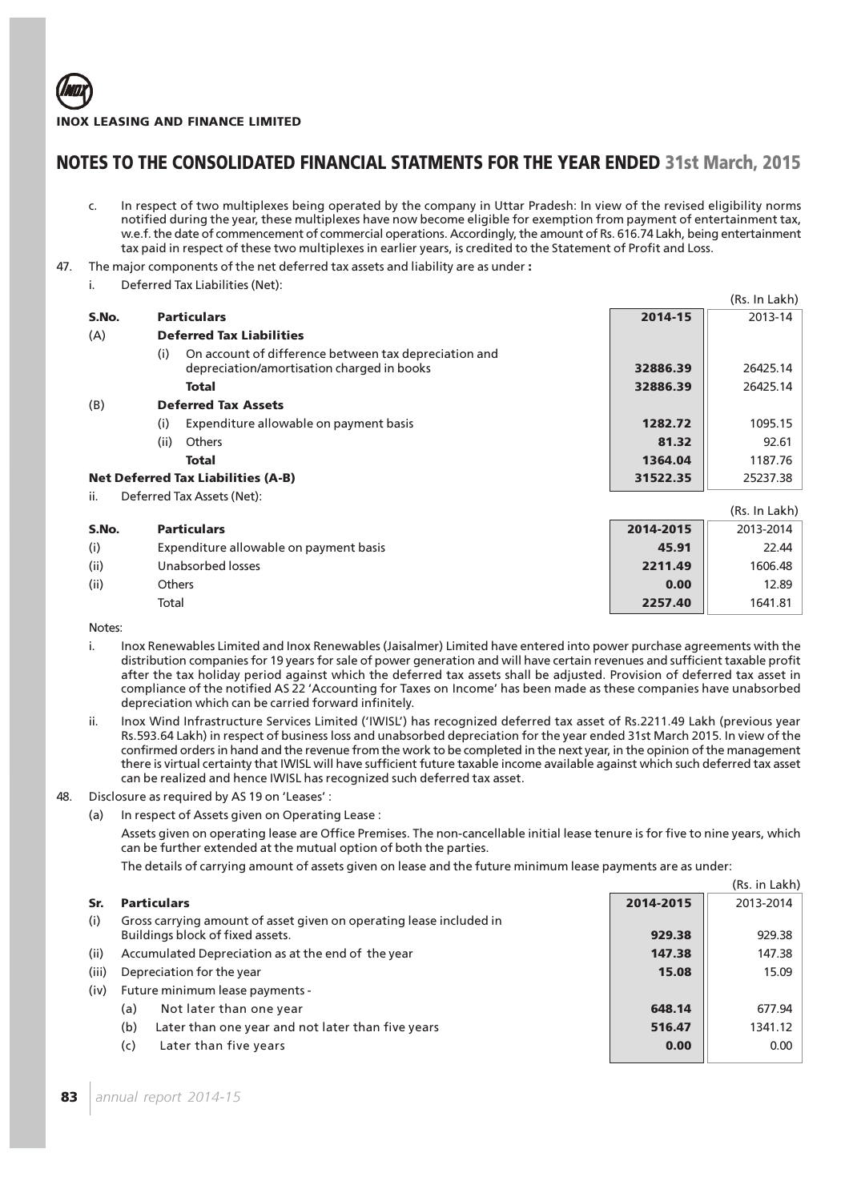# NOTES TO THE CONSOLIDATED FINANCIAL STATMENTS FOR THE YEAR ENDED 31st March, 2015

c. In respect of two multiplexes being operated by the company in Uttar Pradesh: In view of the revised eligibility norms notified during the year, these multiplexes have now become eligible for exemption from payment of entertainment tax, w.e.f. the date of commencement of commercial operations. Accordingly, the amount of Rs. 616.74 Lakh, being entertainment tax paid in respect of these two multiplexes in earlier years, is credited to the Statement of Profit and Loss.

47. The major components of the net deferred tax assets and liability are as under **:**

i. Deferred Tax Liabilities (Net):

(Rs. In Lakh)

| S.No. | Particulars | 2014-15 | 2013-14 |
|---|---|---|---|
| (A) | **Deferred Tax Liabilities** | | |
| | (i) On account of difference between tax depreciation and depreciation/amortisation charged in books | **32886.39** | 26425.14 |
| | **Total** | **32886.39** | 26425.14 |
| (B) | **Deferred Tax Assets** | | |
| | (i) Expenditure allowable on payment basis | **1282.72** | 1095.15 |
| | (ii) Others | **81.32** | 92.61 |
| | **Total** | **1364.04** | 1187.76 |
| **Net Deferred Tax Liabilities (A-B)** | | **31522.35** | 25237.38 |

ii. Deferred Tax Assets (Net):

(Rs. In Lakh)

| S.No. | Particulars | 2014-2015 | 2013-2014 |
|---|---|---|---|
| (i) | Expenditure allowable on payment basis | **45.91** | 22.44 |
| (ii) | Unabsorbed losses | **2211.49** | 1606.48 |
| (ii) | Others | **0.00** | 12.89 |
| | Total | **2257.40** | 1641.81 |

Notes:

i. Inox Renewables Limited and Inox Renewables (Jaisalmer) Limited have entered into power purchase agreements with the distribution companies for 19 years for sale of power generation and will have certain revenues and sufficient taxable profit after the tax holiday period against which the deferred tax assets shall be adjusted. Provision of deferred tax asset in compliance of the notified AS 22 'Accounting for Taxes on Income' has been made as these companies have unabsorbed depreciation which can be carried forward infinitely.

ii. Inox Wind Infrastructure Services Limited ('IWISL') has recognized deferred tax asset of Rs.2211.49 Lakh (previous year Rs.593.64 Lakh) in respect of business loss and unabsorbed depreciation for the year ended 31st March 2015. In view of the confirmed orders in hand and the revenue from the work to be completed in the next year, in the opinion of the management there is virtual certainty that IWISL will have sufficient future taxable income available against which such deferred tax asset can be realized and hence IWISL has recognized such deferred tax asset.

48. Disclosure as required by AS 19 on 'Leases' :

(a) In respect of Assets given on Operating Lease :

Assets given on operating lease are Office Premises. The non-cancellable initial lease tenure is for five to nine years, which can be further extended at the mutual option of both the parties.

The details of carrying amount of assets given on lease and the future minimum lease payments are as under:

(Rs. in Lakh)

| Sr. | Particulars | 2014-2015 | 2013-2014 |
|---|---|---|---|
| (i) | Gross carrying amount of asset given on operating lease included in Buildings block of fixed assets. | **929.38** | 929.38 |
| (ii) | Accumulated Depreciation as at the end of the year | **147.38** | 147.38 |
| (iii) | Depreciation for the year | **15.08** | 15.09 |
| (iv) | Future minimum lease payments - | | |
| | (a) Not later than one year | **648.14** | 677.94 |
| | (b) Later than one year and not later than five years | **516.47** | 1341.12 |
| | (c) Later than five years | **0.00** | 0.00 |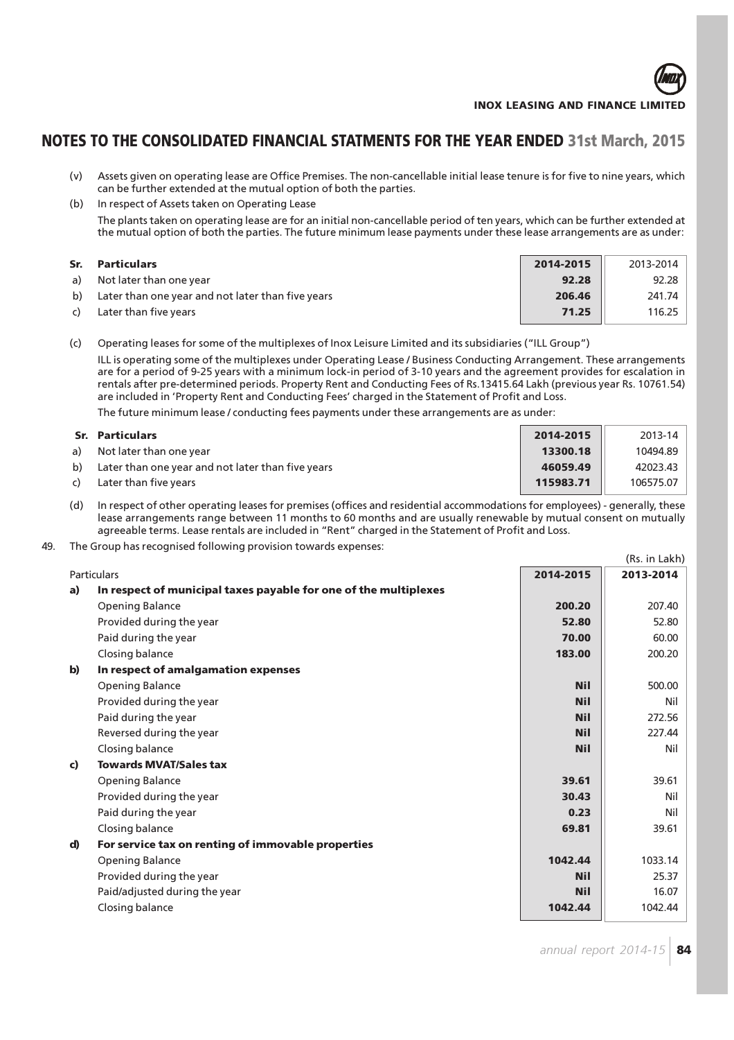## NOTES TO THE CONSOLIDATED FINANCIAL STATMENTS FOR THE YEAR ENDED 31st March, 2015

(v) Assets given on operating lease are Office Premises. The non-cancellable initial lease tenure is for five to nine years, which can be further extended at the mutual option of both the parties.

(b) In respect of Assets taken on Operating Lease

The plants taken on operating lease are for an initial non-cancellable period of ten years, which can be further extended at the mutual option of both the parties. The future minimum lease payments under these lease arrangements are as under:

| Sr. | Particulars | 2014-2015 | 2013-2014 |
|---|---|---|---|
| a) | Not later than one year | **92.28** | 92.28 |
| b) | Later than one year and not later than five years | **206.46** | 241.74 |
| c) | Later than five years | **71.25** | 116.25 |

(c) Operating leases for some of the multiplexes of Inox Leisure Limited and its subsidiaries ("ILL Group")

ILL is operating some of the multiplexes under Operating Lease / Business Conducting Arrangement. These arrangements are for a period of 9-25 years with a minimum lock-in period of 3-10 years and the agreement provides for escalation in rentals after pre-determined periods. Property Rent and Conducting Fees of Rs.13415.64 Lakh (previous year Rs. 10761.54) are included in 'Property Rent and Conducting Fees' charged in the Statement of Profit and Loss.

The future minimum lease / conducting fees payments under these arrangements are as under:

| Sr. | Particulars | 2014-2015 | 2013-14 |
|---|---|---|---|
| a) | Not later than one year | **13300.18** | 10494.89 |
| b) | Later than one year and not later than five years | **46059.49** | 42023.43 |
| c) | Later than five years | **115983.71** | 106575.07 |

(d) In respect of other operating leases for premises (offices and residential accommodations for employees) - generally, these lease arrangements range between 11 months to 60 months and are usually renewable by mutual consent on mutually agreeable terms. Lease rentals are included in "Rent" charged in the Statement of Profit and Loss.

49. The Group has recognised following provision towards expenses:

(Rs. in Lakh)

| | Particulars | 2014-2015 | 2013-2014 |
|---|---|---|---|
| **a)** | **In respect of municipal taxes payable for one of the multiplexes** | | |
| | Opening Balance | **200.20** | 207.40 |
| | Provided during the year | **52.80** | 52.80 |
| | Paid during the year | **70.00** | 60.00 |
| | Closing balance | **183.00** | 200.20 |
| **b)** | **In respect of amalgamation expenses** | | |
| | Opening Balance | **Nil** | 500.00 |
| | Provided during the year | **Nil** | Nil |
| | Paid during the year | **Nil** | 272.56 |
| | Reversed during the year | **Nil** | 227.44 |
| | Closing balance | **Nil** | Nil |
| **c)** | **Towards MVAT/Sales tax** | | |
| | Opening Balance | **39.61** | 39.61 |
| | Provided during the year | **30.43** | Nil |
| | Paid during the year | **0.23** | Nil |
| | Closing balance | **69.81** | 39.61 |
| **d)** | **For service tax on renting of immovable properties** | | |
| | Opening Balance | **1042.44** | 1033.14 |
| | Provided during the year | **Nil** | 25.37 |
| | Paid/adjusted during the year | **Nil** | 16.07 |
| | Closing balance | **1042.44** | 1042.44 |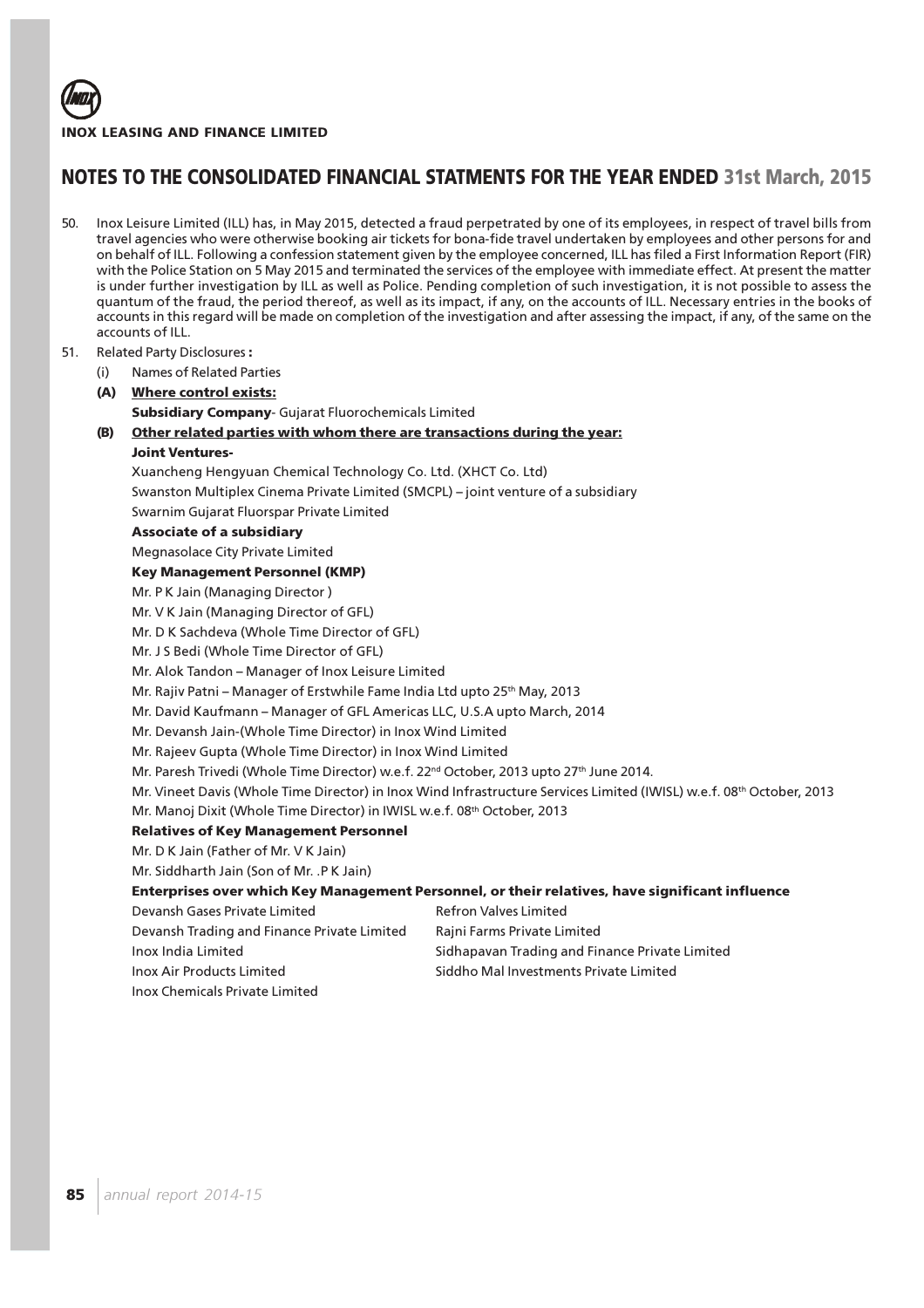## NOTES TO THE CONSOLIDATED FINANCIAL STATMENTS FOR THE YEAR ENDED 31st March, 2015

50. Inox Leisure Limited (ILL) has, in May 2015, detected a fraud perpetrated by one of its employees, in respect of travel bills from travel agencies who were otherwise booking air tickets for bona-fide travel undertaken by employees and other persons for and on behalf of ILL. Following a confession statement given by the employee concerned, ILL has filed a First Information Report (FIR) with the Police Station on 5 May 2015 and terminated the services of the employee with immediate effect. At present the matter is under further investigation by ILL as well as Police. Pending completion of such investigation, it is not possible to assess the quantum of the fraud, the period thereof, as well as its impact, if any, on the accounts of ILL. Necessary entries in the books of accounts in this regard will be made on completion of the investigation and after assessing the impact, if any, of the same on the accounts of ILL.

51. Related Party Disclosures **:**

   (i) Names of Related Parties

   **(A) Where control exists:**

   **Subsidiary Company**- Gujarat Fluorochemicals Limited

   **(B) Other related parties with whom there are transactions during the year:**

   **Joint Ventures-**

   Xuancheng Hengyuan Chemical Technology Co. Ltd. (XHCT Co. Ltd)

   Swanston Multiplex Cinema Private Limited (SMCPL) – joint venture of a subsidiary

   Swarnim Gujarat Fluorspar Private Limited

   **Associate of a subsidiary**

   Megnasolace City Private Limited

   **Key Management Personnel (KMP)**

   Mr. P K Jain (Managing Director )

   Mr. V K Jain (Managing Director of GFL)

   Mr. D K Sachdeva (Whole Time Director of GFL)

   Mr. J S Bedi (Whole Time Director of GFL)

   Mr. Alok Tandon – Manager of Inox Leisure Limited

   Mr. Rajiv Patni – Manager of Erstwhile Fame India Ltd upto 25th May, 2013

   Mr. David Kaufmann – Manager of GFL Americas LLC, U.S.A upto March, 2014

   Mr. Devansh Jain-(Whole Time Director) in Inox Wind Limited

   Mr. Rajeev Gupta (Whole Time Director) in Inox Wind Limited

   Mr. Paresh Trivedi (Whole Time Director) w.e.f. 22nd October, 2013 upto 27th June 2014.

   Mr. Vineet Davis (Whole Time Director) in Inox Wind Infrastructure Services Limited (IWISL) w.e.f. 08th October, 2013

   Mr. Manoj Dixit (Whole Time Director) in IWISL w.e.f. 08th October, 2013

   **Relatives of Key Management Personnel**

   Mr. D K Jain (Father of Mr. V K Jain)

   Mr. Siddharth Jain (Son of Mr. .P K Jain)

   **Enterprises over which Key Management Personnel, or their relatives, have significant influence**

   Devansh Gases Private Limited

   Devansh Trading and Finance Private Limited

   Inox India Limited

   Inox Air Products Limited

   Inox Chemicals Private Limited

   Refron Valves Limited

   Rajni Farms Private Limited

   Sidhapavan Trading and Finance Private Limited

   Siddho Mal Investments Private Limited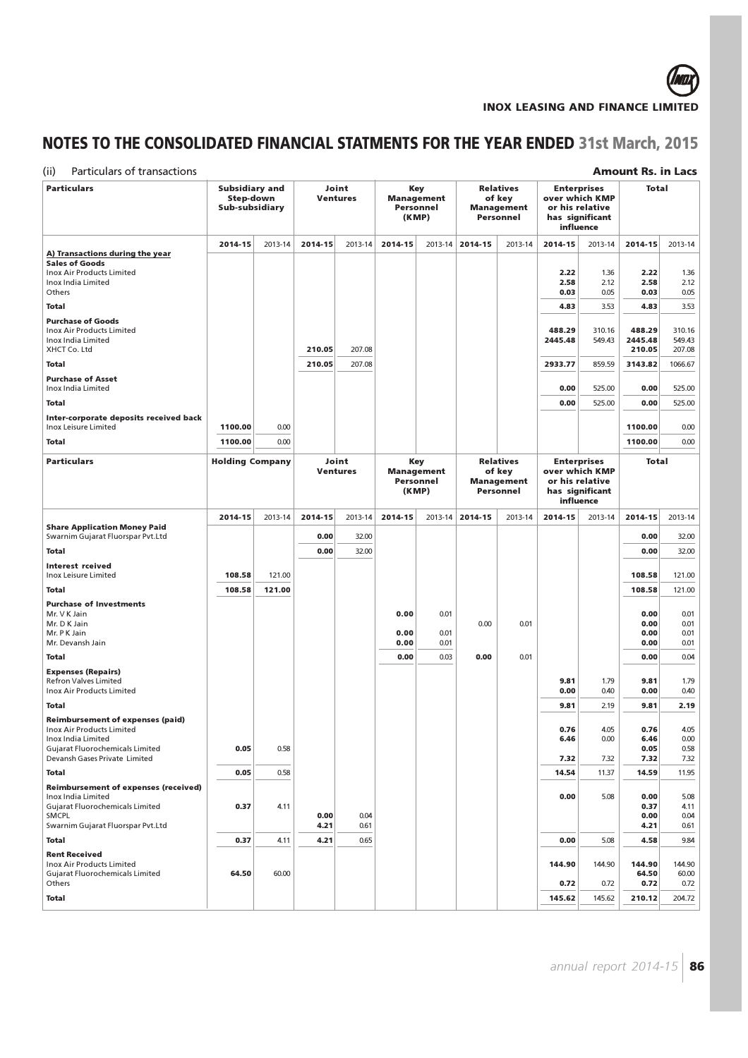# NOTES TO THE CONSOLIDATED FINANCIAL STATMENTS FOR THE YEAR ENDED 31st March, 2015

(ii) Particulars of transactions

**Amount Rs. in Lacs**

| Particulars | Subsidiary and Step-down Sub-subsidiary | | Joint Ventures | | Key Management Personnel (KMP) | | Relatives of key Management Personnel | | Enterprises over which KMP or his relative has significant influence | | Total | |
|---|---|---|---|---|---|---|---|---|---|---|---|---|
| | **2014-15** | 2013-14 | **2014-15** | 2013-14 | **2014-15** | 2013-14 | **2014-15** | 2013-14 | **2014-15** | 2013-14 | **2014-15** | 2013-14 |
| **A) Transactions during the year** | | | | | | | | | | | | |
| **Sales of Goods** | | | | | | | | | | | | |
| Inox Air Products Limited | | | | | | | | | **2.22** | 1.36 | **2.22** | 1.36 |
| Inox India Limited | | | | | | | | | **2.58** | 2.12 | **2.58** | 2.12 |
| Others | | | | | | | | | **0.03** | 0.05 | **0.03** | 0.05 |
| **Total** | | | | | | | | | **4.83** | 3.53 | **4.83** | 3.53 |
| **Purchase of Goods** | | | | | | | | | | | | |
| Inox Air Products Limited | | | | | | | | | **488.29** | 310.16 | **488.29** | 310.16 |
| Inox India Limited | | | | | | | | | **2445.48** | 549.43 | **2445.48** | 549.43 |
| XHCT Co. Ltd | | | **210.05** | 207.08 | | | | | | | **210.05** | 207.08 |
| **Total** | | | **210.05** | 207.08 | | | | | **2933.77** | 859.59 | **3143.82** | 1066.67 |
| **Purchase of Asset** | | | | | | | | | | | | |
| Inox India Limited | | | | | | | | | **0.00** | 525.00 | **0.00** | 525.00 |
| **Total** | | | | | | | | | **0.00** | 525.00 | **0.00** | 525.00 |
| **Inter-corporate deposits received back** | | | | | | | | | | | | |
| Inox Leisure Limited | **1100.00** | 0.00 | | | | | | | | | **1100.00** | 0.00 |
| **Total** | **1100.00** | 0.00 | | | | | | | | | **1100.00** | 0.00 |

| Particulars | Holding Company | | Joint Ventures | | Key Management Personnel (KMP) | | Relatives of key Management Personnel | | Enterprises over which KMP or his relative has significant influence | | Total | |
|---|---|---|---|---|---|---|---|---|---|---|---|---|
| | **2014-15** | 2013-14 | **2014-15** | 2013-14 | **2014-15** | 2013-14 | **2014-15** | 2013-14 | **2014-15** | 2013-14 | **2014-15** | 2013-14 |
| **Share Application Money Paid** | | | | | | | | | | | | |
| Swarnim Gujarat Fluorspar Pvt.Ltd | | | **0.00** | 32.00 | | | | | | | **0.00** | 32.00 |
| **Total** | | | **0.00** | 32.00 | | | | | | | **0.00** | 32.00 |
| **Interest rceived** | | | | | | | | | | | | |
| Inox Leisure Limited | **108.58** | 121.00 | | | | | | | | | **108.58** | 121.00 |
| **Total** | **108.58** | **121.00** | | | | | | | | | **108.58** | 121.00 |
| **Purchase of Investments** | | | | | | | | | | | | |
| Mr. V K Jain | | | | | **0.00** | 0.01 | | | | | **0.00** | 0.01 |
| Mr. D K Jain | | | | | | | 0.00 | 0.01 | | | **0.00** | 0.01 |
| Mr. P K Jain | | | | | **0.00** | 0.01 | | | | | **0.00** | 0.01 |
| Mr. Devansh Jain | | | | | **0.00** | 0.01 | | | | | **0.00** | 0.01 |
| **Total** | | | | | **0.00** | 0.03 | **0.00** | 0.01 | | | **0.00** | 0.04 |
| **Expenses (Repairs)** | | | | | | | | | | | | |
| Refron Valves Limited | | | | | | | | | **9.81** | 1.79 | **9.81** | 1.79 |
| Inox Air Products Limited | | | | | | | | | **0.00** | 0.40 | **0.00** | 0.40 |
| **Total** | | | | | | | | | **9.81** | 2.19 | **9.81** | **2.19** |
| **Reimbursement of expenses (paid)** | | | | | | | | | | | | |
| Inox Air Products Limited | | | | | | | | | **0.76** | 4.05 | **0.76** | 4.05 |
| Inox India Limited | | | | | | | | | **6.46** | 0.00 | **6.46** | 0.00 |
| Gujarat Fluorochemicals Limited | **0.05** | 0.58 | | | | | | | | | **0.05** | 0.58 |
| Devansh Gases Private Limited | | | | | | | | | **7.32** | 7.32 | **7.32** | 7.32 |
| **Total** | **0.05** | 0.58 | | | | | | | **14.54** | 11.37 | **14.59** | 11.95 |
| **Reimbursement of expenses (received)** | | | | | | | | | | | | |
| Inox India Limited | | | | | | | | | **0.00** | 5.08 | **0.00** | 5.08 |
| Gujarat Fluorochemicals Limited | **0.37** | 4.11 | | | | | | | | | **0.37** | 4.11 |
| SMCPL | | | **0.00** | 0.04 | | | | | | | **0.00** | 0.04 |
| Swarnim Gujarat Fluorspar Pvt.Ltd | | | **4.21** | 0.61 | | | | | | | **4.21** | 0.61 |
| **Total** | **0.37** | 4.11 | **4.21** | 0.65 | | | | | **0.00** | 5.08 | **4.58** | 9.84 |
| **Rent Received** | | | | | | | | | | | | |
| Inox Air Products Limited | | | | | | | | | **144.90** | 144.90 | **144.90** | 144.90 |
| Gujarat Fluorochemicals Limited | **64.50** | 60.00 | | | | | | | | | **64.50** | 60.00 |
| Others | | | | | | | | | **0.72** | 0.72 | **0.72** | 0.72 |
| **Total** | | | | | | | | | **145.62** | 145.62 | **210.12** | 204.72 |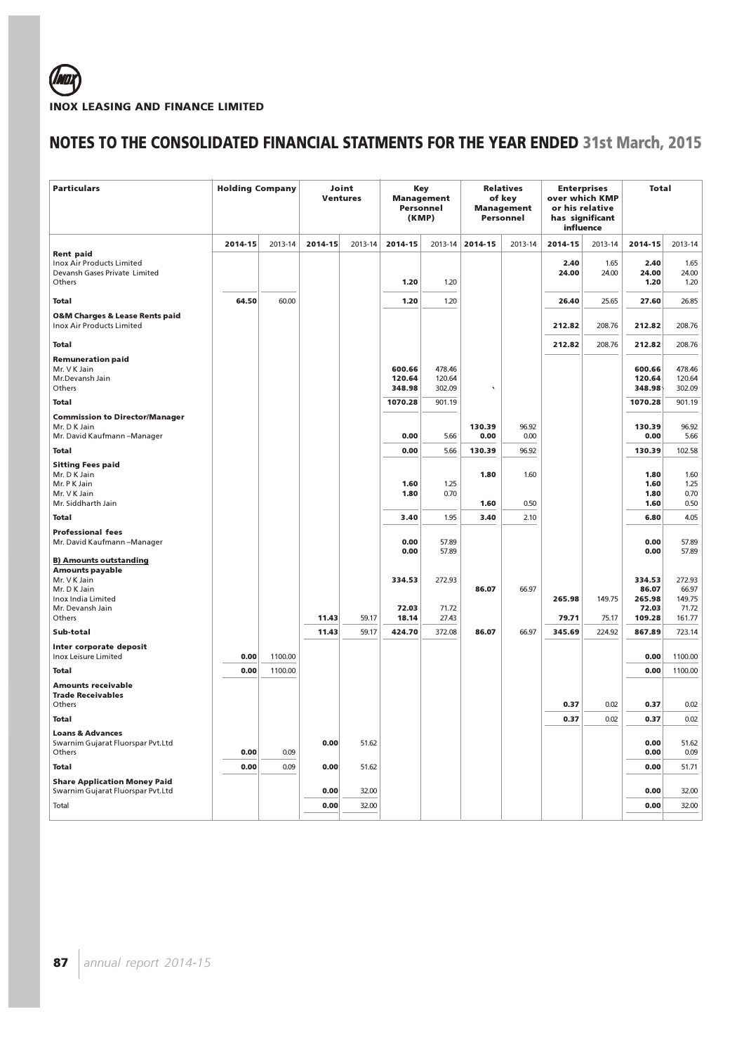**INOX LEASING AND FINANCE LIMITED**

# NOTES TO THE CONSOLIDATED FINANCIAL STATMENTS FOR THE YEAR ENDED 31st March, 2015

| Particulars | Holding Company | | Joint Ventures | | Key Management Personnel (KMP) | | Relatives of key Management Personnel | | Enterprises over which KMP or his relative has significant influence | | Total | |
|---|---|---|---|---|---|---|---|---|---|---|---|---|
| | **2014-15** | 2013-14 | **2014-15** | 2013-14 | **2014-15** | 2013-14 | **2014-15** | 2013-14 | **2014-15** | 2013-14 | **2014-15** | 2013-14 |
| **Rent paid** | | | | | | | | | | | | |
| Inox Air Products Limited | | | | | | | | | **2.40** | 1.65 | **2.40** | 1.65 |
| Devansh Gases Private Limited | | | | | | | | | **24.00** | 24.00 | **24.00** | 24.00 |
| Others | | | | | **1.20** | 1.20 | | | | | **1.20** | 1.20 |
| **Total** | **64.50** | 60.00 | | | **1.20** | 1.20 | | | **26.40** | 25.65 | **27.60** | 26.85 |
| **O&M Charges & Lease Rents paid** | | | | | | | | | | | | |
| Inox Air Products Limited | | | | | | | | | **212.82** | 208.76 | **212.82** | 208.76 |
| **Total** | | | | | | | | | **212.82** | 208.76 | **212.82** | 208.76 |
| **Remuneration paid** | | | | | | | | | | | | |
| Mr. V K Jain | | | | | **600.66** | 478.46 | | | | | **600.66** | 478.46 |
| Mr.Devansh Jain | | | | | **120.64** | 120.64 | | | | | **120.64** | 120.64 |
| Others | | | | | **348.98** | 302.09 | | | | | **348.98** | 302.09 |
| **Total** | | | | | **1070.28** | 901.19 | | | | | **1070.28** | 901.19 |
| **Commission to Director/Manager** | | | | | | | | | | | | |
| Mr. D K Jain | | | | | | | **130.39** | 96.92 | | | **130.39** | 96.92 |
| Mr. David Kaufmann –Manager | | | | | **0.00** | 5.66 | **0.00** | 0.00 | | | **0.00** | 5.66 |
| **Total** | | | | | **0.00** | 5.66 | **130.39** | 96.92 | | | **130.39** | 102.58 |
| **Sitting Fees paid** | | | | | | | | | | | | |
| Mr. D K Jain | | | | | | | **1.80** | 1.60 | | | **1.80** | 1.60 |
| Mr. P K Jain | | | | | **1.60** | 1.25 | | | | | **1.60** | 1.25 |
| Mr. V K Jain | | | | | **1.80** | 0.70 | | | | | **1.80** | 0.70 |
| Mr. Siddharth Jain | | | | | | | **1.60** | 0.50 | | | **1.60** | 0.50 |
| **Total** | | | | | **3.40** | 1.95 | **3.40** | 2.10 | | | **6.80** | 4.05 |
| **Professional fees** | | | | | | | | | | | | |
| Mr. David Kaufmann –Manager | | | | | **0.00** | 57.89 | | | | | **0.00** | 57.89 |
| | | | | | **0.00** | 57.89 | | | | | **0.00** | 57.89 |
| **B) Amounts outstanding** | | | | | | | | | | | | |
| **Amounts payable** | | | | | | | | | | | | |
| Mr. V K Jain | | | | | **334.53** | 272.93 | | | | | **334.53** | 272.93 |
| Mr. D K Jain | | | | | | | **86.07** | 66.97 | | | **86.07** | 66.97 |
| Inox India Limited | | | | | | | | | **265.98** | 149.75 | **265.98** | 149.75 |
| Mr. Devansh Jain | | | | | **72.03** | 71.72 | | | | | **72.03** | 71.72 |
| Others | | | **11.43** | 59.17 | **18.14** | 27.43 | | | **79.71** | 75.17 | **109.28** | 161.77 |
| **Sub-total** | | | **11.43** | 59.17 | **424.70** | 372.08 | **86.07** | 66.97 | **345.69** | 224.92 | **867.89** | 723.14 |
| **Inter corporate deposit** | | | | | | | | | | | | |
| Inox Leisure Limited | **0.00** | 1100.00 | | | | | | | | | **0.00** | 1100.00 |
| **Total** | **0.00** | 1100.00 | | | | | | | | | **0.00** | 1100.00 |
| **Amounts receivable** | | | | | | | | | | | | |
| **Trade Receivables** | | | | | | | | | | | | |
| Others | | | | | | | | | **0.37** | 0.02 | **0.37** | 0.02 |
| **Total** | | | | | | | | | **0.37** | 0.02 | **0.37** | 0.02 |
| **Loans & Advances** | | | | | | | | | | | | |
| Swarnim Gujarat Fluorspar Pvt.Ltd | | | **0.00** | 51.62 | | | | | | | **0.00** | 51.62 |
| Others | **0.00** | 0.09 | | | | | | | | | **0.00** | 0.09 |
| **Total** | **0.00** | 0.09 | **0.00** | 51.62 | | | | | | | **0.00** | 51.71 |
| **Share Application Money Paid** | | | | | | | | | | | | |
| Swarnim Gujarat Fluorspar Pvt.Ltd | | | **0.00** | 32.00 | | | | | | | **0.00** | 32.00 |
| Total | | | **0.00** | 32.00 | | | | | | | **0.00** | 32.00 |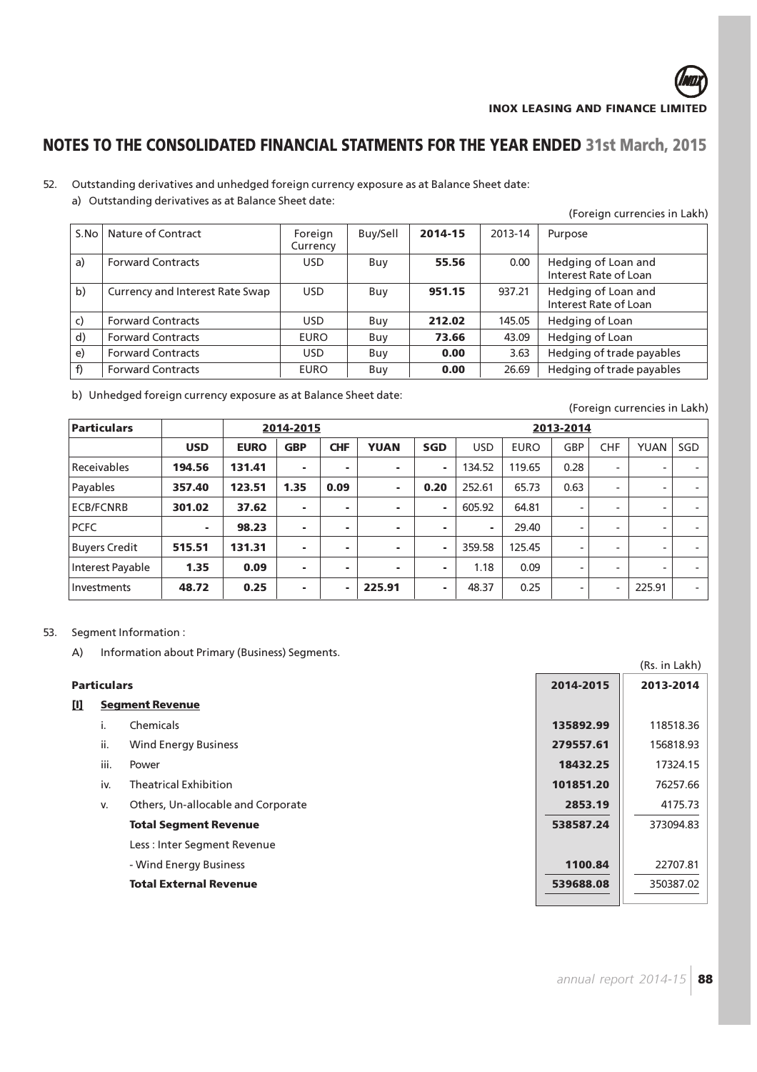## NOTES TO THE CONSOLIDATED FINANCIAL STATMENTS FOR THE YEAR ENDED 31st March, 2015

52. Outstanding derivatives and unhedged foreign currency exposure as at Balance Sheet date:

   a) Outstanding derivatives as at Balance Sheet date:

(Foreign currencies in Lakh)

| S.No | Nature of Contract | Foreign Currency | Buy/Sell | 2014-15 | 2013-14 | Purpose |
|---|---|---|---|---|---|---|
| a) | Forward Contracts | USD | Buy | **55.56** | 0.00 | Hedging of Loan and Interest Rate of Loan |
| b) | Currency and Interest Rate Swap | USD | Buy | **951.15** | 937.21 | Hedging of Loan and Interest Rate of Loan |
| c) | Forward Contracts | USD | Buy | **212.02** | 145.05 | Hedging of Loan |
| d) | Forward Contracts | EURO | Buy | **73.66** | 43.09 | Hedging of Loan |
| e) | Forward Contracts | USD | Buy | **0.00** | 3.63 | Hedging of trade payables |
| f) | Forward Contracts | EURO | Buy | **0.00** | 26.69 | Hedging of trade payables |

   b) Unhedged foreign currency exposure as at Balance Sheet date:

(Foreign currencies in Lakh)

| Particulars | 2014-2015 | | | | | | 2013-2014 | | | | | |
|---|---|---|---|---|---|---|---|---|---|---|---|---|
| | **USD** | **EURO** | **GBP** | **CHF** | **YUAN** | **SGD** | USD | EURO | GBP | CHF | YUAN | SGD |
| Receivables | **194.56** | **131.41** | **-** | **-** | **-** | **-** | 134.52 | 119.65 | 0.28 | - | - | - |
| Payables | **357.40** | **123.51** | **1.35** | **0.09** | **-** | **0.20** | 252.61 | 65.73 | 0.63 | - | - | - |
| ECB/FCNRB | **301.02** | **37.62** | **-** | **-** | **-** | **-** | 605.92 | 64.81 | - | - | - | - |
| PCFC | **-** | **98.23** | **-** | **-** | **-** | **-** | - | 29.40 | - | - | - | - |
| Buyers Credit | **515.51** | **131.31** | **-** | **-** | **-** | **-** | 359.58 | 125.45 | - | - | - | - |
| Interest Payable | **1.35** | **0.09** | **-** | **-** | **-** | **-** | 1.18 | 0.09 | - | - | - | - |
| Investments | **48.72** | **0.25** | **-** | **-** | **225.91** | **-** | 48.37 | 0.25 | - | - | 225.91 | - |

53. Segment Information :

   A) Information about Primary (Business) Segments.

(Rs. in Lakh)

| **Particulars** | **2014-2015** | **2013-2014** |
|---|---|---|
| **[I] Segment Revenue** | | |
| i. Chemicals | **135892.99** | 118518.36 |
| ii. Wind Energy Business | **279557.61** | 156818.93 |
| iii. Power | **18432.25** | 17324.15 |
| iv. Theatrical Exhibition | **101851.20** | 76257.66 |
| v. Others, Un-allocable and Corporate | **2853.19** | 4175.73 |
| **Total Segment Revenue** | **538587.24** | 373094.83 |
| Less : Inter Segment Revenue | | |
| - Wind Energy Business | **1100.84** | 22707.81 |
| **Total External Revenue** | **539688.08** | 350387.02 |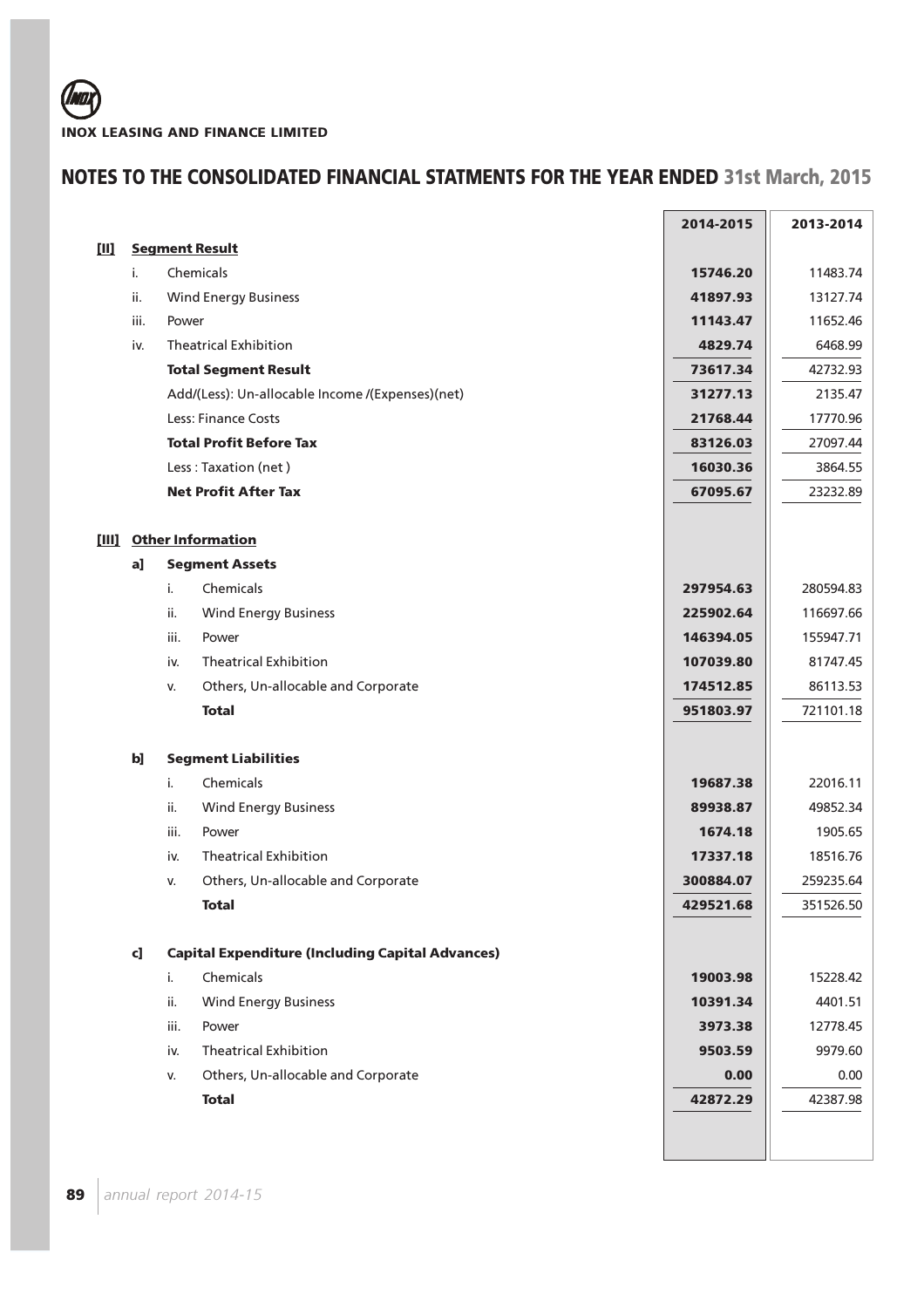# INOX LEASING AND FINANCE LIMITED

## NOTES TO THE CONSOLIDATED FINANCIAL STATMENTS FOR THE YEAR ENDED 31st March, 2015

| | | | | 2014-2015 | 2013-2014 |
|---|---|---|---|---|---|
| **[II]** | **Segment Result** | | | | |
| | i. | Chemicals | | **15746.20** | 11483.74 |
| | ii. | Wind Energy Business | | **41897.93** | 13127.74 |
| | iii. | Power | | **11143.47** | 11652.46 |
| | iv. | Theatrical Exhibition | | **4829.74** | 6468.99 |
| | | **Total Segment Result** | | **73617.34** | 42732.93 |
| | | Add/(Less): Un-allocable Income /(Expenses)(net) | | **31277.13** | 2135.47 |
| | | Less: Finance Costs | | **21768.44** | 17770.96 |
| | | **Total Profit Before Tax** | | **83126.03** | 27097.44 |
| | | Less : Taxation (net ) | | **16030.36** | 3864.55 |
| | | **Net Profit After Tax** | | **67095.67** | 23232.89 |
| **[III]** | **Other Information** | | | | |
| | **a]** | **Segment Assets** | | | |
| | | i. | Chemicals | **297954.63** | 280594.83 |
| | | ii. | Wind Energy Business | **225902.64** | 116697.66 |
| | | iii. | Power | **146394.05** | 155947.71 |
| | | iv. | Theatrical Exhibition | **107039.80** | 81747.45 |
| | | v. | Others, Un-allocable and Corporate | **174512.85** | 86113.53 |
| | | | **Total** | **951803.97** | 721101.18 |
| | **b]** | **Segment Liabilities** | | | |
| | | i. | Chemicals | **19687.38** | 22016.11 |
| | | ii. | Wind Energy Business | **89938.87** | 49852.34 |
| | | iii. | Power | **1674.18** | 1905.65 |
| | | iv. | Theatrical Exhibition | **17337.18** | 18516.76 |
| | | v. | Others, Un-allocable and Corporate | **300884.07** | 259235.64 |
| | | | **Total** | **429521.68** | 351526.50 |
| | **c]** | **Capital Expenditure (Including Capital Advances)** | | | |
| | | i. | Chemicals | **19003.98** | 15228.42 |
| | | ii. | Wind Energy Business | **10391.34** | 4401.51 |
| | | iii. | Power | **3973.38** | 12778.45 |
| | | iv. | Theatrical Exhibition | **9503.59** | 9979.60 |
| | | v. | Others, Un-allocable and Corporate | **0.00** | 0.00 |
| | | | **Total** | **42872.29** | 42387.98 |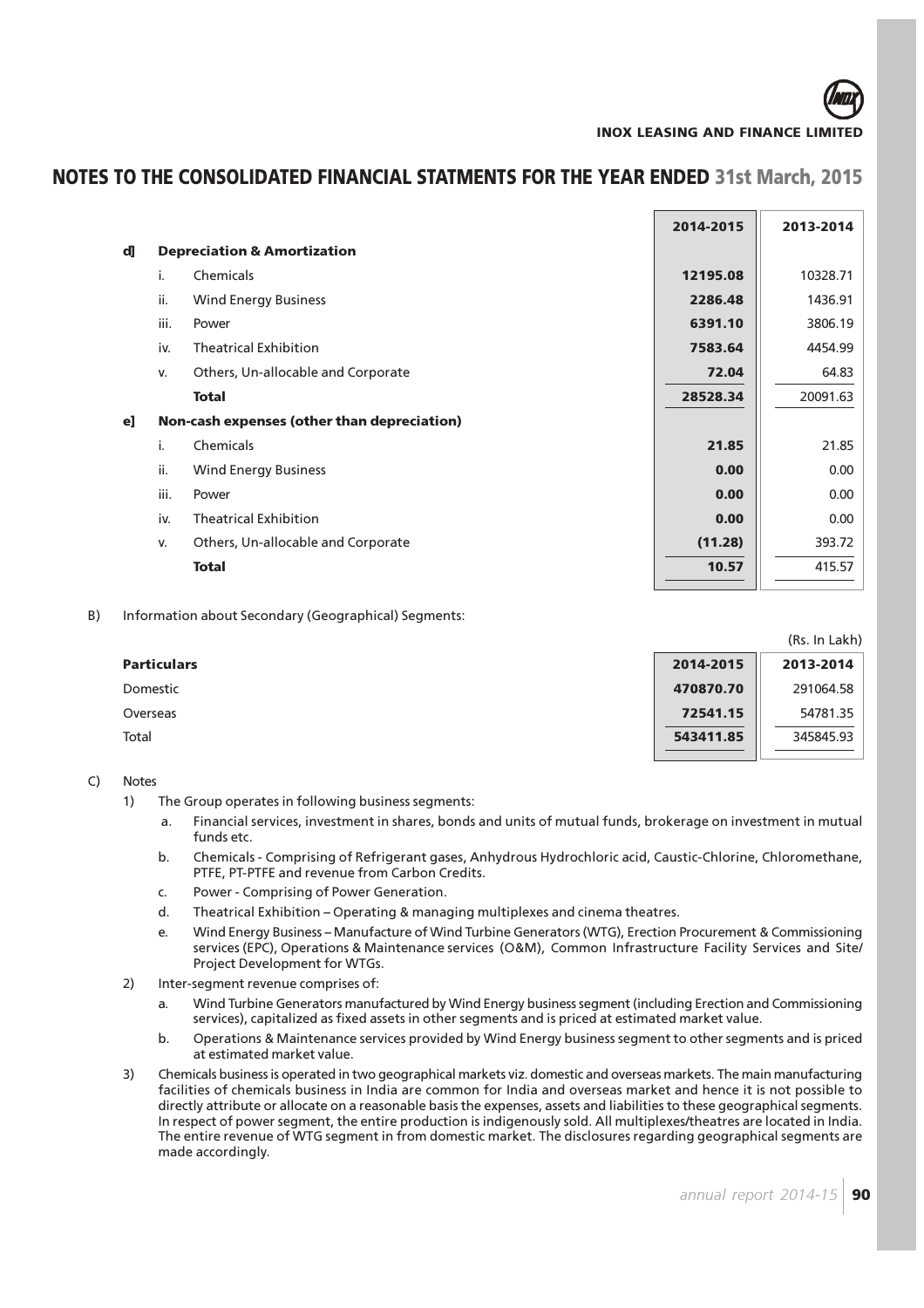# NOTES TO THE CONSOLIDATED FINANCIAL STATMENTS FOR THE YEAR ENDED 31st March, 2015

| | | | 2014-2015 | 2013-2014 |
|---|---|---|---|---|
| **d]** | **Depreciation & Amortization** | | | |
| | i. | Chemicals | **12195.08** | 10328.71 |
| | ii. | Wind Energy Business | **2286.48** | 1436.91 |
| | iii. | Power | **6391.10** | 3806.19 |
| | iv. | Theatrical Exhibition | **7583.64** | 4454.99 |
| | v. | Others, Un-allocable and Corporate | **72.04** | 64.83 |
| | | **Total** | **28528.34** | 20091.63 |
| **e]** | **Non-cash expenses (other than depreciation)** | | | |
| | i. | Chemicals | **21.85** | 21.85 |
| | ii. | Wind Energy Business | **0.00** | 0.00 |
| | iii. | Power | **0.00** | 0.00 |
| | iv. | Theatrical Exhibition | **0.00** | 0.00 |
| | v. | Others, Un-allocable and Corporate | **(11.28)** | 393.72 |
| | | **Total** | **10.57** | 415.57 |

B) Information about Secondary (Geographical) Segments:

(Rs. In Lakh)

| **Particulars** | 2014-2015 | 2013-2014 |
|---|---|---|
| Domestic | **470870.70** | 291064.58 |
| Overseas | **72541.15** | 54781.35 |
| Total | **543411.85** | 345845.93 |

C) Notes

1) The Group operates in following business segments:
   a. Financial services, investment in shares, bonds and units of mutual funds, brokerage on investment in mutual funds etc.
   b. Chemicals - Comprising of Refrigerant gases, Anhydrous Hydrochloric acid, Caustic-Chlorine, Chloromethane, PTFE, PT-PTFE and revenue from Carbon Credits.
   c. Power - Comprising of Power Generation.
   d. Theatrical Exhibition – Operating & managing multiplexes and cinema theatres.
   e. Wind Energy Business – Manufacture of Wind Turbine Generators (WTG), Erection Procurement & Commissioning services (EPC), Operations & Maintenance services (O&M), Common Infrastructure Facility Services and Site/ Project Development for WTGs.
2) Inter-segment revenue comprises of:
   a. Wind Turbine Generators manufactured by Wind Energy business segment (including Erection and Commissioning services), capitalized as fixed assets in other segments and is priced at estimated market value.
   b. Operations & Maintenance services provided by Wind Energy business segment to other segments and is priced at estimated market value.
3) Chemicals business is operated in two geographical markets viz. domestic and overseas markets. The main manufacturing facilities of chemicals business in India are common for India and overseas market and hence it is not possible to directly attribute or allocate on a reasonable basis the expenses, assets and liabilities to these geographical segments. In respect of power segment, the entire production is indigenously sold. All multiplexes/theatres are located in India. The entire revenue of WTG segment in from domestic market. The disclosures regarding geographical segments are made accordingly.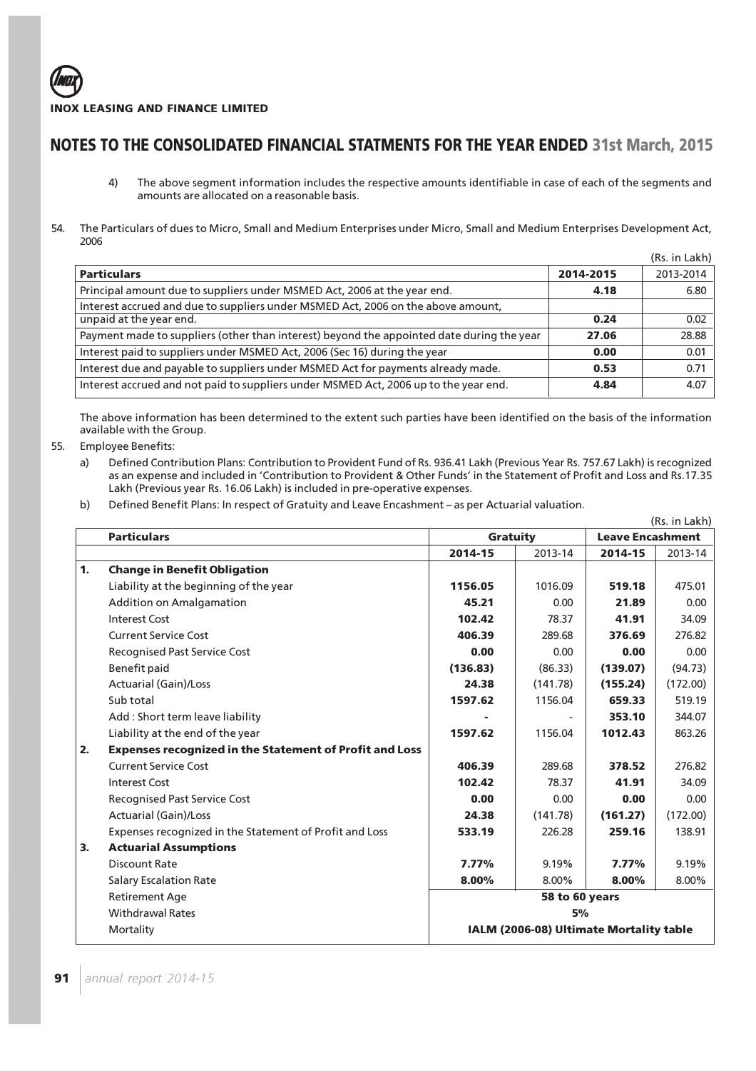# NOTES TO THE CONSOLIDATED FINANCIAL STATMENTS FOR THE YEAR ENDED 31st March, 2015

4) The above segment information includes the respective amounts identifiable in case of each of the segments and amounts are allocated on a reasonable basis.

54. The Particulars of dues to Micro, Small and Medium Enterprises under Micro, Small and Medium Enterprises Development Act, 2006

(Rs. in Lakh)

| Particulars | 2014-2015 | 2013-2014 |
|---|---|---|
| Principal amount due to suppliers under MSMED Act, 2006 at the year end. | **4.18** | 6.80 |
| Interest accrued and due to suppliers under MSMED Act, 2006 on the above amount, unpaid at the year end. | **0.24** | 0.02 |
| Payment made to suppliers (other than interest) beyond the appointed date during the year | **27.06** | 28.88 |
| Interest paid to suppliers under MSMED Act, 2006 (Sec 16) during the year | **0.00** | 0.01 |
| Interest due and payable to suppliers under MSMED Act for payments already made. | **0.53** | 0.71 |
| Interest accrued and not paid to suppliers under MSMED Act, 2006 up to the year end. | **4.84** | 4.07 |

The above information has been determined to the extent such parties have been identified on the basis of the information available with the Group.

55. Employee Benefits:

a) Defined Contribution Plans: Contribution to Provident Fund of Rs. 936.41 Lakh (Previous Year Rs. 757.67 Lakh) is recognized as an expense and included in 'Contribution to Provident & Other Funds' in the Statement of Profit and Loss and Rs.17.35 Lakh (Previous year Rs. 16.06 Lakh) is included in pre-operative expenses.

b) Defined Benefit Plans: In respect of Gratuity and Leave Encashment – as per Actuarial valuation.

(Rs. in Lakh)

| | Particulars | Gratuity | | Leave Encashment | |
|---|---|---|---|---|---|
| | | 2014-15 | 2013-14 | 2014-15 | 2013-14 |
| **1.** | **Change in Benefit Obligation** | | | | |
| | Liability at the beginning of the year | **1156.05** | 1016.09 | **519.18** | 475.01 |
| | Addition on Amalgamation | **45.21** | 0.00 | **21.89** | 0.00 |
| | Interest Cost | **102.42** | 78.37 | **41.91** | 34.09 |
| | Current Service Cost | **406.39** | 289.68 | **376.69** | 276.82 |
| | Recognised Past Service Cost | **0.00** | 0.00 | **0.00** | 0.00 |
| | Benefit paid | **(136.83)** | (86.33) | **(139.07)** | (94.73) |
| | Actuarial (Gain)/Loss | **24.38** | (141.78) | **(155.24)** | (172.00) |
| | Sub total | **1597.62** | 1156.04 | **659.33** | 519.19 |
| | Add : Short term leave liability | **-** | - | **353.10** | 344.07 |
| | Liability at the end of the year | **1597.62** | 1156.04 | **1012.43** | 863.26 |
| **2.** | **Expenses recognized in the Statement of Profit and Loss** | | | | |
| | Current Service Cost | **406.39** | 289.68 | **378.52** | 276.82 |
| | Interest Cost | **102.42** | 78.37 | **41.91** | 34.09 |
| | Recognised Past Service Cost | **0.00** | 0.00 | **0.00** | 0.00 |
| | Actuarial (Gain)/Loss | **24.38** | (141.78) | **(161.27)** | (172.00) |
| | Expenses recognized in the Statement of Profit and Loss | **533.19** | 226.28 | **259.16** | 138.91 |
| **3.** | **Actuarial Assumptions** | | | | |
| | Discount Rate | **7.77%** | 9.19% | **7.77%** | 9.19% |
| | Salary Escalation Rate | **8.00%** | 8.00% | **8.00%** | 8.00% |
| | Retirement Age | **58 to 60 years** | | | |
| | Withdrawal Rates | **5%** | | | |
| | Mortality | **IALM (2006-08) Ultimate Mortality table** | | | |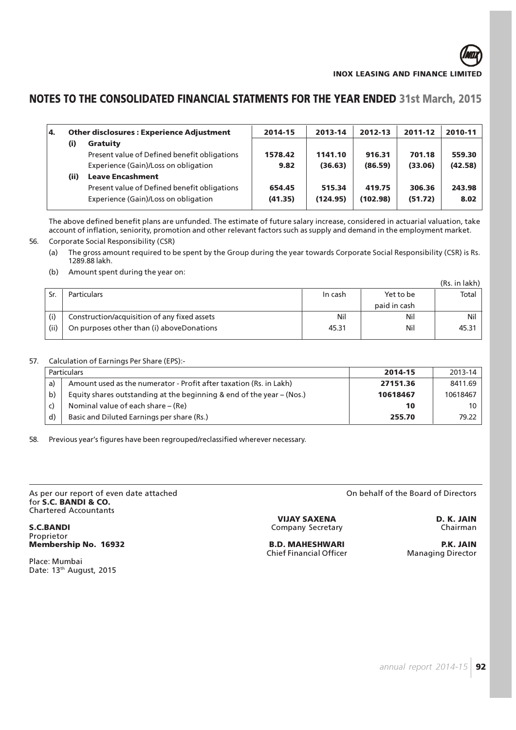## NOTES TO THE CONSOLIDATED FINANCIAL STATMENTS FOR THE YEAR ENDED 31st March, 2015

| 4. | Other disclosures : Experience Adjustment | 2014-15 | 2013-14 | 2012-13 | 2011-12 | 2010-11 |
|---|---|---|---|---|---|---|
| | **(i) Gratuity** | | | | | |
| | Present value of Defined benefit obligations | **1578.42** | **1141.10** | **916.31** | **701.18** | **559.30** |
| | Experience (Gain)/Loss on obligation | **9.82** | **(36.63)** | **(86.59)** | **(33.06)** | **(42.58)** |
| | **(ii) Leave Encashment** | | | | | |
| | Present value of Defined benefit obligations | **654.45** | **515.34** | **419.75** | **306.36** | **243.98** |
| | Experience (Gain)/Loss on obligation | **(41.35)** | **(124.95)** | **(102.98)** | **(51.72)** | **8.02** |

The above defined benefit plans are unfunded. The estimate of future salary increase, considered in actuarial valuation, take account of inflation, seniority, promotion and other relevant factors such as supply and demand in the employment market.

56. Corporate Social Responsibility (CSR)

(a) The gross amount required to be spent by the Group during the year towards Corporate Social Responsibility (CSR) is Rs. 1289.88 lakh.

(b) Amount spent during the year on:

(Rs. in lakh)

| Sr. | Particulars | In cash | Yet to be paid in cash | Total |
|---|---|---|---|---|
| (i) | Construction/acquisition of any fixed assets | Nil | Nil | Nil |
| (ii) | On purposes other than (i) aboveDonations | 45.31 | Nil | 45.31 |

57. Calculation of Earnings Per Share (EPS):-

| | Particulars | 2014-15 | 2013-14 |
|---|---|---|---|
| a) | Amount used as the numerator - Profit after taxation (Rs. in Lakh) | **27151.36** | 8411.69 |
| b) | Equity shares outstanding at the beginning & end of the year – (Nos.) | **10618467** | 10618467 |
| c) | Nominal value of each share – (Re) | **10** | 10 |
| d) | Basic and Diluted Earnings per share (Rs.) | **255.70** | 79.22 |

58. Previous year's figures have been regrouped/reclassified wherever necessary.

As per our report of even date attached
for **S.C. BANDI & CO.**
Chartered Accountants

**S.C.BANDI**
Proprietor
**Membership No. 16932**

Place: Mumbai
Date: 13th August, 2015

On behalf of the Board of Directors

**VIJAY SAXENA**
Company Secretary

**B.D. MAHESHWARI**
Chief Financial Officer

**D. K. JAIN**
Chairman

**P.K. JAIN**
Managing Director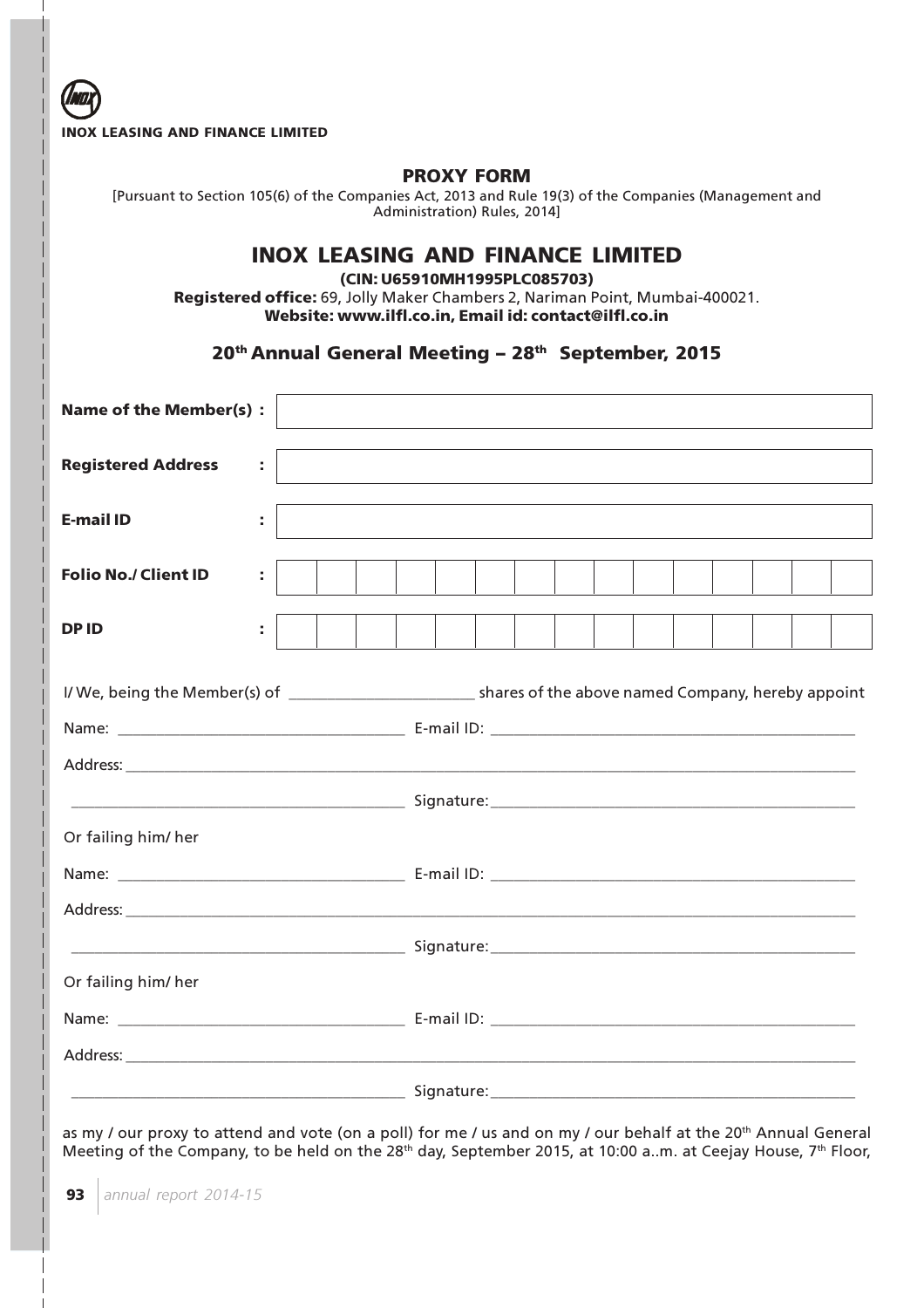**INOX LEASING AND FINANCE LIMITED**

## PROXY FORM

[Pursuant to Section 105(6) of the Companies Act, 2013 and Rule 19(3) of the Companies (Management and Administration) Rules, 2014]

# INOX LEASING AND FINANCE LIMITED

**(CIN: U65910MH1995PLC085703)**

**Registered office:** 69, Jolly Maker Chambers 2, Nariman Point, Mumbai-400021.

**Website: www.ilfl.co.in, Email id: contact@ilfl.co.in**

### 20th Annual General Meeting – 28th September, 2015

| | |
|---|---|
| **Name of the Member(s) :** | |
| **Registered Address :** | |
| **E-mail ID :** | |
| **Folio No./ Client ID :** | |
| **DP ID :** | |

I/ We, being the Member(s) of \_\_\_\_\_\_\_\_\_\_\_\_\_\_\_\_\_\_\_\_\_\_\_\_ shares of the above named Company, hereby appoint

Name: \_\_\_\_\_\_\_\_\_\_\_\_\_\_\_\_\_\_\_\_\_\_\_\_\_\_\_\_\_\_\_\_ E-mail ID: \_\_\_\_\_\_\_\_\_\_\_\_\_\_\_\_\_\_\_\_\_\_\_\_\_\_\_\_\_\_\_\_

Address: \_\_\_\_\_\_\_\_\_\_\_\_\_\_\_\_\_\_\_\_\_\_\_\_\_\_\_\_\_\_\_\_\_\_\_\_\_\_\_\_\_\_\_\_\_\_\_\_\_\_\_\_\_\_\_\_\_\_\_\_\_\_\_\_

\_\_\_\_\_\_\_\_\_\_\_\_\_\_\_\_\_\_\_\_\_\_\_\_\_\_\_\_\_\_\_\_\_\_\_\_\_\_ Signature: \_\_\_\_\_\_\_\_\_\_\_\_\_\_\_\_\_\_\_\_\_\_\_\_\_\_\_\_\_\_\_\_

Or failing him/ her

Name: \_\_\_\_\_\_\_\_\_\_\_\_\_\_\_\_\_\_\_\_\_\_\_\_\_\_\_\_\_\_\_\_ E-mail ID: \_\_\_\_\_\_\_\_\_\_\_\_\_\_\_\_\_\_\_\_\_\_\_\_\_\_\_\_\_\_\_\_

Address: \_\_\_\_\_\_\_\_\_\_\_\_\_\_\_\_\_\_\_\_\_\_\_\_\_\_\_\_\_\_\_\_\_\_\_\_\_\_\_\_\_\_\_\_\_\_\_\_\_\_\_\_\_\_\_\_\_\_\_\_\_\_\_\_

\_\_\_\_\_\_\_\_\_\_\_\_\_\_\_\_\_\_\_\_\_\_\_\_\_\_\_\_\_\_\_\_\_\_\_\_\_\_ Signature: \_\_\_\_\_\_\_\_\_\_\_\_\_\_\_\_\_\_\_\_\_\_\_\_\_\_\_\_\_\_\_\_

Or failing him/ her

Name: \_\_\_\_\_\_\_\_\_\_\_\_\_\_\_\_\_\_\_\_\_\_\_\_\_\_\_\_\_\_\_\_ E-mail ID: \_\_\_\_\_\_\_\_\_\_\_\_\_\_\_\_\_\_\_\_\_\_\_\_\_\_\_\_\_\_\_\_

Address: \_\_\_\_\_\_\_\_\_\_\_\_\_\_\_\_\_\_\_\_\_\_\_\_\_\_\_\_\_\_\_\_\_\_\_\_\_\_\_\_\_\_\_\_\_\_\_\_\_\_\_\_\_\_\_\_\_\_\_\_\_\_\_\_

\_\_\_\_\_\_\_\_\_\_\_\_\_\_\_\_\_\_\_\_\_\_\_\_\_\_\_\_\_\_\_\_\_\_\_\_\_\_ Signature: \_\_\_\_\_\_\_\_\_\_\_\_\_\_\_\_\_\_\_\_\_\_\_\_\_\_\_\_\_\_\_\_

as my / our proxy to attend and vote (on a poll) for me / us and on my / our behalf at the 20th Annual General Meeting of the Company, to be held on the 28th day, September 2015, at 10:00 a..m. at Ceejay House, 7th Floor,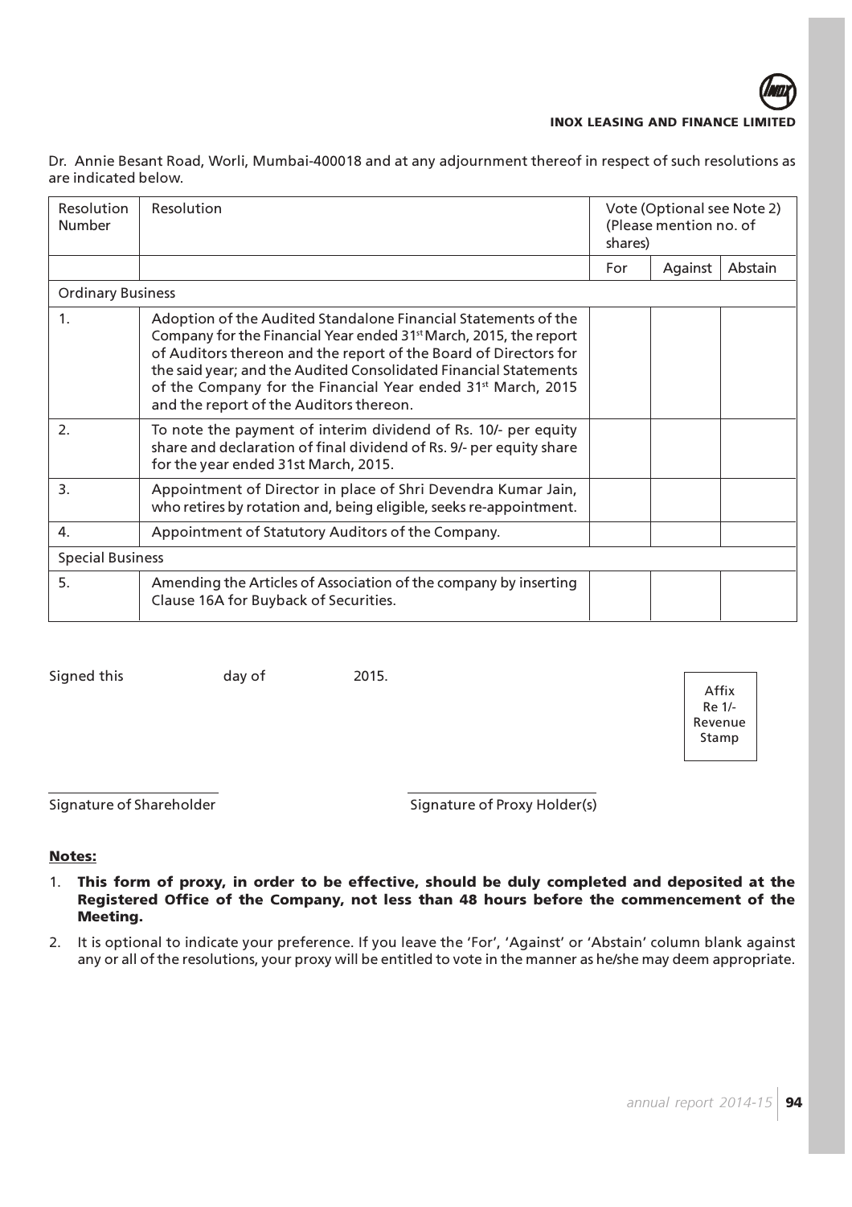Dr. Annie Besant Road, Worli, Mumbai-400018 and at any adjournment thereof in respect of such resolutions as are indicated below.

| Resolution Number | Resolution | Vote (Optional see Note 2) (Please mention no. of shares) | | |
|---|---|---|---|---|
| | | For | Against | Abstain |
| Ordinary Business | | | | |
| 1. | Adoption of the Audited Standalone Financial Statements of the Company for the Financial Year ended 31st March, 2015, the report of Auditors thereon and the report of the Board of Directors for the said year; and the Audited Consolidated Financial Statements of the Company for the Financial Year ended 31st March, 2015 and the report of the Auditors thereon. | | | |
| 2. | To note the payment of interim dividend of Rs. 10/- per equity share and declaration of final dividend of Rs. 9/- per equity share for the year ended 31st March, 2015. | | | |
| 3. | Appointment of Director in place of Shri Devendra Kumar Jain, who retires by rotation and, being eligible, seeks re-appointment. | | | |
| 4. | Appointment of Statutory Auditors of the Company. | | | |
| Special Business | | | | |
| 5. | Amending the Articles of Association of the company by inserting Clause 16A for Buyback of Securities. | | | |

Signed this ............ day of ............ 2015.

Affix Re 1/- Revenue Stamp

Signature of Shareholder

Signature of Proxy Holder(s)

**Notes:**

1. **This form of proxy, in order to be effective, should be duly completed and deposited at the Registered Office of the Company, not less than 48 hours before the commencement of the Meeting.**
2. It is optional to indicate your preference. If you leave the 'For', 'Against' or 'Abstain' column blank against any or all of the resolutions, your proxy will be entitled to vote in the manner as he/she may deem appropriate.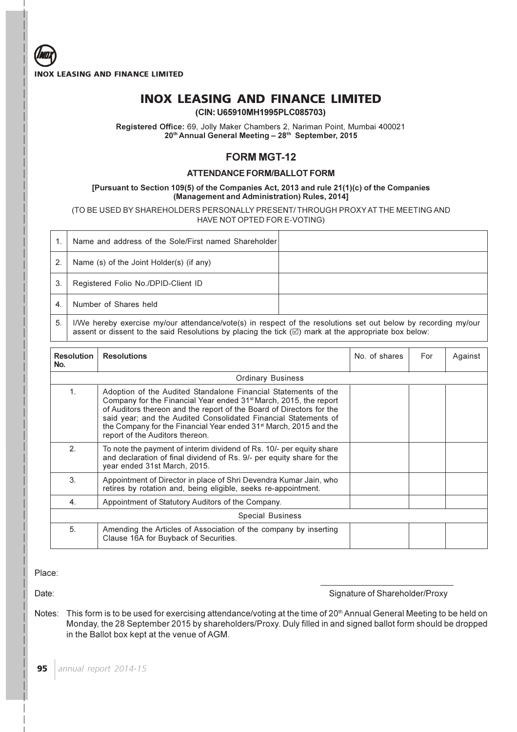# INOX LEASING AND FINANCE LIMITED

**(CIN: U65910MH1995PLC085703)**

**Registered Office:** 69, Jolly Maker Chambers 2, Nariman Point, Mumbai 400021
**20th Annual General Meeting – 28th September, 2015**

## FORM MGT-12

### ATTENDANCE FORM/BALLOT FORM

**[Pursuant to Section 109(5) of the Companies Act, 2013 and rule 21(1)(c) of the Companies (Management and Administration) Rules, 2014]**

(TO BE USED BY SHAREHOLDERS PERSONALLY PRESENT/ THROUGH PROXY AT THE MEETING AND HAVE NOT OPTED FOR E-VOTING)

| | | |
|---|---|---|
| 1. | Name and address of the Sole/First named Shareholder | |
| 2. | Name (s) of the Joint Holder(s) (if any) | |
| 3. | Registered Folio No./DPID-Client ID | |
| 4. | Number of Shares held | |
| 5. | I/We hereby exercise my/our attendance/vote(s) in respect of the resolutions set out below by recording my/our assent or dissent to the said Resolutions by placing the tick (☑) mark at the appropriate box below: | |

| Resolution No. | Resolutions | No. of shares | For | Against |
|---|---|---|---|---|
| | Ordinary Business | | | |
| 1. | Adoption of the Audited Standalone Financial Statements of the Company for the Financial Year ended 31st March, 2015, the report of Auditors thereon and the report of the Board of Directors for the said year; and the Audited Consolidated Financial Statements of the Company for the Financial Year ended 31st March, 2015 and the report of the Auditors thereon. | | | |
| 2. | To note the payment of interim dividend of Rs. 10/- per equity share and declaration of final dividend of Rs. 9/- per equity share for the year ended 31st March, 2015. | | | |
| 3. | Appointment of Director in place of Shri Devendra Kumar Jain, who retires by rotation and, being eligible, seeks re-appointment. | | | |
| 4. | Appointment of Statutory Auditors of the Company. | | | |
| | Special Business | | | |
| 5. | Amending the Articles of Association of the company by inserting Clause 16A for Buyback of Securities. | | | |

Place:

Date: Signature of Shareholder/Proxy

Notes: This form is to be used for exercising attendance/voting at the time of 20th Annual General Meeting to be held on Monday, the 28 September 2015 by shareholders/Proxy. Duly filled in and signed ballot form should be dropped in the Ballot box kept at the venue of AGM.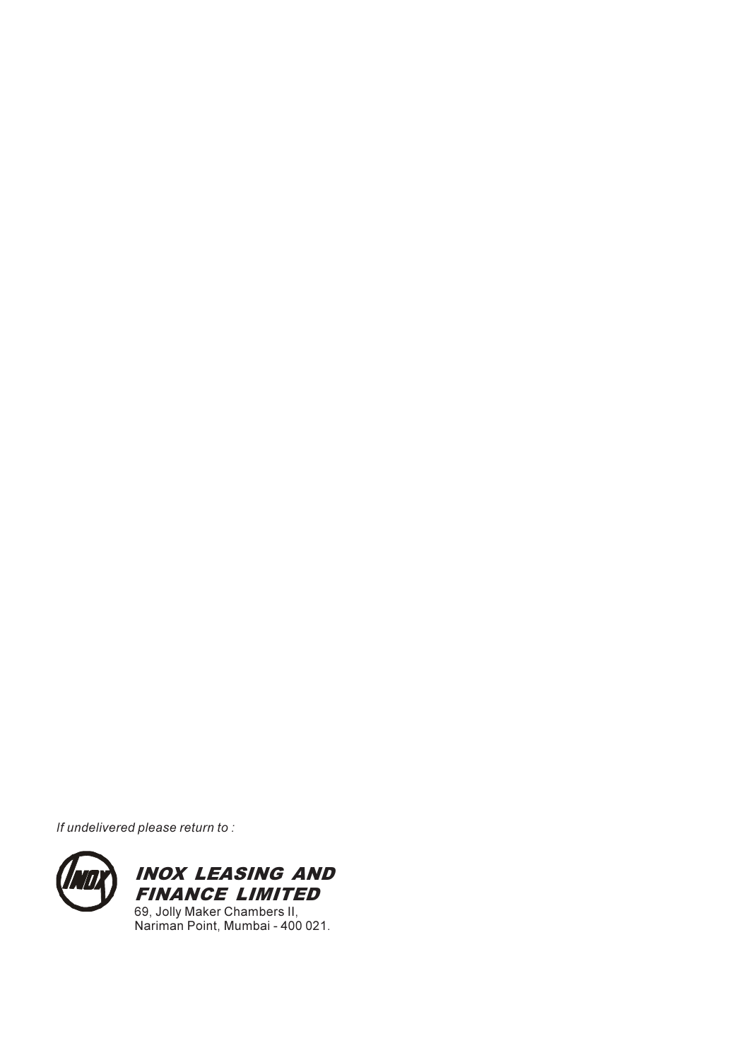*If undelivered please return to :*

***INOX LEASING AND FINANCE LIMITED***

69, Jolly Maker Chambers II,
Nariman Point, Mumbai - 400 021.